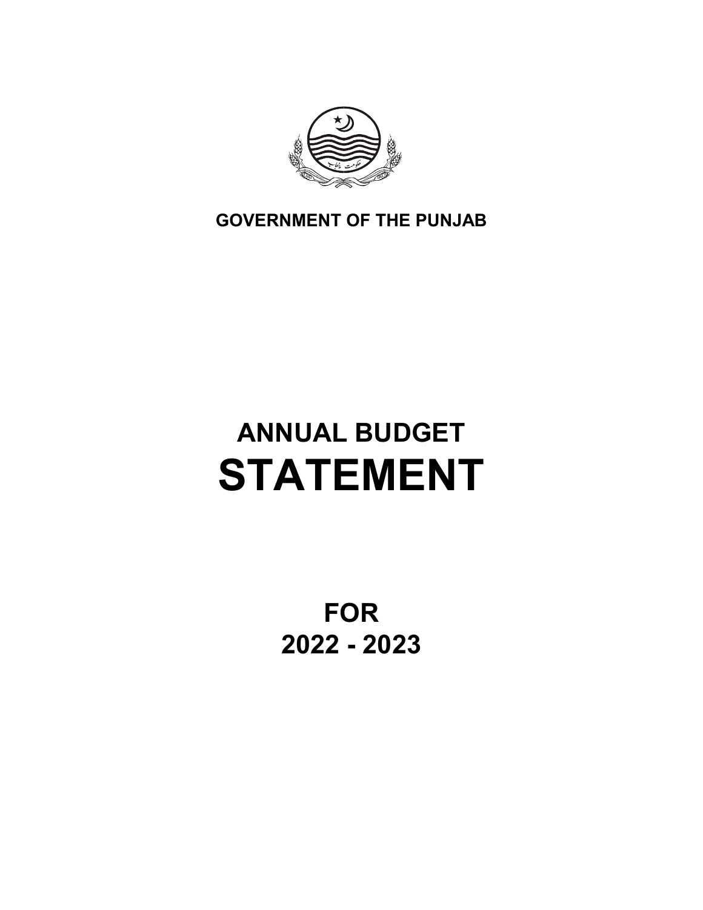**GOVERNMENT OF THE PUNJAB**

# ANNUAL BUDGET STATEMENT

## FOR 2022 - 2023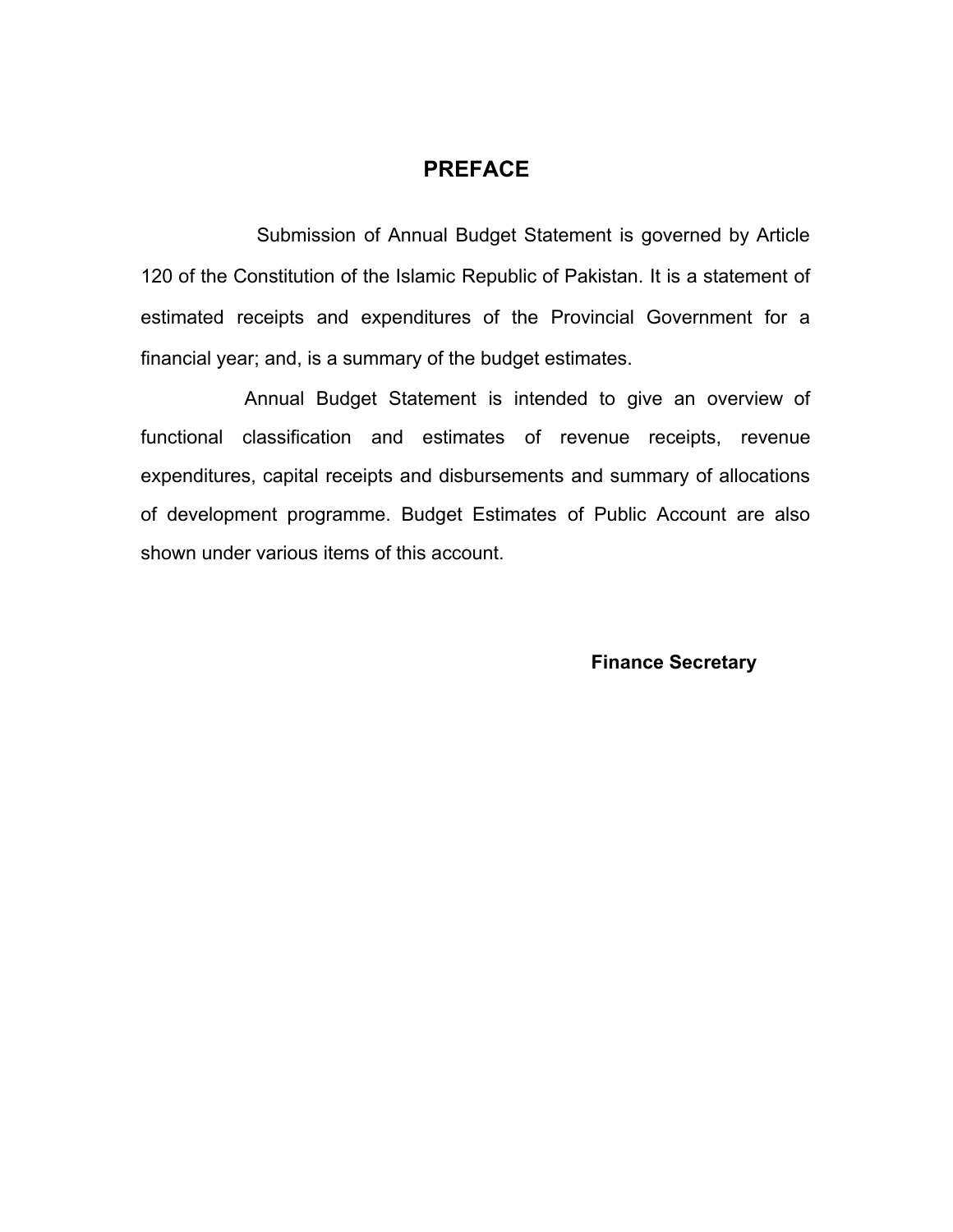# PREFACE

Submission of Annual Budget Statement is governed by Article 120 of the Constitution of the Islamic Republic of Pakistan. It is a statement of estimated receipts and expenditures of the Provincial Government for a financial year; and, is a summary of the budget estimates.

Annual Budget Statement is intended to give an overview of functional classification and estimates of revenue receipts, revenue expenditures, capital receipts and disbursements and summary of allocations of development programme. Budget Estimates of Public Account are also shown under various items of this account.

**Finance Secretary**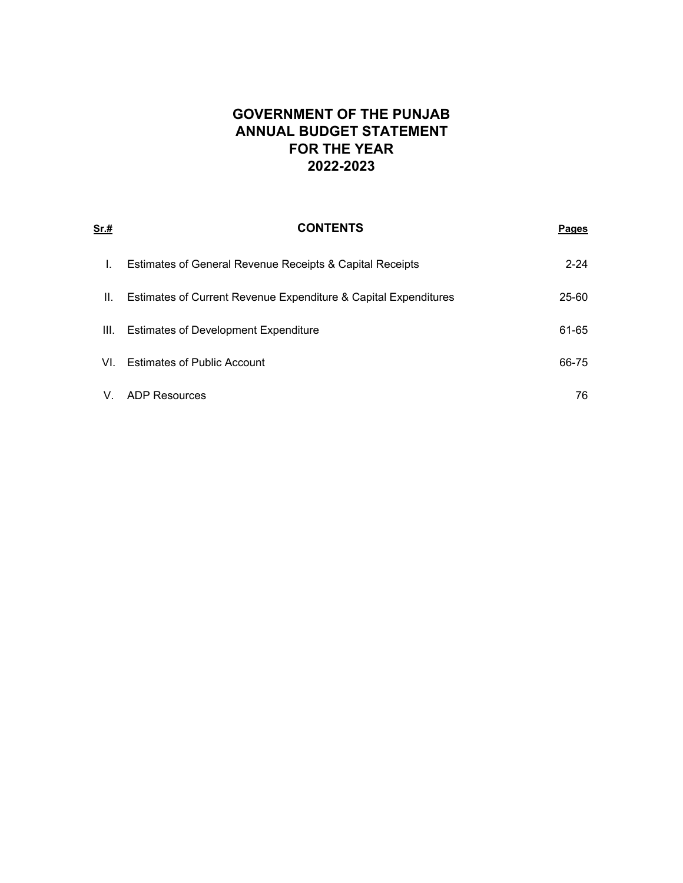# GOVERNMENT OF THE PUNJAB
# ANNUAL BUDGET STATEMENT
# FOR THE YEAR
# 2022-2023

| Sr.# | CONTENTS | Pages |
|---|---|---|
| I. | Estimates of General Revenue Receipts & Capital Receipts | 2-24 |
| II. | Estimates of Current Revenue Expenditure & Capital Expenditures | 25-60 |
| III. | Estimates of Development Expenditure | 61-65 |
| VI. | Estimates of Public Account | 66-75 |
| V. | ADP Resources | 76 |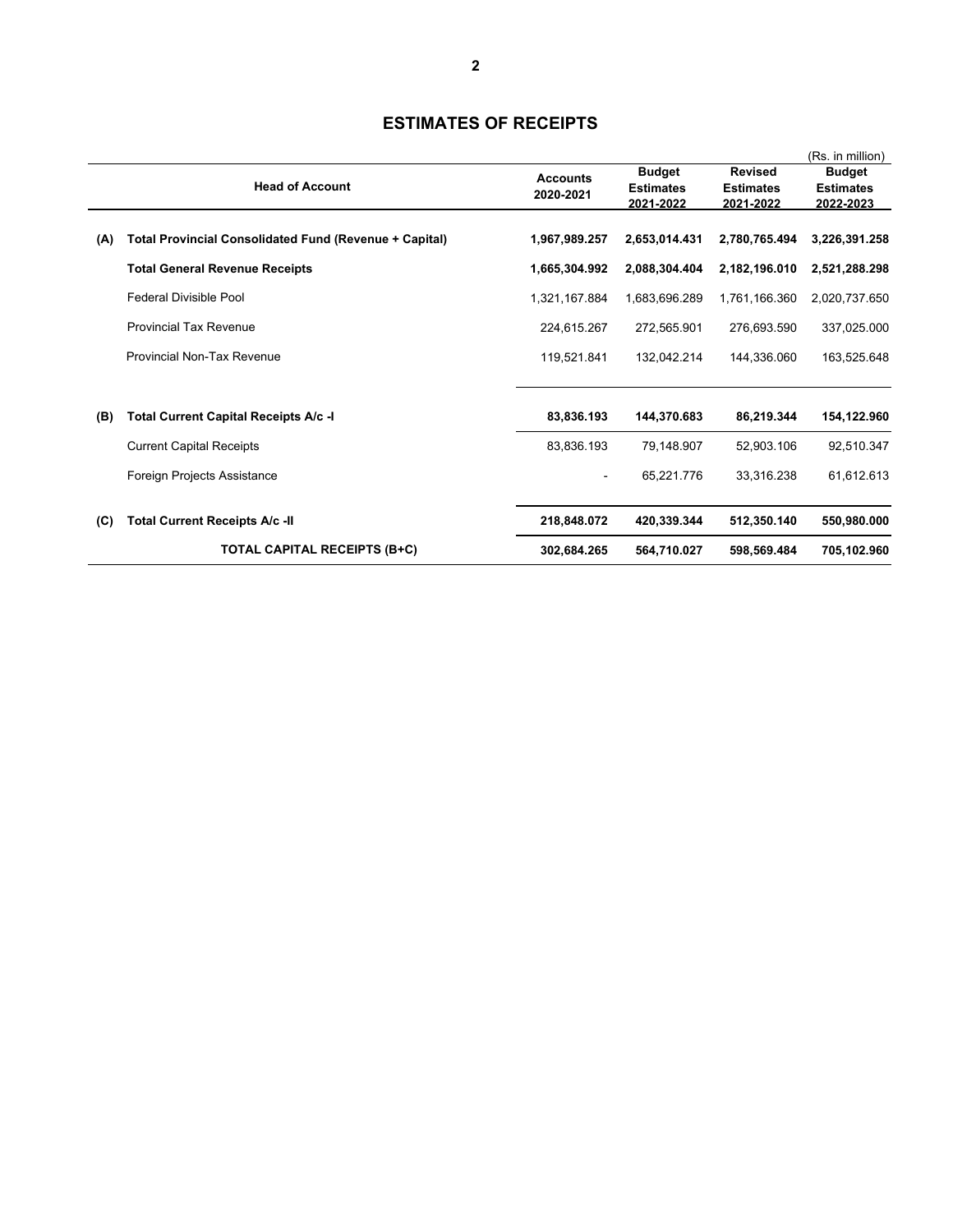# ESTIMATES OF RECEIPTS

(Rs. in million)

| | Head of Account | Accounts 2020-2021 | Budget Estimates 2021-2022 | Revised Estimates 2021-2022 | Budget Estimates 2022-2023 |
|---|---|---|---|---|---|
| **(A)** | **Total Provincial Consolidated Fund (Revenue + Capital)** | **1,967,989.257** | **2,653,014.431** | **2,780,765.494** | **3,226,391.258** |
| | **Total General Revenue Receipts** | **1,665,304.992** | **2,088,304.404** | **2,182,196.010** | **2,521,288.298** |
| | Federal Divisible Pool | 1,321,167.884 | 1,683,696.289 | 1,761,166.360 | 2,020,737.650 |
| | Provincial Tax Revenue | 224,615.267 | 272,565.901 | 276,693.590 | 337,025.000 |
| | Provincial Non-Tax Revenue | 119,521.841 | 132,042.214 | 144,336.060 | 163,525.648 |
| **(B)** | **Total Current Capital Receipts A/c -I** | **83,836.193** | **144,370.683** | **86,219.344** | **154,122.960** |
| | Current Capital Receipts | 83,836.193 | 79,148.907 | 52,903.106 | 92,510.347 |
| | Foreign Projects Assistance | - | 65,221.776 | 33,316.238 | 61,612.613 |
| **(C)** | **Total Current Receipts A/c -II** | **218,848.072** | **420,339.344** | **512,350.140** | **550,980.000** |
| | **TOTAL CAPITAL RECEIPTS (B+C)** | **302,684.265** | **564,710.027** | **598,569.484** | **705,102.960** |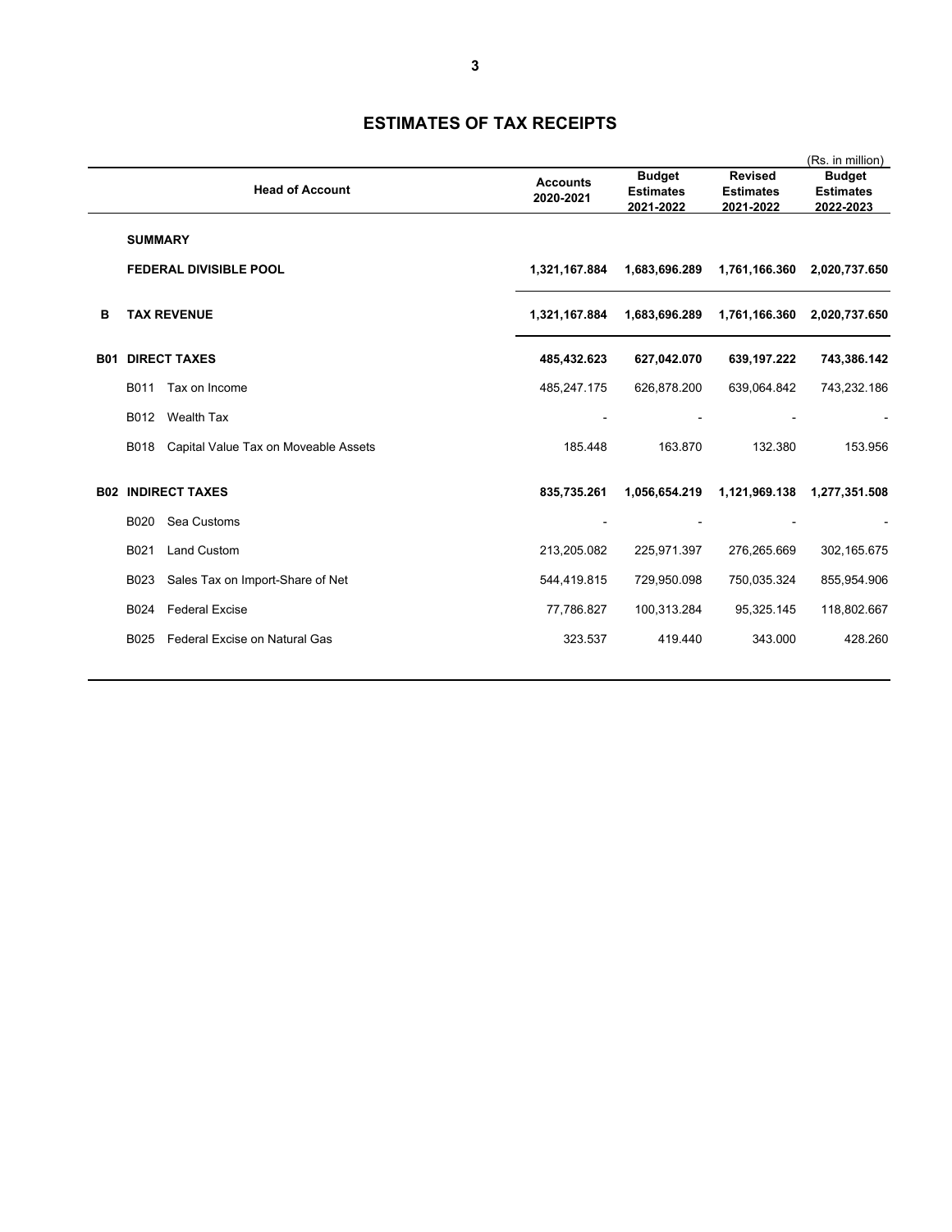# ESTIMATES OF TAX RECEIPTS

(Rs. in million)

| | Head of Account | Accounts 2020-2021 | Budget Estimates 2021-2022 | Revised Estimates 2021-2022 | Budget Estimates 2022-2023 |
|---|---|---|---|---|---|
| | **SUMMARY** | | | | |
| | **FEDERAL DIVISIBLE POOL** | **1,321,167.884** | **1,683,696.289** | **1,761,166.360** | **2,020,737.650** |
| **B** | **TAX REVENUE** | **1,321,167.884** | **1,683,696.289** | **1,761,166.360** | **2,020,737.650** |
| **B01** | **DIRECT TAXES** | **485,432.623** | **627,042.070** | **639,197.222** | **743,386.142** |
| | B011 Tax on Income | 485,247.175 | 626,878.200 | 639,064.842 | 743,232.186 |
| | B012 Wealth Tax | - | - | - | - |
| | B018 Capital Value Tax on Moveable Assets | 185.448 | 163.870 | 132.380 | 153.956 |
| **B02** | **INDIRECT TAXES** | **835,735.261** | **1,056,654.219** | **1,121,969.138** | **1,277,351.508** |
| | B020 Sea Customs | - | - | - | - |
| | B021 Land Custom | 213,205.082 | 225,971.397 | 276,265.669 | 302,165.675 |
| | B023 Sales Tax on Import-Share of Net | 544,419.815 | 729,950.098 | 750,035.324 | 855,954.906 |
| | B024 Federal Excise | 77,786.827 | 100,313.284 | 95,325.145 | 118,802.667 |
| | B025 Federal Excise on Natural Gas | 323.537 | 419.440 | 343.000 | 428.260 |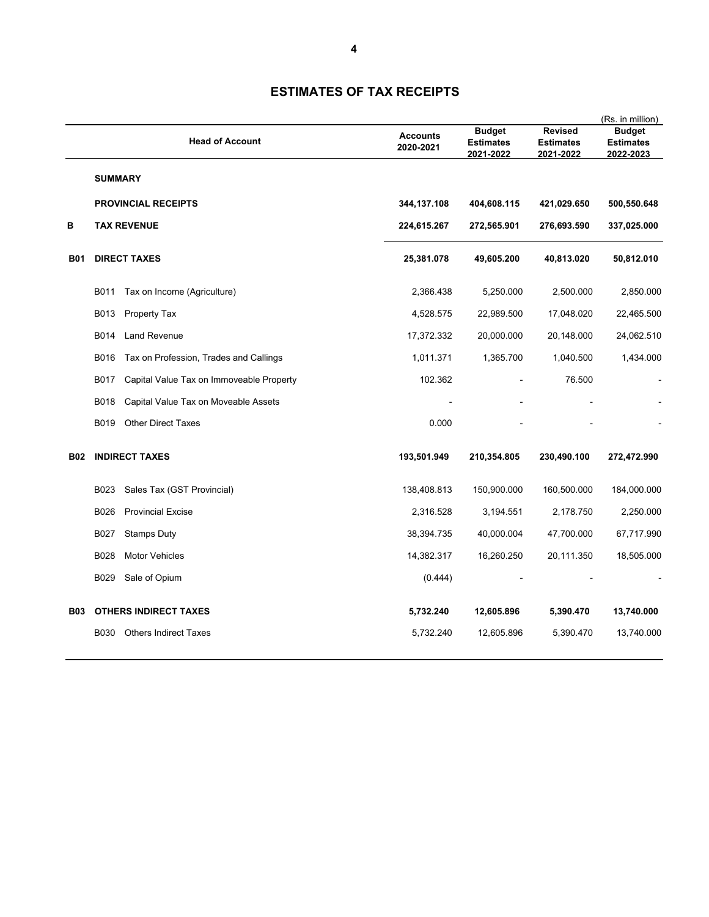# ESTIMATES OF TAX RECEIPTS

(Rs. in million)

| | Head of Account | Accounts 2020-2021 | Budget Estimates 2021-2022 | Revised Estimates 2021-2022 | Budget Estimates 2022-2023 |
|---|---|---|---|---|---|
| | **SUMMARY** | | | | |
| | **PROVINCIAL RECEIPTS** | **344,137.108** | **404,608.115** | **421,029.650** | **500,550.648** |
| **B** | **TAX REVENUE** | **224,615.267** | **272,565.901** | **276,693.590** | **337,025.000** |
| **B01** | **DIRECT TAXES** | **25,381.078** | **49,605.200** | **40,813.020** | **50,812.010** |
| | B011 Tax on Income (Agriculture) | 2,366.438 | 5,250.000 | 2,500.000 | 2,850.000 |
| | B013 Property Tax | 4,528.575 | 22,989.500 | 17,048.020 | 22,465.500 |
| | B014 Land Revenue | 17,372.332 | 20,000.000 | 20,148.000 | 24,062.510 |
| | B016 Tax on Profession, Trades and Callings | 1,011.371 | 1,365.700 | 1,040.500 | 1,434.000 |
| | B017 Capital Value Tax on Immoveable Property | 102.362 | - | 76.500 | - |
| | B018 Capital Value Tax on Moveable Assets | - | - | - | - |
| | B019 Other Direct Taxes | 0.000 | - | - | - |
| **B02** | **INDIRECT TAXES** | **193,501.949** | **210,354.805** | **230,490.100** | **272,472.990** |
| | B023 Sales Tax (GST Provincial) | 138,408.813 | 150,900.000 | 160,500.000 | 184,000.000 |
| | B026 Provincial Excise | 2,316.528 | 3,194.551 | 2,178.750 | 2,250.000 |
| | B027 Stamps Duty | 38,394.735 | 40,000.004 | 47,700.000 | 67,717.990 |
| | B028 Motor Vehicles | 14,382.317 | 16,260.250 | 20,111.350 | 18,505.000 |
| | B029 Sale of Opium | (0.444) | - | - | - |
| **B03** | **OTHERS INDIRECT TAXES** | **5,732.240** | **12,605.896** | **5,390.470** | **13,740.000** |
| | B030 Others Indirect Taxes | 5,732.240 | 12,605.896 | 5,390.470 | 13,740.000 |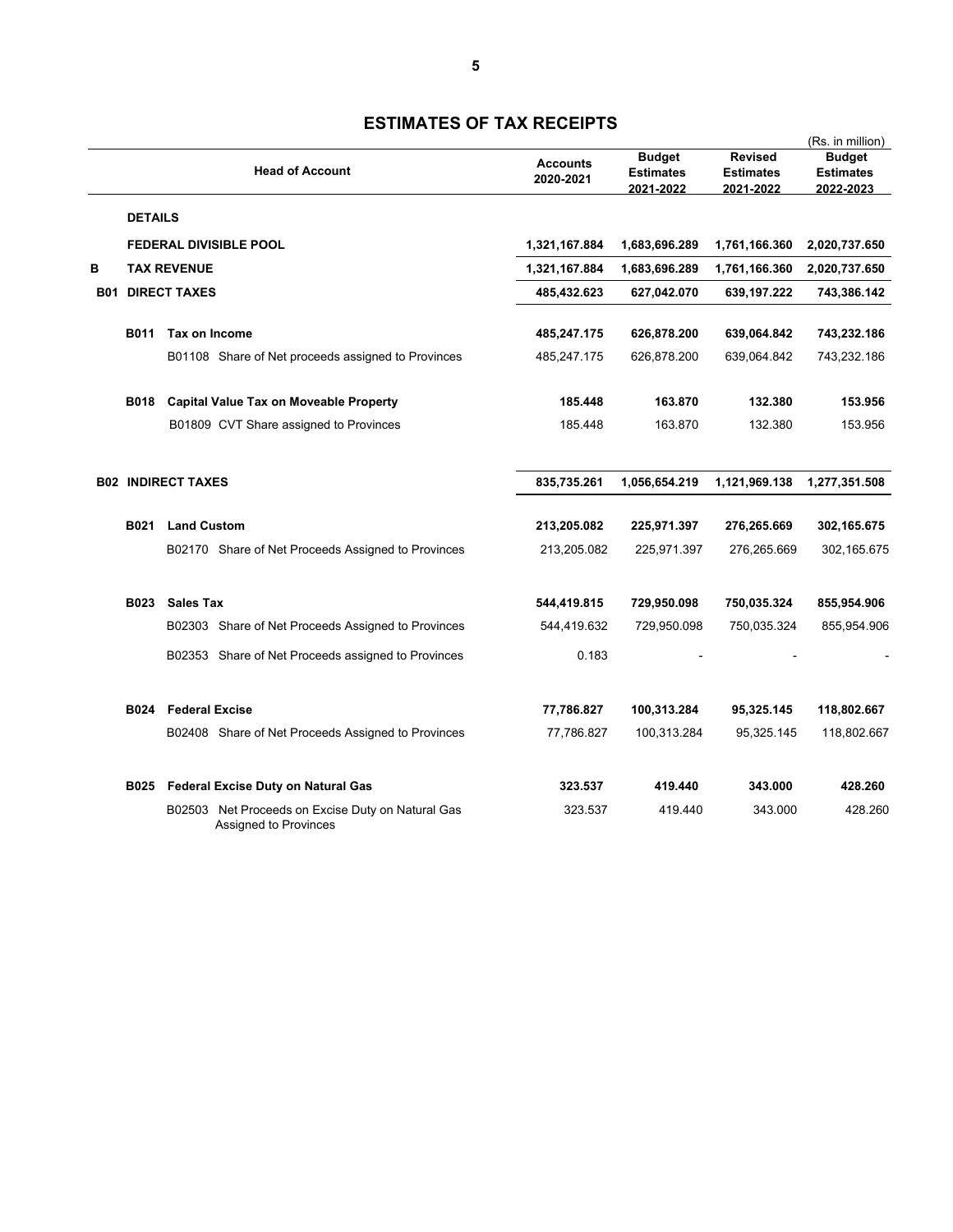# ESTIMATES OF TAX RECEIPTS

(Rs. in million)

| | | Head of Account | Accounts 2020-2021 | Budget Estimates 2021-2022 | Revised Estimates 2021-2022 | Budget Estimates 2022-2023 |
|---|---|---|---|---|---|---|
| | **DETAILS** | | | | | |
| | **FEDERAL DIVISIBLE POOL** | | **1,321,167.884** | **1,683,696.289** | **1,761,166.360** | **2,020,737.650** |
| **B** | **TAX REVENUE** | | **1,321,167.884** | **1,683,696.289** | **1,761,166.360** | **2,020,737.650** |
| **B01** | **DIRECT TAXES** | | **485,432.623** | **627,042.070** | **639,197.222** | **743,386.142** |
| | **B011** | **Tax on Income** | **485,247.175** | **626,878.200** | **639,064.842** | **743,232.186** |
| | | B01108 Share of Net proceeds assigned to Provinces | 485,247.175 | 626,878.200 | 639,064.842 | 743,232.186 |
| | **B018** | **Capital Value Tax on Moveable Property** | **185.448** | **163.870** | **132.380** | **153.956** |
| | | B01809 CVT Share assigned to Provinces | 185.448 | 163.870 | 132.380 | 153.956 |
| **B02** | **INDIRECT TAXES** | | **835,735.261** | **1,056,654.219** | **1,121,969.138** | **1,277,351.508** |
| | **B021** | **Land Custom** | **213,205.082** | **225,971.397** | **276,265.669** | **302,165.675** |
| | | B02170 Share of Net Proceeds Assigned to Provinces | 213,205.082 | 225,971.397 | 276,265.669 | 302,165.675 |
| | **B023** | **Sales Tax** | **544,419.815** | **729,950.098** | **750,035.324** | **855,954.906** |
| | | B02303 Share of Net Proceeds Assigned to Provinces | 544,419.632 | 729,950.098 | 750,035.324 | 855,954.906 |
| | | B02353 Share of Net Proceeds assigned to Provinces | 0.183 | - | - | - |
| | **B024** | **Federal Excise** | **77,786.827** | **100,313.284** | **95,325.145** | **118,802.667** |
| | | B02408 Share of Net Proceeds Assigned to Provinces | 77,786.827 | 100,313.284 | 95,325.145 | 118,802.667 |
| | **B025** | **Federal Excise Duty on Natural Gas** | **323.537** | **419.440** | **343.000** | **428.260** |
| | | B02503 Net Proceeds on Excise Duty on Natural Gas Assigned to Provinces | 323.537 | 419.440 | 343.000 | 428.260 |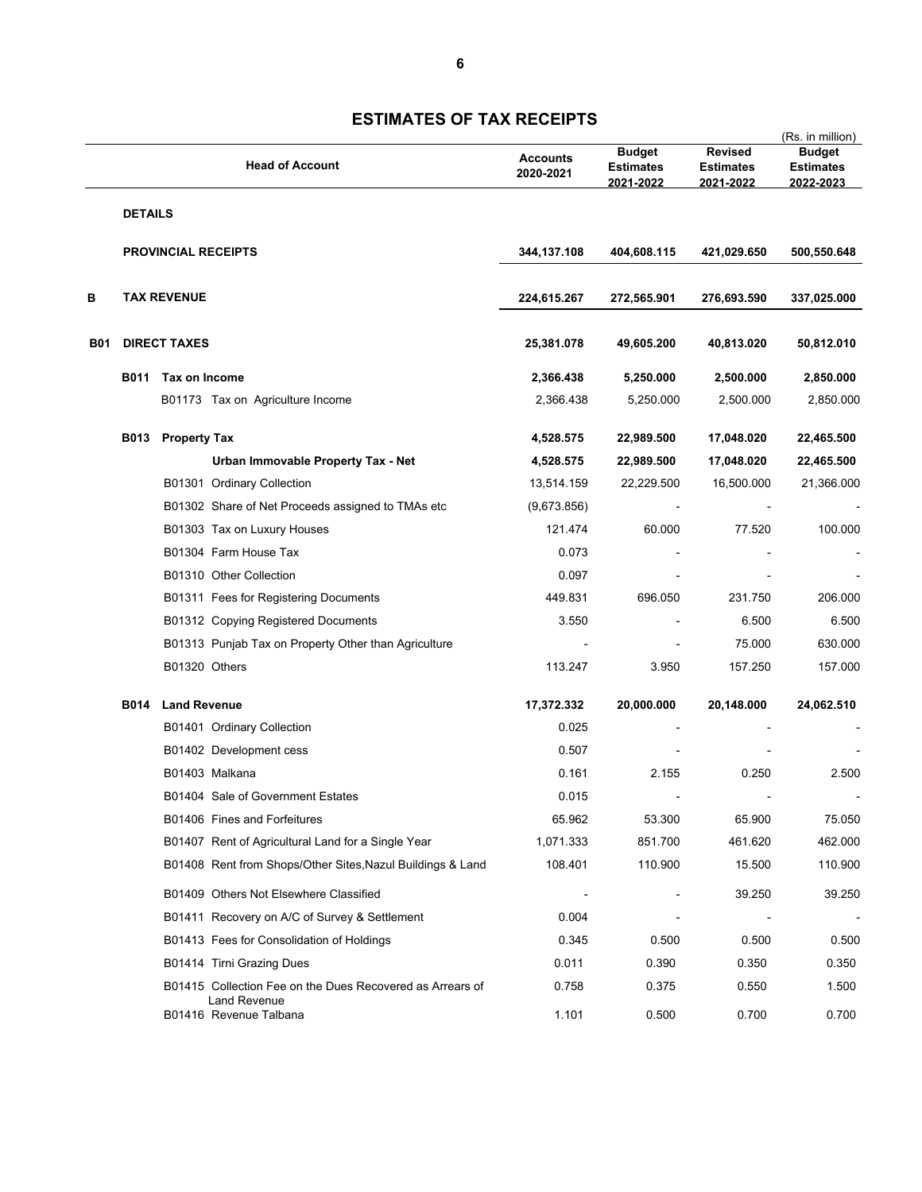# ESTIMATES OF TAX RECEIPTS

(Rs. in million)

| | | Head of Account | Accounts 2020-2021 | Budget Estimates 2021-2022 | Revised Estimates 2021-2022 | Budget Estimates 2022-2023 |
|---|---|---|---|---|---|---|
| | **DETAILS** | | | | | |
| | **PROVINCIAL RECEIPTS** | | **344,137.108** | **404,608.115** | **421,029.650** | **500,550.648** |
| **B** | **TAX REVENUE** | | **224,615.267** | **272,565.901** | **276,693.590** | **337,025.000** |
| **B01** | **DIRECT TAXES** | | **25,381.078** | **49,605.200** | **40,813.020** | **50,812.010** |
| | **B011** | **Tax on Income** | **2,366.438** | **5,250.000** | **2,500.000** | **2,850.000** |
| | | B01173 Tax on Agriculture Income | 2,366.438 | 5,250.000 | 2,500.000 | 2,850.000 |
| | **B013** | **Property Tax** | **4,528.575** | **22,989.500** | **17,048.020** | **22,465.500** |
| | | **Urban Immovable Property Tax - Net** | **4,528.575** | **22,989.500** | **17,048.020** | **22,465.500** |
| | | B01301 Ordinary Collection | 13,514.159 | 22,229.500 | 16,500.000 | 21,366.000 |
| | | B01302 Share of Net Proceeds assigned to TMAs etc | (9,673.856) | - | - | - |
| | | B01303 Tax on Luxury Houses | 121.474 | 60.000 | 77.520 | 100.000 |
| | | B01304 Farm House Tax | 0.073 | - | - | - |
| | | B01310 Other Collection | 0.097 | - | - | - |
| | | B01311 Fees for Registering Documents | 449.831 | 696.050 | 231.750 | 206.000 |
| | | B01312 Copying Registered Documents | 3.550 | - | 6.500 | 6.500 |
| | | B01313 Punjab Tax on Property Other than Agriculture | - | - | 75.000 | 630.000 |
| | | B01320 Others | 113.247 | 3.950 | 157.250 | 157.000 |
| | **B014** | **Land Revenue** | **17,372.332** | **20,000.000** | **20,148.000** | **24,062.510** |
| | | B01401 Ordinary Collection | 0.025 | - | - | - |
| | | B01402 Development cess | 0.507 | - | - | - |
| | | B01403 Malkana | 0.161 | 2.155 | 0.250 | 2.500 |
| | | B01404 Sale of Government Estates | 0.015 | - | - | - |
| | | B01406 Fines and Forfeitures | 65.962 | 53.300 | 65.900 | 75.050 |
| | | B01407 Rent of Agricultural Land for a Single Year | 1,071.333 | 851.700 | 461.620 | 462.000 |
| | | B01408 Rent from Shops/Other Sites,Nazul Buildings & Land | 108.401 | 110.900 | 15.500 | 110.900 |
| | | B01409 Others Not Elsewhere Classified | - | - | 39.250 | 39.250 |
| | | B01411 Recovery on A/C of Survey & Settlement | 0.004 | - | - | - |
| | | B01413 Fees for Consolidation of Holdings | 0.345 | 0.500 | 0.500 | 0.500 |
| | | B01414 Tirni Grazing Dues | 0.011 | 0.390 | 0.350 | 0.350 |
| | | B01415 Collection Fee on the Dues Recovered as Arrears of Land Revenue | 0.758 | 0.375 | 0.550 | 1.500 |
| | | B01416 Revenue Talbana | 1.101 | 0.500 | 0.700 | 0.700 |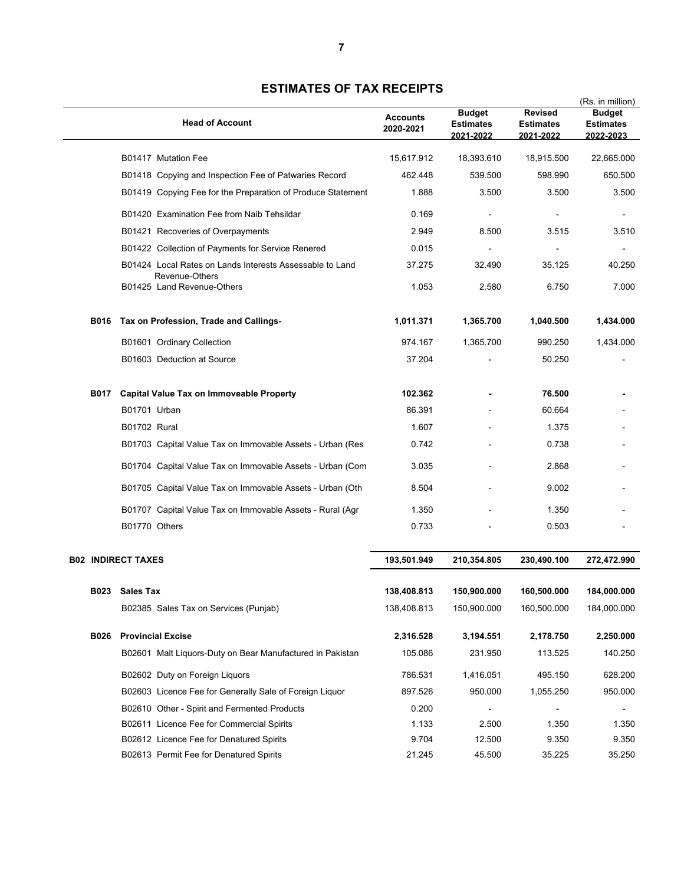# ESTIMATES OF TAX RECEIPTS

(Rs. in million)

| Head of Account | Accounts 2020-2021 | Budget Estimates 2021-2022 | Revised Estimates 2021-2022 | Budget Estimates 2022-2023 |
|---|---|---|---|---|
| B01417 Mutation Fee | 15,617.912 | 18,393.610 | 18,915.500 | 22,665.000 |
| B01418 Copying and Inspection Fee of Patwaries Record | 462.448 | 539.500 | 598.990 | 650.500 |
| B01419 Copying Fee for the Preparation of Produce Statement | 1.888 | 3.500 | 3.500 | 3.500 |
| B01420 Examination Fee from Naib Tehsildar | 0.169 | - | - | - |
| B01421 Recoveries of Overpayments | 2.949 | 8.500 | 3.515 | 3.510 |
| B01422 Collection of Payments for Service Renered | 0.015 | - | - | - |
| B01424 Local Rates on Lands Interests Assessable to Land Revenue-Others | 37.275 | 32.490 | 35.125 | 40.250 |
| B01425 Land Revenue-Others | 1.053 | 2.580 | 6.750 | 7.000 |
| **B016 Tax on Profession, Trade and Callings-** | **1,011.371** | **1,365.700** | **1,040.500** | **1,434.000** |
| B01601 Ordinary Collection | 974.167 | 1,365.700 | 990.250 | 1,434.000 |
| B01603 Deduction at Source | 37.204 | - | 50.250 | - |
| **B017 Capital Value Tax on Immoveable Property** | **102.362** | **-** | **76.500** | **-** |
| B01701 Urban | 86.391 | - | 60.664 | - |
| B01702 Rural | 1.607 | - | 1.375 | - |
| B01703 Capital Value Tax on Immovable Assets - Urban (Res | 0.742 | - | 0.738 | - |
| B01704 Capital Value Tax on Immovable Assets - Urban (Com | 3.035 | - | 2.868 | - |
| B01705 Capital Value Tax on Immovable Assets - Urban (Oth | 8.504 | - | 9.002 | - |
| B01707 Capital Value Tax on Immovable Assets - Rural (Agr | 1.350 | - | 1.350 | - |
| B01770 Others | 0.733 | - | 0.503 | - |
| **B02 INDIRECT TAXES** | **193,501.949** | **210,354.805** | **230,490.100** | **272,472.990** |
| **B023 Sales Tax** | **138,408.813** | **150,900.000** | **160,500.000** | **184,000.000** |
| B02385 Sales Tax on Services (Punjab) | 138,408.813 | 150,900.000 | 160,500.000 | 184,000.000 |
| **B026 Provincial Excise** | **2,316.528** | **3,194.551** | **2,178.750** | **2,250.000** |
| B02601 Malt Liquors-Duty on Bear Manufactured in Pakistan | 105.086 | 231.950 | 113.525 | 140.250 |
| B02602 Duty on Foreign Liquors | 786.531 | 1,416.051 | 495.150 | 628.200 |
| B02603 Licence Fee for Generally Sale of Foreign Liquor | 897.526 | 950.000 | 1,055.250 | 950.000 |
| B02610 Other - Spirit and Fermented Products | 0.200 | - | - | - |
| B02611 Licence Fee for Commercial Spirits | 1.133 | 2.500 | 1.350 | 1.350 |
| B02612 Licence Fee for Denatured Spirits | 9.704 | 12.500 | 9.350 | 9.350 |
| B02613 Permit Fee for Denatured Spirits | 21.245 | 45.500 | 35.225 | 35.250 |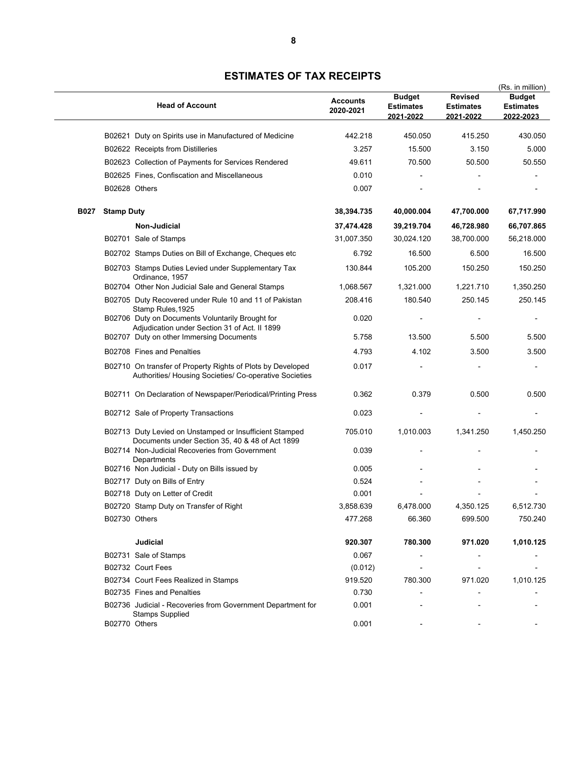# ESTIMATES OF TAX RECEIPTS

(Rs. in million)

| | Head of Account | Accounts 2020-2021 | Budget Estimates 2021-2022 | Revised Estimates 2021-2022 | Budget Estimates 2022-2023 |
|---|---|---|---|---|---|
| | B02621 Duty on Spirits use in Manufactured of Medicine | 442.218 | 450.050 | 415.250 | 430.050 |
| | B02622 Receipts from Distilleries | 3.257 | 15.500 | 3.150 | 5.000 |
| | B02623 Collection of Payments for Services Rendered | 49.611 | 70.500 | 50.500 | 50.550 |
| | B02625 Fines, Confiscation and Miscellaneous | 0.010 | - | - | - |
| | B02628 Others | 0.007 | - | - | - |
| **B027** | **Stamp Duty** | **38,394.735** | **40,000.004** | **47,700.000** | **67,717.990** |
| | **Non-Judicial** | **37,474.428** | **39,219.704** | **46,728.980** | **66,707.865** |
| | B02701 Sale of Stamps | 31,007.350 | 30,024.120 | 38,700.000 | 56,218.000 |
| | B02702 Stamps Duties on Bill of Exchange, Cheques etc | 6.792 | 16.500 | 6.500 | 16.500 |
| | B02703 Stamps Duties Levied under Supplementary Tax Ordinance, 1957 | 130.844 | 105.200 | 150.250 | 150.250 |
| | B02704 Other Non Judicial Sale and General Stamps | 1,068.567 | 1,321.000 | 1,221.710 | 1,350.250 |
| | B02705 Duty Recovered under Rule 10 and 11 of Pakistan Stamp Rules,1925 | 208.416 | 180.540 | 250.145 | 250.145 |
| | B02706 Duty on Documents Voluntarily Brought for Adjudication under Section 31 of Act. II 1899 | 0.020 | - | - | - |
| | B02707 Duty on other Immersing Documents | 5.758 | 13.500 | 5.500 | 5.500 |
| | B02708 Fines and Penalties | 4.793 | 4.102 | 3.500 | 3.500 |
| | B02710 On transfer of Property Rights of Plots by Developed Authorities/ Housing Societies/ Co-operative Societies | 0.017 | - | - | - |
| | B02711 On Declaration of Newspaper/Periodical/Printing Press | 0.362 | 0.379 | 0.500 | 0.500 |
| | B02712 Sale of Property Transactions | 0.023 | - | - | - |
| | B02713 Duty Levied on Unstamped or Insufficient Stamped Documents under Section 35, 40 & 48 of Act 1899 | 705.010 | 1,010.003 | 1,341.250 | 1,450.250 |
| | B02714 Non-Judicial Recoveries from Government Departments | 0.039 | - | - | - |
| | B02716 Non Judicial - Duty on Bills issued by | 0.005 | - | - | - |
| | B02717 Duty on Bills of Entry | 0.524 | - | - | - |
| | B02718 Duty on Letter of Credit | 0.001 | - | - | - |
| | B02720 Stamp Duty on Transfer of Right | 3,858.639 | 6,478.000 | 4,350.125 | 6,512.730 |
| | B02730 Others | 477.268 | 66.360 | 699.500 | 750.240 |
| | **Judicial** | **920.307** | **780.300** | **971.020** | **1,010.125** |
| | B02731 Sale of Stamps | 0.067 | - | - | - |
| | B02732 Court Fees | (0.012) | - | - | - |
| | B02734 Court Fees Realized in Stamps | 919.520 | 780.300 | 971.020 | 1,010.125 |
| | B02735 Fines and Penalties | 0.730 | - | - | - |
| | B02736 Judicial - Recoveries from Government Department for Stamps Supplied | 0.001 | - | - | - |
| | B02770 Others | 0.001 | - | - | - |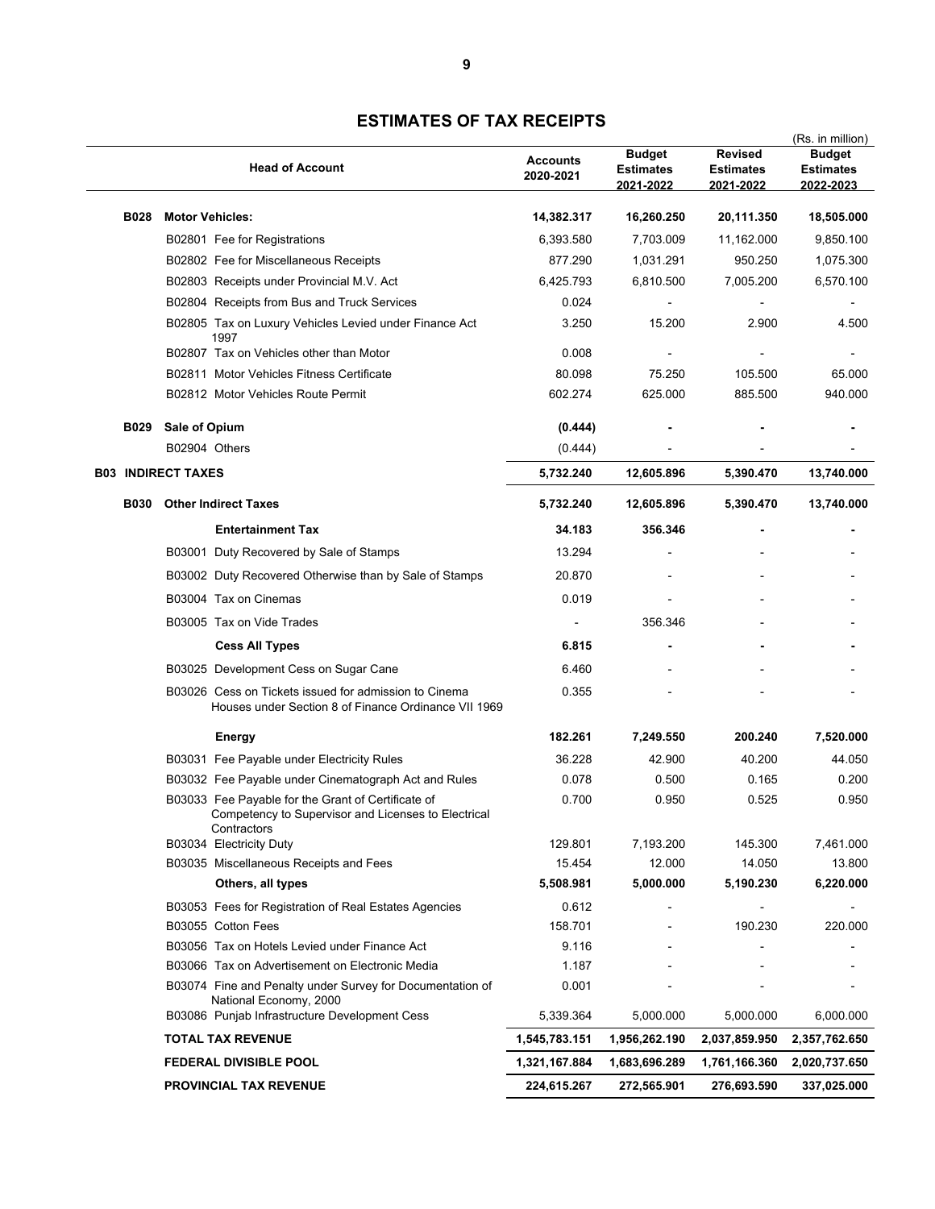# ESTIMATES OF TAX RECEIPTS

(Rs. in million)

| | Head of Account | Accounts 2020-2021 | Budget Estimates 2021-2022 | Revised Estimates 2021-2022 | Budget Estimates 2022-2023 |
|---|---|---|---|---|---|
| **B028** | **Motor Vehicles:** | **14,382.317** | **16,260.250** | **20,111.350** | **18,505.000** |
| | B02801 Fee for Registrations | 6,393.580 | 7,703.009 | 11,162.000 | 9,850.100 |
| | B02802 Fee for Miscellaneous Receipts | 877.290 | 1,031.291 | 950.250 | 1,075.300 |
| | B02803 Receipts under Provincial M.V. Act | 6,425.793 | 6,810.500 | 7,005.200 | 6,570.100 |
| | B02804 Receipts from Bus and Truck Services | 0.024 | - | - | - |
| | B02805 Tax on Luxury Vehicles Levied under Finance Act 1997 | 3.250 | 15.200 | 2.900 | 4.500 |
| | B02807 Tax on Vehicles other than Motor | 0.008 | - | - | - |
| | B02811 Motor Vehicles Fitness Certificate | 80.098 | 75.250 | 105.500 | 65.000 |
| | B02812 Motor Vehicles Route Permit | 602.274 | 625.000 | 885.500 | 940.000 |
| **B029** | **Sale of Opium** | **(0.444)** | **-** | **-** | **-** |
| | B02904 Others | (0.444) | - | - | - |
| **B03** | **INDIRECT TAXES** | **5,732.240** | **12,605.896** | **5,390.470** | **13,740.000** |
| **B030** | **Other Indirect Taxes** | **5,732.240** | **12,605.896** | **5,390.470** | **13,740.000** |
| | **Entertainment Tax** | **34.183** | **356.346** | **-** | **-** |
| | B03001 Duty Recovered by Sale of Stamps | 13.294 | - | - | - |
| | B03002 Duty Recovered Otherwise than by Sale of Stamps | 20.870 | - | - | - |
| | B03004 Tax on Cinemas | 0.019 | - | - | - |
| | B03005 Tax on Vide Trades | - | 356.346 | - | - |
| | **Cess All Types** | **6.815** | **-** | **-** | **-** |
| | B03025 Development Cess on Sugar Cane | 6.460 | - | - | - |
| | B03026 Cess on Tickets issued for admission to Cinema Houses under Section 8 of Finance Ordinance VII 1969 | 0.355 | - | - | - |
| | **Energy** | **182.261** | **7,249.550** | **200.240** | **7,520.000** |
| | B03031 Fee Payable under Electricity Rules | 36.228 | 42.900 | 40.200 | 44.050 |
| | B03032 Fee Payable under Cinematograph Act and Rules | 0.078 | 0.500 | 0.165 | 0.200 |
| | B03033 Fee Payable for the Grant of Certificate of Competency to Supervisor and Licenses to Electrical Contractors | 0.700 | 0.950 | 0.525 | 0.950 |
| | B03034 Electricity Duty | 129.801 | 7,193.200 | 145.300 | 7,461.000 |
| | B03035 Miscellaneous Receipts and Fees | 15.454 | 12.000 | 14.050 | 13.800 |
| | **Others, all types** | **5,508.981** | **5,000.000** | **5,190.230** | **6,220.000** |
| | B03053 Fees for Registration of Real Estates Agencies | 0.612 | - | - | - |
| | B03055 Cotton Fees | 158.701 | - | 190.230 | 220.000 |
| | B03056 Tax on Hotels Levied under Finance Act | 9.116 | - | - | - |
| | B03066 Tax on Advertisement on Electronic Media | 1.187 | - | - | - |
| | B03074 Fine and Penalty under Survey for Documentation of National Economy, 2000 | 0.001 | - | - | - |
| | B03086 Punjab Infrastructure Development Cess | 5,339.364 | 5,000.000 | 5,000.000 | 6,000.000 |
| | **TOTAL TAX REVENUE** | **1,545,783.151** | **1,956,262.190** | **2,037,859.950** | **2,357,762.650** |
| | **FEDERAL DIVISIBLE POOL** | **1,321,167.884** | **1,683,696.289** | **1,761,166.360** | **2,020,737.650** |
| | **PROVINCIAL TAX REVENUE** | **224,615.267** | **272,565.901** | **276,693.590** | **337,025.000** |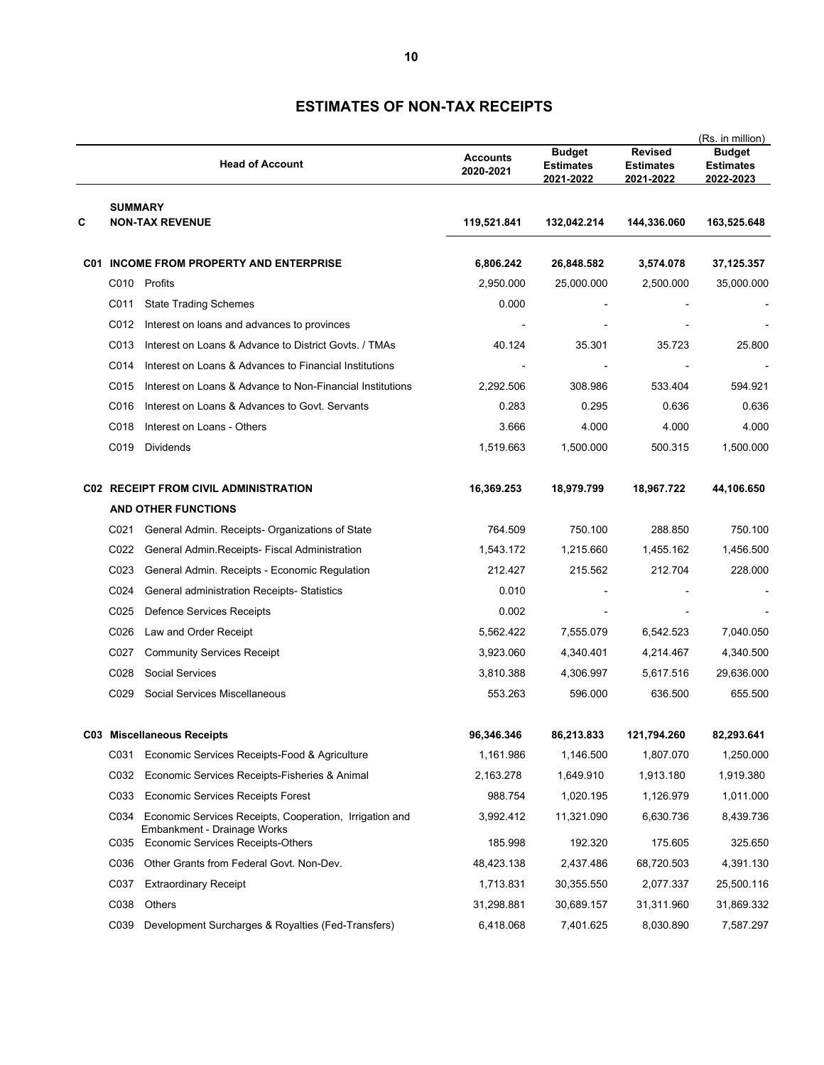# ESTIMATES OF NON-TAX RECEIPTS

(Rs. in million)

| | | Head of Account | Accounts 2020-2021 | Budget Estimates 2021-2022 | Revised Estimates 2021-2022 | Budget Estimates 2022-2023 |
|---|---|---|---|---|---|---|
| | | **SUMMARY** | | | | |
| **C** | | **NON-TAX REVENUE** | **119,521.841** | **132,042.214** | **144,336.060** | **163,525.648** |
| **C01** | | **INCOME FROM PROPERTY AND ENTERPRISE** | **6,806.242** | **26,848.582** | **3,574.078** | **37,125.357** |
| | C010 | Profits | 2,950.000 | 25,000.000 | 2,500.000 | 35,000.000 |
| | C011 | State Trading Schemes | 0.000 | - | - | - |
| | C012 | Interest on loans and advances to provinces | - | - | - | - |
| | C013 | Interest on Loans & Advance to District Govts. / TMAs | 40.124 | 35.301 | 35.723 | 25.800 |
| | C014 | Interest on Loans & Advances to Financial Institutions | - | - | - | - |
| | C015 | Interest on Loans & Advance to Non-Financial Institutions | 2,292.506 | 308.986 | 533.404 | 594.921 |
| | C016 | Interest on Loans & Advances to Govt. Servants | 0.283 | 0.295 | 0.636 | 0.636 |
| | C018 | Interest on Loans - Others | 3.666 | 4.000 | 4.000 | 4.000 |
| | C019 | Dividends | 1,519.663 | 1,500.000 | 500.315 | 1,500.000 |
| **C02** | | **RECEIPT FROM CIVIL ADMINISTRATION AND OTHER FUNCTIONS** | **16,369.253** | **18,979.799** | **18,967.722** | **44,106.650** |
| | C021 | General Admin. Receipts- Organizations of State | 764.509 | 750.100 | 288.850 | 750.100 |
| | C022 | General Admin.Receipts- Fiscal Administration | 1,543.172 | 1,215.660 | 1,455.162 | 1,456.500 |
| | C023 | General Admin. Receipts - Economic Regulation | 212.427 | 215.562 | 212.704 | 228.000 |
| | C024 | General administration Receipts- Statistics | 0.010 | - | - | - |
| | C025 | Defence Services Receipts | 0.002 | - | - | - |
| | C026 | Law and Order Receipt | 5,562.422 | 7,555.079 | 6,542.523 | 7,040.050 |
| | C027 | Community Services Receipt | 3,923.060 | 4,340.401 | 4,214.467 | 4,340.500 |
| | C028 | Social Services | 3,810.388 | 4,306.997 | 5,617.516 | 29,636.000 |
| | C029 | Social Services Miscellaneous | 553.263 | 596.000 | 636.500 | 655.500 |
| **C03** | | **Miscellaneous Receipts** | **96,346.346** | **86,213.833** | **121,794.260** | **82,293.641** |
| | C031 | Economic Services Receipts-Food & Agriculture | 1,161.986 | 1,146.500 | 1,807.070 | 1,250.000 |
| | C032 | Economic Services Receipts-Fisheries & Animal | 2,163.278 | 1,649.910 | 1,913.180 | 1,919.380 |
| | C033 | Economic Services Receipts Forest | 988.754 | 1,020.195 | 1,126.979 | 1,011.000 |
| | C034 | Economic Services Receipts, Cooperation, Irrigation and Embankment - Drainage Works | 3,992.412 | 11,321.090 | 6,630.736 | 8,439.736 |
| | C035 | Economic Services Receipts-Others | 185.998 | 192.320 | 175.605 | 325.650 |
| | C036 | Other Grants from Federal Govt. Non-Dev. | 48,423.138 | 2,437.486 | 68,720.503 | 4,391.130 |
| | C037 | Extraordinary Receipt | 1,713.831 | 30,355.550 | 2,077.337 | 25,500.116 |
| | C038 | Others | 31,298.881 | 30,689.157 | 31,311.960 | 31,869.332 |
| | C039 | Development Surcharges & Royalties (Fed-Transfers) | 6,418.068 | 7,401.625 | 8,030.890 | 7,587.297 |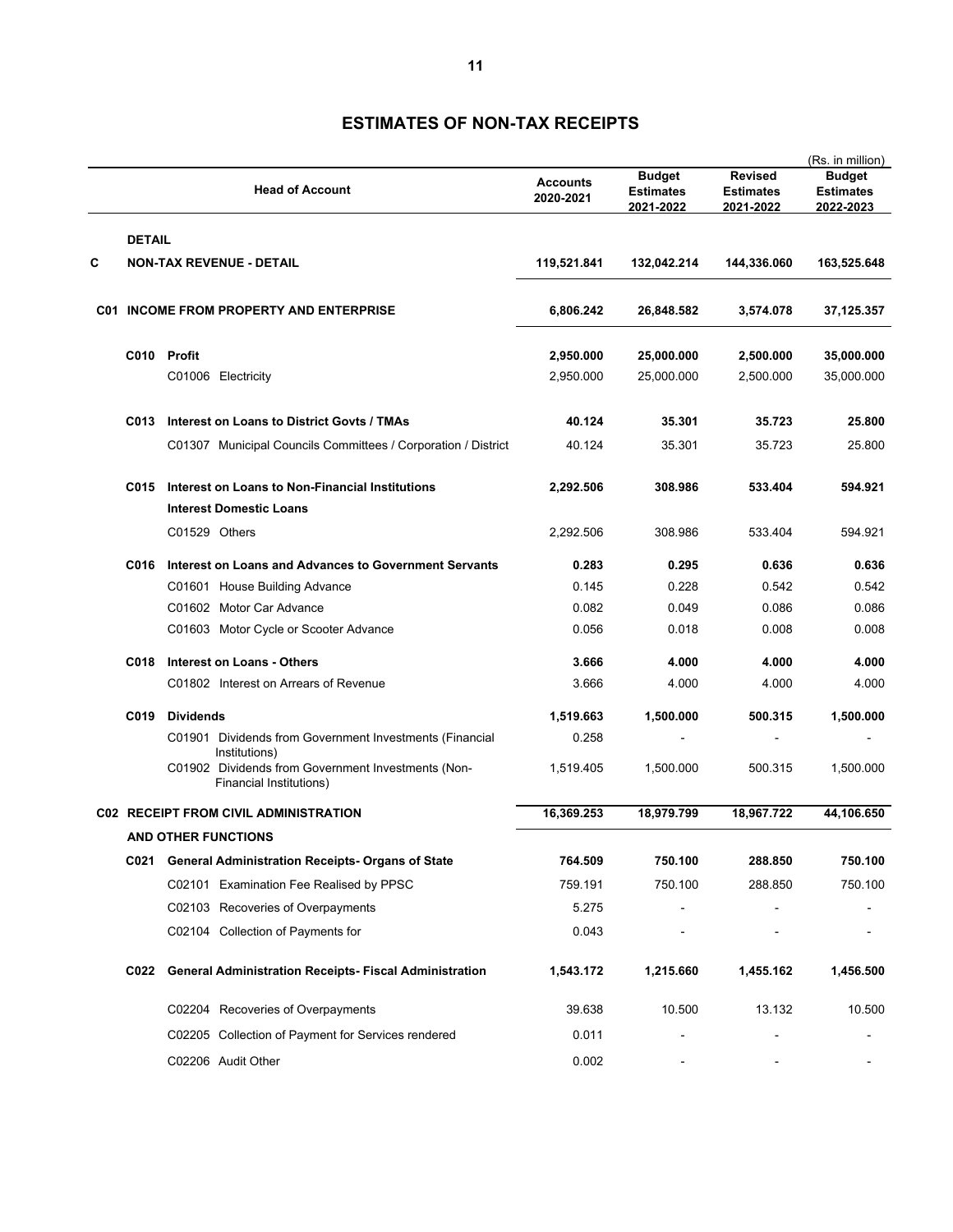# ESTIMATES OF NON-TAX RECEIPTS

(Rs. in million)

| | | Head of Account | Accounts 2020-2021 | Budget Estimates 2021-2022 | Revised Estimates 2021-2022 | Budget Estimates 2022-2023 |
|---|---|---|---|---|---|---|
| | **DETAIL** | | | | | |
| **C** | | **NON-TAX REVENUE - DETAIL** | **119,521.841** | **132,042.214** | **144,336.060** | **163,525.648** |
| **C01** | | **INCOME FROM PROPERTY AND ENTERPRISE** | **6,806.242** | **26,848.582** | **3,574.078** | **37,125.357** |
| | **C010** | **Profit** | **2,950.000** | **25,000.000** | **2,500.000** | **35,000.000** |
| | | C01006 Electricity | 2,950.000 | 25,000.000 | 2,500.000 | 35,000.000 |
| | **C013** | **Interest on Loans to District Govts / TMAs** | **40.124** | **35.301** | **35.723** | **25.800** |
| | | C01307 Municipal Councils Committees / Corporation / District | 40.124 | 35.301 | 35.723 | 25.800 |
| | **C015** | **Interest on Loans to Non-Financial Institutions** | **2,292.506** | **308.986** | **533.404** | **594.921** |
| | | **Interest Domestic Loans** | | | | |
| | | C01529 Others | 2,292.506 | 308.986 | 533.404 | 594.921 |
| | **C016** | **Interest on Loans and Advances to Government Servants** | **0.283** | **0.295** | **0.636** | **0.636** |
| | | C01601 House Building Advance | 0.145 | 0.228 | 0.542 | 0.542 |
| | | C01602 Motor Car Advance | 0.082 | 0.049 | 0.086 | 0.086 |
| | | C01603 Motor Cycle or Scooter Advance | 0.056 | 0.018 | 0.008 | 0.008 |
| | **C018** | **Interest on Loans - Others** | **3.666** | **4.000** | **4.000** | **4.000** |
| | | C01802 Interest on Arrears of Revenue | 3.666 | 4.000 | 4.000 | 4.000 |
| | **C019** | **Dividends** | **1,519.663** | **1,500.000** | **500.315** | **1,500.000** |
| | | C01901 Dividends from Government Investments (Financial Institutions) | 0.258 | - | - | - |
| | | C01902 Dividends from Government Investments (Non-Financial Institutions) | 1,519.405 | 1,500.000 | 500.315 | 1,500.000 |
| **C02** | | **RECEIPT FROM CIVIL ADMINISTRATION AND OTHER FUNCTIONS** | **16,369.253** | **18,979.799** | **18,967.722** | **44,106.650** |
| | **C021** | **General Administration Receipts- Organs of State** | **764.509** | **750.100** | **288.850** | **750.100** |
| | | C02101 Examination Fee Realised by PPSC | 759.191 | 750.100 | 288.850 | 750.100 |
| | | C02103 Recoveries of Overpayments | 5.275 | - | - | - |
| | | C02104 Collection of Payments for | 0.043 | - | - | - |
| | **C022** | **General Administration Receipts- Fiscal Administration** | **1,543.172** | **1,215.660** | **1,455.162** | **1,456.500** |
| | | C02204 Recoveries of Overpayments | 39.638 | 10.500 | 13.132 | 10.500 |
| | | C02205 Collection of Payment for Services rendered | 0.011 | - | - | - |
| | | C02206 Audit Other | 0.002 | - | - | - |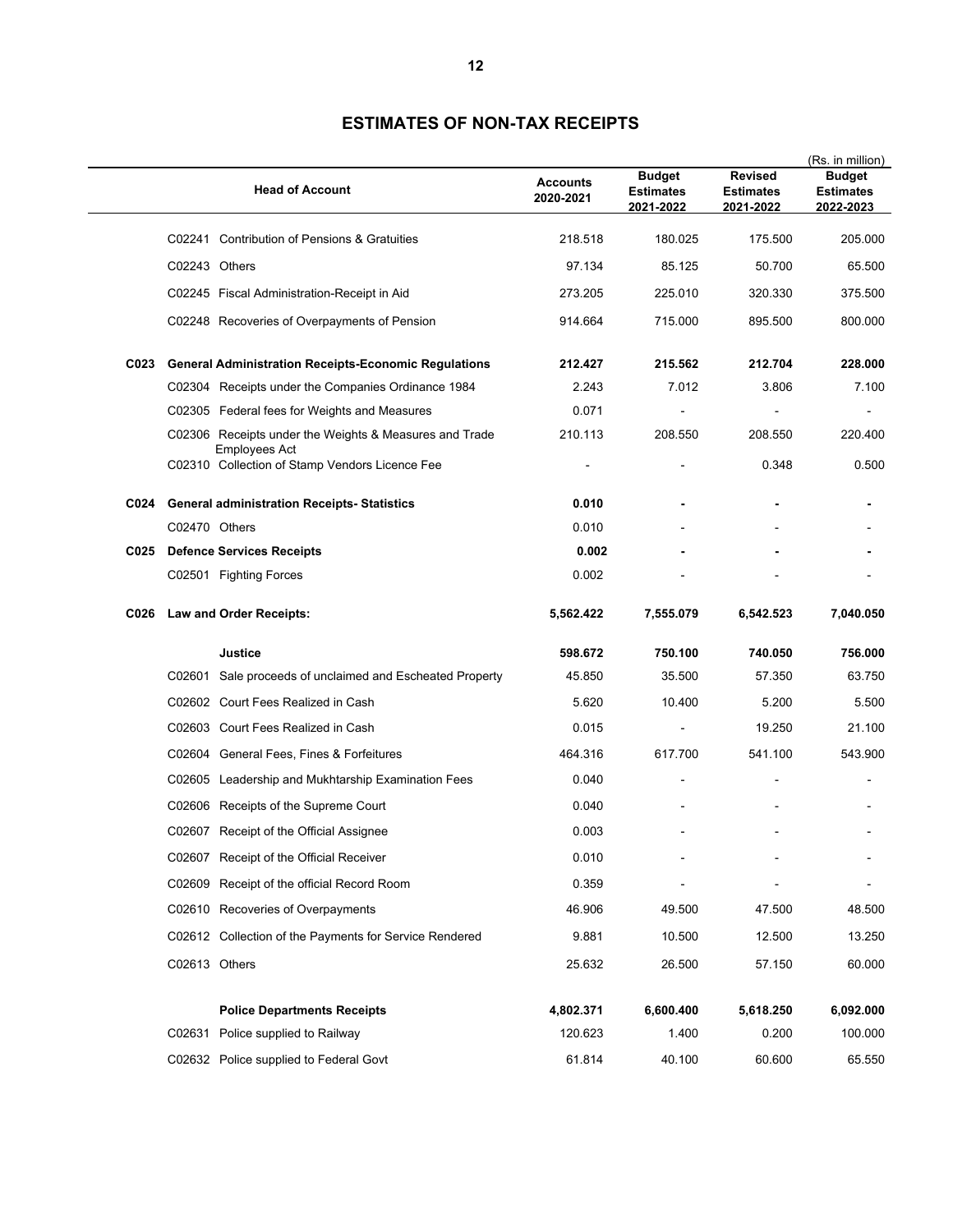# ESTIMATES OF NON-TAX RECEIPTS

(Rs. in million)

| | Head of Account | Accounts 2020-2021 | Budget Estimates 2021-2022 | Revised Estimates 2021-2022 | Budget Estimates 2022-2023 |
|---|---|---|---|---|---|
| | C02241 Contribution of Pensions & Gratuities | 218.518 | 180.025 | 175.500 | 205.000 |
| | C02243 Others | 97.134 | 85.125 | 50.700 | 65.500 |
| | C02245 Fiscal Administration-Receipt in Aid | 273.205 | 225.010 | 320.330 | 375.500 |
| | C02248 Recoveries of Overpayments of Pension | 914.664 | 715.000 | 895.500 | 800.000 |
| **C023** | **General Administration Receipts-Economic Regulations** | **212.427** | **215.562** | **212.704** | **228.000** |
| | C02304 Receipts under the Companies Ordinance 1984 | 2.243 | 7.012 | 3.806 | 7.100 |
| | C02305 Federal fees for Weights and Measures | 0.071 | - | - | - |
| | C02306 Receipts under the Weights & Measures and Trade Employees Act | 210.113 | 208.550 | 208.550 | 220.400 |
| | C02310 Collection of Stamp Vendors Licence Fee | - | - | 0.348 | 0.500 |
| **C024** | **General administration Receipts- Statistics** | **0.010** | **-** | **-** | **-** |
| | C02470 Others | 0.010 | - | - | - |
| **C025** | **Defence Services Receipts** | **0.002** | **-** | **-** | **-** |
| | C02501 Fighting Forces | 0.002 | - | - | - |
| **C026** | **Law and Order Receipts:** | **5,562.422** | **7,555.079** | **6,542.523** | **7,040.050** |
| | **Justice** | **598.672** | **750.100** | **740.050** | **756.000** |
| | C02601 Sale proceeds of unclaimed and Escheated Property | 45.850 | 35.500 | 57.350 | 63.750 |
| | C02602 Court Fees Realized in Cash | 5.620 | 10.400 | 5.200 | 5.500 |
| | C02603 Court Fees Realized in Cash | 0.015 | - | 19.250 | 21.100 |
| | C02604 General Fees, Fines & Forfeitures | 464.316 | 617.700 | 541.100 | 543.900 |
| | C02605 Leadership and Mukhtarship Examination Fees | 0.040 | - | - | - |
| | C02606 Receipts of the Supreme Court | 0.040 | - | - | - |
| | C02607 Receipt of the Official Assignee | 0.003 | - | - | - |
| | C02607 Receipt of the Official Receiver | 0.010 | - | - | - |
| | C02609 Receipt of the official Record Room | 0.359 | - | - | - |
| | C02610 Recoveries of Overpayments | 46.906 | 49.500 | 47.500 | 48.500 |
| | C02612 Collection of the Payments for Service Rendered | 9.881 | 10.500 | 12.500 | 13.250 |
| | C02613 Others | 25.632 | 26.500 | 57.150 | 60.000 |
| | **Police Departments Receipts** | **4,802.371** | **6,600.400** | **5,618.250** | **6,092.000** |
| | C02631 Police supplied to Railway | 120.623 | 1.400 | 0.200 | 100.000 |
| | C02632 Police supplied to Federal Govt | 61.814 | 40.100 | 60.600 | 65.550 |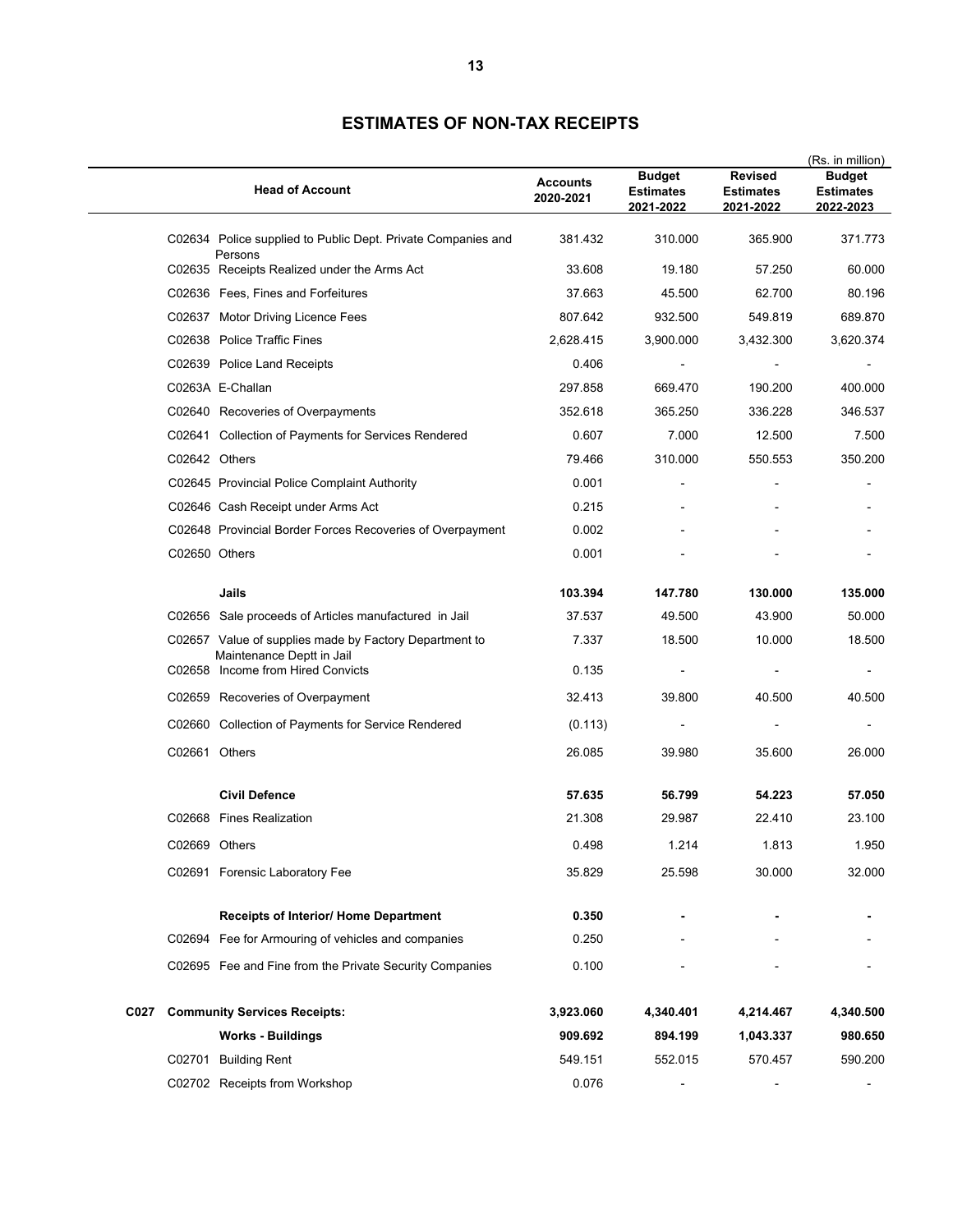# ESTIMATES OF NON-TAX RECEIPTS

(Rs. in million)

| | Head of Account | Accounts 2020-2021 | Budget Estimates 2021-2022 | Revised Estimates 2021-2022 | Budget Estimates 2022-2023 |
|---|---|---|---|---|---|
| | C02634 Police supplied to Public Dept. Private Companies and Persons | 381.432 | 310.000 | 365.900 | 371.773 |
| | C02635 Receipts Realized under the Arms Act | 33.608 | 19.180 | 57.250 | 60.000 |
| | C02636 Fees, Fines and Forfeitures | 37.663 | 45.500 | 62.700 | 80.196 |
| | C02637 Motor Driving Licence Fees | 807.642 | 932.500 | 549.819 | 689.870 |
| | C02638 Police Traffic Fines | 2,628.415 | 3,900.000 | 3,432.300 | 3,620.374 |
| | C02639 Police Land Receipts | 0.406 | - | - | - |
| | C0263A E-Challan | 297.858 | 669.470 | 190.200 | 400.000 |
| | C02640 Recoveries of Overpayments | 352.618 | 365.250 | 336.228 | 346.537 |
| | C02641 Collection of Payments for Services Rendered | 0.607 | 7.000 | 12.500 | 7.500 |
| | C02642 Others | 79.466 | 310.000 | 550.553 | 350.200 |
| | C02645 Provincial Police Complaint Authority | 0.001 | - | - | - |
| | C02646 Cash Receipt under Arms Act | 0.215 | - | - | - |
| | C02648 Provincial Border Forces Recoveries of Overpayment | 0.002 | - | - | - |
| | C02650 Others | 0.001 | - | - | - |
| | **Jails** | **103.394** | **147.780** | **130.000** | **135.000** |
| | C02656 Sale proceeds of Articles manufactured in Jail | 37.537 | 49.500 | 43.900 | 50.000 |
| | C02657 Value of supplies made by Factory Department to Maintenance Deptt in Jail | 7.337 | 18.500 | 10.000 | 18.500 |
| | C02658 Income from Hired Convicts | 0.135 | - | - | - |
| | C02659 Recoveries of Overpayment | 32.413 | 39.800 | 40.500 | 40.500 |
| | C02660 Collection of Payments for Service Rendered | (0.113) | - | - | - |
| | C02661 Others | 26.085 | 39.980 | 35.600 | 26.000 |
| | **Civil Defence** | **57.635** | **56.799** | **54.223** | **57.050** |
| | C02668 Fines Realization | 21.308 | 29.987 | 22.410 | 23.100 |
| | C02669 Others | 0.498 | 1.214 | 1.813 | 1.950 |
| | C02691 Forensic Laboratory Fee | 35.829 | 25.598 | 30.000 | 32.000 |
| | **Receipts of Interior/ Home Department** | **0.350** | **-** | **-** | **-** |
| | C02694 Fee for Armouring of vehicles and companies | 0.250 | - | - | - |
| | C02695 Fee and Fine from the Private Security Companies | 0.100 | - | - | - |
| **C027** | **Community Services Receipts:** | **3,923.060** | **4,340.401** | **4,214.467** | **4,340.500** |
| | **Works - Buildings** | **909.692** | **894.199** | **1,043.337** | **980.650** |
| | C02701 Building Rent | 549.151 | 552.015 | 570.457 | 590.200 |
| | C02702 Receipts from Workshop | 0.076 | - | - | - |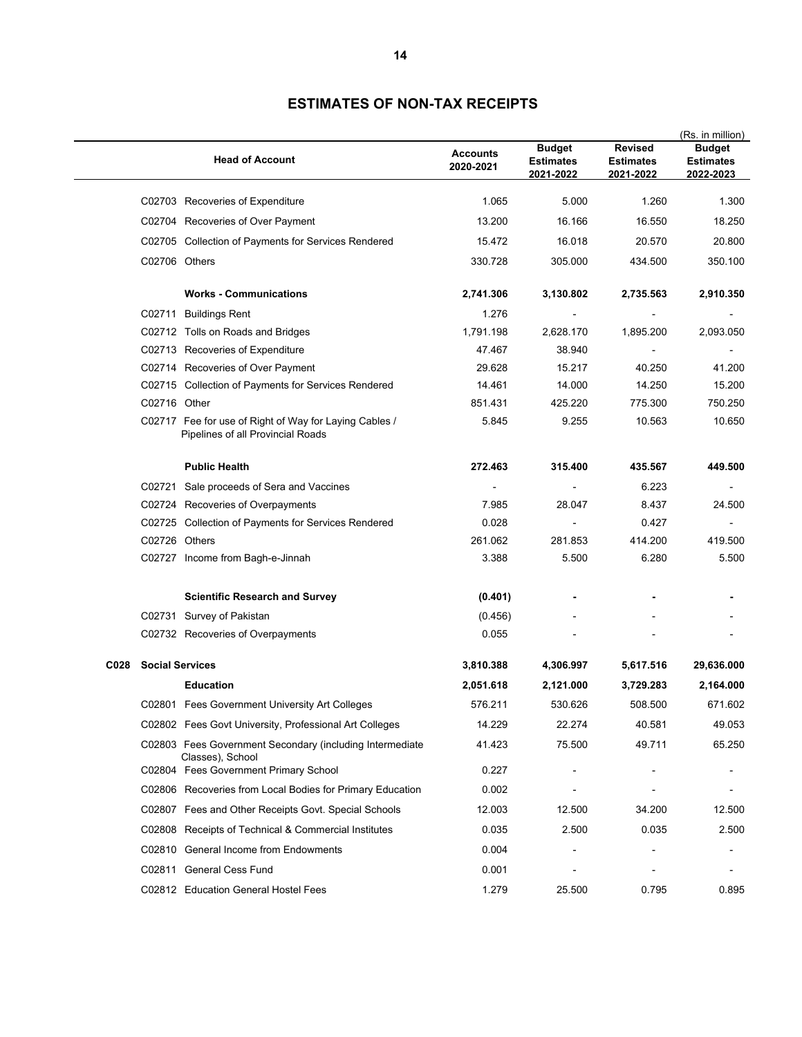## ESTIMATES OF NON-TAX RECEIPTS

(Rs. in million)

| | Head of Account | Accounts 2020-2021 | Budget Estimates 2021-2022 | Revised Estimates 2021-2022 | Budget Estimates 2022-2023 |
|---|---|---|---|---|---|
| | C02703 Recoveries of Expenditure | 1.065 | 5.000 | 1.260 | 1.300 |
| | C02704 Recoveries of Over Payment | 13.200 | 16.166 | 16.550 | 18.250 |
| | C02705 Collection of Payments for Services Rendered | 15.472 | 16.018 | 20.570 | 20.800 |
| | C02706 Others | 330.728 | 305.000 | 434.500 | 350.100 |
| | **Works - Communications** | **2,741.306** | **3,130.802** | **2,735.563** | **2,910.350** |
| | C02711 Buildings Rent | 1.276 | - | - | - |
| | C02712 Tolls on Roads and Bridges | 1,791.198 | 2,628.170 | 1,895.200 | 2,093.050 |
| | C02713 Recoveries of Expenditure | 47.467 | 38.940 | - | - |
| | C02714 Recoveries of Over Payment | 29.628 | 15.217 | 40.250 | 41.200 |
| | C02715 Collection of Payments for Services Rendered | 14.461 | 14.000 | 14.250 | 15.200 |
| | C02716 Other | 851.431 | 425.220 | 775.300 | 750.250 |
| | C02717 Fee for use of Right of Way for Laying Cables / Pipelines of all Provincial Roads | 5.845 | 9.255 | 10.563 | 10.650 |
| | **Public Health** | **272.463** | **315.400** | **435.567** | **449.500** |
| | C02721 Sale proceeds of Sera and Vaccines | - | - | 6.223 | - |
| | C02724 Recoveries of Overpayments | 7.985 | 28.047 | 8.437 | 24.500 |
| | C02725 Collection of Payments for Services Rendered | 0.028 | - | 0.427 | - |
| | C02726 Others | 261.062 | 281.853 | 414.200 | 419.500 |
| | C02727 Income from Bagh-e-Jinnah | 3.388 | 5.500 | 6.280 | 5.500 |
| | **Scientific Research and Survey** | **(0.401)** | **-** | **-** | **-** |
| | C02731 Survey of Pakistan | (0.456) | - | - | - |
| | C02732 Recoveries of Overpayments | 0.055 | - | - | - |
| **C028** | **Social Services** | **3,810.388** | **4,306.997** | **5,617.516** | **29,636.000** |
| | **Education** | **2,051.618** | **2,121.000** | **3,729.283** | **2,164.000** |
| | C02801 Fees Government University Art Colleges | 576.211 | 530.626 | 508.500 | 671.602 |
| | C02802 Fees Govt University, Professional Art Colleges | 14.229 | 22.274 | 40.581 | 49.053 |
| | C02803 Fees Government Secondary (including Intermediate Classes), School | 41.423 | 75.500 | 49.711 | 65.250 |
| | C02804 Fees Government Primary School | 0.227 | - | - | - |
| | C02806 Recoveries from Local Bodies for Primary Education | 0.002 | - | - | - |
| | C02807 Fees and Other Receipts Govt. Special Schools | 12.003 | 12.500 | 34.200 | 12.500 |
| | C02808 Receipts of Technical & Commercial Institutes | 0.035 | 2.500 | 0.035 | 2.500 |
| | C02810 General Income from Endowments | 0.004 | - | - | - |
| | C02811 General Cess Fund | 0.001 | - | - | - |
| | C02812 Education General Hostel Fees | 1.279 | 25.500 | 0.795 | 0.895 |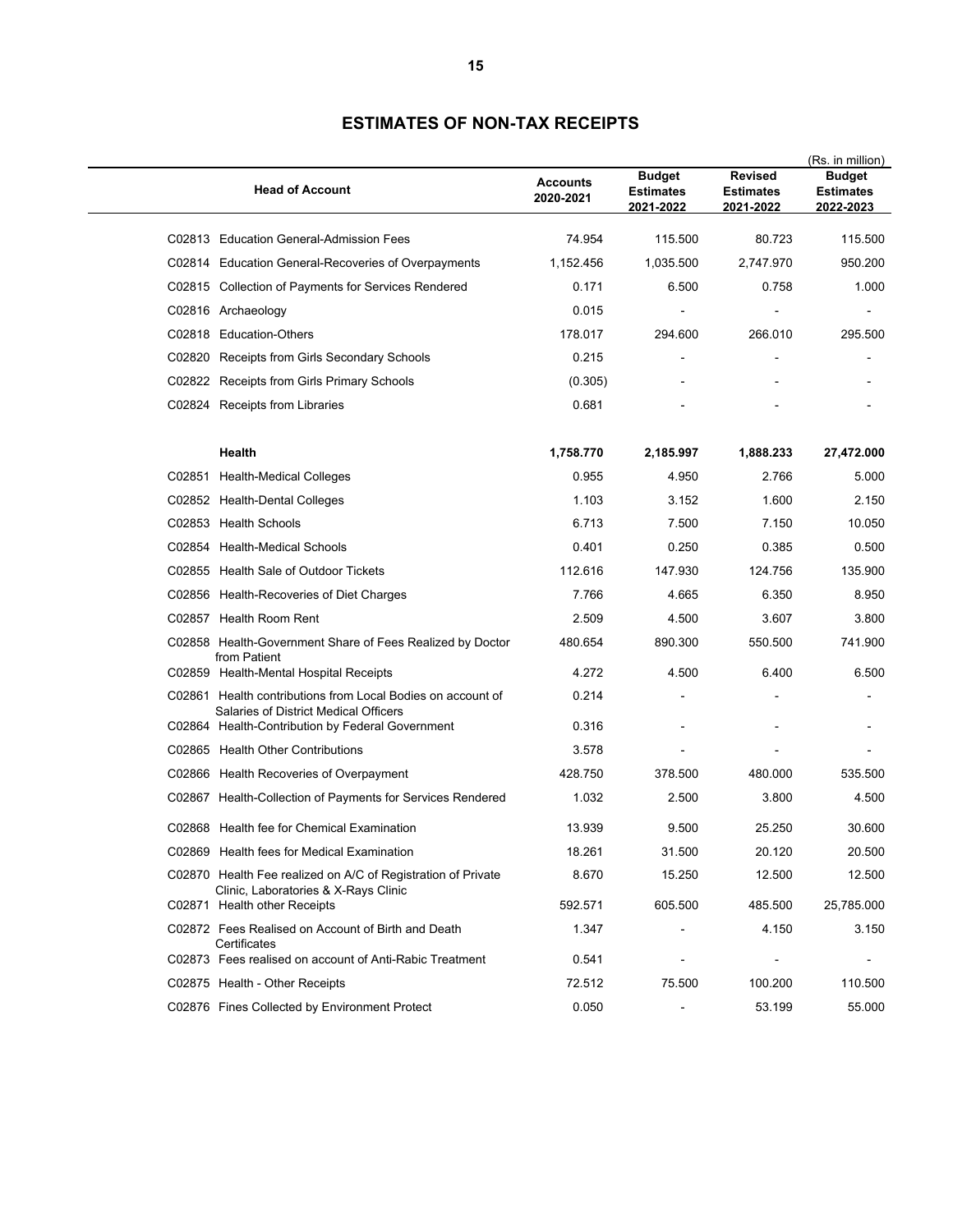# ESTIMATES OF NON-TAX RECEIPTS

(Rs. in million)

| Head of Account | Accounts 2020-2021 | Budget Estimates 2021-2022 | Revised Estimates 2021-2022 | Budget Estimates 2022-2023 |
|---|---|---|---|---|
| C02813 Education General-Admission Fees | 74.954 | 115.500 | 80.723 | 115.500 |
| C02814 Education General-Recoveries of Overpayments | 1,152.456 | 1,035.500 | 2,747.970 | 950.200 |
| C02815 Collection of Payments for Services Rendered | 0.171 | 6.500 | 0.758 | 1.000 |
| C02816 Archaeology | 0.015 | - | - | - |
| C02818 Education-Others | 178.017 | 294.600 | 266.010 | 295.500 |
| C02820 Receipts from Girls Secondary Schools | 0.215 | - | - | - |
| C02822 Receipts from Girls Primary Schools | (0.305) | - | - | - |
| C02824 Receipts from Libraries | 0.681 | - | - | - |
| **Health** | **1,758.770** | **2,185.997** | **1,888.233** | **27,472.000** |
| C02851 Health-Medical Colleges | 0.955 | 4.950 | 2.766 | 5.000 |
| C02852 Health-Dental Colleges | 1.103 | 3.152 | 1.600 | 2.150 |
| C02853 Health Schools | 6.713 | 7.500 | 7.150 | 10.050 |
| C02854 Health-Medical Schools | 0.401 | 0.250 | 0.385 | 0.500 |
| C02855 Health Sale of Outdoor Tickets | 112.616 | 147.930 | 124.756 | 135.900 |
| C02856 Health-Recoveries of Diet Charges | 7.766 | 4.665 | 6.350 | 8.950 |
| C02857 Health Room Rent | 2.509 | 4.500 | 3.607 | 3.800 |
| C02858 Health-Government Share of Fees Realized by Doctor from Patient | 480.654 | 890.300 | 550.500 | 741.900 |
| C02859 Health-Mental Hospital Receipts | 4.272 | 4.500 | 6.400 | 6.500 |
| C02861 Health contributions from Local Bodies on account of Salaries of District Medical Officers | 0.214 | - | - | - |
| C02864 Health-Contribution by Federal Government | 0.316 | - | - | - |
| C02865 Health Other Contributions | 3.578 | - | - | - |
| C02866 Health Recoveries of Overpayment | 428.750 | 378.500 | 480.000 | 535.500 |
| C02867 Health-Collection of Payments for Services Rendered | 1.032 | 2.500 | 3.800 | 4.500 |
| C02868 Health fee for Chemical Examination | 13.939 | 9.500 | 25.250 | 30.600 |
| C02869 Health fees for Medical Examination | 18.261 | 31.500 | 20.120 | 20.500 |
| C02870 Health Fee realized on A/C of Registration of Private Clinic, Laboratories & X-Rays Clinic | 8.670 | 15.250 | 12.500 | 12.500 |
| C02871 Health other Receipts | 592.571 | 605.500 | 485.500 | 25,785.000 |
| C02872 Fees Realised on Account of Birth and Death Certificates | 1.347 | - | 4.150 | 3.150 |
| C02873 Fees realised on account of Anti-Rabic Treatment | 0.541 | - | - | - |
| C02875 Health - Other Receipts | 72.512 | 75.500 | 100.200 | 110.500 |
| C02876 Fines Collected by Environment Protect | 0.050 | - | 53.199 | 55.000 |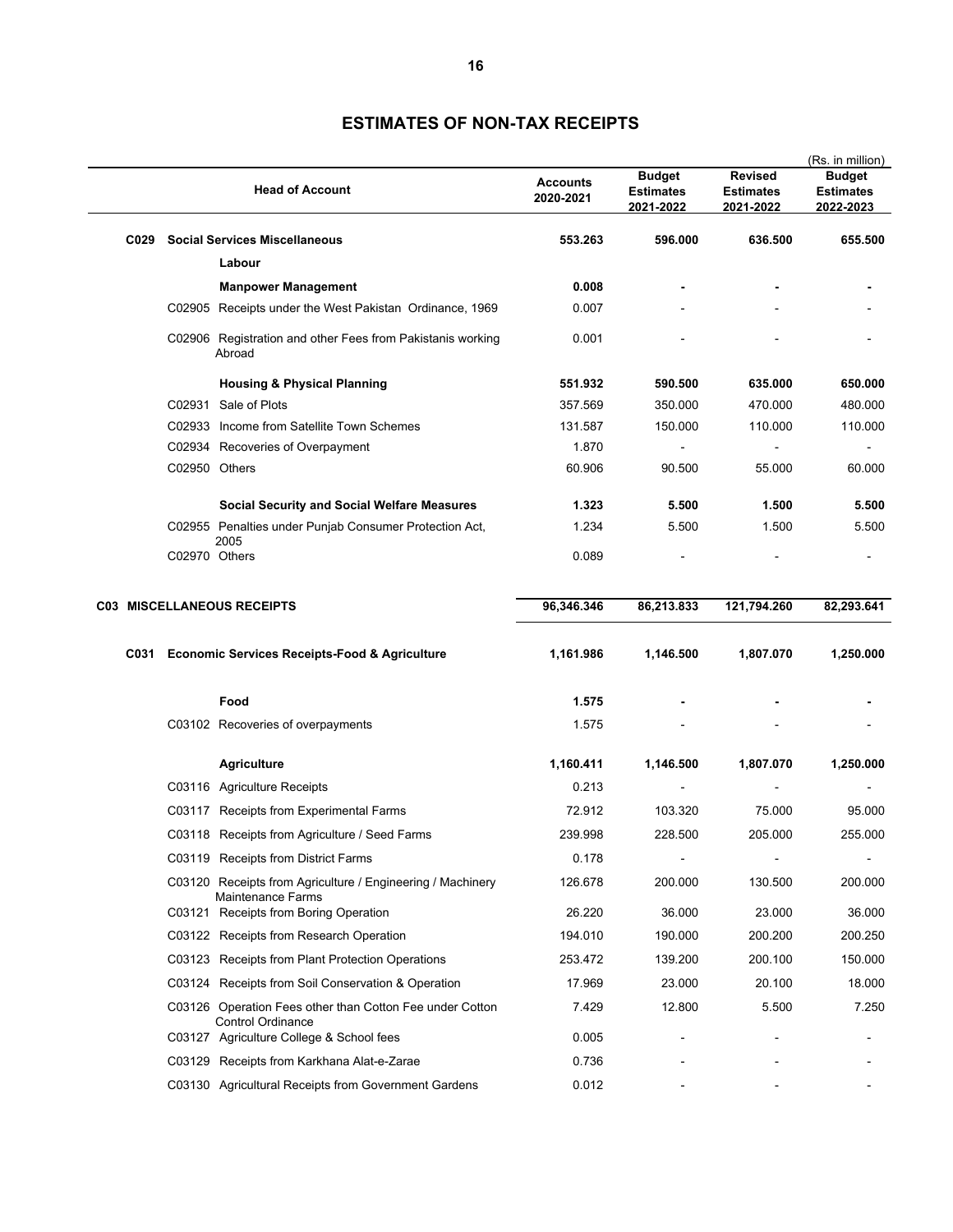## ESTIMATES OF NON-TAX RECEIPTS

(Rs. in million)

| | Head of Account | Accounts 2020-2021 | Budget Estimates 2021-2022 | Revised Estimates 2021-2022 | Budget Estimates 2022-2023 |
|---|---|---|---|---|---|
| **C029** | **Social Services Miscellaneous** | **553.263** | **596.000** | **636.500** | **655.500** |
| | **Labour** | | | | |
| | **Manpower Management** | **0.008** | **-** | **-** | **-** |
| | C02905 Receipts under the West Pakistan Ordinance, 1969 | 0.007 | - | - | - |
| | C02906 Registration and other Fees from Pakistanis working Abroad | 0.001 | - | - | - |
| | **Housing & Physical Planning** | **551.932** | **590.500** | **635.000** | **650.000** |
| | C02931 Sale of Plots | 357.569 | 350.000 | 470.000 | 480.000 |
| | C02933 Income from Satellite Town Schemes | 131.587 | 150.000 | 110.000 | 110.000 |
| | C02934 Recoveries of Overpayment | 1.870 | - | - | - |
| | C02950 Others | 60.906 | 90.500 | 55.000 | 60.000 |
| | **Social Security and Social Welfare Measures** | **1.323** | **5.500** | **1.500** | **5.500** |
| | C02955 Penalties under Punjab Consumer Protection Act, 2005 | 1.234 | 5.500 | 1.500 | 5.500 |
| | C02970 Others | 0.089 | - | - | - |
| **C03** | **MISCELLANEOUS RECEIPTS** | **96,346.346** | **86,213.833** | **121,794.260** | **82,293.641** |
| **C031** | **Economic Services Receipts-Food & Agriculture** | **1,161.986** | **1,146.500** | **1,807.070** | **1,250.000** |
| | **Food** | **1.575** | **-** | **-** | **-** |
| | C03102 Recoveries of overpayments | 1.575 | - | - | - |
| | **Agriculture** | **1,160.411** | **1,146.500** | **1,807.070** | **1,250.000** |
| | C03116 Agriculture Receipts | 0.213 | - | - | - |
| | C03117 Receipts from Experimental Farms | 72.912 | 103.320 | 75.000 | 95.000 |
| | C03118 Receipts from Agriculture / Seed Farms | 239.998 | 228.500 | 205.000 | 255.000 |
| | C03119 Receipts from District Farms | 0.178 | - | - | - |
| | C03120 Receipts from Agriculture / Engineering / Machinery Maintenance Farms | 126.678 | 200.000 | 130.500 | 200.000 |
| | C03121 Receipts from Boring Operation | 26.220 | 36.000 | 23.000 | 36.000 |
| | C03122 Receipts from Research Operation | 194.010 | 190.000 | 200.200 | 200.250 |
| | C03123 Receipts from Plant Protection Operations | 253.472 | 139.200 | 200.100 | 150.000 |
| | C03124 Receipts from Soil Conservation & Operation | 17.969 | 23.000 | 20.100 | 18.000 |
| | C03126 Operation Fees other than Cotton Fee under Cotton Control Ordinance | 7.429 | 12.800 | 5.500 | 7.250 |
| | C03127 Agriculture College & School fees | 0.005 | - | - | - |
| | C03129 Receipts from Karkhana Alat-e-Zarae | 0.736 | - | - | - |
| | C03130 Agricultural Receipts from Government Gardens | 0.012 | - | - | - |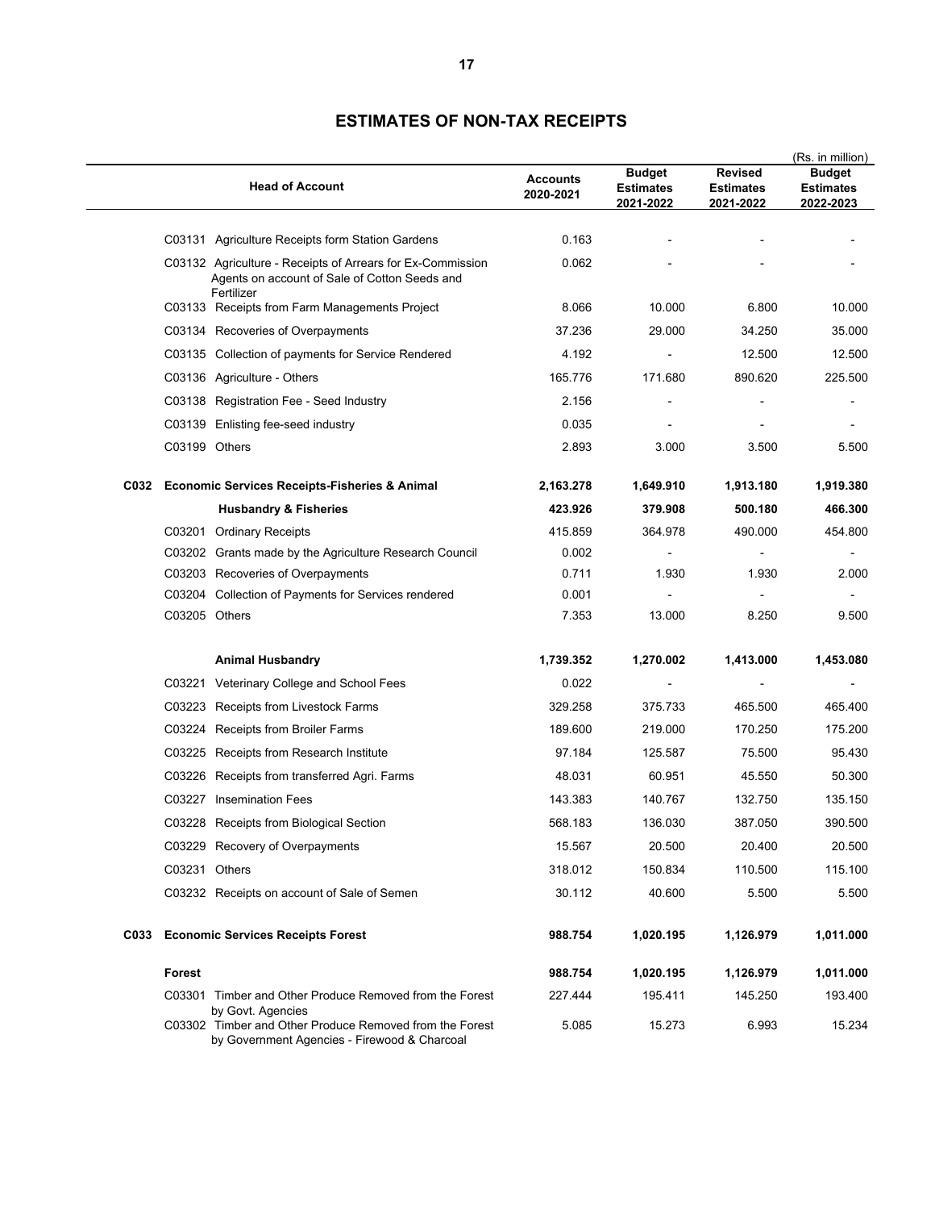# ESTIMATES OF NON-TAX RECEIPTS

(Rs. in million)

| | Head of Account | Accounts 2020-2021 | Budget Estimates 2021-2022 | Revised Estimates 2021-2022 | Budget Estimates 2022-2023 |
|---|---|---|---|---|---|
| | C03131 Agriculture Receipts form Station Gardens | 0.163 | - | - | - |
| | C03132 Agriculture - Receipts of Arrears for Ex-Commission Agents on account of Sale of Cotton Seeds and Fertilizer | 0.062 | - | - | - |
| | C03133 Receipts from Farm Managements Project | 8.066 | 10.000 | 6.800 | 10.000 |
| | C03134 Recoveries of Overpayments | 37.236 | 29.000 | 34.250 | 35.000 |
| | C03135 Collection of payments for Service Rendered | 4.192 | - | 12.500 | 12.500 |
| | C03136 Agriculture - Others | 165.776 | 171.680 | 890.620 | 225.500 |
| | C03138 Registration Fee - Seed Industry | 2.156 | - | - | - |
| | C03139 Enlisting fee-seed industry | 0.035 | - | - | - |
| | C03199 Others | 2.893 | 3.000 | 3.500 | 5.500 |
| **C032** | **Economic Services Receipts-Fisheries & Animal** | **2,163.278** | **1,649.910** | **1,913.180** | **1,919.380** |
| | **Husbandry & Fisheries** | **423.926** | **379.908** | **500.180** | **466.300** |
| | C03201 Ordinary Receipts | 415.859 | 364.978 | 490.000 | 454.800 |
| | C03202 Grants made by the Agriculture Research Council | 0.002 | - | - | - |
| | C03203 Recoveries of Overpayments | 0.711 | 1.930 | 1.930 | 2.000 |
| | C03204 Collection of Payments for Services rendered | 0.001 | - | - | - |
| | C03205 Others | 7.353 | 13.000 | 8.250 | 9.500 |
| | **Animal Husbandry** | **1,739.352** | **1,270.002** | **1,413.000** | **1,453.080** |
| | C03221 Veterinary College and School Fees | 0.022 | - | - | - |
| | C03223 Receipts from Livestock Farms | 329.258 | 375.733 | 465.500 | 465.400 |
| | C03224 Receipts from Broiler Farms | 189.600 | 219.000 | 170.250 | 175.200 |
| | C03225 Receipts from Research Institute | 97.184 | 125.587 | 75.500 | 95.430 |
| | C03226 Receipts from transferred Agri. Farms | 48.031 | 60.951 | 45.550 | 50.300 |
| | C03227 Insemination Fees | 143.383 | 140.767 | 132.750 | 135.150 |
| | C03228 Receipts from Biological Section | 568.183 | 136.030 | 387.050 | 390.500 |
| | C03229 Recovery of Overpayments | 15.567 | 20.500 | 20.400 | 20.500 |
| | C03231 Others | 318.012 | 150.834 | 110.500 | 115.100 |
| | C03232 Receipts on account of Sale of Semen | 30.112 | 40.600 | 5.500 | 5.500 |
| **C033** | **Economic Services Receipts Forest** | **988.754** | **1,020.195** | **1,126.979** | **1,011.000** |
| | **Forest** | **988.754** | **1,020.195** | **1,126.979** | **1,011.000** |
| | C03301 Timber and Other Produce Removed from the Forest by Govt. Agencies | 227.444 | 195.411 | 145.250 | 193.400 |
| | C03302 Timber and Other Produce Removed from the Forest by Government Agencies - Firewood & Charcoal | 5.085 | 15.273 | 6.993 | 15.234 |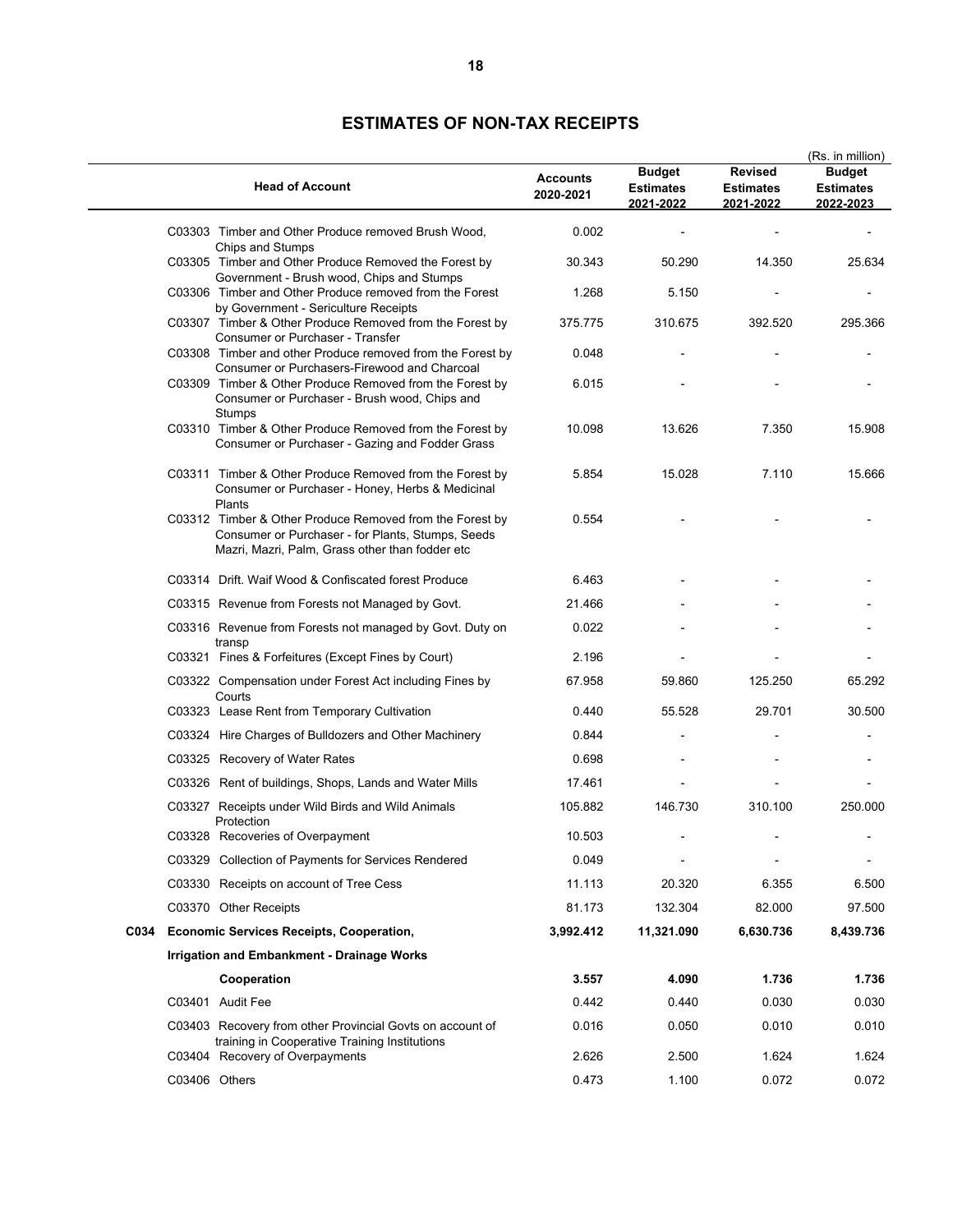# ESTIMATES OF NON-TAX RECEIPTS

(Rs. in million)

| Head of Account | Accounts 2020-2021 | Budget Estimates 2021-2022 | Revised Estimates 2021-2022 | Budget Estimates 2022-2023 |
|---|---|---|---|---|
| C03303 Timber and Other Produce removed Brush Wood, Chips and Stumps | 0.002 | - | - | - |
| C03305 Timber and Other Produce Removed the Forest by Government - Brush wood, Chips and Stumps | 30.343 | 50.290 | 14.350 | 25.634 |
| C03306 Timber and Other Produce removed from the Forest by Government - Sericulture Receipts | 1.268 | 5.150 | - | - |
| C03307 Timber & Other Produce Removed from the Forest by Consumer or Purchaser - Transfer | 375.775 | 310.675 | 392.520 | 295.366 |
| C03308 Timber and other Produce removed from the Forest by Consumer or Purchasers-Firewood and Charcoal | 0.048 | - | - | - |
| C03309 Timber & Other Produce Removed from the Forest by Consumer or Purchaser - Brush wood, Chips and Stumps | 6.015 | - | - | - |
| C03310 Timber & Other Produce Removed from the Forest by Consumer or Purchaser - Gazing and Fodder Grass | 10.098 | 13.626 | 7.350 | 15.908 |
| C03311 Timber & Other Produce Removed from the Forest by Consumer or Purchaser - Honey, Herbs & Medicinal Plants | 5.854 | 15.028 | 7.110 | 15.666 |
| C03312 Timber & Other Produce Removed from the Forest by Consumer or Purchaser - for Plants, Stumps, Seeds Mazri, Mazri, Palm, Grass other than fodder etc | 0.554 | - | - | - |
| C03314 Drift. Waif Wood & Confiscated forest Produce | 6.463 | - | - | - |
| C03315 Revenue from Forests not Managed by Govt. | 21.466 | - | - | - |
| C03316 Revenue from Forests not managed by Govt. Duty on transp | 0.022 | - | - | - |
| C03321 Fines & Forfeitures (Except Fines by Court) | 2.196 | - | - | - |
| C03322 Compensation under Forest Act including Fines by Courts | 67.958 | 59.860 | 125.250 | 65.292 |
| C03323 Lease Rent from Temporary Cultivation | 0.440 | 55.528 | 29.701 | 30.500 |
| C03324 Hire Charges of Bulldozers and Other Machinery | 0.844 | - | - | - |
| C03325 Recovery of Water Rates | 0.698 | - | - | - |
| C03326 Rent of buildings, Shops, Lands and Water Mills | 17.461 | - | - | - |
| C03327 Receipts under Wild Birds and Wild Animals Protection | 105.882 | 146.730 | 310.100 | 250.000 |
| C03328 Recoveries of Overpayment | 10.503 | - | - | - |
| C03329 Collection of Payments for Services Rendered | 0.049 | - | - | - |
| C03330 Receipts on account of Tree Cess | 11.113 | 20.320 | 6.355 | 6.500 |
| C03370 Other Receipts | 81.173 | 132.304 | 82.000 | 97.500 |
| **C034 Economic Services Receipts, Cooperation, Irrigation and Embankment - Drainage Works** | **3,992.412** | **11,321.090** | **6,630.736** | **8,439.736** |
| **Cooperation** | **3.557** | **4.090** | **1.736** | **1.736** |
| C03401 Audit Fee | 0.442 | 0.440 | 0.030 | 0.030 |
| C03403 Recovery from other Provincial Govts on account of training in Cooperative Training Institutions | 0.016 | 0.050 | 0.010 | 0.010 |
| C03404 Recovery of Overpayments | 2.626 | 2.500 | 1.624 | 1.624 |
| C03406 Others | 0.473 | 1.100 | 0.072 | 0.072 |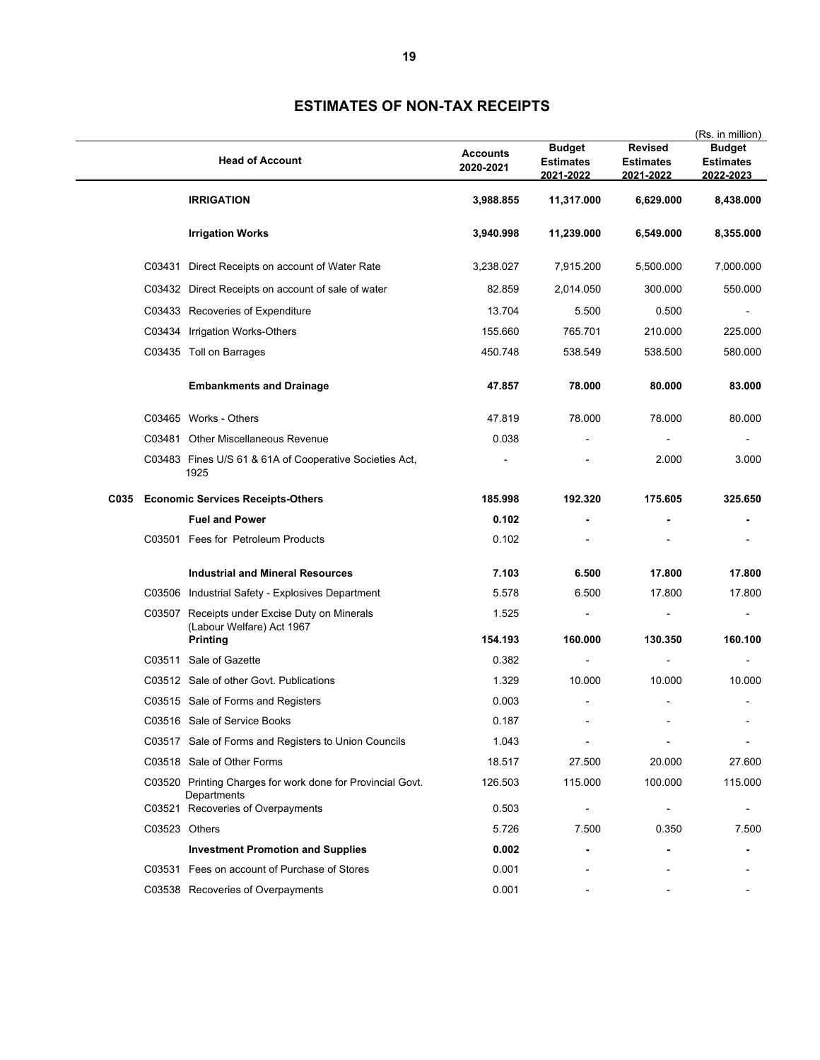# ESTIMATES OF NON-TAX RECEIPTS

(Rs. in million)

| | Head of Account | Accounts 2020-2021 | Budget Estimates 2021-2022 | Revised Estimates 2021-2022 | Budget Estimates 2022-2023 |
|---|---|---|---|---|---|
| | **IRRIGATION** | **3,988.855** | **11,317.000** | **6,629.000** | **8,438.000** |
| | **Irrigation Works** | **3,940.998** | **11,239.000** | **6,549.000** | **8,355.000** |
| | C03431 Direct Receipts on account of Water Rate | 3,238.027 | 7,915.200 | 5,500.000 | 7,000.000 |
| | C03432 Direct Receipts on account of sale of water | 82.859 | 2,014.050 | 300.000 | 550.000 |
| | C03433 Recoveries of Expenditure | 13.704 | 5.500 | 0.500 | - |
| | C03434 Irrigation Works-Others | 155.660 | 765.701 | 210.000 | 225.000 |
| | C03435 Toll on Barrages | 450.748 | 538.549 | 538.500 | 580.000 |
| | **Embankments and Drainage** | **47.857** | **78.000** | **80.000** | **83.000** |
| | C03465 Works - Others | 47.819 | 78.000 | 78.000 | 80.000 |
| | C03481 Other Miscellaneous Revenue | 0.038 | - | - | - |
| | C03483 Fines U/S 61 & 61A of Cooperative Societies Act, 1925 | - | - | 2.000 | 3.000 |
| **C035** | **Economic Services Receipts-Others** | **185.998** | **192.320** | **175.605** | **325.650** |
| | **Fuel and Power** | **0.102** | **-** | **-** | **-** |
| | C03501 Fees for Petroleum Products | 0.102 | - | - | - |
| | **Industrial and Mineral Resources** | **7.103** | **6.500** | **17.800** | **17.800** |
| | C03506 Industrial Safety - Explosives Department | 5.578 | 6.500 | 17.800 | 17.800 |
| | C03507 Receipts under Excise Duty on Minerals (Labour Welfare) Act 1967 | 1.525 | - | - | - |
| | **Printing** | **154.193** | **160.000** | **130.350** | **160.100** |
| | C03511 Sale of Gazette | 0.382 | - | - | - |
| | C03512 Sale of other Govt. Publications | 1.329 | 10.000 | 10.000 | 10.000 |
| | C03515 Sale of Forms and Registers | 0.003 | - | - | - |
| | C03516 Sale of Service Books | 0.187 | - | - | - |
| | C03517 Sale of Forms and Registers to Union Councils | 1.043 | - | - | - |
| | C03518 Sale of Other Forms | 18.517 | 27.500 | 20.000 | 27.600 |
| | C03520 Printing Charges for work done for Provincial Govt. Departments | 126.503 | 115.000 | 100.000 | 115.000 |
| | C03521 Recoveries of Overpayments | 0.503 | - | - | - |
| | C03523 Others | 5.726 | 7.500 | 0.350 | 7.500 |
| | **Investment Promotion and Supplies** | **0.002** | **-** | **-** | **-** |
| | C03531 Fees on account of Purchase of Stores | 0.001 | - | - | - |
| | C03538 Recoveries of Overpayments | 0.001 | - | - | - |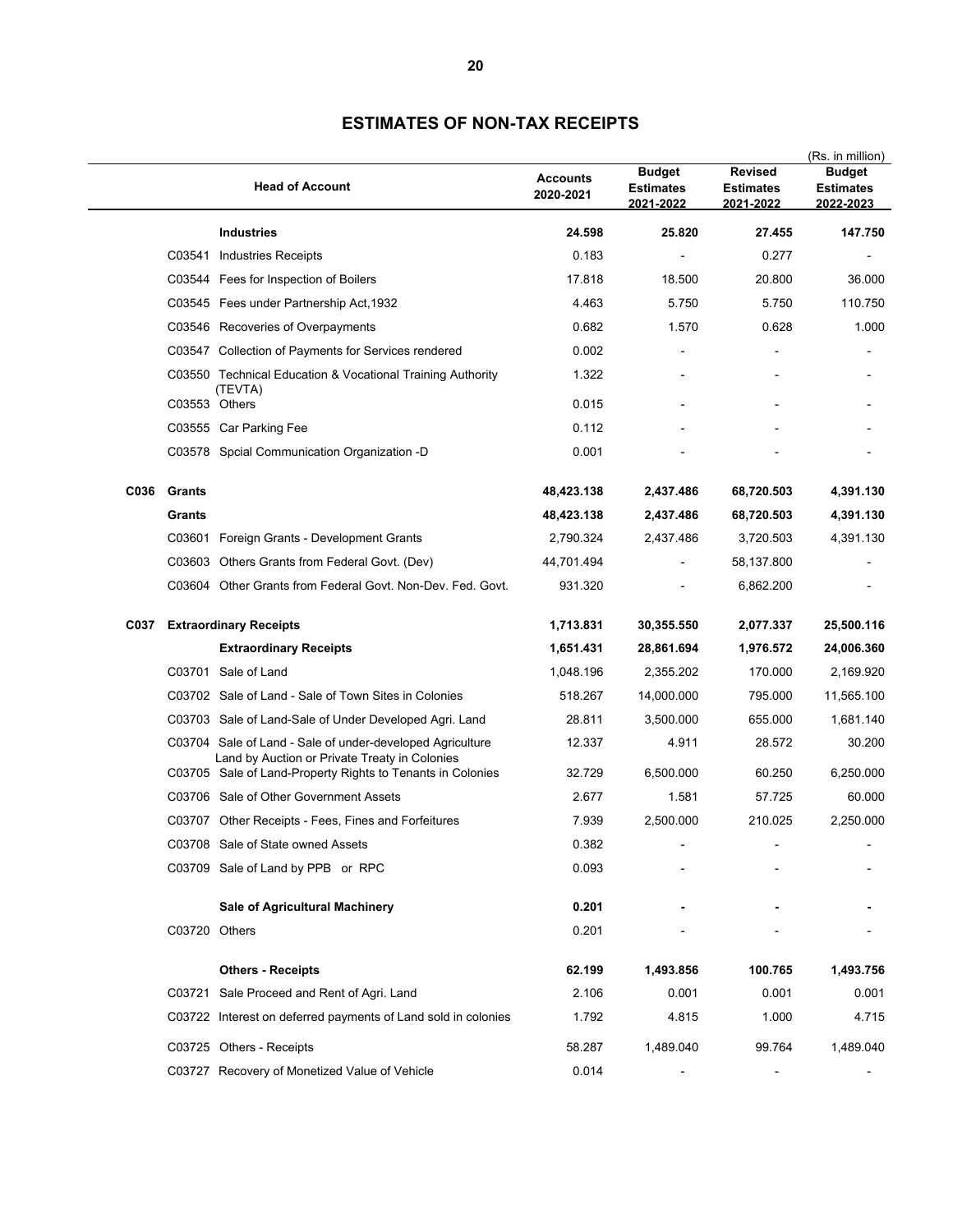# ESTIMATES OF NON-TAX RECEIPTS

(Rs. in million)

| | Head of Account | Accounts 2020-2021 | Budget Estimates 2021-2022 | Revised Estimates 2021-2022 | Budget Estimates 2022-2023 |
|---|---|---|---|---|---|
| | **Industries** | **24.598** | **25.820** | **27.455** | **147.750** |
| | C03541 Industries Receipts | 0.183 | - | 0.277 | - |
| | C03544 Fees for Inspection of Boilers | 17.818 | 18.500 | 20.800 | 36.000 |
| | C03545 Fees under Partnership Act,1932 | 4.463 | 5.750 | 5.750 | 110.750 |
| | C03546 Recoveries of Overpayments | 0.682 | 1.570 | 0.628 | 1.000 |
| | C03547 Collection of Payments for Services rendered | 0.002 | - | - | - |
| | C03550 Technical Education & Vocational Training Authority (TEVTA) | 1.322 | - | - | - |
| | C03553 Others | 0.015 | - | - | - |
| | C03555 Car Parking Fee | 0.112 | - | - | - |
| | C03578 Spcial Communication Organization -D | 0.001 | - | - | - |
| **C036** | **Grants** | **48,423.138** | **2,437.486** | **68,720.503** | **4,391.130** |
| | **Grants** | **48,423.138** | **2,437.486** | **68,720.503** | **4,391.130** |
| | C03601 Foreign Grants - Development Grants | 2,790.324 | 2,437.486 | 3,720.503 | 4,391.130 |
| | C03603 Others Grants from Federal Govt. (Dev) | 44,701.494 | - | 58,137.800 | - |
| | C03604 Other Grants from Federal Govt. Non-Dev. Fed. Govt. | 931.320 | - | 6,862.200 | - |
| **C037** | **Extraordinary Receipts** | **1,713.831** | **30,355.550** | **2,077.337** | **25,500.116** |
| | **Extraordinary Receipts** | **1,651.431** | **28,861.694** | **1,976.572** | **24,006.360** |
| | C03701 Sale of Land | 1,048.196 | 2,355.202 | 170.000 | 2,169.920 |
| | C03702 Sale of Land - Sale of Town Sites in Colonies | 518.267 | 14,000.000 | 795.000 | 11,565.100 |
| | C03703 Sale of Land-Sale of Under Developed Agri. Land | 28.811 | 3,500.000 | 655.000 | 1,681.140 |
| | C03704 Sale of Land - Sale of under-developed Agriculture Land by Auction or Private Treaty in Colonies | 12.337 | 4.911 | 28.572 | 30.200 |
| | C03705 Sale of Land-Property Rights to Tenants in Colonies | 32.729 | 6,500.000 | 60.250 | 6,250.000 |
| | C03706 Sale of Other Government Assets | 2.677 | 1.581 | 57.725 | 60.000 |
| | C03707 Other Receipts - Fees, Fines and Forfeitures | 7.939 | 2,500.000 | 210.025 | 2,250.000 |
| | C03708 Sale of State owned Assets | 0.382 | - | - | - |
| | C03709 Sale of Land by PPB or RPC | 0.093 | - | - | - |
| | **Sale of Agricultural Machinery** | **0.201** | **-** | **-** | **-** |
| | C03720 Others | 0.201 | - | - | - |
| | **Others - Receipts** | **62.199** | **1,493.856** | **100.765** | **1,493.756** |
| | C03721 Sale Proceed and Rent of Agri. Land | 2.106 | 0.001 | 0.001 | 0.001 |
| | C03722 Interest on deferred payments of Land sold in colonies | 1.792 | 4.815 | 1.000 | 4.715 |
| | C03725 Others - Receipts | 58.287 | 1,489.040 | 99.764 | 1,489.040 |
| | C03727 Recovery of Monetized Value of Vehicle | 0.014 | - | - | - |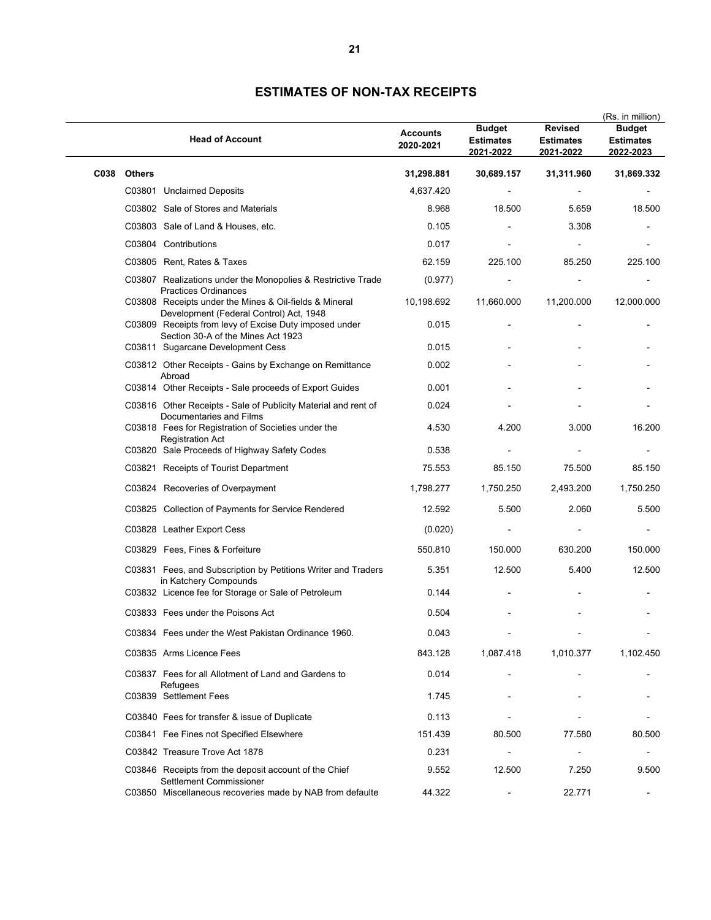# ESTIMATES OF NON-TAX RECEIPTS

(Rs. in million)

| Head of Account | Accounts 2020-2021 | Budget Estimates 2021-2022 | Revised Estimates 2021-2022 | Budget Estimates 2022-2023 |
|---|---|---|---|---|
| **C038 Others** | **31,298.881** | **30,689.157** | **31,311.960** | **31,869.332** |
| C03801 Unclaimed Deposits | 4,637.420 | - | - | - |
| C03802 Sale of Stores and Materials | 8.968 | 18.500 | 5.659 | 18.500 |
| C03803 Sale of Land & Houses, etc. | 0.105 | - | 3.308 | - |
| C03804 Contributions | 0.017 | - | - | - |
| C03805 Rent, Rates & Taxes | 62.159 | 225.100 | 85.250 | 225.100 |
| C03807 Realizations under the Monopolies & Restrictive Trade Practices Ordinances | (0.977) | - | - | - |
| C03808 Receipts under the Mines & Oil-fields & Mineral Development (Federal Control) Act, 1948 | 10,198.692 | 11,660.000 | 11,200.000 | 12,000.000 |
| C03809 Receipts from levy of Excise Duty imposed under Section 30-A of the Mines Act 1923 | 0.015 | - | - | - |
| C03811 Sugarcane Development Cess | 0.015 | - | - | - |
| C03812 Other Receipts - Gains by Exchange on Remittance Abroad | 0.002 | - | - | - |
| C03814 Other Receipts - Sale proceeds of Export Guides | 0.001 | - | - | - |
| C03816 Other Receipts - Sale of Publicity Material and rent of Documentaries and Films | 0.024 | - | - | - |
| C03818 Fees for Registration of Societies under the Registration Act | 4.530 | 4.200 | 3.000 | 16.200 |
| C03820 Sale Proceeds of Highway Safety Codes | 0.538 | - | - | - |
| C03821 Receipts of Tourist Department | 75.553 | 85.150 | 75.500 | 85.150 |
| C03824 Recoveries of Overpayment | 1,798.277 | 1,750.250 | 2,493.200 | 1,750.250 |
| C03825 Collection of Payments for Service Rendered | 12.592 | 5.500 | 2.060 | 5.500 |
| C03828 Leather Export Cess | (0.020) | - | - | - |
| C03829 Fees, Fines & Forfeiture | 550.810 | 150.000 | 630.200 | 150.000 |
| C03831 Fees, and Subscription by Petitions Writer and Traders in Katchery Compounds | 5.351 | 12.500 | 5.400 | 12.500 |
| C03832 Licence fee for Storage or Sale of Petroleum | 0.144 | - | - | - |
| C03833 Fees under the Poisons Act | 0.504 | - | - | - |
| C03834 Fees under the West Pakistan Ordinance 1960. | 0.043 | - | - | - |
| C03835 Arms Licence Fees | 843.128 | 1,087.418 | 1,010.377 | 1,102.450 |
| C03837 Fees for all Allotment of Land and Gardens to Refugees | 0.014 | - | - | - |
| C03839 Settlement Fees | 1.745 | - | - | - |
| C03840 Fees for transfer & issue of Duplicate | 0.113 | - | - | - |
| C03841 Fee Fines not Specified Elsewhere | 151.439 | 80.500 | 77.580 | 80.500 |
| C03842 Treasure Trove Act 1878 | 0.231 | - | - | - |
| C03846 Receipts from the deposit account of the Chief Settlement Commissioner | 9.552 | 12.500 | 7.250 | 9.500 |
| C03850 Miscellaneous recoveries made by NAB from defaulte | 44.322 | - | 22.771 | - |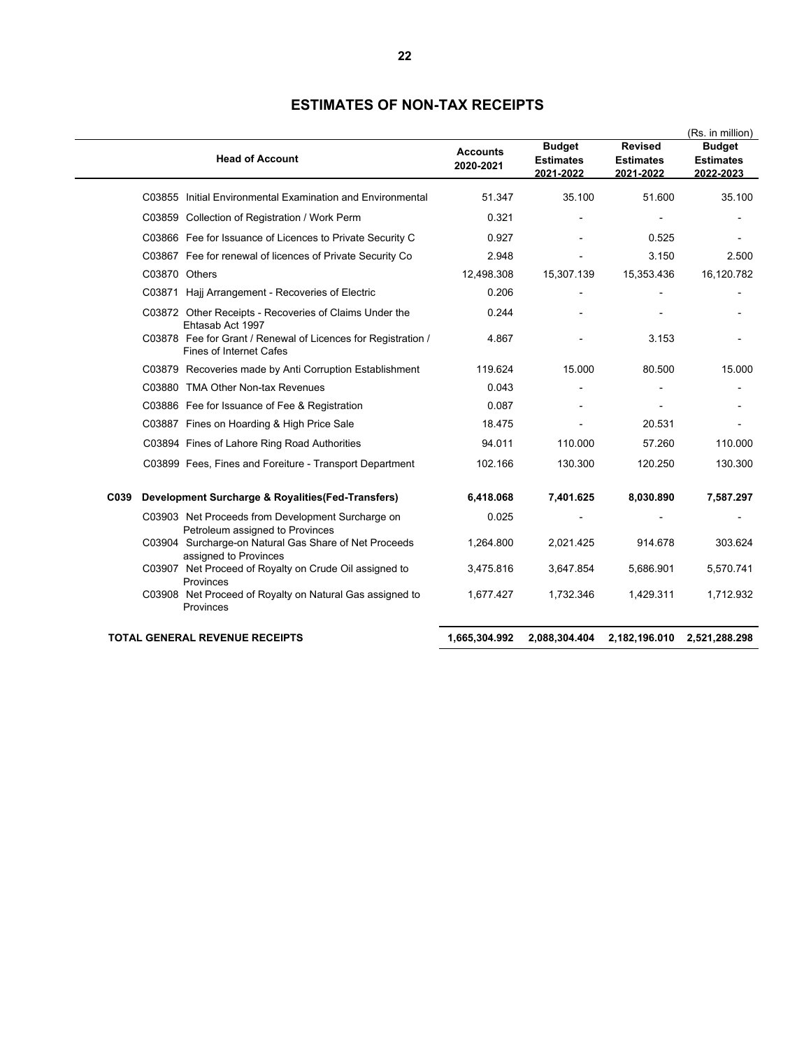# ESTIMATES OF NON-TAX RECEIPTS

(Rs. in million)

| Head of Account | Accounts 2020-2021 | Budget Estimates 2021-2022 | Revised Estimates 2021-2022 | Budget Estimates 2022-2023 |
|---|---|---|---|---|
| C03855 Initial Environmental Examination and Environmental | 51.347 | 35.100 | 51.600 | 35.100 |
| C03859 Collection of Registration / Work Perm | 0.321 | - | - | - |
| C03866 Fee for Issuance of Licences to Private Security C | 0.927 | - | 0.525 | - |
| C03867 Fee for renewal of licences of Private Security Co | 2.948 | - | 3.150 | 2.500 |
| C03870 Others | 12,498.308 | 15,307.139 | 15,353.436 | 16,120.782 |
| C03871 Hajj Arrangement - Recoveries of Electric | 0.206 | - | - | - |
| C03872 Other Receipts - Recoveries of Claims Under the Ehtasab Act 1997 | 0.244 | - | - | - |
| C03878 Fee for Grant / Renewal of Licences for Registration / Fines of Internet Cafes | 4.867 | - | 3.153 | - |
| C03879 Recoveries made by Anti Corruption Establishment | 119.624 | 15.000 | 80.500 | 15.000 |
| C03880 TMA Other Non-tax Revenues | 0.043 | - | - | - |
| C03886 Fee for Issuance of Fee & Registration | 0.087 | - | - | - |
| C03887 Fines on Hoarding & High Price Sale | 18.475 | - | 20.531 | - |
| C03894 Fines of Lahore Ring Road Authorities | 94.011 | 110.000 | 57.260 | 110.000 |
| C03899 Fees, Fines and Foreiture - Transport Department | 102.166 | 130.300 | 120.250 | 130.300 |
| **C039 Development Surcharge & Royalities(Fed-Transfers)** | **6,418.068** | **7,401.625** | **8,030.890** | **7,587.297** |
| C03903 Net Proceeds from Development Surcharge on Petroleum assigned to Provinces | 0.025 | - | - | - |
| C03904 Surcharge-on Natural Gas Share of Net Proceeds assigned to Provinces | 1,264.800 | 2,021.425 | 914.678 | 303.624 |
| C03907 Net Proceed of Royalty on Crude Oil assigned to Provinces | 3,475.816 | 3,647.854 | 5,686.901 | 5,570.741 |
| C03908 Net Proceed of Royalty on Natural Gas assigned to Provinces | 1,677.427 | 1,732.346 | 1,429.311 | 1,712.932 |
| **TOTAL GENERAL REVENUE RECEIPTS** | **1,665,304.992** | **2,088,304.404** | **2,182,196.010** | **2,521,288.298** |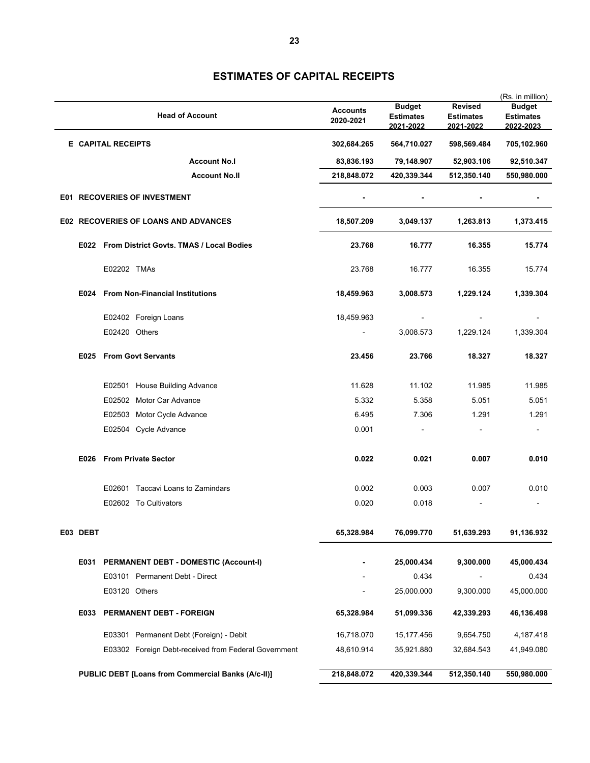# ESTIMATES OF CAPITAL RECEIPTS

(Rs. in million)

| Head of Account | Accounts 2020-2021 | Budget Estimates 2021-2022 | Revised Estimates 2021-2022 | Budget Estimates 2022-2023 |
|---|---|---|---|---|
| **E CAPITAL RECEIPTS** | **302,684.265** | **564,710.027** | **598,569.484** | **705,102.960** |
| **Account No.I** | **83,836.193** | **79,148.907** | **52,903.106** | **92,510.347** |
| **Account No.II** | **218,848.072** | **420,339.344** | **512,350.140** | **550,980.000** |
| **E01 RECOVERIES OF INVESTMENT** | **-** | **-** | **-** | **-** |
| **E02 RECOVERIES OF LOANS AND ADVANCES** | **18,507.209** | **3,049.137** | **1,263.813** | **1,373.415** |
| **E022 From District Govts. TMAS / Local Bodies** | **23.768** | **16.777** | **16.355** | **15.774** |
| E02202 TMAs | 23.768 | 16.777 | 16.355 | 15.774 |
| **E024 From Non-Financial Institutions** | **18,459.963** | **3,008.573** | **1,229.124** | **1,339.304** |
| E02402 Foreign Loans | 18,459.963 | - | - | - |
| E02420 Others | - | 3,008.573 | 1,229.124 | 1,339.304 |
| **E025 From Govt Servants** | **23.456** | **23.766** | **18.327** | **18.327** |
| E02501 House Building Advance | 11.628 | 11.102 | 11.985 | 11.985 |
| E02502 Motor Car Advance | 5.332 | 5.358 | 5.051 | 5.051 |
| E02503 Motor Cycle Advance | 6.495 | 7.306 | 1.291 | 1.291 |
| E02504 Cycle Advance | 0.001 | - | - | - |
| **E026 From Private Sector** | **0.022** | **0.021** | **0.007** | **0.010** |
| E02601 Taccavi Loans to Zamindars | 0.002 | 0.003 | 0.007 | 0.010 |
| E02602 To Cultivators | 0.020 | 0.018 | - | - |
| **E03 DEBT** | **65,328.984** | **76,099.770** | **51,639.293** | **91,136.932** |
| **E031 PERMANENT DEBT - DOMESTIC (Account-I)** | **-** | **25,000.434** | **9,300.000** | **45,000.434** |
| E03101 Permanent Debt - Direct | - | 0.434 | - | 0.434 |
| E03120 Others | - | 25,000.000 | 9,300.000 | 45,000.000 |
| **E033 PERMANENT DEBT - FOREIGN** | **65,328.984** | **51,099.336** | **42,339.293** | **46,136.498** |
| E03301 Permanent Debt (Foreign) - Debit | 16,718.070 | 15,177.456 | 9,654.750 | 4,187.418 |
| E03302 Foreign Debt-received from Federal Government | 48,610.914 | 35,921.880 | 32,684.543 | 41,949.080 |
| **PUBLIC DEBT [Loans from Commercial Banks (A/c-II)]** | **218,848.072** | **420,339.344** | **512,350.140** | **550,980.000** |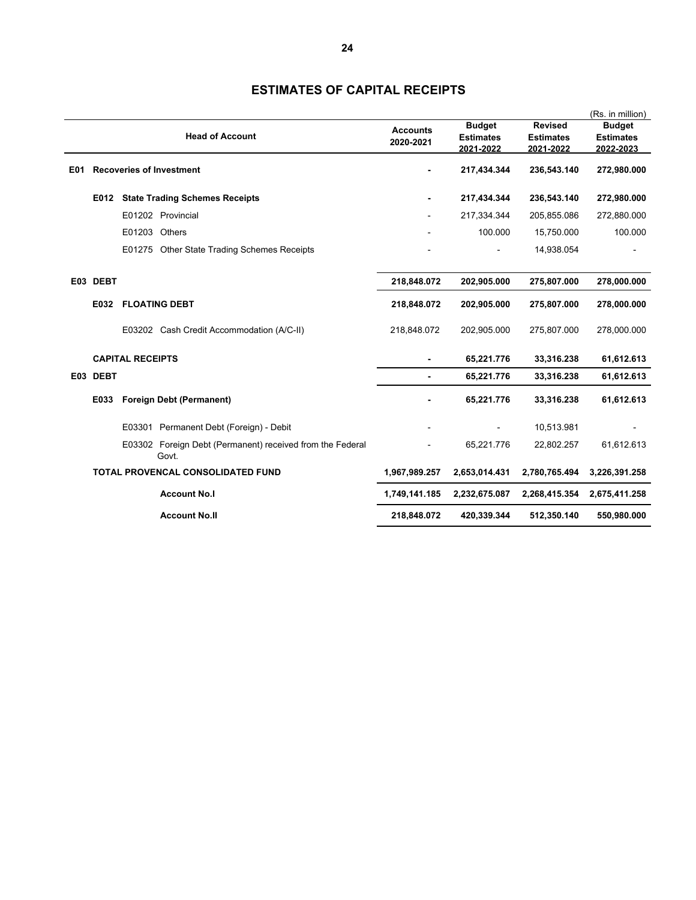# ESTIMATES OF CAPITAL RECEIPTS

(Rs. in million)

| Head of Account | Accounts 2020-2021 | Budget Estimates 2021-2022 | Revised Estimates 2021-2022 | Budget Estimates 2022-2023 |
|---|---|---|---|---|
| **E01 Recoveries of Investment** | **-** | **217,434.344** | **236,543.140** | **272,980.000** |
| **E012 State Trading Schemes Receipts** | **-** | **217,434.344** | **236,543.140** | **272,980.000** |
| E01202 Provincial | - | 217,334.344 | 205,855.086 | 272,880.000 |
| E01203 Others | - | 100.000 | 15,750.000 | 100.000 |
| E01275 Other State Trading Schemes Receipts | - | - | 14,938.054 | - |
| **E03 DEBT** | **218,848.072** | **202,905.000** | **275,807.000** | **278,000.000** |
| **E032 FLOATING DEBT** | **218,848.072** | **202,905.000** | **275,807.000** | **278,000.000** |
| E03202 Cash Credit Accommodation (A/C-II) | 218,848.072 | 202,905.000 | 275,807.000 | 278,000.000 |
| **CAPITAL RECEIPTS** | **-** | **65,221.776** | **33,316.238** | **61,612.613** |
| **E03 DEBT** | **-** | **65,221.776** | **33,316.238** | **61,612.613** |
| **E033 Foreign Debt (Permanent)** | **-** | **65,221.776** | **33,316.238** | **61,612.613** |
| E03301 Permanent Debt (Foreign) - Debit | - | - | 10,513.981 | - |
| E03302 Foreign Debt (Permanent) received from the Federal Govt. | - | 65,221.776 | 22,802.257 | 61,612.613 |
| **TOTAL PROVENCAL CONSOLIDATED FUND** | **1,967,989.257** | **2,653,014.431** | **2,780,765.494** | **3,226,391.258** |
| **Account No.I** | **1,749,141.185** | **2,232,675.087** | **2,268,415.354** | **2,675,411.258** |
| **Account No.II** | **218,848.072** | **420,339.344** | **512,350.140** | **550,980.000** |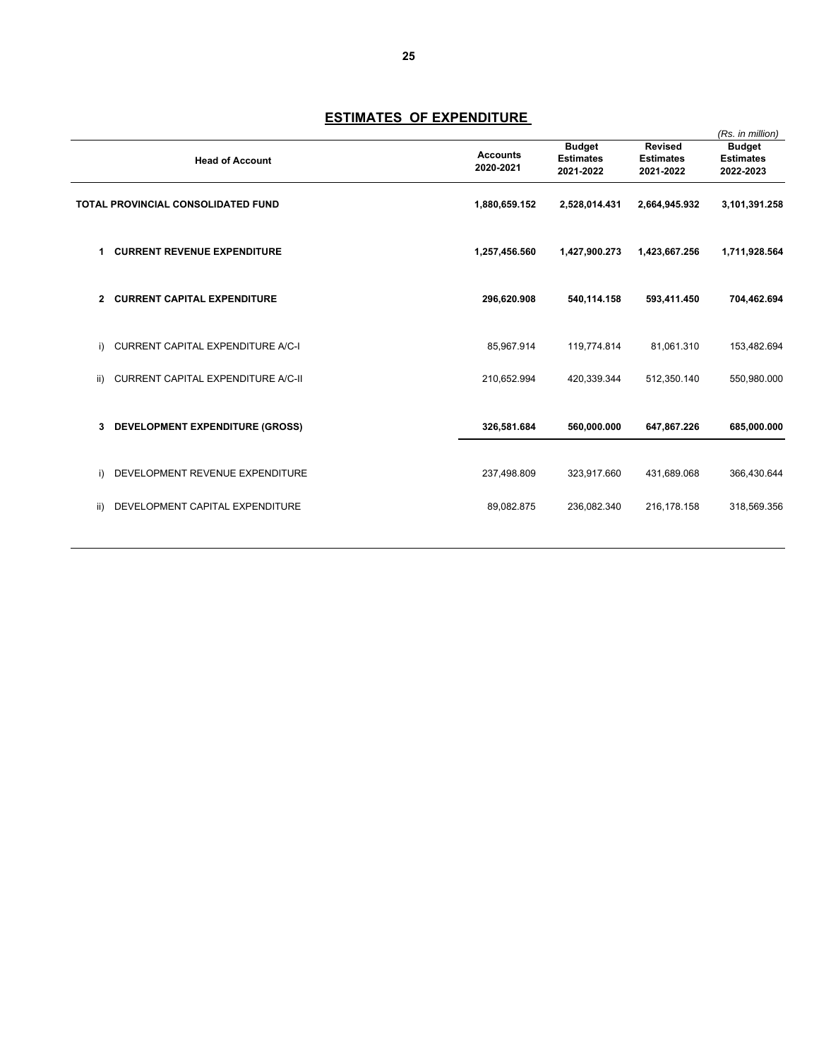## ESTIMATES OF EXPENDITURE

*(Rs. in million)*

| Head of Account | Accounts 2020-2021 | Budget Estimates 2021-2022 | Revised Estimates 2021-2022 | Budget Estimates 2022-2023 |
|---|---|---|---|---|
| **TOTAL PROVINCIAL CONSOLIDATED FUND** | **1,880,659.152** | **2,528,014.431** | **2,664,945.932** | **3,101,391.258** |
| **1 CURRENT REVENUE EXPENDITURE** | **1,257,456.560** | **1,427,900.273** | **1,423,667.256** | **1,711,928.564** |
| **2 CURRENT CAPITAL EXPENDITURE** | **296,620.908** | **540,114.158** | **593,411.450** | **704,462.694** |
| i) CURRENT CAPITAL EXPENDITURE A/C-I | 85,967.914 | 119,774.814 | 81,061.310 | 153,482.694 |
| ii) CURRENT CAPITAL EXPENDITURE A/C-II | 210,652.994 | 420,339.344 | 512,350.140 | 550,980.000 |
| **3 DEVELOPMENT EXPENDITURE (GROSS)** | **326,581.684** | **560,000.000** | **647,867.226** | **685,000.000** |
| i) DEVELOPMENT REVENUE EXPENDITURE | 237,498.809 | 323,917.660 | 431,689.068 | 366,430.644 |
| ii) DEVELOPMENT CAPITAL EXPENDITURE | 89,082.875 | 236,082.340 | 216,178.158 | 318,569.356 |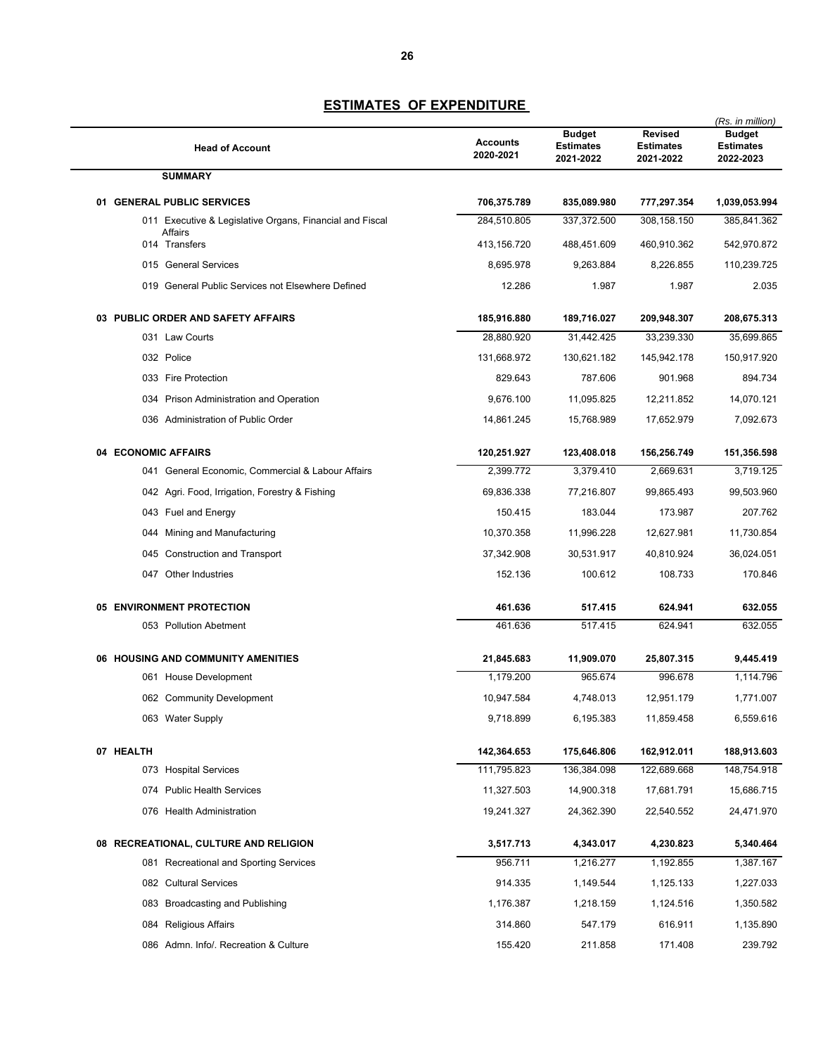## ESTIMATES OF EXPENDITURE

(Rs. in million)

| Head of Account | Accounts 2020-2021 | Budget Estimates 2021-2022 | Revised Estimates 2021-2022 | Budget Estimates 2022-2023 |
|---|---|---|---|---|
| **SUMMARY** | | | | |
| **01 GENERAL PUBLIC SERVICES** | **706,375.789** | **835,089.980** | **777,297.354** | **1,039,053.994** |
| 011 Executive & Legislative Organs, Financial and Fiscal Affairs | 284,510.805 | 337,372.500 | 308,158.150 | 385,841.362 |
| 014 Transfers | 413,156.720 | 488,451.609 | 460,910.362 | 542,970.872 |
| 015 General Services | 8,695.978 | 9,263.884 | 8,226.855 | 110,239.725 |
| 019 General Public Services not Elsewhere Defined | 12.286 | 1.987 | 1.987 | 2.035 |
| **03 PUBLIC ORDER AND SAFETY AFFAIRS** | **185,916.880** | **189,716.027** | **209,948.307** | **208,675.313** |
| 031 Law Courts | 28,880.920 | 31,442.425 | 33,239.330 | 35,699.865 |
| 032 Police | 131,668.972 | 130,621.182 | 145,942.178 | 150,917.920 |
| 033 Fire Protection | 829.643 | 787.606 | 901.968 | 894.734 |
| 034 Prison Administration and Operation | 9,676.100 | 11,095.825 | 12,211.852 | 14,070.121 |
| 036 Administration of Public Order | 14,861.245 | 15,768.989 | 17,652.979 | 7,092.673 |
| **04 ECONOMIC AFFAIRS** | **120,251.927** | **123,408.018** | **156,256.749** | **151,356.598** |
| 041 General Economic, Commercial & Labour Affairs | 2,399.772 | 3,379.410 | 2,669.631 | 3,719.125 |
| 042 Agri. Food, Irrigation, Forestry & Fishing | 69,836.338 | 77,216.807 | 99,865.493 | 99,503.960 |
| 043 Fuel and Energy | 150.415 | 183.044 | 173.987 | 207.762 |
| 044 Mining and Manufacturing | 10,370.358 | 11,996.228 | 12,627.981 | 11,730.854 |
| 045 Construction and Transport | 37,342.908 | 30,531.917 | 40,810.924 | 36,024.051 |
| 047 Other Industries | 152.136 | 100.612 | 108.733 | 170.846 |
| **05 ENVIRONMENT PROTECTION** | **461.636** | **517.415** | **624.941** | **632.055** |
| 053 Pollution Abetment | 461.636 | 517.415 | 624.941 | 632.055 |
| **06 HOUSING AND COMMUNITY AMENITIES** | **21,845.683** | **11,909.070** | **25,807.315** | **9,445.419** |
| 061 House Development | 1,179.200 | 965.674 | 996.678 | 1,114.796 |
| 062 Community Development | 10,947.584 | 4,748.013 | 12,951.179 | 1,771.007 |
| 063 Water Supply | 9,718.899 | 6,195.383 | 11,859.458 | 6,559.616 |
| **07 HEALTH** | **142,364.653** | **175,646.806** | **162,912.011** | **188,913.603** |
| 073 Hospital Services | 111,795.823 | 136,384.098 | 122,689.668 | 148,754.918 |
| 074 Public Health Services | 11,327.503 | 14,900.318 | 17,681.791 | 15,686.715 |
| 076 Health Administration | 19,241.327 | 24,362.390 | 22,540.552 | 24,471.970 |
| **08 RECREATIONAL, CULTURE AND RELIGION** | **3,517.713** | **4,343.017** | **4,230.823** | **5,340.464** |
| 081 Recreational and Sporting Services | 956.711 | 1,216.277 | 1,192.855 | 1,387.167 |
| 082 Cultural Services | 914.335 | 1,149.544 | 1,125.133 | 1,227.033 |
| 083 Broadcasting and Publishing | 1,176.387 | 1,218.159 | 1,124.516 | 1,350.582 |
| 084 Religious Affairs | 314.860 | 547.179 | 616.911 | 1,135.890 |
| 086 Admn. Info/. Recreation & Culture | 155.420 | 211.858 | 171.408 | 239.792 |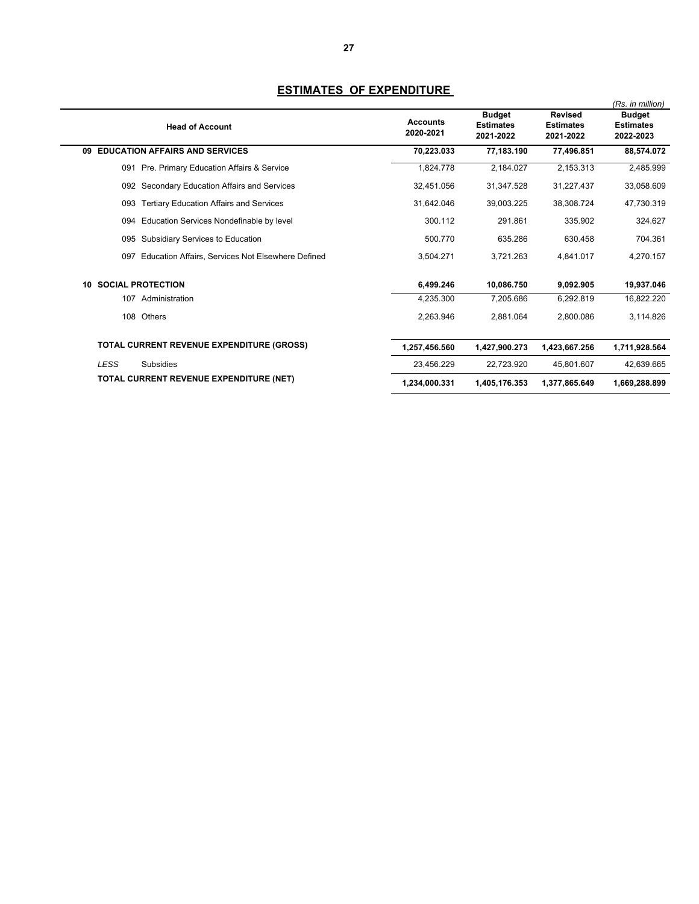## ESTIMATES OF EXPENDITURE

*(Rs. in million)*

| Head of Account | Accounts 2020-2021 | Budget Estimates 2021-2022 | Revised Estimates 2021-2022 | Budget Estimates 2022-2023 |
|---|---|---|---|---|
| **09 EDUCATION AFFAIRS AND SERVICES** | **70,223.033** | **77,183.190** | **77,496.851** | **88,574.072** |
| 091 Pre. Primary Education Affairs & Service | 1,824.778 | 2,184.027 | 2,153.313 | 2,485.999 |
| 092 Secondary Education Affairs and Services | 32,451.056 | 31,347.528 | 31,227.437 | 33,058.609 |
| 093 Tertiary Education Affairs and Services | 31,642.046 | 39,003.225 | 38,308.724 | 47,730.319 |
| 094 Education Services Nondefinable by level | 300.112 | 291.861 | 335.902 | 324.627 |
| 095 Subsidiary Services to Education | 500.770 | 635.286 | 630.458 | 704.361 |
| 097 Education Affairs, Services Not Elsewhere Defined | 3,504.271 | 3,721.263 | 4,841.017 | 4,270.157 |
| **10 SOCIAL PROTECTION** | **6,499.246** | **10,086.750** | **9,092.905** | **19,937.046** |
| 107 Administration | 4,235.300 | 7,205.686 | 6,292.819 | 16,822.220 |
| 108 Others | 2,263.946 | 2,881.064 | 2,800.086 | 3,114.826 |
| **TOTAL CURRENT REVENUE EXPENDITURE (GROSS)** | **1,257,456.560** | **1,427,900.273** | **1,423,667.256** | **1,711,928.564** |
| *LESS* Subsidies | 23,456.229 | 22,723.920 | 45,801.607 | 42,639.665 |
| **TOTAL CURRENT REVENUE EXPENDITURE (NET)** | **1,234,000.331** | **1,405,176.353** | **1,377,865.649** | **1,669,288.899** |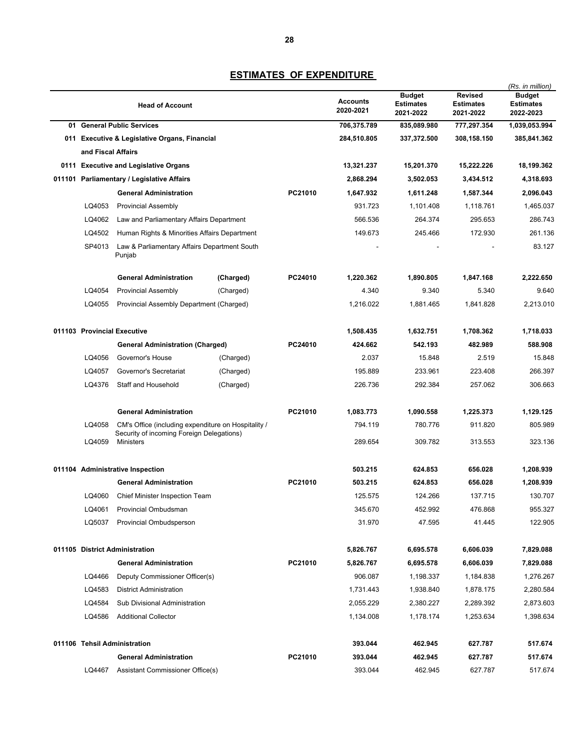## ESTIMATES OF EXPENDITURE

*(Rs. in million)*

| | | Head of Account | | | Accounts 2020-2021 | Budget Estimates 2021-2022 | Revised Estimates 2021-2022 | Budget Estimates 2022-2023 |
|---|---|---|---|---|---|---|---|---|
| **01** | | **General Public Services** | | | **706,375.789** | **835,089.980** | **777,297.354** | **1,039,053.994** |
| **011** | | **Executive & Legislative Organs, Financial and Fiscal Affairs** | | | **284,510.805** | **337,372.500** | **308,158.150** | **385,841.362** |
| **0111** | | **Executive and Legislative Organs** | | | **13,321.237** | **15,201.370** | **15,222.226** | **18,199.362** |
| **011101** | | **Parliamentary / Legislative Affairs** | | | **2,868.294** | **3,502.053** | **3,434.512** | **4,318.693** |
| | | **General Administration** | | **PC21010** | **1,647.932** | **1,611.248** | **1,587.344** | **2,096.043** |
| | LQ4053 | Provincial Assembly | | | 931.723 | 1,101.408 | 1,118.761 | 1,465.037 |
| | LQ4062 | Law and Parliamentary Affairs Department | | | 566.536 | 264.374 | 295.653 | 286.743 |
| | LQ4502 | Human Rights & Minorities Affairs Department | | | 149.673 | 245.466 | 172.930 | 261.136 |
| | SP4013 | Law & Parliamentary Affairs Department South Punjab | | | - | - | - | 83.127 |
| | | **General Administration** | **(Charged)** | **PC24010** | **1,220.362** | **1,890.805** | **1,847.168** | **2,222.650** |
| | LQ4054 | Provincial Assembly | (Charged) | | 4.340 | 9.340 | 5.340 | 9.640 |
| | LQ4055 | Provincial Assembly Department (Charged) | | | 1,216.022 | 1,881.465 | 1,841.828 | 2,213.010 |
| **011103** | | **Provincial Executive** | | | **1,508.435** | **1,632.751** | **1,708.362** | **1,718.033** |
| | | **General Administration (Charged)** | | **PC24010** | **424.662** | **542.193** | **482.989** | **588.908** |
| | LQ4056 | Governor's House | (Charged) | | 2.037 | 15.848 | 2.519 | 15.848 |
| | LQ4057 | Governor's Secretariat | (Charged) | | 195.889 | 233.961 | 223.408 | 266.397 |
| | LQ4376 | Staff and Household | (Charged) | | 226.736 | 292.384 | 257.062 | 306.663 |
| | | **General Administration** | | **PC21010** | **1,083.773** | **1,090.558** | **1,225.373** | **1,129.125** |
| | LQ4058 | CM's Office (including expenditure on Hospitality / Security of incoming Foreign Delegations) | | | 794.119 | 780.776 | 911.820 | 805.989 |
| | LQ4059 | Ministers | | | 289.654 | 309.782 | 313.553 | 323.136 |
| **011104** | | **Administrative Inspection** | | | **503.215** | **624.853** | **656.028** | **1,208.939** |
| | | **General Administration** | | **PC21010** | **503.215** | **624.853** | **656.028** | **1,208.939** |
| | LQ4060 | Chief Minister Inspection Team | | | 125.575 | 124.266 | 137.715 | 130.707 |
| | LQ4061 | Provincial Ombudsman | | | 345.670 | 452.992 | 476.868 | 955.327 |
| | LQ5037 | Provincial Ombudsperson | | | 31.970 | 47.595 | 41.445 | 122.905 |
| **011105** | | **District Administration** | | | **5,826.767** | **6,695.578** | **6,606.039** | **7,829.088** |
| | | **General Administration** | | **PC21010** | **5,826.767** | **6,695.578** | **6,606.039** | **7,829.088** |
| | LQ4466 | Deputy Commissioner Officer(s) | | | 906.087 | 1,198.337 | 1,184.838 | 1,276.267 |
| | LQ4583 | District Administration | | | 1,731.443 | 1,938.840 | 1,878.175 | 2,280.584 |
| | LQ4584 | Sub Divisional Administration | | | 2,055.229 | 2,380.227 | 2,289.392 | 2,873.603 |
| | LQ4586 | Additional Collector | | | 1,134.008 | 1,178.174 | 1,253.634 | 1,398.634 |
| **011106** | | **Tehsil Administration** | | | **393.044** | **462.945** | **627.787** | **517.674** |
| | | **General Administration** | | **PC21010** | **393.044** | **462.945** | **627.787** | **517.674** |
| | LQ4467 | Assistant Commissioner Office(s) | | | 393.044 | 462.945 | 627.787 | 517.674 |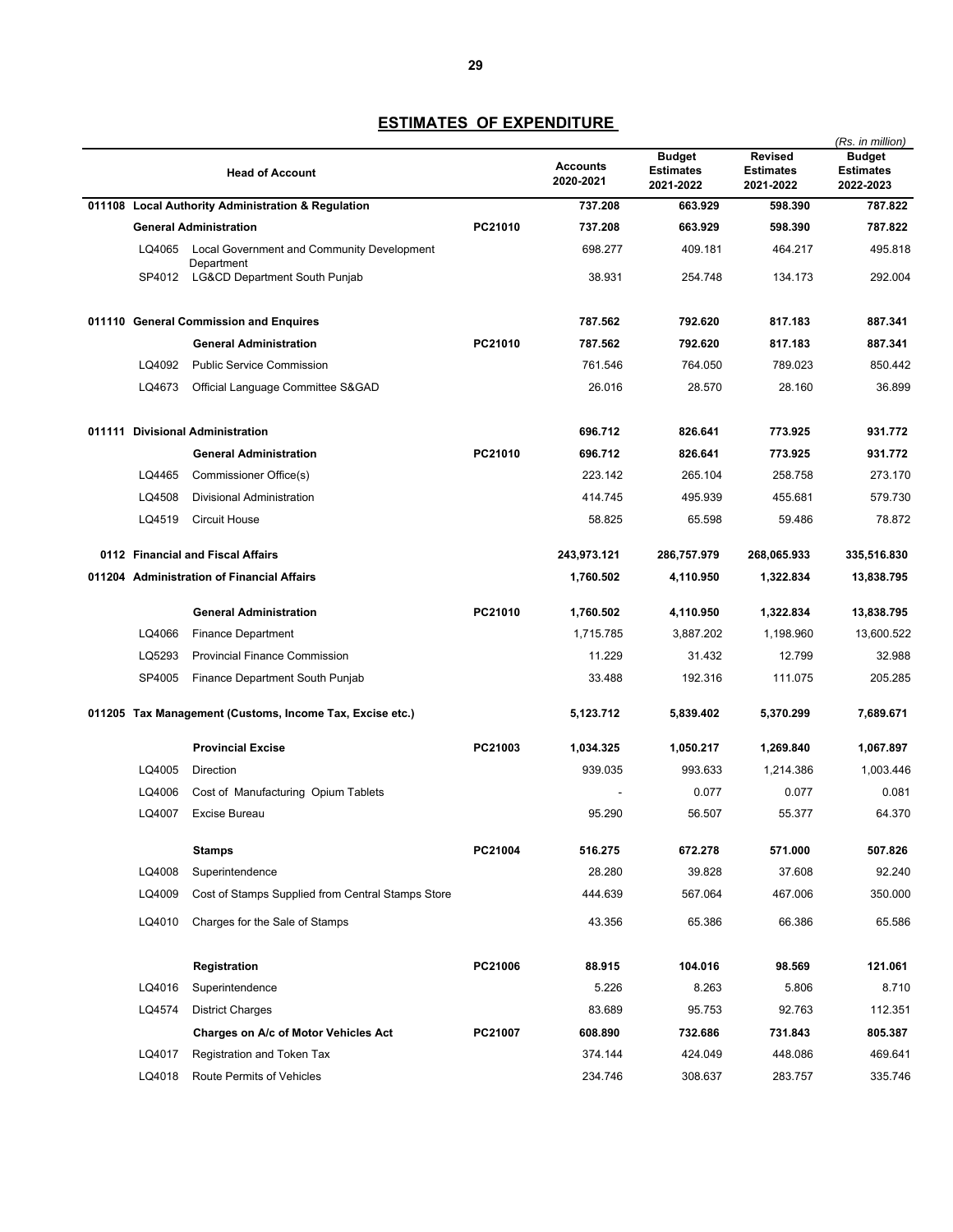## ESTIMATES OF EXPENDITURE

(Rs. in million)

| | Head of Account | | Accounts 2020-2021 | Budget Estimates 2021-2022 | Revised Estimates 2021-2022 | Budget Estimates 2022-2023 |
|---|---|---|---|---|---|---|
| **011108** | **Local Authority Administration & Regulation** | | **737.208** | **663.929** | **598.390** | **787.822** |
| | **General Administration** | **PC21010** | **737.208** | **663.929** | **598.390** | **787.822** |
| LQ4065 | Local Government and Community Development Department | | 698.277 | 409.181 | 464.217 | 495.818 |
| SP4012 | LG&CD Department South Punjab | | 38.931 | 254.748 | 134.173 | 292.004 |
| **011110** | **General Commission and Enquires** | | **787.562** | **792.620** | **817.183** | **887.341** |
| | **General Administration** | **PC21010** | **787.562** | **792.620** | **817.183** | **887.341** |
| LQ4092 | Public Service Commission | | 761.546 | 764.050 | 789.023 | 850.442 |
| LQ4673 | Official Language Committee S&GAD | | 26.016 | 28.570 | 28.160 | 36.899 |
| **011111** | **Divisional Administration** | | **696.712** | **826.641** | **773.925** | **931.772** |
| | **General Administration** | **PC21010** | **696.712** | **826.641** | **773.925** | **931.772** |
| LQ4465 | Commissioner Office(s) | | 223.142 | 265.104 | 258.758 | 273.170 |
| LQ4508 | Divisional Administration | | 414.745 | 495.939 | 455.681 | 579.730 |
| LQ4519 | Circuit House | | 58.825 | 65.598 | 59.486 | 78.872 |
| **0112** | **Financial and Fiscal Affairs** | | **243,973.121** | **286,757.979** | **268,065.933** | **335,516.830** |
| **011204** | **Administration of Financial Affairs** | | **1,760.502** | **4,110.950** | **1,322.834** | **13,838.795** |
| | **General Administration** | **PC21010** | **1,760.502** | **4,110.950** | **1,322.834** | **13,838.795** |
| LQ4066 | Finance Department | | 1,715.785 | 3,887.202 | 1,198.960 | 13,600.522 |
| LQ5293 | Provincial Finance Commission | | 11.229 | 31.432 | 12.799 | 32.988 |
| SP4005 | Finance Department South Punjab | | 33.488 | 192.316 | 111.075 | 205.285 |
| **011205** | **Tax Management (Customs, Income Tax, Excise etc.)** | | **5,123.712** | **5,839.402** | **5,370.299** | **7,689.671** |
| | **Provincial Excise** | **PC21003** | **1,034.325** | **1,050.217** | **1,269.840** | **1,067.897** |
| LQ4005 | Direction | | 939.035 | 993.633 | 1,214.386 | 1,003.446 |
| LQ4006 | Cost of Manufacturing Opium Tablets | | - | 0.077 | 0.077 | 0.081 |
| LQ4007 | Excise Bureau | | 95.290 | 56.507 | 55.377 | 64.370 |
| | **Stamps** | **PC21004** | **516.275** | **672.278** | **571.000** | **507.826** |
| LQ4008 | Superintendence | | 28.280 | 39.828 | 37.608 | 92.240 |
| LQ4009 | Cost of Stamps Supplied from Central Stamps Store | | 444.639 | 567.064 | 467.006 | 350.000 |
| LQ4010 | Charges for the Sale of Stamps | | 43.356 | 65.386 | 66.386 | 65.586 |
| | **Registration** | **PC21006** | **88.915** | **104.016** | **98.569** | **121.061** |
| LQ4016 | Superintendence | | 5.226 | 8.263 | 5.806 | 8.710 |
| LQ4574 | District Charges | | 83.689 | 95.753 | 92.763 | 112.351 |
| | **Charges on A/c of Motor Vehicles Act** | **PC21007** | **608.890** | **732.686** | **731.843** | **805.387** |
| LQ4017 | Registration and Token Tax | | 374.144 | 424.049 | 448.086 | 469.641 |
| LQ4018 | Route Permits of Vehicles | | 234.746 | 308.637 | 283.757 | 335.746 |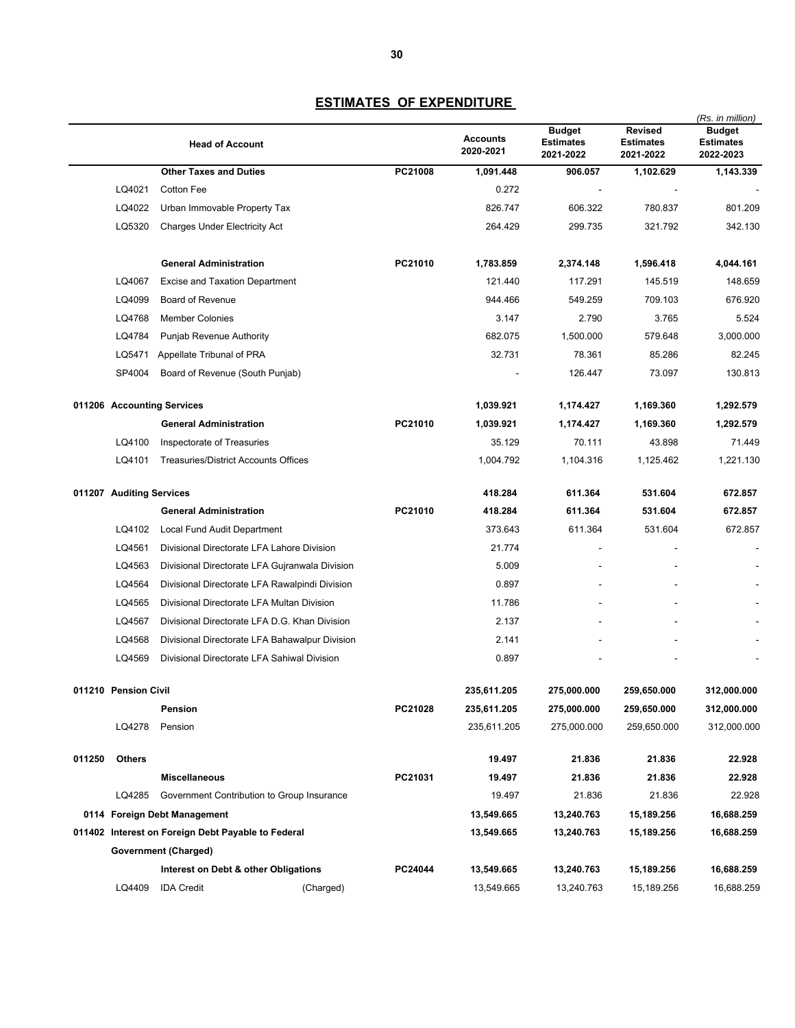## ESTIMATES OF EXPENDITURE

*(Rs. in million)*

| | Head of Account | | Accounts 2020-2021 | Budget Estimates 2021-2022 | Revised Estimates 2021-2022 | Budget Estimates 2022-2023 |
|---|---|---|---|---|---|---|
| | **Other Taxes and Duties** | **PC21008** | **1,091.448** | **906.057** | **1,102.629** | **1,143.339** |
| LQ4021 | Cotton Fee | | 0.272 | - | - | - |
| LQ4022 | Urban Immovable Property Tax | | 826.747 | 606.322 | 780.837 | 801.209 |
| LQ5320 | Charges Under Electricity Act | | 264.429 | 299.735 | 321.792 | 342.130 |
| | **General Administration** | **PC21010** | **1,783.859** | **2,374.148** | **1,596.418** | **4,044.161** |
| LQ4067 | Excise and Taxation Department | | 121.440 | 117.291 | 145.519 | 148.659 |
| LQ4099 | Board of Revenue | | 944.466 | 549.259 | 709.103 | 676.920 |
| LQ4768 | Member Colonies | | 3.147 | 2.790 | 3.765 | 5.524 |
| LQ4784 | Punjab Revenue Authority | | 682.075 | 1,500.000 | 579.648 | 3,000.000 |
| LQ5471 | Appellate Tribunal of PRA | | 32.731 | 78.361 | 85.286 | 82.245 |
| SP4004 | Board of Revenue (South Punjab) | | - | 126.447 | 73.097 | 130.813 |
| **011206** | **Accounting Services** | | **1,039.921** | **1,174.427** | **1,169.360** | **1,292.579** |
| | **General Administration** | **PC21010** | **1,039.921** | **1,174.427** | **1,169.360** | **1,292.579** |
| LQ4100 | Inspectorate of Treasuries | | 35.129 | 70.111 | 43.898 | 71.449 |
| LQ4101 | Treasuries/District Accounts Offices | | 1,004.792 | 1,104.316 | 1,125.462 | 1,221.130 |
| **011207** | **Auditing Services** | | **418.284** | **611.364** | **531.604** | **672.857** |
| | **General Administration** | **PC21010** | **418.284** | **611.364** | **531.604** | **672.857** |
| LQ4102 | Local Fund Audit Department | | 373.643 | 611.364 | 531.604 | 672.857 |
| LQ4561 | Divisional Directorate LFA Lahore Division | | 21.774 | - | - | - |
| LQ4563 | Divisional Directorate LFA Gujranwala Division | | 5.009 | - | - | - |
| LQ4564 | Divisional Directorate LFA Rawalpindi Division | | 0.897 | - | - | - |
| LQ4565 | Divisional Directorate LFA Multan Division | | 11.786 | - | - | - |
| LQ4567 | Divisional Directorate LFA D.G. Khan Division | | 2.137 | - | - | - |
| LQ4568 | Divisional Directorate LFA Bahawalpur Division | | 2.141 | - | - | - |
| LQ4569 | Divisional Directorate LFA Sahiwal Division | | 0.897 | - | - | - |
| **011210** | **Pension Civil** | | **235,611.205** | **275,000.000** | **259,650.000** | **312,000.000** |
| | **Pension** | **PC21028** | **235,611.205** | **275,000.000** | **259,650.000** | **312,000.000** |
| LQ4278 | Pension | | 235,611.205 | 275,000.000 | 259,650.000 | 312,000.000 |
| **011250** | **Others** | | **19.497** | **21.836** | **21.836** | **22.928** |
| | **Miscellaneous** | **PC21031** | **19.497** | **21.836** | **21.836** | **22.928** |
| LQ4285 | Government Contribution to Group Insurance | | 19.497 | 21.836 | 21.836 | 22.928 |
| **0114** | **Foreign Debt Management** | | **13,549.665** | **13,240.763** | **15,189.256** | **16,688.259** |
| **011402** | **Interest on Foreign Debt Payable to Federal Government (Charged)** | | **13,549.665** | **13,240.763** | **15,189.256** | **16,688.259** |
| | **Interest on Debt & other Obligations** | **PC24044** | **13,549.665** | **13,240.763** | **15,189.256** | **16,688.259** |
| LQ4409 | IDA Credit (Charged) | | 13,549.665 | 13,240.763 | 15,189.256 | 16,688.259 |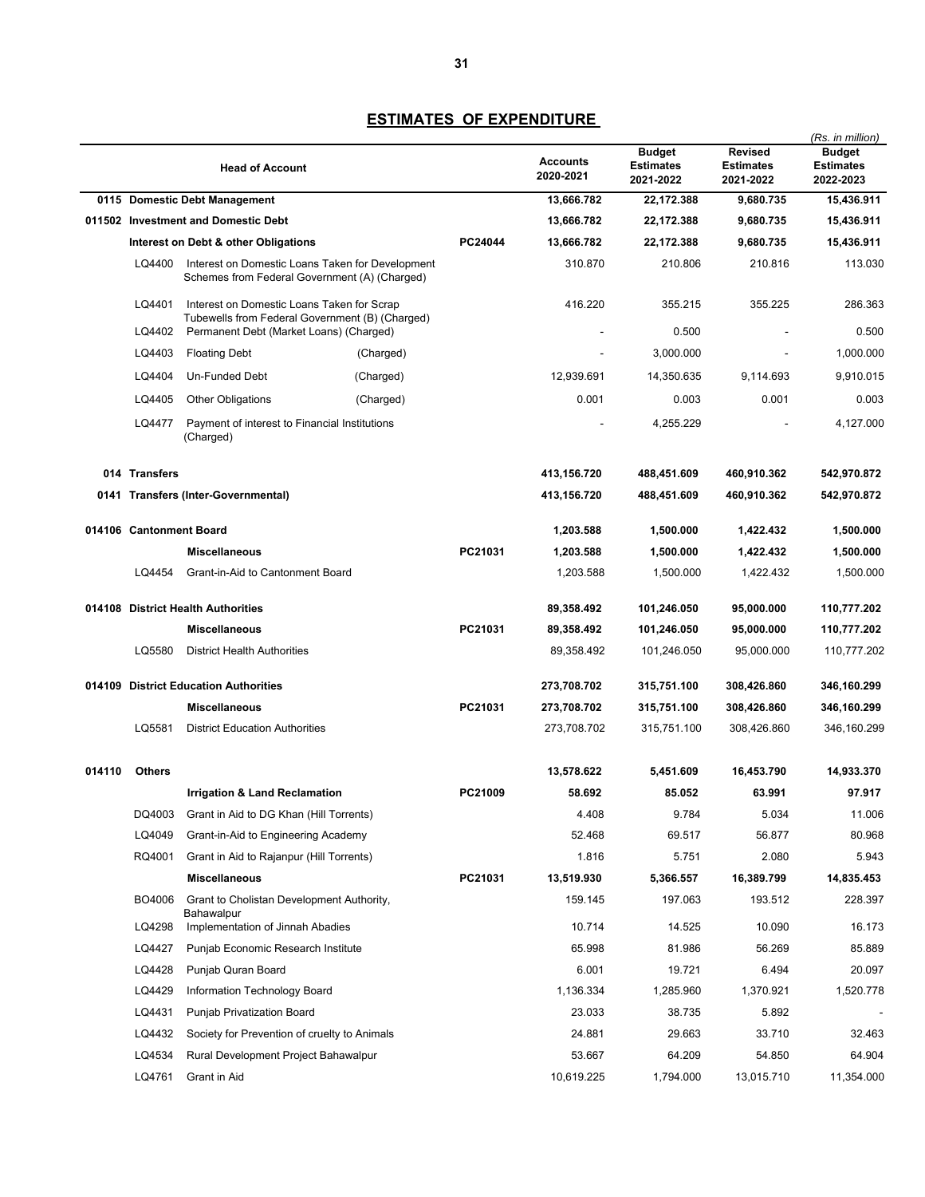## ESTIMATES OF EXPENDITURE

(Rs. in million)

| | Head of Account | | | Accounts 2020-2021 | Budget Estimates 2021-2022 | Revised Estimates 2021-2022 | Budget Estimates 2022-2023 |
|---|---|---|---|---|---|---|---|
| **0115** | **Domestic Debt Management** | | | **13,666.782** | **22,172.388** | **9,680.735** | **15,436.911** |
| **011502** | **Investment and Domestic Debt** | | | **13,666.782** | **22,172.388** | **9,680.735** | **15,436.911** |
| | **Interest on Debt & other Obligations** | | **PC24044** | **13,666.782** | **22,172.388** | **9,680.735** | **15,436.911** |
| LQ4400 | Interest on Domestic Loans Taken for Development Schemes from Federal Government (A) (Charged) | | | 310.870 | 210.806 | 210.816 | 113.030 |
| LQ4401 | Interest on Domestic Loans Taken for Scrap Tubewells from Federal Government (B) (Charged) | | | 416.220 | 355.215 | 355.225 | 286.363 |
| LQ4402 | Permanent Debt (Market Loans) (Charged) | | | - | 0.500 | - | 0.500 |
| LQ4403 | Floating Debt | (Charged) | | - | 3,000.000 | - | 1,000.000 |
| LQ4404 | Un-Funded Debt | (Charged) | | 12,939.691 | 14,350.635 | 9,114.693 | 9,910.015 |
| LQ4405 | Other Obligations | (Charged) | | 0.001 | 0.003 | 0.001 | 0.003 |
| LQ4477 | Payment of interest to Financial Institutions (Charged) | | | - | 4,255.229 | - | 4,127.000 |
| **014** | **Transfers** | | | **413,156.720** | **488,451.609** | **460,910.362** | **542,970.872** |
| **0141** | **Transfers (Inter-Governmental)** | | | **413,156.720** | **488,451.609** | **460,910.362** | **542,970.872** |
| **014106** | **Cantonment Board** | | | **1,203.588** | **1,500.000** | **1,422.432** | **1,500.000** |
| | **Miscellaneous** | | **PC21031** | **1,203.588** | **1,500.000** | **1,422.432** | **1,500.000** |
| LQ4454 | Grant-in-Aid to Cantonment Board | | | 1,203.588 | 1,500.000 | 1,422.432 | 1,500.000 |
| **014108** | **District Health Authorities** | | | **89,358.492** | **101,246.050** | **95,000.000** | **110,777.202** |
| | **Miscellaneous** | | **PC21031** | **89,358.492** | **101,246.050** | **95,000.000** | **110,777.202** |
| LQ5580 | District Health Authorities | | | 89,358.492 | 101,246.050 | 95,000.000 | 110,777.202 |
| **014109** | **District Education Authorities** | | | **273,708.702** | **315,751.100** | **308,426.860** | **346,160.299** |
| | **Miscellaneous** | | **PC21031** | **273,708.702** | **315,751.100** | **308,426.860** | **346,160.299** |
| LQ5581 | District Education Authorities | | | 273,708.702 | 315,751.100 | 308,426.860 | 346,160.299 |
| **014110** | **Others** | | | **13,578.622** | **5,451.609** | **16,453.790** | **14,933.370** |
| | **Irrigation & Land Reclamation** | | **PC21009** | **58.692** | **85.052** | **63.991** | **97.917** |
| DQ4003 | Grant in Aid to DG Khan (Hill Torrents) | | | 4.408 | 9.784 | 5.034 | 11.006 |
| LQ4049 | Grant-in-Aid to Engineering Academy | | | 52.468 | 69.517 | 56.877 | 80.968 |
| RQ4001 | Grant in Aid to Rajanpur (Hill Torrents) | | | 1.816 | 5.751 | 2.080 | 5.943 |
| | **Miscellaneous** | | **PC21031** | **13,519.930** | **5,366.557** | **16,389.799** | **14,835.453** |
| BO4006 | Grant to Cholistan Development Authority, Bahawalpur | | | 159.145 | 197.063 | 193.512 | 228.397 |
| LQ4298 | Implementation of Jinnah Abadies | | | 10.714 | 14.525 | 10.090 | 16.173 |
| LQ4427 | Punjab Economic Research Institute | | | 65.998 | 81.986 | 56.269 | 85.889 |
| LQ4428 | Punjab Quran Board | | | 6.001 | 19.721 | 6.494 | 20.097 |
| LQ4429 | Information Technology Board | | | 1,136.334 | 1,285.960 | 1,370.921 | 1,520.778 |
| LQ4431 | Punjab Privatization Board | | | 23.033 | 38.735 | 5.892 | - |
| LQ4432 | Society for Prevention of cruelty to Animals | | | 24.881 | 29.663 | 33.710 | 32.463 |
| LQ4534 | Rural Development Project Bahawalpur | | | 53.667 | 64.209 | 54.850 | 64.904 |
| LQ4761 | Grant in Aid | | | 10,619.225 | 1,794.000 | 13,015.710 | 11,354.000 |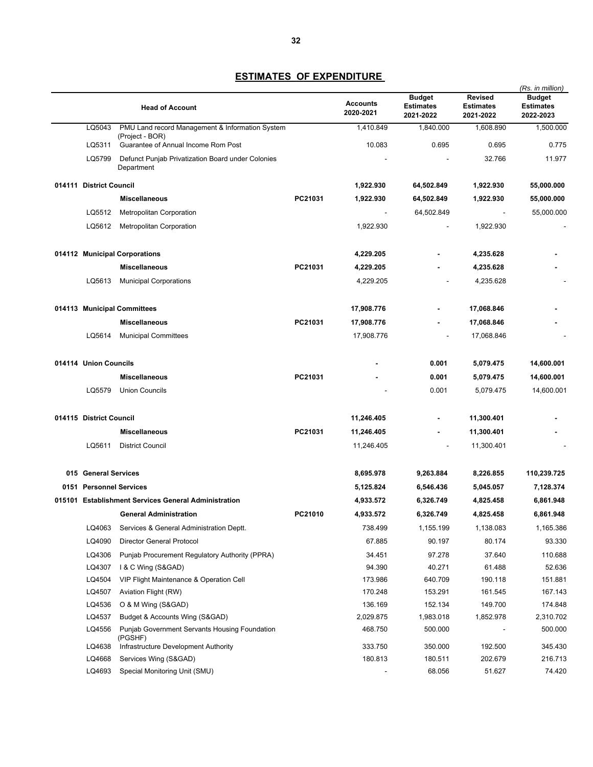## ESTIMATES OF EXPENDITURE

(Rs. in million)

| Head of Account | | | Accounts 2020-2021 | Budget Estimates 2021-2022 | Revised Estimates 2021-2022 | Budget Estimates 2022-2023 |
|---|---|---|---|---|---|---|
| LQ5043 | PMU Land record Management & Information System (Project - BOR) | | 1,410.849 | 1,840.000 | 1,608.890 | 1,500.000 |
| LQ5311 | Guarantee of Annual Income Rom Post | | 10.083 | 0.695 | 0.695 | 0.775 |
| LQ5799 | Defunct Punjab Privatization Board under Colonies Department | | - | - | 32.766 | 11.977 |
| **014111** | **District Council** | | **1,922.930** | **64,502.849** | **1,922.930** | **55,000.000** |
| | **Miscellaneous** | **PC21031** | **1,922.930** | **64,502.849** | **1,922.930** | **55,000.000** |
| LQ5512 | Metropolitan Corporation | | - | 64,502.849 | - | 55,000.000 |
| LQ5612 | Metropolitan Corporation | | 1,922.930 | - | 1,922.930 | - |
| **014112** | **Municipal Corporations** | | **4,229.205** | **-** | **4,235.628** | **-** |
| | **Miscellaneous** | **PC21031** | **4,229.205** | **-** | **4,235.628** | **-** |
| LQ5613 | Municipal Corporations | | 4,229.205 | - | 4,235.628 | - |
| **014113** | **Municipal Committees** | | **17,908.776** | **-** | **17,068.846** | **-** |
| | **Miscellaneous** | **PC21031** | **17,908.776** | **-** | **17,068.846** | **-** |
| LQ5614 | Municipal Committees | | 17,908.776 | - | 17,068.846 | - |
| **014114** | **Union Councils** | | **-** | **0.001** | **5,079.475** | **14,600.001** |
| | **Miscellaneous** | **PC21031** | **-** | **0.001** | **5,079.475** | **14,600.001** |
| LQ5579 | Union Councils | | - | 0.001 | 5,079.475 | 14,600.001 |
| **014115** | **District Council** | | **11,246.405** | **-** | **11,300.401** | **-** |
| | **Miscellaneous** | **PC21031** | **11,246.405** | **-** | **11,300.401** | **-** |
| LQ5611 | District Council | | 11,246.405 | - | 11,300.401 | - |
| **015** | **General Services** | | **8,695.978** | **9,263.884** | **8,226.855** | **110,239.725** |
| **0151** | **Personnel Services** | | **5,125.824** | **6,546.436** | **5,045.057** | **7,128.374** |
| **015101** | **Establishment Services General Administration** | | **4,933.572** | **6,326.749** | **4,825.458** | **6,861.948** |
| | **General Administration** | **PC21010** | **4,933.572** | **6,326.749** | **4,825.458** | **6,861.948** |
| LQ4063 | Services & General Administration Deptt. | | 738.499 | 1,155.199 | 1,138.083 | 1,165.386 |
| LQ4090 | Director General Protocol | | 67.885 | 90.197 | 80.174 | 93.330 |
| LQ4306 | Punjab Procurement Regulatory Authority (PPRA) | | 34.451 | 97.278 | 37.640 | 110.688 |
| LQ4307 | I & C Wing (S&GAD) | | 94.390 | 40.271 | 61.488 | 52.636 |
| LQ4504 | VIP Flight Maintenance & Operation Cell | | 173.986 | 640.709 | 190.118 | 151.881 |
| LQ4507 | Aviation Flight (RW) | | 170.248 | 153.291 | 161.545 | 167.143 |
| LQ4536 | O & M Wing (S&GAD) | | 136.169 | 152.134 | 149.700 | 174.848 |
| LQ4537 | Budget & Accounts Wing (S&GAD) | | 2,029.875 | 1,983.018 | 1,852.978 | 2,310.702 |
| LQ4556 | Punjab Government Servants Housing Foundation (PGSHF) | | 468.750 | 500.000 | - | 500.000 |
| LQ4638 | Infrastructure Development Authority | | 333.750 | 350.000 | 192.500 | 345.430 |
| LQ4668 | Services Wing (S&GAD) | | 180.813 | 180.511 | 202.679 | 216.713 |
| LQ4693 | Special Monitoring Unit (SMU) | | - | 68.056 | 51.627 | 74.420 |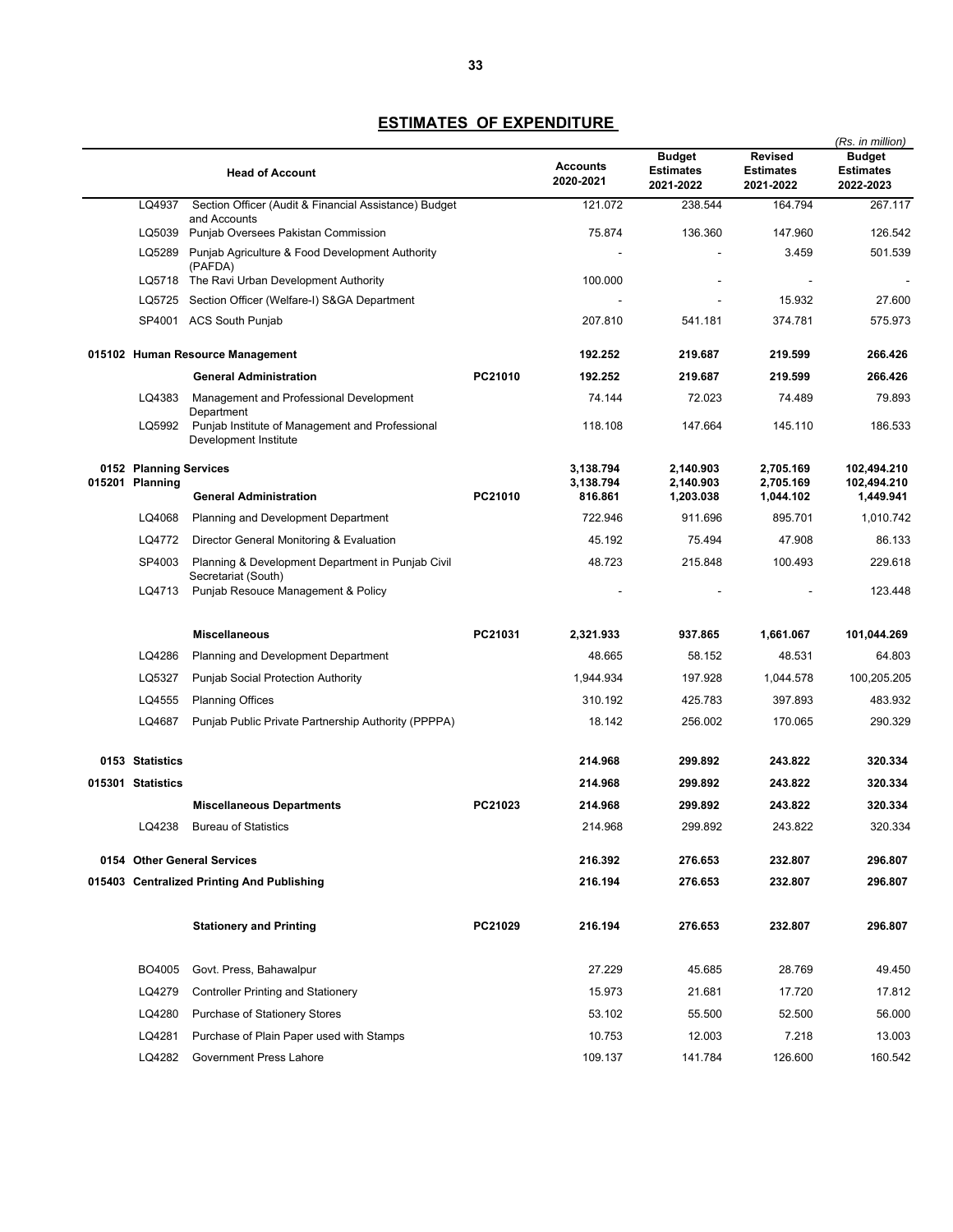## ESTIMATES OF EXPENDITURE

*(Rs. in million)*

| | Head of Account | | Accounts 2020-2021 | Budget Estimates 2021-2022 | Revised Estimates 2021-2022 | Budget Estimates 2022-2023 |
|---|---|---|---|---|---|---|
| LQ4937 | Section Officer (Audit & Financial Assistance) Budget and Accounts | | 121.072 | 238.544 | 164.794 | 267.117 |
| LQ5039 | Punjab Oversees Pakistan Commission | | 75.874 | 136.360 | 147.960 | 126.542 |
| LQ5289 | Punjab Agriculture & Food Development Authority (PAFDA) | | - | - | 3.459 | 501.539 |
| LQ5718 | The Ravi Urban Development Authority | | 100.000 | - | - | - |
| LQ5725 | Section Officer (Welfare-I) S&GA Department | | - | - | 15.932 | 27.600 |
| SP4001 | ACS South Punjab | | 207.810 | 541.181 | 374.781 | 575.973 |
| **015102** | **Human Resource Management** | | **192.252** | **219.687** | **219.599** | **266.426** |
| | **General Administration** | **PC21010** | **192.252** | **219.687** | **219.599** | **266.426** |
| LQ4383 | Management and Professional Development Department | | 74.144 | 72.023 | 74.489 | 79.893 |
| LQ5992 | Punjab Institute of Management and Professional Development Institute | | 118.108 | 147.664 | 145.110 | 186.533 |
| **0152** | **Planning Services** | | **3,138.794** | **2,140.903** | **2,705.169** | **102,494.210** |
| **015201** | **Planning** | | **3,138.794** | **2,140.903** | **2,705.169** | **102,494.210** |
| | **General Administration** | **PC21010** | **816.861** | **1,203.038** | **1,044.102** | **1,449.941** |
| LQ4068 | Planning and Development Department | | 722.946 | 911.696 | 895.701 | 1,010.742 |
| LQ4772 | Director General Monitoring & Evaluation | | 45.192 | 75.494 | 47.908 | 86.133 |
| SP4003 | Planning & Development Department in Punjab Civil Secretariat (South) | | 48.723 | 215.848 | 100.493 | 229.618 |
| LQ4713 | Punjab Resouce Management & Policy | | - | - | - | 123.448 |
| | **Miscellaneous** | **PC21031** | **2,321.933** | **937.865** | **1,661.067** | **101,044.269** |
| LQ4286 | Planning and Development Department | | 48.665 | 58.152 | 48.531 | 64.803 |
| LQ5327 | Punjab Social Protection Authority | | 1,944.934 | 197.928 | 1,044.578 | 100,205.205 |
| LQ4555 | Planning Offices | | 310.192 | 425.783 | 397.893 | 483.932 |
| LQ4687 | Punjab Public Private Partnership Authority (PPPPA) | | 18.142 | 256.002 | 170.065 | 290.329 |
| **0153** | **Statistics** | | **214.968** | **299.892** | **243.822** | **320.334** |
| **015301** | **Statistics** | | **214.968** | **299.892** | **243.822** | **320.334** |
| | **Miscellaneous Departments** | **PC21023** | **214.968** | **299.892** | **243.822** | **320.334** |
| LQ4238 | Bureau of Statistics | | 214.968 | 299.892 | 243.822 | 320.334 |
| **0154** | **Other General Services** | | **216.392** | **276.653** | **232.807** | **296.807** |
| **015403** | **Centralized Printing And Publishing** | | **216.194** | **276.653** | **232.807** | **296.807** |
| | **Stationery and Printing** | **PC21029** | **216.194** | **276.653** | **232.807** | **296.807** |
| BO4005 | Govt. Press, Bahawalpur | | 27.229 | 45.685 | 28.769 | 49.450 |
| LQ4279 | Controller Printing and Stationery | | 15.973 | 21.681 | 17.720 | 17.812 |
| LQ4280 | Purchase of Stationery Stores | | 53.102 | 55.500 | 52.500 | 56.000 |
| LQ4281 | Purchase of Plain Paper used with Stamps | | 10.753 | 12.003 | 7.218 | 13.003 |
| LQ4282 | Government Press Lahore | | 109.137 | 141.784 | 126.600 | 160.542 |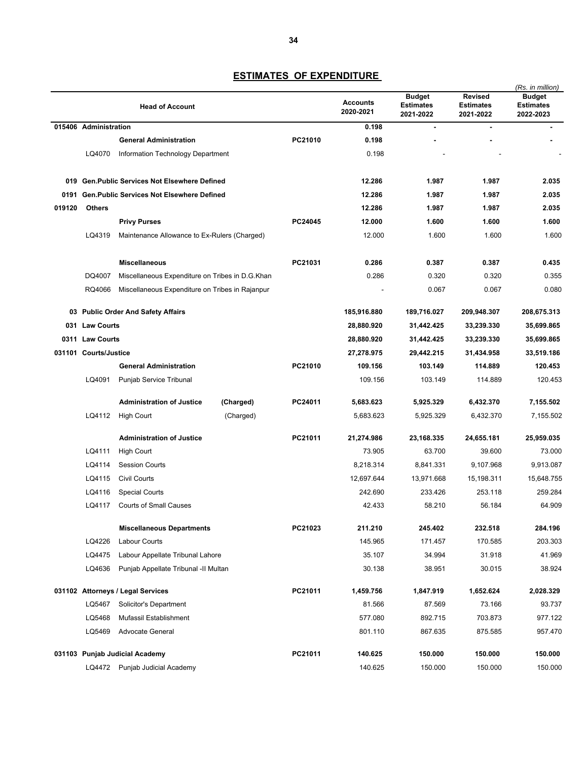## ESTIMATES OF EXPENDITURE

(Rs. in million)

| Head of Account | | | | Accounts 2020-2021 | Budget Estimates 2021-2022 | Revised Estimates 2021-2022 | Budget Estimates 2022-2023 |
|---|---|---|---|---|---|---|---|
| **015406** | **Administration** | | | **0.198** | **-** | **-** | **-** |
| | **General Administration** | | **PC21010** | **0.198** | **-** | **-** | **-** |
| LQ4070 | Information Technology Department | | | 0.198 | - | - | - |
| **019** | **Gen.Public Services Not Elsewhere Defined** | | | **12.286** | **1.987** | **1.987** | **2.035** |
| **0191** | **Gen.Public Services Not Elsewhere Defined** | | | **12.286** | **1.987** | **1.987** | **2.035** |
| **019120** | **Others** | | | **12.286** | **1.987** | **1.987** | **2.035** |
| | **Privy Purses** | | **PC24045** | **12.000** | **1.600** | **1.600** | **1.600** |
| LQ4319 | Maintenance Allowance to Ex-Rulers (Charged) | | | 12.000 | 1.600 | 1.600 | 1.600 |
| | **Miscellaneous** | | **PC21031** | **0.286** | **0.387** | **0.387** | **0.435** |
| DQ4007 | Miscellaneous Expenditure on Tribes in D.G.Khan | | | 0.286 | 0.320 | 0.320 | 0.355 |
| RQ4066 | Miscellaneous Expenditure on Tribes in Rajanpur | | | - | 0.067 | 0.067 | 0.080 |
| **03** | **Public Order And Safety Affairs** | | | **185,916.880** | **189,716.027** | **209,948.307** | **208,675.313** |
| **031** | **Law Courts** | | | **28,880.920** | **31,442.425** | **33,239.330** | **35,699.865** |
| **0311** | **Law Courts** | | | **28,880.920** | **31,442.425** | **33,239.330** | **35,699.865** |
| **031101** | **Courts/Justice** | | | **27,278.975** | **29,442.215** | **31,434.958** | **33,519.186** |
| | **General Administration** | | **PC21010** | **109.156** | **103.149** | **114.889** | **120.453** |
| LQ4091 | Punjab Service Tribunal | | | 109.156 | 103.149 | 114.889 | 120.453 |
| | **Administration of Justice** | **(Charged)** | **PC24011** | **5,683.623** | **5,925.329** | **6,432.370** | **7,155.502** |
| LQ4112 | High Court | (Charged) | | 5,683.623 | 5,925.329 | 6,432.370 | 7,155.502 |
| | **Administration of Justice** | | **PC21011** | **21,274.986** | **23,168.335** | **24,655.181** | **25,959.035** |
| LQ4111 | High Court | | | 73.905 | 63.700 | 39.600 | 73.000 |
| LQ4114 | Session Courts | | | 8,218.314 | 8,841.331 | 9,107.968 | 9,913.087 |
| LQ4115 | Civil Courts | | | 12,697.644 | 13,971.668 | 15,198.311 | 15,648.755 |
| LQ4116 | Special Courts | | | 242.690 | 233.426 | 253.118 | 259.284 |
| LQ4117 | Courts of Small Causes | | | 42.433 | 58.210 | 56.184 | 64.909 |
| | **Miscellaneous Departments** | | **PC21023** | **211.210** | **245.402** | **232.518** | **284.196** |
| LQ4226 | Labour Courts | | | 145.965 | 171.457 | 170.585 | 203.303 |
| LQ4475 | Labour Appellate Tribunal Lahore | | | 35.107 | 34.994 | 31.918 | 41.969 |
| LQ4636 | Punjab Appellate Tribunal -II Multan | | | 30.138 | 38.951 | 30.015 | 38.924 |
| **031102** | **Attorneys / Legal Services** | | **PC21011** | **1,459.756** | **1,847.919** | **1,652.624** | **2,028.329** |
| LQ5467 | Solicitor's Department | | | 81.566 | 87.569 | 73.166 | 93.737 |
| LQ5468 | Mufassil Establishment | | | 577.080 | 892.715 | 703.873 | 977.122 |
| LQ5469 | Advocate General | | | 801.110 | 867.635 | 875.585 | 957.470 |
| **031103** | **Punjab Judicial Academy** | | **PC21011** | **140.625** | **150.000** | **150.000** | **150.000** |
| LQ4472 | Punjab Judicial Academy | | | 140.625 | 150.000 | 150.000 | 150.000 |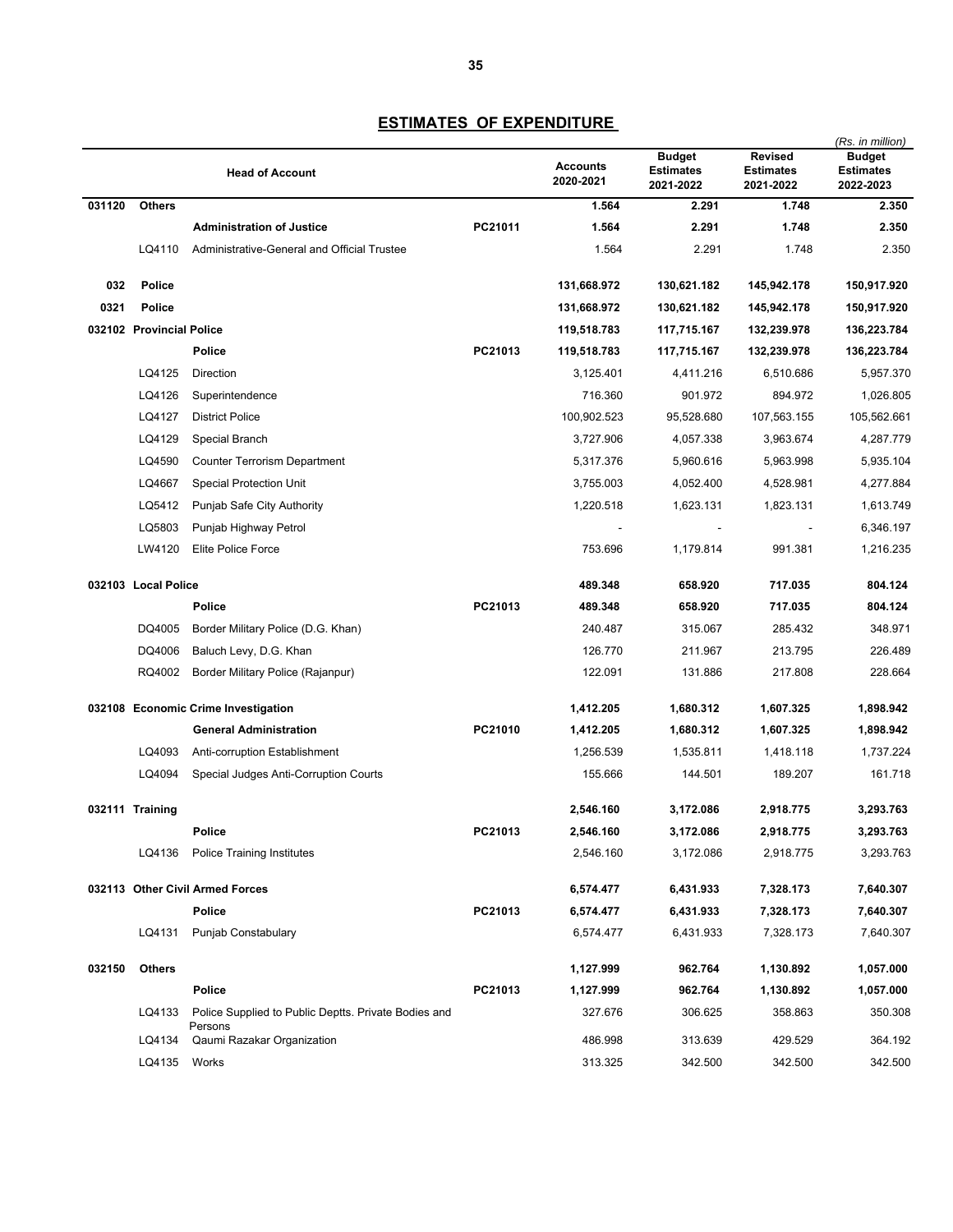## ESTIMATES OF EXPENDITURE

*(Rs. in million)*

| | | Head of Account | | Accounts 2020-2021 | Budget Estimates 2021-2022 | Revised Estimates 2021-2022 | Budget Estimates 2022-2023 |
|---|---|---|---|---|---|---|---|
| **031120** | **Others** | | | **1.564** | **2.291** | **1.748** | **2.350** |
| | | **Administration of Justice** | **PC21011** | **1.564** | **2.291** | **1.748** | **2.350** |
| | LQ4110 | Administrative-General and Official Trustee | | 1.564 | 2.291 | 1.748 | 2.350 |
| **032** | **Police** | | | **131,668.972** | **130,621.182** | **145,942.178** | **150,917.920** |
| **0321** | **Police** | | | **131,668.972** | **130,621.182** | **145,942.178** | **150,917.920** |
| **032102** | **Provincial Police** | | | **119,518.783** | **117,715.167** | **132,239.978** | **136,223.784** |
| | | **Police** | **PC21013** | **119,518.783** | **117,715.167** | **132,239.978** | **136,223.784** |
| | LQ4125 | Direction | | 3,125.401 | 4,411.216 | 6,510.686 | 5,957.370 |
| | LQ4126 | Superintendence | | 716.360 | 901.972 | 894.972 | 1,026.805 |
| | LQ4127 | District Police | | 100,902.523 | 95,528.680 | 107,563.155 | 105,562.661 |
| | LQ4129 | Special Branch | | 3,727.906 | 4,057.338 | 3,963.674 | 4,287.779 |
| | LQ4590 | Counter Terrorism Department | | 5,317.376 | 5,960.616 | 5,963.998 | 5,935.104 |
| | LQ4667 | Special Protection Unit | | 3,755.003 | 4,052.400 | 4,528.981 | 4,277.884 |
| | LQ5412 | Punjab Safe City Authority | | 1,220.518 | 1,623.131 | 1,823.131 | 1,613.749 |
| | LQ5803 | Punjab Highway Petrol | | - | - | - | 6,346.197 |
| | LW4120 | Elite Police Force | | 753.696 | 1,179.814 | 991.381 | 1,216.235 |
| **032103** | **Local Police** | | | **489.348** | **658.920** | **717.035** | **804.124** |
| | | **Police** | **PC21013** | **489.348** | **658.920** | **717.035** | **804.124** |
| | DQ4005 | Border Military Police (D.G. Khan) | | 240.487 | 315.067 | 285.432 | 348.971 |
| | DQ4006 | Baluch Levy, D.G. Khan | | 126.770 | 211.967 | 213.795 | 226.489 |
| | RQ4002 | Border Military Police (Rajanpur) | | 122.091 | 131.886 | 217.808 | 228.664 |
| **032108** | **Economic Crime Investigation** | | | **1,412.205** | **1,680.312** | **1,607.325** | **1,898.942** |
| | | **General Administration** | **PC21010** | **1,412.205** | **1,680.312** | **1,607.325** | **1,898.942** |
| | LQ4093 | Anti-corruption Establishment | | 1,256.539 | 1,535.811 | 1,418.118 | 1,737.224 |
| | LQ4094 | Special Judges Anti-Corruption Courts | | 155.666 | 144.501 | 189.207 | 161.718 |
| **032111** | **Training** | | | **2,546.160** | **3,172.086** | **2,918.775** | **3,293.763** |
| | | **Police** | **PC21013** | **2,546.160** | **3,172.086** | **2,918.775** | **3,293.763** |
| | LQ4136 | Police Training Institutes | | 2,546.160 | 3,172.086 | 2,918.775 | 3,293.763 |
| **032113** | **Other Civil Armed Forces** | | | **6,574.477** | **6,431.933** | **7,328.173** | **7,640.307** |
| | | **Police** | **PC21013** | **6,574.477** | **6,431.933** | **7,328.173** | **7,640.307** |
| | LQ4131 | Punjab Constabulary | | 6,574.477 | 6,431.933 | 7,328.173 | 7,640.307 |
| **032150** | **Others** | | | **1,127.999** | **962.764** | **1,130.892** | **1,057.000** |
| | | **Police** | **PC21013** | **1,127.999** | **962.764** | **1,130.892** | **1,057.000** |
| | LQ4133 | Police Supplied to Public Deptts. Private Bodies and Persons | | 327.676 | 306.625 | 358.863 | 350.308 |
| | LQ4134 | Qaumi Razakar Organization | | 486.998 | 313.639 | 429.529 | 364.192 |
| | LQ4135 | Works | | 313.325 | 342.500 | 342.500 | 342.500 |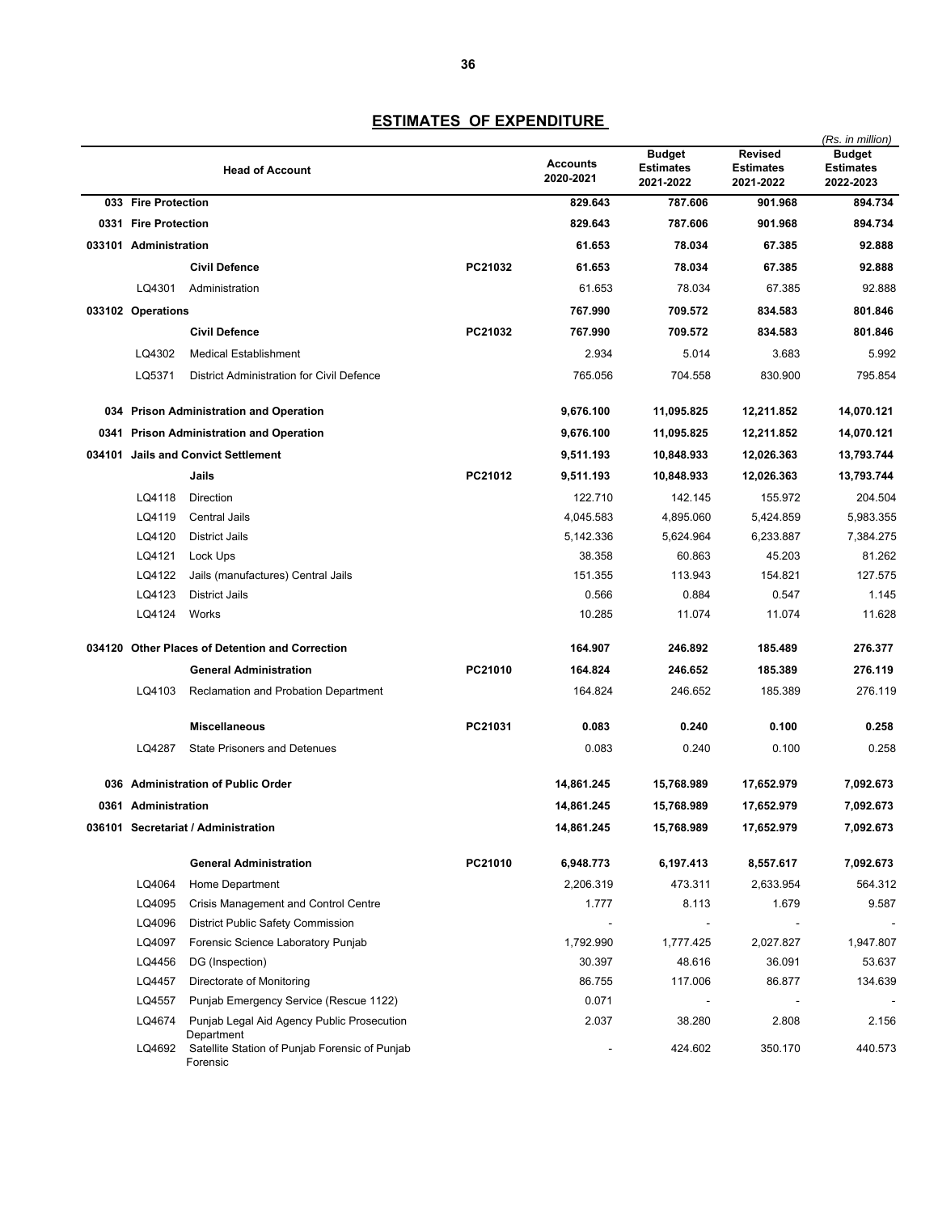## ESTIMATES OF EXPENDITURE

(Rs. in million)

| | Head of Account | | Accounts 2020-2021 | Budget Estimates 2021-2022 | Revised Estimates 2021-2022 | Budget Estimates 2022-2023 |
|---|---|---|---|---|---|---|
| **033** | **Fire Protection** | | **829.643** | **787.606** | **901.968** | **894.734** |
| **0331** | **Fire Protection** | | **829.643** | **787.606** | **901.968** | **894.734** |
| **033101** | **Administration** | | **61.653** | **78.034** | **67.385** | **92.888** |
| | **Civil Defence** | **PC21032** | **61.653** | **78.034** | **67.385** | **92.888** |
| LQ4301 | Administration | | 61.653 | 78.034 | 67.385 | 92.888 |
| **033102** | **Operations** | | **767.990** | **709.572** | **834.583** | **801.846** |
| | **Civil Defence** | **PC21032** | **767.990** | **709.572** | **834.583** | **801.846** |
| LQ4302 | Medical Establishment | | 2.934 | 5.014 | 3.683 | 5.992 |
| LQ5371 | District Administration for Civil Defence | | 765.056 | 704.558 | 830.900 | 795.854 |
| **034** | **Prison Administration and Operation** | | **9,676.100** | **11,095.825** | **12,211.852** | **14,070.121** |
| **0341** | **Prison Administration and Operation** | | **9,676.100** | **11,095.825** | **12,211.852** | **14,070.121** |
| **034101** | **Jails and Convict Settlement** | | **9,511.193** | **10,848.933** | **12,026.363** | **13,793.744** |
| | **Jails** | **PC21012** | **9,511.193** | **10,848.933** | **12,026.363** | **13,793.744** |
| LQ4118 | Direction | | 122.710 | 142.145 | 155.972 | 204.504 |
| LQ4119 | Central Jails | | 4,045.583 | 4,895.060 | 5,424.859 | 5,983.355 |
| LQ4120 | District Jails | | 5,142.336 | 5,624.964 | 6,233.887 | 7,384.275 |
| LQ4121 | Lock Ups | | 38.358 | 60.863 | 45.203 | 81.262 |
| LQ4122 | Jails (manufactures) Central Jails | | 151.355 | 113.943 | 154.821 | 127.575 |
| LQ4123 | District Jails | | 0.566 | 0.884 | 0.547 | 1.145 |
| LQ4124 | Works | | 10.285 | 11.074 | 11.074 | 11.628 |
| **034120** | **Other Places of Detention and Correction** | | **164.907** | **246.892** | **185.489** | **276.377** |
| | **General Administration** | **PC21010** | **164.824** | **246.652** | **185.389** | **276.119** |
| LQ4103 | Reclamation and Probation Department | | 164.824 | 246.652 | 185.389 | 276.119 |
| | **Miscellaneous** | **PC21031** | **0.083** | **0.240** | **0.100** | **0.258** |
| LQ4287 | State Prisoners and Detenues | | 0.083 | 0.240 | 0.100 | 0.258 |
| **036** | **Administration of Public Order** | | **14,861.245** | **15,768.989** | **17,652.979** | **7,092.673** |
| **0361** | **Administration** | | **14,861.245** | **15,768.989** | **17,652.979** | **7,092.673** |
| **036101** | **Secretariat / Administration** | | **14,861.245** | **15,768.989** | **17,652.979** | **7,092.673** |
| | **General Administration** | **PC21010** | **6,948.773** | **6,197.413** | **8,557.617** | **7,092.673** |
| LQ4064 | Home Department | | 2,206.319 | 473.311 | 2,633.954 | 564.312 |
| LQ4095 | Crisis Management and Control Centre | | 1.777 | 8.113 | 1.679 | 9.587 |
| LQ4096 | District Public Safety Commission | | - | - | - | - |
| LQ4097 | Forensic Science Laboratory Punjab | | 1,792.990 | 1,777.425 | 2,027.827 | 1,947.807 |
| LQ4456 | DG (Inspection) | | 30.397 | 48.616 | 36.091 | 53.637 |
| LQ4457 | Directorate of Monitoring | | 86.755 | 117.006 | 86.877 | 134.639 |
| LQ4557 | Punjab Emergency Service (Rescue 1122) | | 0.071 | - | - | - |
| LQ4674 | Punjab Legal Aid Agency Public Prosecution Department | | 2.037 | 38.280 | 2.808 | 2.156 |
| LQ4692 | Satellite Station of Punjab Forensic of Punjab Forensic | | - | 424.602 | 350.170 | 440.573 |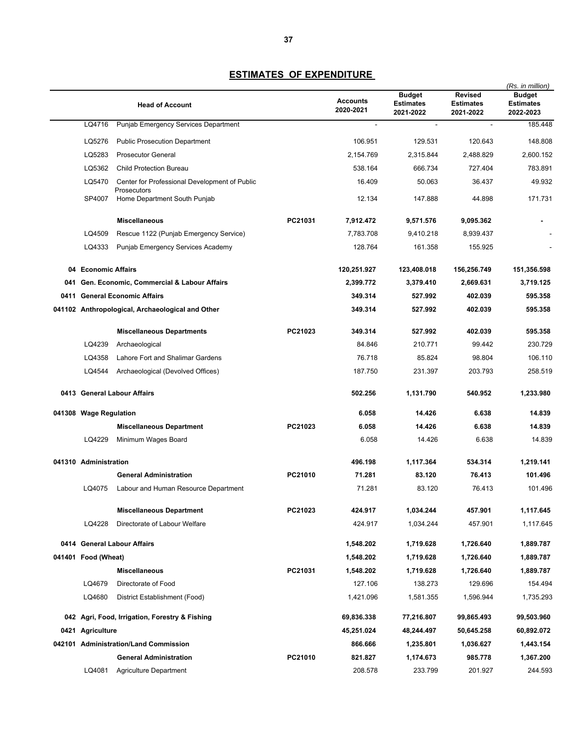## ESTIMATES OF EXPENDITURE

*(Rs. in million)*

| | Head of Account | | Accounts 2020-2021 | Budget Estimates 2021-2022 | Revised Estimates 2021-2022 | Budget Estimates 2022-2023 |
|---|---|---|---|---|---|---|
| LQ4716 | Punjab Emergency Services Department | | - | - | - | 185.448 |
| LQ5276 | Public Prosecution Department | | 106.951 | 129.531 | 120.643 | 148.808 |
| LQ5283 | Prosecutor General | | 2,154.769 | 2,315.844 | 2,488.829 | 2,600.152 |
| LQ5362 | Child Protection Bureau | | 538.164 | 666.734 | 727.404 | 783.891 |
| LQ5470 | Center for Professional Development of Public Prosecutors | | 16.409 | 50.063 | 36.437 | 49.932 |
| SP4007 | Home Department South Punjab | | 12.134 | 147.888 | 44.898 | 171.731 |
| | **Miscellaneous** | **PC21031** | **7,912.472** | **9,571.576** | **9,095.362** | **-** |
| LQ4509 | Rescue 1122 (Punjab Emergency Service) | | 7,783.708 | 9,410.218 | 8,939.437 | - |
| LQ4333 | Punjab Emergency Services Academy | | 128.764 | 161.358 | 155.925 | - |
| **04** | **Economic Affairs** | | **120,251.927** | **123,408.018** | **156,256.749** | **151,356.598** |
| **041** | **Gen. Economic, Commercial & Labour Affairs** | | **2,399.772** | **3,379.410** | **2,669.631** | **3,719.125** |
| **0411** | **General Economic Affairs** | | **349.314** | **527.992** | **402.039** | **595.358** |
| **041102** | **Anthropological, Archaeological and Other** | | **349.314** | **527.992** | **402.039** | **595.358** |
| | **Miscellaneous Departments** | **PC21023** | **349.314** | **527.992** | **402.039** | **595.358** |
| LQ4239 | Archaeological | | 84.846 | 210.771 | 99.442 | 230.729 |
| LQ4358 | Lahore Fort and Shalimar Gardens | | 76.718 | 85.824 | 98.804 | 106.110 |
| LQ4544 | Archaeological (Devolved Offices) | | 187.750 | 231.397 | 203.793 | 258.519 |
| **0413** | **General Labour Affairs** | | **502.256** | **1,131.790** | **540.952** | **1,233.980** |
| **041308** | **Wage Regulation** | | **6.058** | **14.426** | **6.638** | **14.839** |
| | **Miscellaneous Department** | **PC21023** | **6.058** | **14.426** | **6.638** | **14.839** |
| LQ4229 | Minimum Wages Board | | 6.058 | 14.426 | 6.638 | 14.839 |
| **041310** | **Administration** | | **496.198** | **1,117.364** | **534.314** | **1,219.141** |
| | **General Administration** | **PC21010** | **71.281** | **83.120** | **76.413** | **101.496** |
| LQ4075 | Labour and Human Resource Department | | 71.281 | 83.120 | 76.413 | 101.496 |
| | **Miscellaneous Department** | **PC21023** | **424.917** | **1,034.244** | **457.901** | **1,117.645** |
| LQ4228 | Directorate of Labour Welfare | | 424.917 | 1,034.244 | 457.901 | 1,117.645 |
| **0414** | **General Labour Affairs** | | **1,548.202** | **1,719.628** | **1,726.640** | **1,889.787** |
| **041401** | **Food (Wheat)** | | **1,548.202** | **1,719.628** | **1,726.640** | **1,889.787** |
| | **Miscellaneous** | **PC21031** | **1,548.202** | **1,719.628** | **1,726.640** | **1,889.787** |
| LQ4679 | Directorate of Food | | 127.106 | 138.273 | 129.696 | 154.494 |
| LQ4680 | District Establishment (Food) | | 1,421.096 | 1,581.355 | 1,596.944 | 1,735.293 |
| **042** | **Agri, Food, Irrigation, Forestry & Fishing** | | **69,836.338** | **77,216.807** | **99,865.493** | **99,503.960** |
| **0421** | **Agriculture** | | **45,251.024** | **48,244.497** | **50,645.258** | **60,892.072** |
| **042101** | **Administration/Land Commission** | | **866.666** | **1,235.801** | **1,036.627** | **1,443.154** |
| | **General Administration** | **PC21010** | **821.827** | **1,174.673** | **985.778** | **1,367.200** |
| LQ4081 | Agriculture Department | | 208.578 | 233.799 | 201.927 | 244.593 |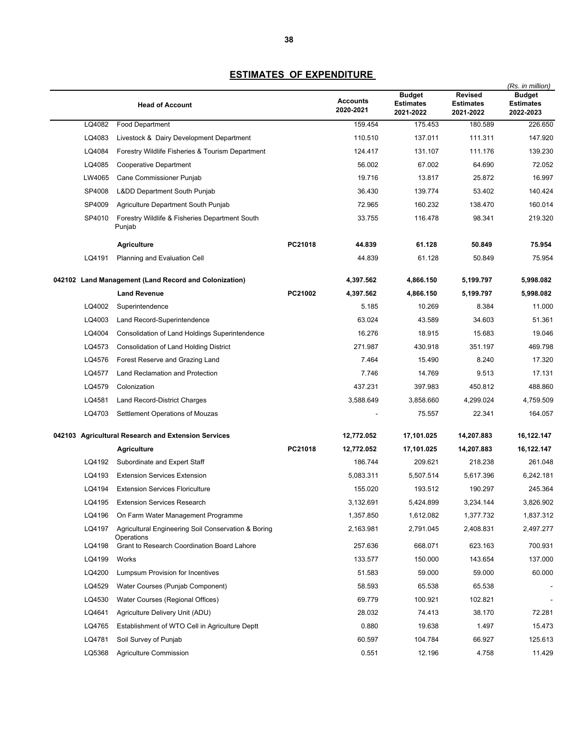## ESTIMATES OF EXPENDITURE

(Rs. in million)

| | Head of Account | | Accounts 2020-2021 | Budget Estimates 2021-2022 | Revised Estimates 2021-2022 | Budget Estimates 2022-2023 |
|---|---|---|---|---|---|---|
| LQ4082 | Food Department | | 159.454 | 175.453 | 180.589 | 226.650 |
| LQ4083 | Livestock & Dairy Development Department | | 110.510 | 137.011 | 111.311 | 147.920 |
| LQ4084 | Forestry Wildlife Fisheries & Tourism Department | | 124.417 | 131.107 | 111.176 | 139.230 |
| LQ4085 | Cooperative Department | | 56.002 | 67.002 | 64.690 | 72.052 |
| LW4065 | Cane Commissioner Punjab | | 19.716 | 13.817 | 25.872 | 16.997 |
| SP4008 | L&DD Department South Punjab | | 36.430 | 139.774 | 53.402 | 140.424 |
| SP4009 | Agriculture Department South Punjab | | 72.965 | 160.232 | 138.470 | 160.014 |
| SP4010 | Forestry Wildlife & Fisheries Department South Punjab | | 33.755 | 116.478 | 98.341 | 219.320 |
| | **Agriculture** | **PC21018** | **44.839** | **61.128** | **50.849** | **75.954** |
| LQ4191 | Planning and Evaluation Cell | | 44.839 | 61.128 | 50.849 | 75.954 |
| **042102** | **Land Management (Land Record and Colonization)** | | **4,397.562** | **4,866.150** | **5,199.797** | **5,998.082** |
| | **Land Revenue** | **PC21002** | **4,397.562** | **4,866.150** | **5,199.797** | **5,998.082** |
| LQ4002 | Superintendence | | 5.185 | 10.269 | 8.384 | 11.000 |
| LQ4003 | Land Record-Superintendence | | 63.024 | 43.589 | 34.603 | 51.361 |
| LQ4004 | Consolidation of Land Holdings Superintendence | | 16.276 | 18.915 | 15.683 | 19.046 |
| LQ4573 | Consolidation of Land Holding District | | 271.987 | 430.918 | 351.197 | 469.798 |
| LQ4576 | Forest Reserve and Grazing Land | | 7.464 | 15.490 | 8.240 | 17.320 |
| LQ4577 | Land Reclamation and Protection | | 7.746 | 14.769 | 9.513 | 17.131 |
| LQ4579 | Colonization | | 437.231 | 397.983 | 450.812 | 488.860 |
| LQ4581 | Land Record-District Charges | | 3,588.649 | 3,858.660 | 4,299.024 | 4,759.509 |
| LQ4703 | Settlement Operations of Mouzas | | - | 75.557 | 22.341 | 164.057 |
| **042103** | **Agricultural Research and Extension Services** | | **12,772.052** | **17,101.025** | **14,207.883** | **16,122.147** |
| | **Agriculture** | **PC21018** | **12,772.052** | **17,101.025** | **14,207.883** | **16,122.147** |
| LQ4192 | Subordinate and Expert Staff | | 186.744 | 209.621 | 218.238 | 261.048 |
| LQ4193 | Extension Services Extension | | 5,083.311 | 5,507.514 | 5,617.396 | 6,242.181 |
| LQ4194 | Extension Services Floriculture | | 155.020 | 193.512 | 190.297 | 245.364 |
| LQ4195 | Extension Services Research | | 3,132.691 | 5,424.899 | 3,234.144 | 3,826.902 |
| LQ4196 | On Farm Water Management Programme | | 1,357.850 | 1,612.082 | 1,377.732 | 1,837.312 |
| LQ4197 | Agricultural Engineering Soil Conservation & Boring Operations | | 2,163.981 | 2,791.045 | 2,408.831 | 2,497.277 |
| LQ4198 | Grant to Research Coordination Board Lahore | | 257.636 | 668.071 | 623.163 | 700.931 |
| LQ4199 | Works | | 133.577 | 150.000 | 143.654 | 137.000 |
| LQ4200 | Lumpsum Provision for Incentives | | 51.583 | 59.000 | 59.000 | 60.000 |
| LQ4529 | Water Courses (Punjab Component) | | 58.593 | 65.538 | 65.538 | - |
| LQ4530 | Water Courses (Regional Offices) | | 69.779 | 100.921 | 102.821 | - |
| LQ4641 | Agriculture Delivery Unit (ADU) | | 28.032 | 74.413 | 38.170 | 72.281 |
| LQ4765 | Establishment of WTO Cell in Agriculture Deptt | | 0.880 | 19.638 | 1.497 | 15.473 |
| LQ4781 | Soil Survey of Punjab | | 60.597 | 104.784 | 66.927 | 125.613 |
| LQ5368 | Agriculture Commission | | 0.551 | 12.196 | 4.758 | 11.429 |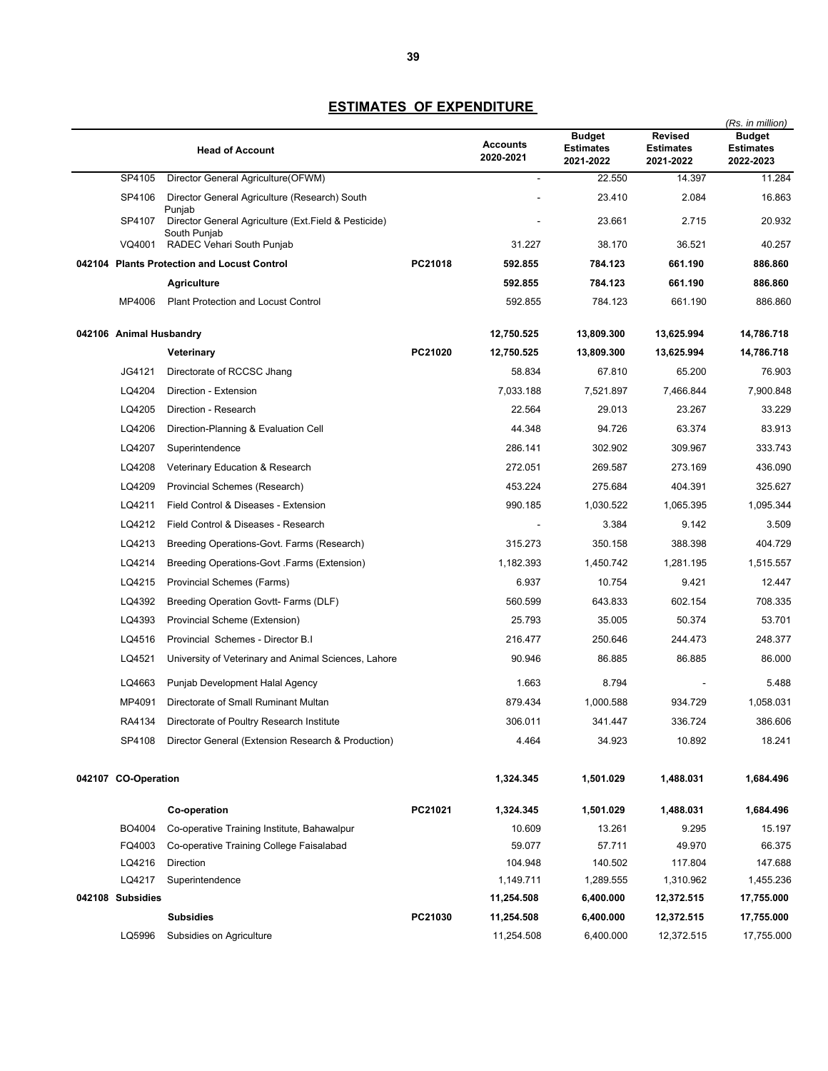## ESTIMATES OF EXPENDITURE

*(Rs. in million)*

| | | Head of Account | | Accounts 2020-2021 | Budget Estimates 2021-2022 | Revised Estimates 2021-2022 | Budget Estimates 2022-2023 |
|---|---|---|---|---|---|---|---|
| | SP4105 | Director General Agriculture(OFWM) | | - | 22.550 | 14.397 | 11.284 |
| | SP4106 | Director General Agriculture (Research) South Punjab | | - | 23.410 | 2.084 | 16.863 |
| | SP4107 | Director General Agriculture (Ext.Field & Pesticide) South Punjab | | - | 23.661 | 2.715 | 20.932 |
| | VQ4001 | RADEC Vehari South Punjab | | 31.227 | 38.170 | 36.521 | 40.257 |
| **042104** | | **Plants Protection and Locust Control** | **PC21018** | **592.855** | **784.123** | **661.190** | **886.860** |
| | | **Agriculture** | | **592.855** | **784.123** | **661.190** | **886.860** |
| | MP4006 | Plant Protection and Locust Control | | 592.855 | 784.123 | 661.190 | 886.860 |
| **042106** | | **Animal Husbandry** | | **12,750.525** | **13,809.300** | **13,625.994** | **14,786.718** |
| | | **Veterinary** | **PC21020** | **12,750.525** | **13,809.300** | **13,625.994** | **14,786.718** |
| | JG4121 | Directorate of RCCSC Jhang | | 58.834 | 67.810 | 65.200 | 76.903 |
| | LQ4204 | Direction - Extension | | 7,033.188 | 7,521.897 | 7,466.844 | 7,900.848 |
| | LQ4205 | Direction - Research | | 22.564 | 29.013 | 23.267 | 33.229 |
| | LQ4206 | Direction-Planning & Evaluation Cell | | 44.348 | 94.726 | 63.374 | 83.913 |
| | LQ4207 | Superintendence | | 286.141 | 302.902 | 309.967 | 333.743 |
| | LQ4208 | Veterinary Education & Research | | 272.051 | 269.587 | 273.169 | 436.090 |
| | LQ4209 | Provincial Schemes (Research) | | 453.224 | 275.684 | 404.391 | 325.627 |
| | LQ4211 | Field Control & Diseases - Extension | | 990.185 | 1,030.522 | 1,065.395 | 1,095.344 |
| | LQ4212 | Field Control & Diseases - Research | | - | 3.384 | 9.142 | 3.509 |
| | LQ4213 | Breeding Operations-Govt. Farms (Research) | | 315.273 | 350.158 | 388.398 | 404.729 |
| | LQ4214 | Breeding Operations-Govt .Farms (Extension) | | 1,182.393 | 1,450.742 | 1,281.195 | 1,515.557 |
| | LQ4215 | Provincial Schemes (Farms) | | 6.937 | 10.754 | 9.421 | 12.447 |
| | LQ4392 | Breeding Operation Govtt- Farms (DLF) | | 560.599 | 643.833 | 602.154 | 708.335 |
| | LQ4393 | Provincial Scheme (Extension) | | 25.793 | 35.005 | 50.374 | 53.701 |
| | LQ4516 | Provincial Schemes - Director B.I | | 216.477 | 250.646 | 244.473 | 248.377 |
| | LQ4521 | University of Veterinary and Animal Sciences, Lahore | | 90.946 | 86.885 | 86.885 | 86.000 |
| | LQ4663 | Punjab Development Halal Agency | | 1.663 | 8.794 | - | 5.488 |
| | MP4091 | Directorate of Small Ruminant Multan | | 879.434 | 1,000.588 | 934.729 | 1,058.031 |
| | RA4134 | Directorate of Poultry Research Institute | | 306.011 | 341.447 | 336.724 | 386.606 |
| | SP4108 | Director General (Extension Research & Production) | | 4.464 | 34.923 | 10.892 | 18.241 |
| **042107** | | **CO-Operation** | | **1,324.345** | **1,501.029** | **1,488.031** | **1,684.496** |
| | | **Co-operation** | **PC21021** | **1,324.345** | **1,501.029** | **1,488.031** | **1,684.496** |
| | BO4004 | Co-operative Training Institute, Bahawalpur | | 10.609 | 13.261 | 9.295 | 15.197 |
| | FQ4003 | Co-operative Training College Faisalabad | | 59.077 | 57.711 | 49.970 | 66.375 |
| | LQ4216 | Direction | | 104.948 | 140.502 | 117.804 | 147.688 |
| | LQ4217 | Superintendence | | 1,149.711 | 1,289.555 | 1,310.962 | 1,455.236 |
| **042108** | | **Subsidies** | | **11,254.508** | **6,400.000** | **12,372.515** | **17,755.000** |
| | | **Subsidies** | **PC21030** | **11,254.508** | **6,400.000** | **12,372.515** | **17,755.000** |
| | LQ5996 | Subsidies on Agriculture | | 11,254.508 | 6,400.000 | 12,372.515 | 17,755.000 |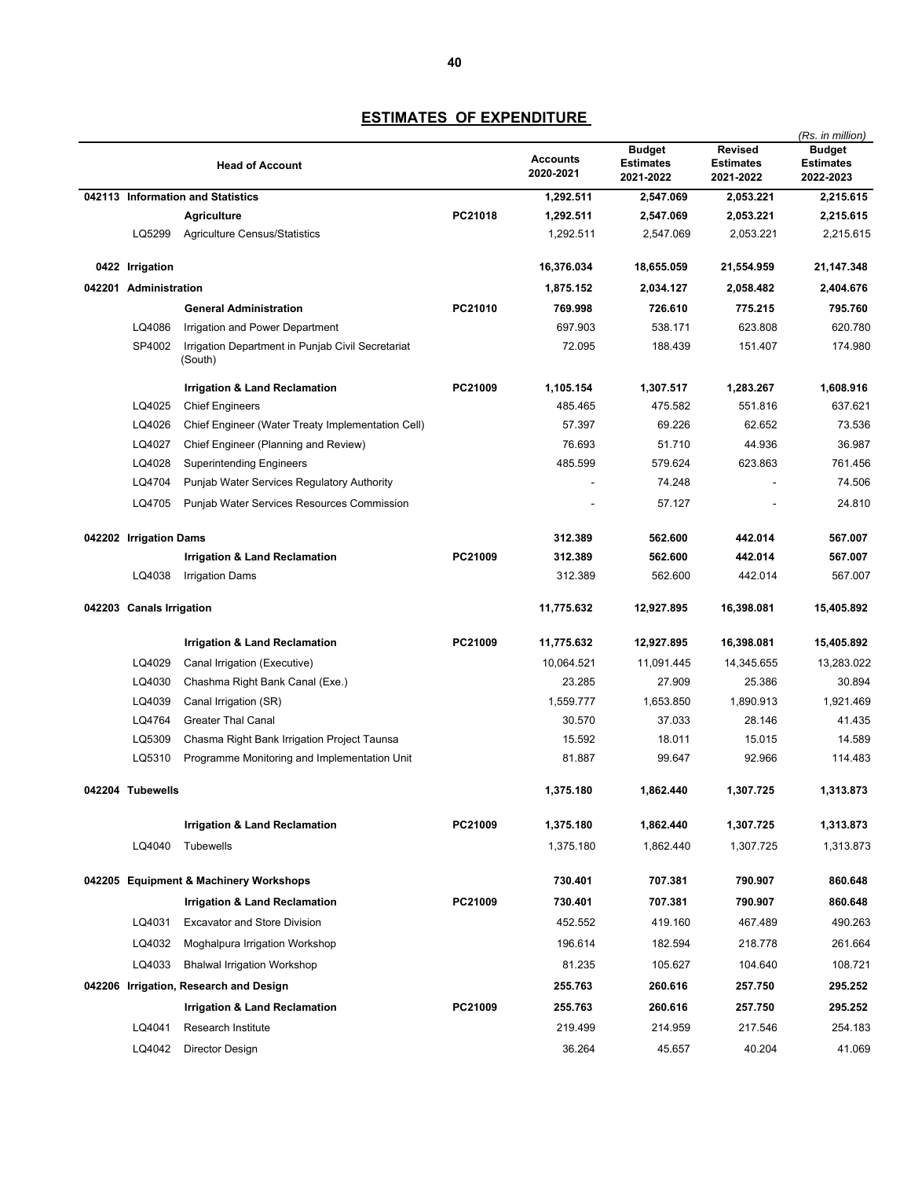## ESTIMATES OF EXPENDITURE

(Rs. in million)

| | Head of Account | | Accounts 2020-2021 | Budget Estimates 2021-2022 | Revised Estimates 2021-2022 | Budget Estimates 2022-2023 |
|---|---|---|---|---|---|---|
| **042113** | **Information and Statistics** | | **1,292.511** | **2,547.069** | **2,053.221** | **2,215.615** |
| | **Agriculture** | **PC21018** | **1,292.511** | **2,547.069** | **2,053.221** | **2,215.615** |
| LQ5299 | Agriculture Census/Statistics | | 1,292.511 | 2,547.069 | 2,053.221 | 2,215.615 |
| **0422** | **Irrigation** | | **16,376.034** | **18,655.059** | **21,554.959** | **21,147.348** |
| **042201** | **Administration** | | **1,875.152** | **2,034.127** | **2,058.482** | **2,404.676** |
| | **General Administration** | **PC21010** | **769.998** | **726.610** | **775.215** | **795.760** |
| LQ4086 | Irrigation and Power Department | | 697.903 | 538.171 | 623.808 | 620.780 |
| SP4002 | Irrigation Department in Punjab Civil Secretariat (South) | | 72.095 | 188.439 | 151.407 | 174.980 |
| | **Irrigation & Land Reclamation** | **PC21009** | **1,105.154** | **1,307.517** | **1,283.267** | **1,608.916** |
| LQ4025 | Chief Engineers | | 485.465 | 475.582 | 551.816 | 637.621 |
| LQ4026 | Chief Engineer (Water Treaty Implementation Cell) | | 57.397 | 69.226 | 62.652 | 73.536 |
| LQ4027 | Chief Engineer (Planning and Review) | | 76.693 | 51.710 | 44.936 | 36.987 |
| LQ4028 | Superintending Engineers | | 485.599 | 579.624 | 623.863 | 761.456 |
| LQ4704 | Punjab Water Services Regulatory Authority | | - | 74.248 | - | 74.506 |
| LQ4705 | Punjab Water Services Resources Commission | | - | 57.127 | - | 24.810 |
| **042202** | **Irrigation Dams** | | **312.389** | **562.600** | **442.014** | **567.007** |
| | **Irrigation & Land Reclamation** | **PC21009** | **312.389** | **562.600** | **442.014** | **567.007** |
| LQ4038 | Irrigation Dams | | 312.389 | 562.600 | 442.014 | 567.007 |
| **042203** | **Canals Irrigation** | | **11,775.632** | **12,927.895** | **16,398.081** | **15,405.892** |
| | **Irrigation & Land Reclamation** | **PC21009** | **11,775.632** | **12,927.895** | **16,398.081** | **15,405.892** |
| LQ4029 | Canal Irrigation (Executive) | | 10,064.521 | 11,091.445 | 14,345.655 | 13,283.022 |
| LQ4030 | Chashma Right Bank Canal (Exe.) | | 23.285 | 27.909 | 25.386 | 30.894 |
| LQ4039 | Canal Irrigation (SR) | | 1,559.777 | 1,653.850 | 1,890.913 | 1,921.469 |
| LQ4764 | Greater Thal Canal | | 30.570 | 37.033 | 28.146 | 41.435 |
| LQ5309 | Chasma Right Bank Irrigation Project Taunsa | | 15.592 | 18.011 | 15.015 | 14.589 |
| LQ5310 | Programme Monitoring and Implementation Unit | | 81.887 | 99.647 | 92.966 | 114.483 |
| **042204** | **Tubewells** | | **1,375.180** | **1,862.440** | **1,307.725** | **1,313.873** |
| | **Irrigation & Land Reclamation** | **PC21009** | **1,375.180** | **1,862.440** | **1,307.725** | **1,313.873** |
| LQ4040 | Tubewells | | 1,375.180 | 1,862.440 | 1,307.725 | 1,313.873 |
| **042205** | **Equipment & Machinery Workshops** | | **730.401** | **707.381** | **790.907** | **860.648** |
| | **Irrigation & Land Reclamation** | **PC21009** | **730.401** | **707.381** | **790.907** | **860.648** |
| LQ4031 | Excavator and Store Division | | 452.552 | 419.160 | 467.489 | 490.263 |
| LQ4032 | Moghalpura Irrigation Workshop | | 196.614 | 182.594 | 218.778 | 261.664 |
| LQ4033 | Bhalwal Irrigation Workshop | | 81.235 | 105.627 | 104.640 | 108.721 |
| **042206** | **Irrigation, Research and Design** | | **255.763** | **260.616** | **257.750** | **295.252** |
| | **Irrigation & Land Reclamation** | **PC21009** | **255.763** | **260.616** | **257.750** | **295.252** |
| LQ4041 | Research Institute | | 219.499 | 214.959 | 217.546 | 254.183 |
| LQ4042 | Director Design | | 36.264 | 45.657 | 40.204 | 41.069 |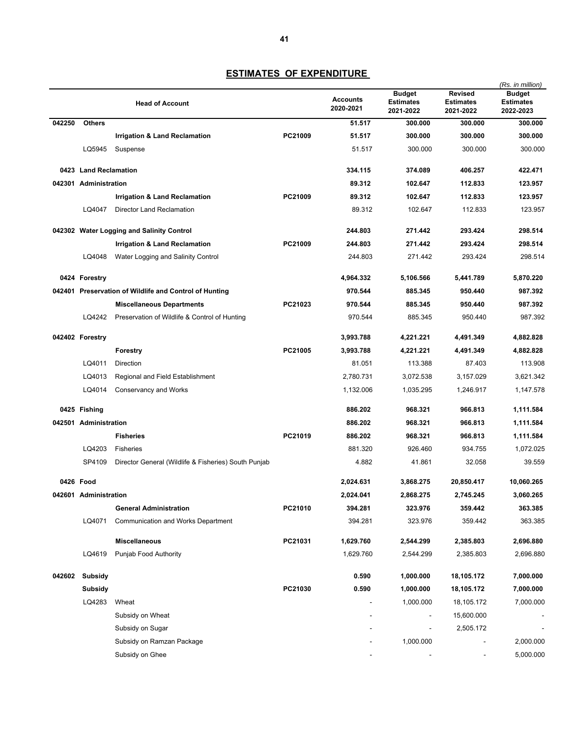## ESTIMATES OF EXPENDITURE

(Rs. in million)

| | | Head of Account | | Accounts 2020-2021 | Budget Estimates 2021-2022 | Revised Estimates 2021-2022 | Budget Estimates 2022-2023 |
|---|---|---|---|---|---|---|---|
| **042250** | **Others** | | | **51.517** | **300.000** | **300.000** | **300.000** |
| | | **Irrigation & Land Reclamation** | **PC21009** | **51.517** | **300.000** | **300.000** | **300.000** |
| | LQ5945 | Suspense | | 51.517 | 300.000 | 300.000 | 300.000 |
| **0423** | **Land Reclamation** | | | **334.115** | **374.089** | **406.257** | **422.471** |
| **042301** | **Administration** | | | **89.312** | **102.647** | **112.833** | **123.957** |
| | | **Irrigation & Land Reclamation** | **PC21009** | **89.312** | **102.647** | **112.833** | **123.957** |
| | LQ4047 | Director Land Reclamation | | 89.312 | 102.647 | 112.833 | 123.957 |
| **042302** | **Water Logging and Salinity Control** | | | **244.803** | **271.442** | **293.424** | **298.514** |
| | | **Irrigation & Land Reclamation** | **PC21009** | **244.803** | **271.442** | **293.424** | **298.514** |
| | LQ4048 | Water Logging and Salinity Control | | 244.803 | 271.442 | 293.424 | 298.514 |
| **0424** | **Forestry** | | | **4,964.332** | **5,106.566** | **5,441.789** | **5,870.220** |
| **042401** | **Preservation of Wildlife and Control of Hunting** | | | **970.544** | **885.345** | **950.440** | **987.392** |
| | | **Miscellaneous Departments** | **PC21023** | **970.544** | **885.345** | **950.440** | **987.392** |
| | LQ4242 | Preservation of Wildlife & Control of Hunting | | 970.544 | 885.345 | 950.440 | 987.392 |
| **042402** | **Forestry** | | | **3,993.788** | **4,221.221** | **4,491.349** | **4,882.828** |
| | | **Forestry** | **PC21005** | **3,993.788** | **4,221.221** | **4,491.349** | **4,882.828** |
| | LQ4011 | Direction | | 81.051 | 113.388 | 87.403 | 113.908 |
| | LQ4013 | Regional and Field Establishment | | 2,780.731 | 3,072.538 | 3,157.029 | 3,621.342 |
| | LQ4014 | Conservancy and Works | | 1,132.006 | 1,035.295 | 1,246.917 | 1,147.578 |
| **0425** | **Fishing** | | | **886.202** | **968.321** | **966.813** | **1,111.584** |
| **042501** | **Administration** | | | **886.202** | **968.321** | **966.813** | **1,111.584** |
| | | **Fisheries** | **PC21019** | **886.202** | **968.321** | **966.813** | **1,111.584** |
| | LQ4203 | Fisheries | | 881.320 | 926.460 | 934.755 | 1,072.025 |
| | SP4109 | Director General (Wildlife & Fisheries) South Punjab | | 4.882 | 41.861 | 32.058 | 39.559 |
| **0426** | **Food** | | | **2,024.631** | **3,868.275** | **20,850.417** | **10,060.265** |
| **042601** | **Administration** | | | **2,024.041** | **2,868.275** | **2,745.245** | **3,060.265** |
| | | **General Administration** | **PC21010** | **394.281** | **323.976** | **359.442** | **363.385** |
| | LQ4071 | Communication and Works Department | | 394.281 | 323.976 | 359.442 | 363.385 |
| | | **Miscellaneous** | **PC21031** | **1,629.760** | **2,544.299** | **2,385.803** | **2,696.880** |
| | LQ4619 | Punjab Food Authority | | 1,629.760 | 2,544.299 | 2,385.803 | 2,696.880 |
| **042602** | **Subsidy** | | | **0.590** | **1,000.000** | **18,105.172** | **7,000.000** |
| | **Subsidy** | | **PC21030** | **0.590** | **1,000.000** | **18,105.172** | **7,000.000** |
| | LQ4283 | Wheat | | - | 1,000.000 | 18,105.172 | 7,000.000 |
| | | Subsidy on Wheat | | - | - | 15,600.000 | - |
| | | Subsidy on Sugar | | - | - | 2,505.172 | - |
| | | Subsidy on Ramzan Package | | - | 1,000.000 | - | 2,000.000 |
| | | Subsidy on Ghee | | - | - | - | 5,000.000 |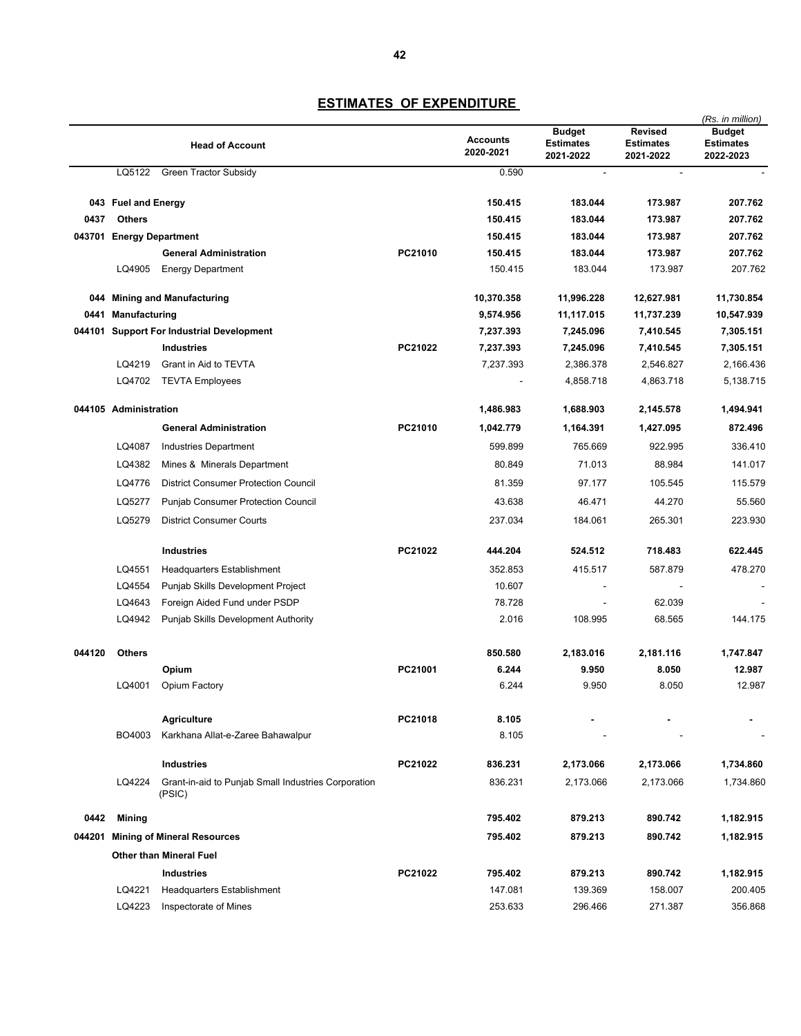# ESTIMATES OF EXPENDITURE

(Rs. in million)

| | | Head of Account | | Accounts 2020-2021 | Budget Estimates 2021-2022 | Revised Estimates 2021-2022 | Budget Estimates 2022-2023 |
|---|---|---|---|---|---|---|---|
| | LQ5122 | Green Tractor Subsidy | | 0.590 | - | - | - |
| **043** | **Fuel and Energy** | | | **150.415** | **183.044** | **173.987** | **207.762** |
| **0437** | **Others** | | | **150.415** | **183.044** | **173.987** | **207.762** |
| **043701** | **Energy Department** | | | **150.415** | **183.044** | **173.987** | **207.762** |
| | | **General Administration** | **PC21010** | **150.415** | **183.044** | **173.987** | **207.762** |
| | LQ4905 | Energy Department | | 150.415 | 183.044 | 173.987 | 207.762 |
| **044** | **Mining and Manufacturing** | | | **10,370.358** | **11,996.228** | **12,627.981** | **11,730.854** |
| **0441** | **Manufacturing** | | | **9,574.956** | **11,117.015** | **11,737.239** | **10,547.939** |
| **044101** | **Support For Industrial Development** | | | **7,237.393** | **7,245.096** | **7,410.545** | **7,305.151** |
| | | **Industries** | **PC21022** | **7,237.393** | **7,245.096** | **7,410.545** | **7,305.151** |
| | LQ4219 | Grant in Aid to TEVTA | | 7,237.393 | 2,386.378 | 2,546.827 | 2,166.436 |
| | LQ4702 | TEVTA Employees | | - | 4,858.718 | 4,863.718 | 5,138.715 |
| **044105** | **Administration** | | | **1,486.983** | **1,688.903** | **2,145.578** | **1,494.941** |
| | | **General Administration** | **PC21010** | **1,042.779** | **1,164.391** | **1,427.095** | **872.496** |
| | LQ4087 | Industries Department | | 599.899 | 765.669 | 922.995 | 336.410 |
| | LQ4382 | Mines & Minerals Department | | 80.849 | 71.013 | 88.984 | 141.017 |
| | LQ4776 | District Consumer Protection Council | | 81.359 | 97.177 | 105.545 | 115.579 |
| | LQ5277 | Punjab Consumer Protection Council | | 43.638 | 46.471 | 44.270 | 55.560 |
| | LQ5279 | District Consumer Courts | | 237.034 | 184.061 | 265.301 | 223.930 |
| | | **Industries** | **PC21022** | **444.204** | **524.512** | **718.483** | **622.445** |
| | LQ4551 | Headquarters Establishment | | 352.853 | 415.517 | 587.879 | 478.270 |
| | LQ4554 | Punjab Skills Development Project | | 10.607 | - | - | - |
| | LQ4643 | Foreign Aided Fund under PSDP | | 78.728 | - | 62.039 | - |
| | LQ4942 | Punjab Skills Development Authority | | 2.016 | 108.995 | 68.565 | 144.175 |
| **044120** | **Others** | | | **850.580** | **2,183.016** | **2,181.116** | **1,747.847** |
| | | **Opium** | **PC21001** | **6.244** | **9.950** | **8.050** | **12.987** |
| | LQ4001 | Opium Factory | | 6.244 | 9.950 | 8.050 | 12.987 |
| | | **Agriculture** | **PC21018** | **8.105** | **-** | **-** | **-** |
| | BO4003 | Karkhana Allat-e-Zaree Bahawalpur | | 8.105 | - | - | - |
| | | **Industries** | **PC21022** | **836.231** | **2,173.066** | **2,173.066** | **1,734.860** |
| | LQ4224 | Grant-in-aid to Punjab Small Industries Corporation (PSIC) | | 836.231 | 2,173.066 | 2,173.066 | 1,734.860 |
| **0442** | **Mining** | | | **795.402** | **879.213** | **890.742** | **1,182.915** |
| **044201** | **Mining of Mineral Resources** | | | **795.402** | **879.213** | **890.742** | **1,182.915** |
| | | **Other than Mineral Fuel** | | | | | |
| | | **Industries** | **PC21022** | **795.402** | **879.213** | **890.742** | **1,182.915** |
| | LQ4221 | Headquarters Establishment | | 147.081 | 139.369 | 158.007 | 200.405 |
| | LQ4223 | Inspectorate of Mines | | 253.633 | 296.466 | 271.387 | 356.868 |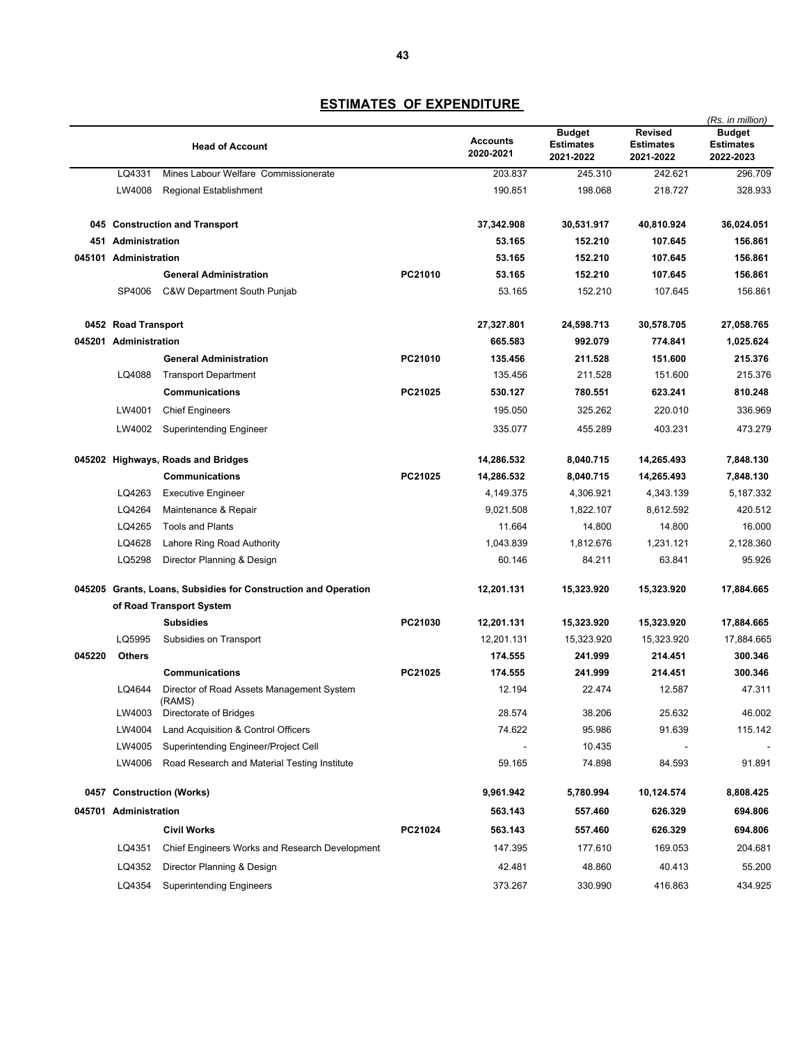## ESTIMATES OF EXPENDITURE

*(Rs. in million)*

| | | Head of Account | | Accounts 2020-2021 | Budget Estimates 2021-2022 | Revised Estimates 2021-2022 | Budget Estimates 2022-2023 |
|---|---|---|---|---|---|---|---|
| | LQ4331 | Mines Labour Welfare Commissionerate | | 203.837 | 245.310 | 242.621 | 296.709 |
| | LW4008 | Regional Establishment | | 190.851 | 198.068 | 218.727 | 328.933 |
| **045** | | **Construction and Transport** | | **37,342.908** | **30,531.917** | **40,810.924** | **36,024.051** |
| **451** | | **Administration** | | **53.165** | **152.210** | **107.645** | **156.861** |
| **045101** | | **Administration** | | **53.165** | **152.210** | **107.645** | **156.861** |
| | | **General Administration** | **PC21010** | **53.165** | **152.210** | **107.645** | **156.861** |
| | SP4006 | C&W Department South Punjab | | 53.165 | 152.210 | 107.645 | 156.861 |
| **0452** | | **Road Transport** | | **27,327.801** | **24,598.713** | **30,578.705** | **27,058.765** |
| **045201** | | **Administration** | | **665.583** | **992.079** | **774.841** | **1,025.624** |
| | | **General Administration** | **PC21010** | **135.456** | **211.528** | **151.600** | **215.376** |
| | LQ4088 | Transport Department | | 135.456 | 211.528 | 151.600 | 215.376 |
| | | **Communications** | **PC21025** | **530.127** | **780.551** | **623.241** | **810.248** |
| | LW4001 | Chief Engineers | | 195.050 | 325.262 | 220.010 | 336.969 |
| | LW4002 | Superintending Engineer | | 335.077 | 455.289 | 403.231 | 473.279 |
| **045202** | | **Highways, Roads and Bridges** | | **14,286.532** | **8,040.715** | **14,265.493** | **7,848.130** |
| | | **Communications** | **PC21025** | **14,286.532** | **8,040.715** | **14,265.493** | **7,848.130** |
| | LQ4263 | Executive Engineer | | 4,149.375 | 4,306.921 | 4,343.139 | 5,187.332 |
| | LQ4264 | Maintenance & Repair | | 9,021.508 | 1,822.107 | 8,612.592 | 420.512 |
| | LQ4265 | Tools and Plants | | 11.664 | 14.800 | 14.800 | 16.000 |
| | LQ4628 | Lahore Ring Road Authority | | 1,043.839 | 1,812.676 | 1,231.121 | 2,128.360 |
| | LQ5298 | Director Planning & Design | | 60.146 | 84.211 | 63.841 | 95.926 |
| **045205** | | **Grants, Loans, Subsidies for Construction and Operation of Road Transport System** | | **12,201.131** | **15,323.920** | **15,323.920** | **17,884.665** |
| | | **Subsidies** | **PC21030** | **12,201.131** | **15,323.920** | **15,323.920** | **17,884.665** |
| | LQ5995 | Subsidies on Transport | | 12,201.131 | 15,323.920 | 15,323.920 | 17,884.665 |
| **045220** | | **Others** | | **174.555** | **241.999** | **214.451** | **300.346** |
| | | **Communications** | **PC21025** | **174.555** | **241.999** | **214.451** | **300.346** |
| | LQ4644 | Director of Road Assets Management System (RAMS) | | 12.194 | 22.474 | 12.587 | 47.311 |
| | LW4003 | Directorate of Bridges | | 28.574 | 38.206 | 25.632 | 46.002 |
| | LW4004 | Land Acquisition & Control Officers | | 74.622 | 95.986 | 91.639 | 115.142 |
| | LW4005 | Superintending Engineer/Project Cell | | - | 10.435 | - | - |
| | LW4006 | Road Research and Material Testing Institute | | 59.165 | 74.898 | 84.593 | 91.891 |
| **0457** | | **Construction (Works)** | | **9,961.942** | **5,780.994** | **10,124.574** | **8,808.425** |
| **045701** | | **Administration** | | **563.143** | **557.460** | **626.329** | **694.806** |
| | | **Civil Works** | **PC21024** | **563.143** | **557.460** | **626.329** | **694.806** |
| | LQ4351 | Chief Engineers Works and Research Development | | 147.395 | 177.610 | 169.053 | 204.681 |
| | LQ4352 | Director Planning & Design | | 42.481 | 48.860 | 40.413 | 55.200 |
| | LQ4354 | Superintending Engineers | | 373.267 | 330.990 | 416.863 | 434.925 |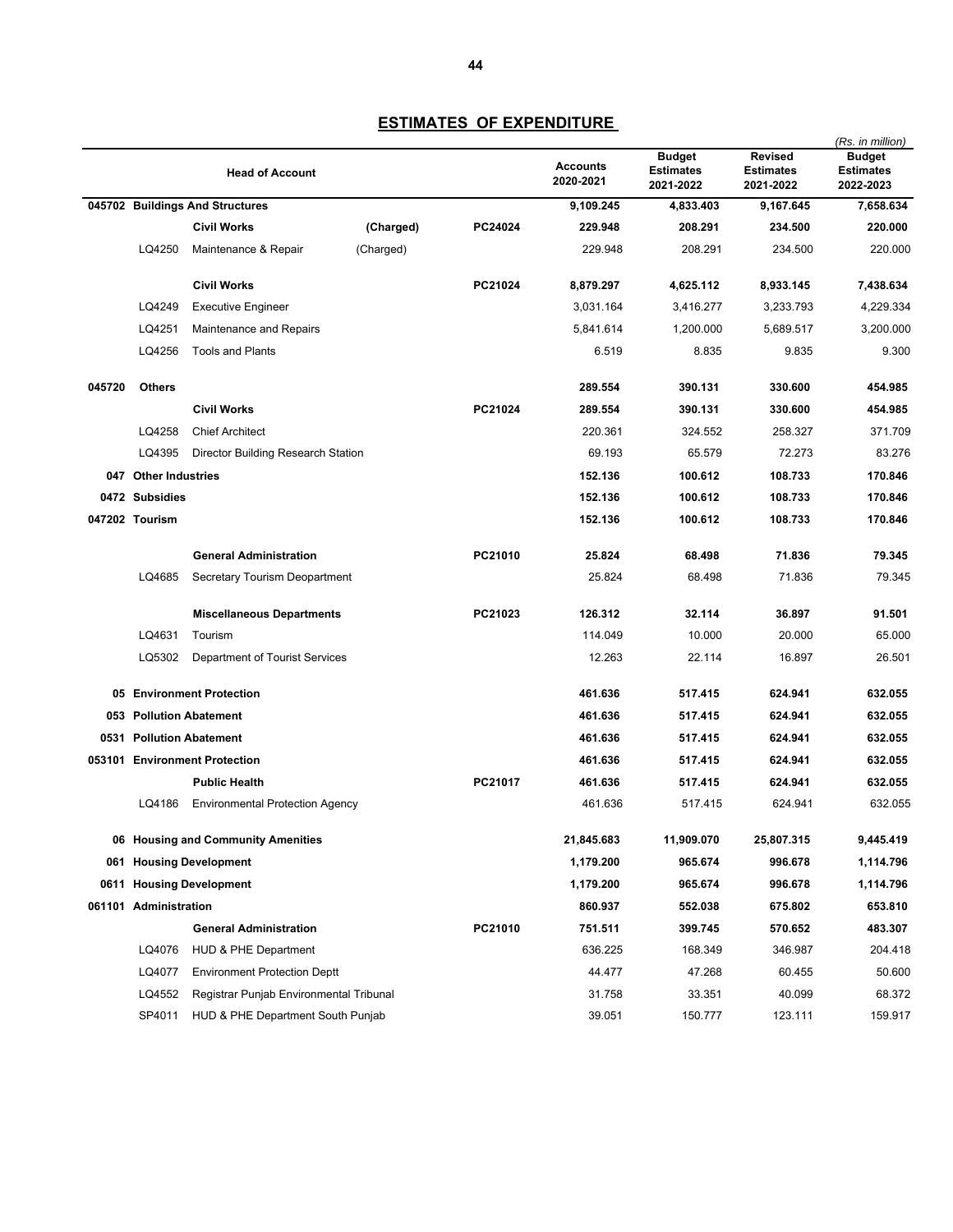## ESTIMATES OF EXPENDITURE

*(Rs. in million)*

| | | Head of Account | | | Accounts 2020-2021 | Budget Estimates 2021-2022 | Revised Estimates 2021-2022 | Budget Estimates 2022-2023 |
|---|---|---|---|---|---|---|---|---|
| **045702** | | **Buildings And Structures** | | | **9,109.245** | **4,833.403** | **9,167.645** | **7,658.634** |
| | | **Civil Works** | **(Charged)** | **PC24024** | **229.948** | **208.291** | **234.500** | **220.000** |
| | LQ4250 | Maintenance & Repair | (Charged) | | 229.948 | 208.291 | 234.500 | 220.000 |
| | | **Civil Works** | | **PC21024** | **8,879.297** | **4,625.112** | **8,933.145** | **7,438.634** |
| | LQ4249 | Executive Engineer | | | 3,031.164 | 3,416.277 | 3,233.793 | 4,229.334 |
| | LQ4251 | Maintenance and Repairs | | | 5,841.614 | 1,200.000 | 5,689.517 | 3,200.000 |
| | LQ4256 | Tools and Plants | | | 6.519 | 8.835 | 9.835 | 9.300 |
| **045720** | | **Others** | | | **289.554** | **390.131** | **330.600** | **454.985** |
| | | **Civil Works** | | **PC21024** | **289.554** | **390.131** | **330.600** | **454.985** |
| | LQ4258 | Chief Architect | | | 220.361 | 324.552 | 258.327 | 371.709 |
| | LQ4395 | Director Building Research Station | | | 69.193 | 65.579 | 72.273 | 83.276 |
| **047** | | **Other Industries** | | | **152.136** | **100.612** | **108.733** | **170.846** |
| **0472** | | **Subsidies** | | | **152.136** | **100.612** | **108.733** | **170.846** |
| **047202** | | **Tourism** | | | **152.136** | **100.612** | **108.733** | **170.846** |
| | | **General Administration** | | **PC21010** | **25.824** | **68.498** | **71.836** | **79.345** |
| | LQ4685 | Secretary Tourism Deopartment | | | 25.824 | 68.498 | 71.836 | 79.345 |
| | | **Miscellaneous Departments** | | **PC21023** | **126.312** | **32.114** | **36.897** | **91.501** |
| | LQ4631 | Tourism | | | 114.049 | 10.000 | 20.000 | 65.000 |
| | LQ5302 | Department of Tourist Services | | | 12.263 | 22.114 | 16.897 | 26.501 |
| **05** | | **Environment Protection** | | | **461.636** | **517.415** | **624.941** | **632.055** |
| **053** | | **Pollution Abatement** | | | **461.636** | **517.415** | **624.941** | **632.055** |
| **0531** | | **Pollution Abatement** | | | **461.636** | **517.415** | **624.941** | **632.055** |
| **053101** | | **Environment Protection** | | | **461.636** | **517.415** | **624.941** | **632.055** |
| | | **Public Health** | | **PC21017** | **461.636** | **517.415** | **624.941** | **632.055** |
| | LQ4186 | Environmental Protection Agency | | | 461.636 | 517.415 | 624.941 | 632.055 |
| **06** | | **Housing and Community Amenities** | | | **21,845.683** | **11,909.070** | **25,807.315** | **9,445.419** |
| **061** | | **Housing Development** | | | **1,179.200** | **965.674** | **996.678** | **1,114.796** |
| **0611** | | **Housing Development** | | | **1,179.200** | **965.674** | **996.678** | **1,114.796** |
| **061101** | | **Administration** | | | **860.937** | **552.038** | **675.802** | **653.810** |
| | | **General Administration** | | **PC21010** | **751.511** | **399.745** | **570.652** | **483.307** |
| | LQ4076 | HUD & PHE Department | | | 636.225 | 168.349 | 346.987 | 204.418 |
| | LQ4077 | Environment Protection Deptt | | | 44.477 | 47.268 | 60.455 | 50.600 |
| | LQ4552 | Registrar Punjab Environmental Tribunal | | | 31.758 | 33.351 | 40.099 | 68.372 |
| | SP4011 | HUD & PHE Department South Punjab | | | 39.051 | 150.777 | 123.111 | 159.917 |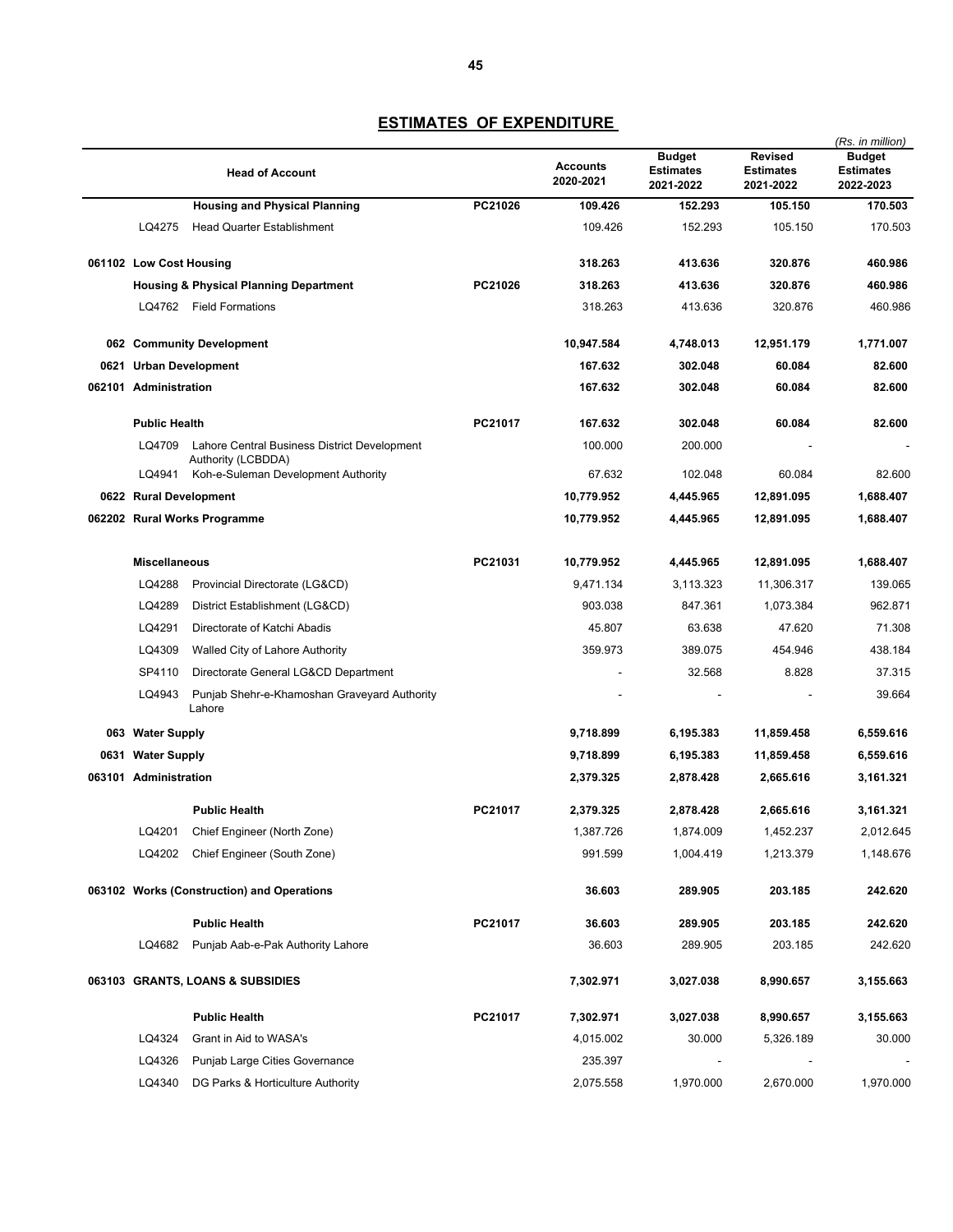## ESTIMATES OF EXPENDITURE

*(Rs. in million)*

| Head of Account | | Accounts 2020-2021 | Budget Estimates 2021-2022 | Revised Estimates 2021-2022 | Budget Estimates 2022-2023 |
|---|---|---|---|---|---|
| **Housing and Physical Planning** | **PC21026** | **109.426** | **152.293** | **105.150** | **170.503** |
| LQ4275 Head Quarter Establishment | | 109.426 | 152.293 | 105.150 | 170.503 |
| **061102 Low Cost Housing** | | **318.263** | **413.636** | **320.876** | **460.986** |
| **Housing & Physical Planning Department** | **PC21026** | **318.263** | **413.636** | **320.876** | **460.986** |
| LQ4762 Field Formations | | 318.263 | 413.636 | 320.876 | 460.986 |
| **062 Community Development** | | **10,947.584** | **4,748.013** | **12,951.179** | **1,771.007** |
| **0621 Urban Development** | | **167.632** | **302.048** | **60.084** | **82.600** |
| **062101 Administration** | | **167.632** | **302.048** | **60.084** | **82.600** |
| **Public Health** | **PC21017** | **167.632** | **302.048** | **60.084** | **82.600** |
| LQ4709 Lahore Central Business District Development Authority (LCBDDA) | | 100.000 | 200.000 | - | - |
| LQ4941 Koh-e-Suleman Development Authority | | 67.632 | 102.048 | 60.084 | 82.600 |
| **0622 Rural Development** | | **10,779.952** | **4,445.965** | **12,891.095** | **1,688.407** |
| **062202 Rural Works Programme** | | **10,779.952** | **4,445.965** | **12,891.095** | **1,688.407** |
| **Miscellaneous** | **PC21031** | **10,779.952** | **4,445.965** | **12,891.095** | **1,688.407** |
| LQ4288 Provincial Directorate (LG&CD) | | 9,471.134 | 3,113.323 | 11,306.317 | 139.065 |
| LQ4289 District Establishment (LG&CD) | | 903.038 | 847.361 | 1,073.384 | 962.871 |
| LQ4291 Directorate of Katchi Abadis | | 45.807 | 63.638 | 47.620 | 71.308 |
| LQ4309 Walled City of Lahore Authority | | 359.973 | 389.075 | 454.946 | 438.184 |
| SP4110 Directorate General LG&CD Department | | - | 32.568 | 8.828 | 37.315 |
| LQ4943 Punjab Shehr-e-Khamoshan Graveyard Authority Lahore | | - | - | - | 39.664 |
| **063 Water Supply** | | **9,718.899** | **6,195.383** | **11,859.458** | **6,559.616** |
| **0631 Water Supply** | | **9,718.899** | **6,195.383** | **11,859.458** | **6,559.616** |
| **063101 Administration** | | **2,379.325** | **2,878.428** | **2,665.616** | **3,161.321** |
| **Public Health** | **PC21017** | **2,379.325** | **2,878.428** | **2,665.616** | **3,161.321** |
| LQ4201 Chief Engineer (North Zone) | | 1,387.726 | 1,874.009 | 1,452.237 | 2,012.645 |
| LQ4202 Chief Engineer (South Zone) | | 991.599 | 1,004.419 | 1,213.379 | 1,148.676 |
| **063102 Works (Construction) and Operations** | | **36.603** | **289.905** | **203.185** | **242.620** |
| **Public Health** | **PC21017** | **36.603** | **289.905** | **203.185** | **242.620** |
| LQ4682 Punjab Aab-e-Pak Authority Lahore | | 36.603 | 289.905 | 203.185 | 242.620 |
| **063103 GRANTS, LOANS & SUBSIDIES** | | **7,302.971** | **3,027.038** | **8,990.657** | **3,155.663** |
| **Public Health** | **PC21017** | **7,302.971** | **3,027.038** | **8,990.657** | **3,155.663** |
| LQ4324 Grant in Aid to WASA's | | 4,015.002 | 30.000 | 5,326.189 | 30.000 |
| LQ4326 Punjab Large Cities Governance | | 235.397 | - | - | - |
| LQ4340 DG Parks & Horticulture Authority | | 2,075.558 | 1,970.000 | 2,670.000 | 1,970.000 |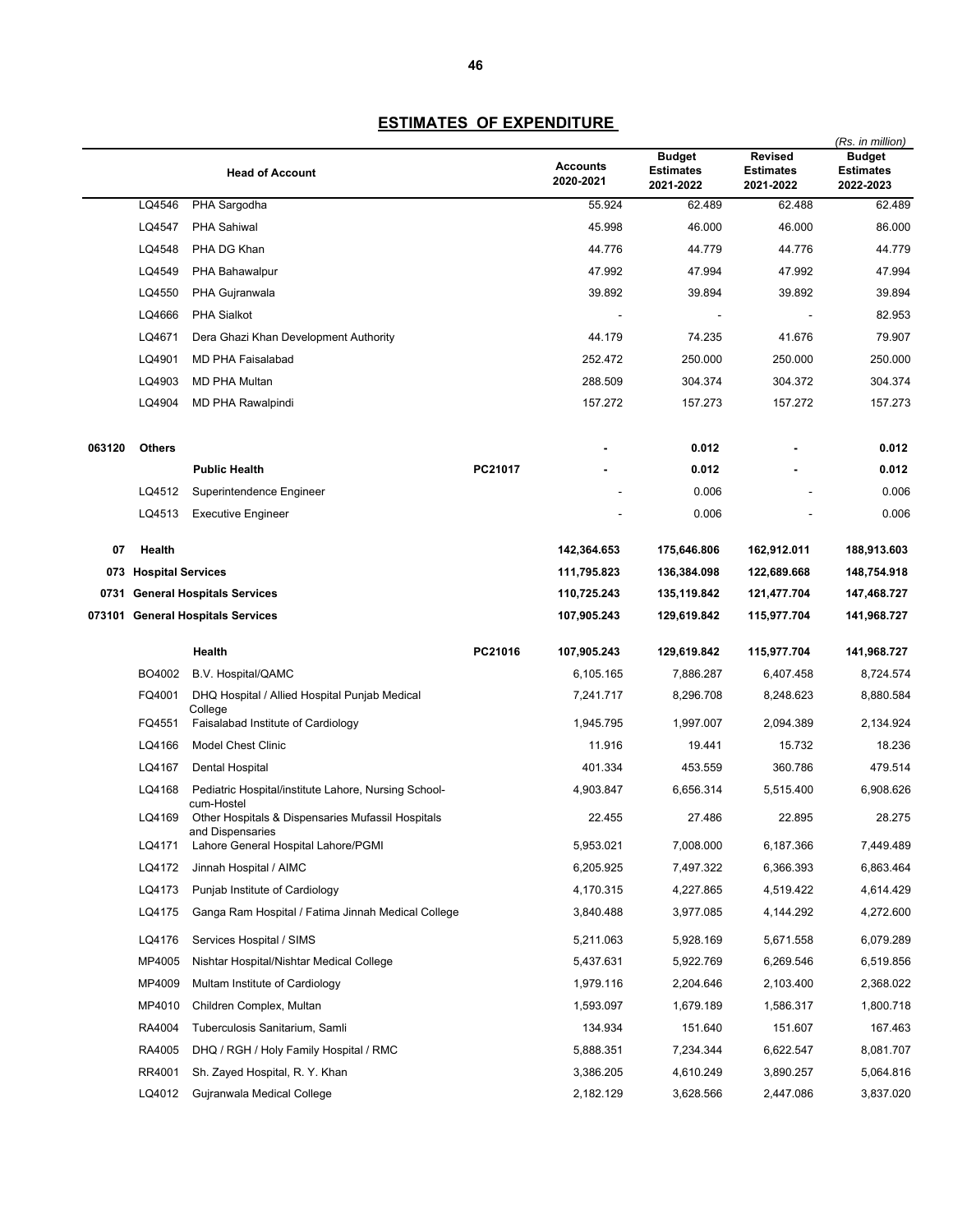## ESTIMATES OF EXPENDITURE

(Rs. in million)

| | | Head of Account | | Accounts 2020-2021 | Budget Estimates 2021-2022 | Revised Estimates 2021-2022 | Budget Estimates 2022-2023 |
|---|---|---|---|---|---|---|---|
| | LQ4546 | PHA Sargodha | | 55.924 | 62.489 | 62.488 | 62.489 |
| | LQ4547 | PHA Sahiwal | | 45.998 | 46.000 | 46.000 | 86.000 |
| | LQ4548 | PHA DG Khan | | 44.776 | 44.779 | 44.776 | 44.779 |
| | LQ4549 | PHA Bahawalpur | | 47.992 | 47.994 | 47.992 | 47.994 |
| | LQ4550 | PHA Gujranwala | | 39.892 | 39.894 | 39.892 | 39.894 |
| | LQ4666 | PHA Sialkot | | - | - | - | 82.953 |
| | LQ4671 | Dera Ghazi Khan Development Authority | | 44.179 | 74.235 | 41.676 | 79.907 |
| | LQ4901 | MD PHA Faisalabad | | 252.472 | 250.000 | 250.000 | 250.000 |
| | LQ4903 | MD PHA Multan | | 288.509 | 304.374 | 304.372 | 304.374 |
| | LQ4904 | MD PHA Rawalpindi | | 157.272 | 157.273 | 157.272 | 157.273 |
| **063120** | **Others** | | | **-** | **0.012** | **-** | **0.012** |
| | | **Public Health** | **PC21017** | **-** | **0.012** | **-** | **0.012** |
| | LQ4512 | Superintendence Engineer | | - | 0.006 | - | 0.006 |
| | LQ4513 | Executive Engineer | | - | 0.006 | - | 0.006 |
| **07** | **Health** | | | **142,364.653** | **175,646.806** | **162,912.011** | **188,913.603** |
| **073** | **Hospital Services** | | | **111,795.823** | **136,384.098** | **122,689.668** | **148,754.918** |
| **0731** | **General Hospitals Services** | | | **110,725.243** | **135,119.842** | **121,477.704** | **147,468.727** |
| **073101** | **General Hospitals Services** | | | **107,905.243** | **129,619.842** | **115,977.704** | **141,968.727** |
| | | **Health** | **PC21016** | **107,905.243** | **129,619.842** | **115,977.704** | **141,968.727** |
| | BO4002 | B.V. Hospital/QAMC | | 6,105.165 | 7,886.287 | 6,407.458 | 8,724.574 |
| | FQ4001 | DHQ Hospital / Allied Hospital Punjab Medical College | | 7,241.717 | 8,296.708 | 8,248.623 | 8,880.584 |
| | FQ4551 | Faisalabad Institute of Cardiology | | 1,945.795 | 1,997.007 | 2,094.389 | 2,134.924 |
| | LQ4166 | Model Chest Clinic | | 11.916 | 19.441 | 15.732 | 18.236 |
| | LQ4167 | Dental Hospital | | 401.334 | 453.559 | 360.786 | 479.514 |
| | LQ4168 | Pediatric Hospital/institute Lahore, Nursing School-cum-Hostel | | 4,903.847 | 6,656.314 | 5,515.400 | 6,908.626 |
| | LQ4169 | Other Hospitals & Dispensaries Mufassil Hospitals and Dispensaries | | 22.455 | 27.486 | 22.895 | 28.275 |
| | LQ4171 | Lahore General Hospital Lahore/PGMI | | 5,953.021 | 7,008.000 | 6,187.366 | 7,449.489 |
| | LQ4172 | Jinnah Hospital / AIMC | | 6,205.925 | 7,497.322 | 6,366.393 | 6,863.464 |
| | LQ4173 | Punjab Institute of Cardiology | | 4,170.315 | 4,227.865 | 4,519.422 | 4,614.429 |
| | LQ4175 | Ganga Ram Hospital / Fatima Jinnah Medical College | | 3,840.488 | 3,977.085 | 4,144.292 | 4,272.600 |
| | LQ4176 | Services Hospital / SIMS | | 5,211.063 | 5,928.169 | 5,671.558 | 6,079.289 |
| | MP4005 | Nishtar Hospital/Nishtar Medical College | | 5,437.631 | 5,922.769 | 6,269.546 | 6,519.856 |
| | MP4009 | Multam Institute of Cardiology | | 1,979.116 | 2,204.646 | 2,103.400 | 2,368.022 |
| | MP4010 | Children Complex, Multan | | 1,593.097 | 1,679.189 | 1,586.317 | 1,800.718 |
| | RA4004 | Tuberculosis Sanitarium, Samli | | 134.934 | 151.640 | 151.607 | 167.463 |
| | RA4005 | DHQ / RGH / Holy Family Hospital / RMC | | 5,888.351 | 7,234.344 | 6,622.547 | 8,081.707 |
| | RR4001 | Sh. Zayed Hospital, R. Y. Khan | | 3,386.205 | 4,610.249 | 3,890.257 | 5,064.816 |
| | LQ4012 | Gujranwala Medical College | | 2,182.129 | 3,628.566 | 2,447.086 | 3,837.020 |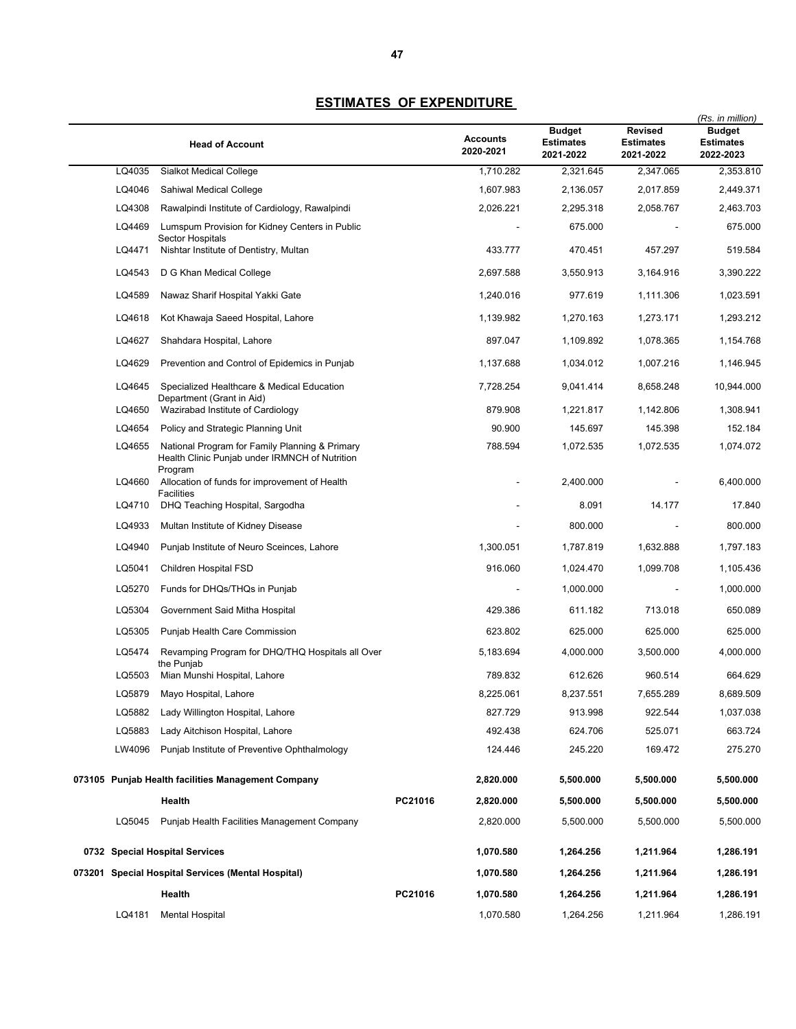## ESTIMATES OF EXPENDITURE

*(Rs. in million)*

| | Head of Account | | Accounts 2020-2021 | Budget Estimates 2021-2022 | Revised Estimates 2021-2022 | Budget Estimates 2022-2023 |
|---|---|---|---|---|---|---|
| LQ4035 | Sialkot Medical College | | 1,710.282 | 2,321.645 | 2,347.065 | 2,353.810 |
| LQ4046 | Sahiwal Medical College | | 1,607.983 | 2,136.057 | 2,017.859 | 2,449.371 |
| LQ4308 | Rawalpindi Institute of Cardiology, Rawalpindi | | 2,026.221 | 2,295.318 | 2,058.767 | 2,463.703 |
| LQ4469 | Lumspum Provision for Kidney Centers in Public Sector Hospitals | | - | 675.000 | - | 675.000 |
| LQ4471 | Nishtar Institute of Dentistry, Multan | | 433.777 | 470.451 | 457.297 | 519.584 |
| LQ4543 | D G Khan Medical College | | 2,697.588 | 3,550.913 | 3,164.916 | 3,390.222 |
| LQ4589 | Nawaz Sharif Hospital Yakki Gate | | 1,240.016 | 977.619 | 1,111.306 | 1,023.591 |
| LQ4618 | Kot Khawaja Saeed Hospital, Lahore | | 1,139.982 | 1,270.163 | 1,273.171 | 1,293.212 |
| LQ4627 | Shahdara Hospital, Lahore | | 897.047 | 1,109.892 | 1,078.365 | 1,154.768 |
| LQ4629 | Prevention and Control of Epidemics in Punjab | | 1,137.688 | 1,034.012 | 1,007.216 | 1,146.945 |
| LQ4645 | Specialized Healthcare & Medical Education Department (Grant in Aid) | | 7,728.254 | 9,041.414 | 8,658.248 | 10,944.000 |
| LQ4650 | Wazirabad Institute of Cardiology | | 879.908 | 1,221.817 | 1,142.806 | 1,308.941 |
| LQ4654 | Policy and Strategic Planning Unit | | 90.900 | 145.697 | 145.398 | 152.184 |
| LQ4655 | National Program for Family Planning & Primary Health Clinic Punjab under IRMNCH of Nutrition Program | | 788.594 | 1,072.535 | 1,072.535 | 1,074.072 |
| LQ4660 | Allocation of funds for improvement of Health Facilities | | - | 2,400.000 | - | 6,400.000 |
| LQ4710 | DHQ Teaching Hospital, Sargodha | | - | 8.091 | 14.177 | 17.840 |
| LQ4933 | Multan Institute of Kidney Disease | | - | 800.000 | - | 800.000 |
| LQ4940 | Punjab Institute of Neuro Sceinces, Lahore | | 1,300.051 | 1,787.819 | 1,632.888 | 1,797.183 |
| LQ5041 | Children Hospital FSD | | 916.060 | 1,024.470 | 1,099.708 | 1,105.436 |
| LQ5270 | Funds for DHQs/THQs in Punjab | | - | 1,000.000 | - | 1,000.000 |
| LQ5304 | Government Said Mitha Hospital | | 429.386 | 611.182 | 713.018 | 650.089 |
| LQ5305 | Punjab Health Care Commission | | 623.802 | 625.000 | 625.000 | 625.000 |
| LQ5474 | Revamping Program for DHQ/THQ Hospitals all Over the Punjab | | 5,183.694 | 4,000.000 | 3,500.000 | 4,000.000 |
| LQ5503 | Mian Munshi Hospital, Lahore | | 789.832 | 612.626 | 960.514 | 664.629 |
| LQ5879 | Mayo Hospital, Lahore | | 8,225.061 | 8,237.551 | 7,655.289 | 8,689.509 |
| LQ5882 | Lady Willington Hospital, Lahore | | 827.729 | 913.998 | 922.544 | 1,037.038 |
| LQ5883 | Lady Aitchison Hospital, Lahore | | 492.438 | 624.706 | 525.071 | 663.724 |
| LW4096 | Punjab Institute of Preventive Ophthalmology | | 124.446 | 245.220 | 169.472 | 275.270 |
| **073105** | **Punjab Health facilities Management Company** | | **2,820.000** | **5,500.000** | **5,500.000** | **5,500.000** |
| | **Health** | **PC21016** | **2,820.000** | **5,500.000** | **5,500.000** | **5,500.000** |
| LQ5045 | Punjab Health Facilities Management Company | | 2,820.000 | 5,500.000 | 5,500.000 | 5,500.000 |
| **0732** | **Special Hospital Services** | | **1,070.580** | **1,264.256** | **1,211.964** | **1,286.191** |
| **073201** | **Special Hospital Services (Mental Hospital)** | | **1,070.580** | **1,264.256** | **1,211.964** | **1,286.191** |
| | **Health** | **PC21016** | **1,070.580** | **1,264.256** | **1,211.964** | **1,286.191** |
| LQ4181 | Mental Hospital | | 1,070.580 | 1,264.256 | 1,211.964 | 1,286.191 |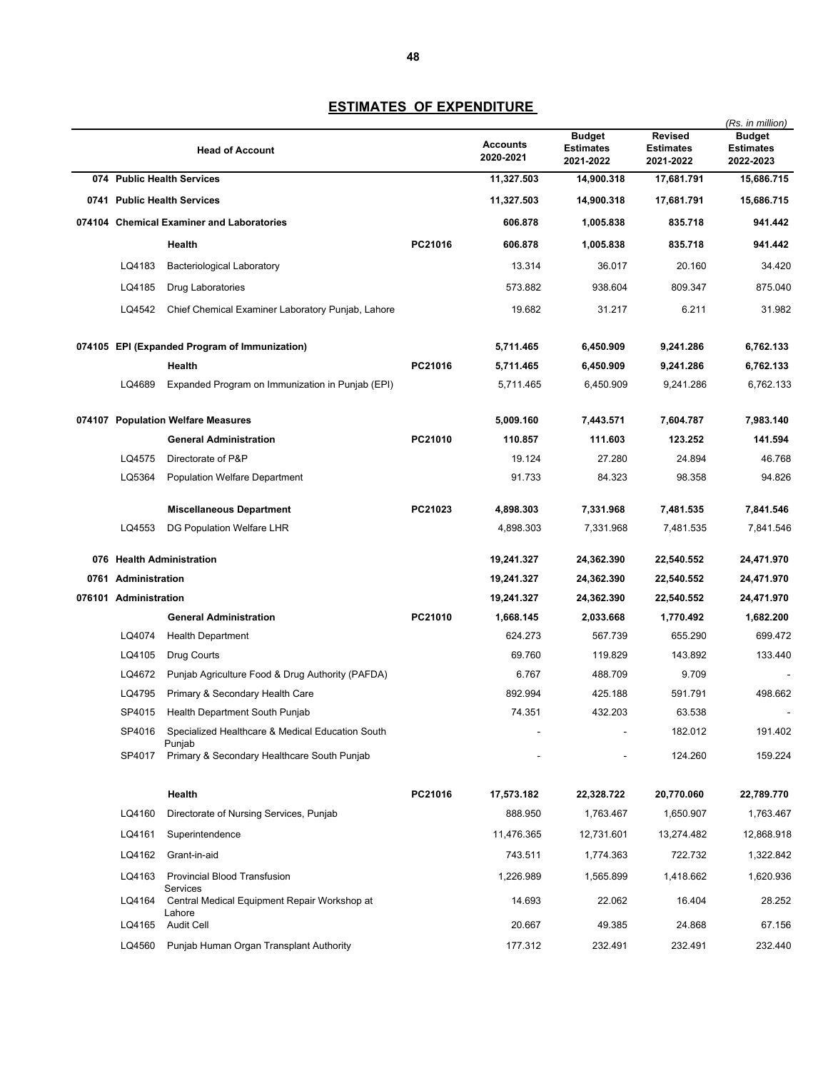## ESTIMATES OF EXPENDITURE

(Rs. in million)

| | Head of Account | | Accounts 2020-2021 | Budget Estimates 2021-2022 | Revised Estimates 2021-2022 | Budget Estimates 2022-2023 |
|---|---|---|---|---|---|---|
| **074** | **Public Health Services** | | **11,327.503** | **14,900.318** | **17,681.791** | **15,686.715** |
| **0741** | **Public Health Services** | | **11,327.503** | **14,900.318** | **17,681.791** | **15,686.715** |
| **074104** | **Chemical Examiner and Laboratories** | | **606.878** | **1,005.838** | **835.718** | **941.442** |
| | **Health** | **PC21016** | **606.878** | **1,005.838** | **835.718** | **941.442** |
| LQ4183 | Bacteriological Laboratory | | 13.314 | 36.017 | 20.160 | 34.420 |
| LQ4185 | Drug Laboratories | | 573.882 | 938.604 | 809.347 | 875.040 |
| LQ4542 | Chief Chemical Examiner Laboratory Punjab, Lahore | | 19.682 | 31.217 | 6.211 | 31.982 |
| **074105** | **EPI (Expanded Program of Immunization)** | | **5,711.465** | **6,450.909** | **9,241.286** | **6,762.133** |
| | **Health** | **PC21016** | **5,711.465** | **6,450.909** | **9,241.286** | **6,762.133** |
| LQ4689 | Expanded Program on Immunization in Punjab (EPI) | | 5,711.465 | 6,450.909 | 9,241.286 | 6,762.133 |
| **074107** | **Population Welfare Measures** | | **5,009.160** | **7,443.571** | **7,604.787** | **7,983.140** |
| | **General Administration** | **PC21010** | **110.857** | **111.603** | **123.252** | **141.594** |
| LQ4575 | Directorate of P&P | | 19.124 | 27.280 | 24.894 | 46.768 |
| LQ5364 | Population Welfare Department | | 91.733 | 84.323 | 98.358 | 94.826 |
| | **Miscellaneous Department** | **PC21023** | **4,898.303** | **7,331.968** | **7,481.535** | **7,841.546** |
| LQ4553 | DG Population Welfare LHR | | 4,898.303 | 7,331.968 | 7,481.535 | 7,841.546 |
| **076** | **Health Administration** | | **19,241.327** | **24,362.390** | **22,540.552** | **24,471.970** |
| **0761** | **Administration** | | **19,241.327** | **24,362.390** | **22,540.552** | **24,471.970** |
| **076101** | **Administration** | | **19,241.327** | **24,362.390** | **22,540.552** | **24,471.970** |
| | **General Administration** | **PC21010** | **1,668.145** | **2,033.668** | **1,770.492** | **1,682.200** |
| LQ4074 | Health Department | | 624.273 | 567.739 | 655.290 | 699.472 |
| LQ4105 | Drug Courts | | 69.760 | 119.829 | 143.892 | 133.440 |
| LQ4672 | Punjab Agriculture Food & Drug Authority (PAFDA) | | 6.767 | 488.709 | 9.709 | - |
| LQ4795 | Primary & Secondary Health Care | | 892.994 | 425.188 | 591.791 | 498.662 |
| SP4015 | Health Department South Punjab | | 74.351 | 432.203 | 63.538 | - |
| SP4016 | Specialized Healthcare & Medical Education South Punjab | | - | - | 182.012 | 191.402 |
| SP4017 | Primary & Secondary Healthcare South Punjab | | - | - | 124.260 | 159.224 |
| | **Health** | **PC21016** | **17,573.182** | **22,328.722** | **20,770.060** | **22,789.770** |
| LQ4160 | Directorate of Nursing Services, Punjab | | 888.950 | 1,763.467 | 1,650.907 | 1,763.467 |
| LQ4161 | Superintendence | | 11,476.365 | 12,731.601 | 13,274.482 | 12,868.918 |
| LQ4162 | Grant-in-aid | | 743.511 | 1,774.363 | 722.732 | 1,322.842 |
| LQ4163 | Provincial Blood Transfusion Services | | 1,226.989 | 1,565.899 | 1,418.662 | 1,620.936 |
| LQ4164 | Central Medical Equipment Repair Workshop at Lahore | | 14.693 | 22.062 | 16.404 | 28.252 |
| LQ4165 | Audit Cell | | 20.667 | 49.385 | 24.868 | 67.156 |
| LQ4560 | Punjab Human Organ Transplant Authority | | 177.312 | 232.491 | 232.491 | 232.440 |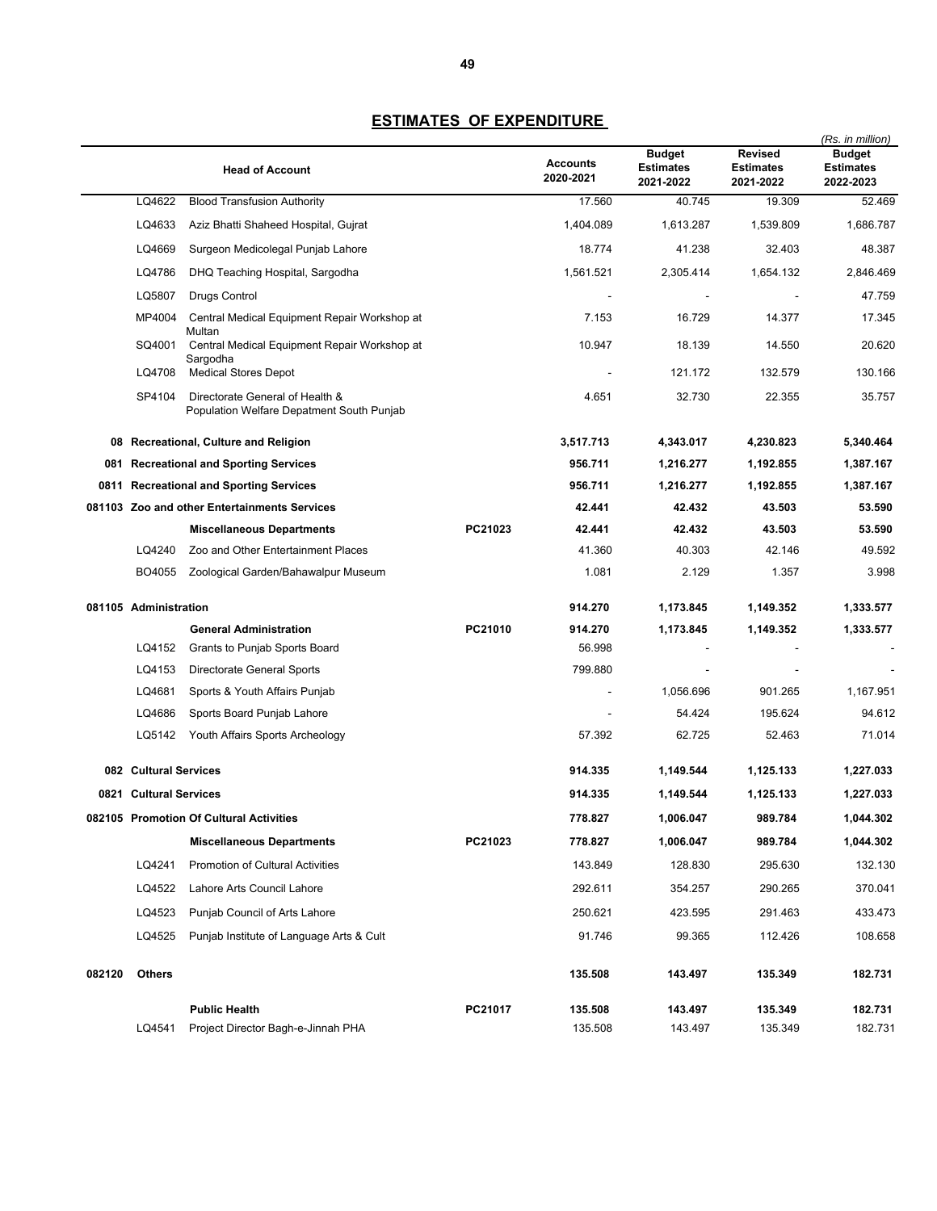## ESTIMATES OF EXPENDITURE

*(Rs. in million)*

| Head of Account | | | Accounts 2020-2021 | Budget Estimates 2021-2022 | Revised Estimates 2021-2022 | Budget Estimates 2022-2023 |
|---|---|---|---|---|---|---|
| LQ4622 | Blood Transfusion Authority | | 17.560 | 40.745 | 19.309 | 52.469 |
| LQ4633 | Aziz Bhatti Shaheed Hospital, Gujrat | | 1,404.089 | 1,613.287 | 1,539.809 | 1,686.787 |
| LQ4669 | Surgeon Medicolegal Punjab Lahore | | 18.774 | 41.238 | 32.403 | 48.387 |
| LQ4786 | DHQ Teaching Hospital, Sargodha | | 1,561.521 | 2,305.414 | 1,654.132 | 2,846.469 |
| LQ5807 | Drugs Control | | - | - | - | 47.759 |
| MP4004 | Central Medical Equipment Repair Workshop at Multan | | 7.153 | 16.729 | 14.377 | 17.345 |
| SQ4001 | Central Medical Equipment Repair Workshop at Sargodha | | 10.947 | 18.139 | 14.550 | 20.620 |
| LQ4708 | Medical Stores Depot | | - | 121.172 | 132.579 | 130.166 |
| SP4104 | Directorate General of Health & Population Welfare Depatment South Punjab | | 4.651 | 32.730 | 22.355 | 35.757 |
| **08** | **Recreational, Culture and Religion** | | **3,517.713** | **4,343.017** | **4,230.823** | **5,340.464** |
| **081** | **Recreational and Sporting Services** | | **956.711** | **1,216.277** | **1,192.855** | **1,387.167** |
| **0811** | **Recreational and Sporting Services** | | **956.711** | **1,216.277** | **1,192.855** | **1,387.167** |
| **081103** | **Zoo and other Entertainments Services** | | **42.441** | **42.432** | **43.503** | **53.590** |
| | **Miscellaneous Departments** | **PC21023** | **42.441** | **42.432** | **43.503** | **53.590** |
| LQ4240 | Zoo and Other Entertainment Places | | 41.360 | 40.303 | 42.146 | 49.592 |
| BO4055 | Zoological Garden/Bahawalpur Museum | | 1.081 | 2.129 | 1.357 | 3.998 |
| **081105** | **Administration** | | **914.270** | **1,173.845** | **1,149.352** | **1,333.577** |
| | **General Administration** | **PC21010** | **914.270** | **1,173.845** | **1,149.352** | **1,333.577** |
| LQ4152 | Grants to Punjab Sports Board | | 56.998 | - | - | - |
| LQ4153 | Directorate General Sports | | 799.880 | - | - | - |
| LQ4681 | Sports & Youth Affairs Punjab | | - | 1,056.696 | 901.265 | 1,167.951 |
| LQ4686 | Sports Board Punjab Lahore | | - | 54.424 | 195.624 | 94.612 |
| LQ5142 | Youth Affairs Sports Archeology | | 57.392 | 62.725 | 52.463 | 71.014 |
| **082** | **Cultural Services** | | **914.335** | **1,149.544** | **1,125.133** | **1,227.033** |
| **0821** | **Cultural Services** | | **914.335** | **1,149.544** | **1,125.133** | **1,227.033** |
| **082105** | **Promotion Of Cultural Activities** | | **778.827** | **1,006.047** | **989.784** | **1,044.302** |
| | **Miscellaneous Departments** | **PC21023** | **778.827** | **1,006.047** | **989.784** | **1,044.302** |
| LQ4241 | Promotion of Cultural Activities | | 143.849 | 128.830 | 295.630 | 132.130 |
| LQ4522 | Lahore Arts Council Lahore | | 292.611 | 354.257 | 290.265 | 370.041 |
| LQ4523 | Punjab Council of Arts Lahore | | 250.621 | 423.595 | 291.463 | 433.473 |
| LQ4525 | Punjab Institute of Language Arts & Cult | | 91.746 | 99.365 | 112.426 | 108.658 |
| **082120** | **Others** | | **135.508** | **143.497** | **135.349** | **182.731** |
| | **Public Health** | **PC21017** | **135.508** | **143.497** | **135.349** | **182.731** |
| LQ4541 | Project Director Bagh-e-Jinnah PHA | | 135.508 | 143.497 | 135.349 | 182.731 |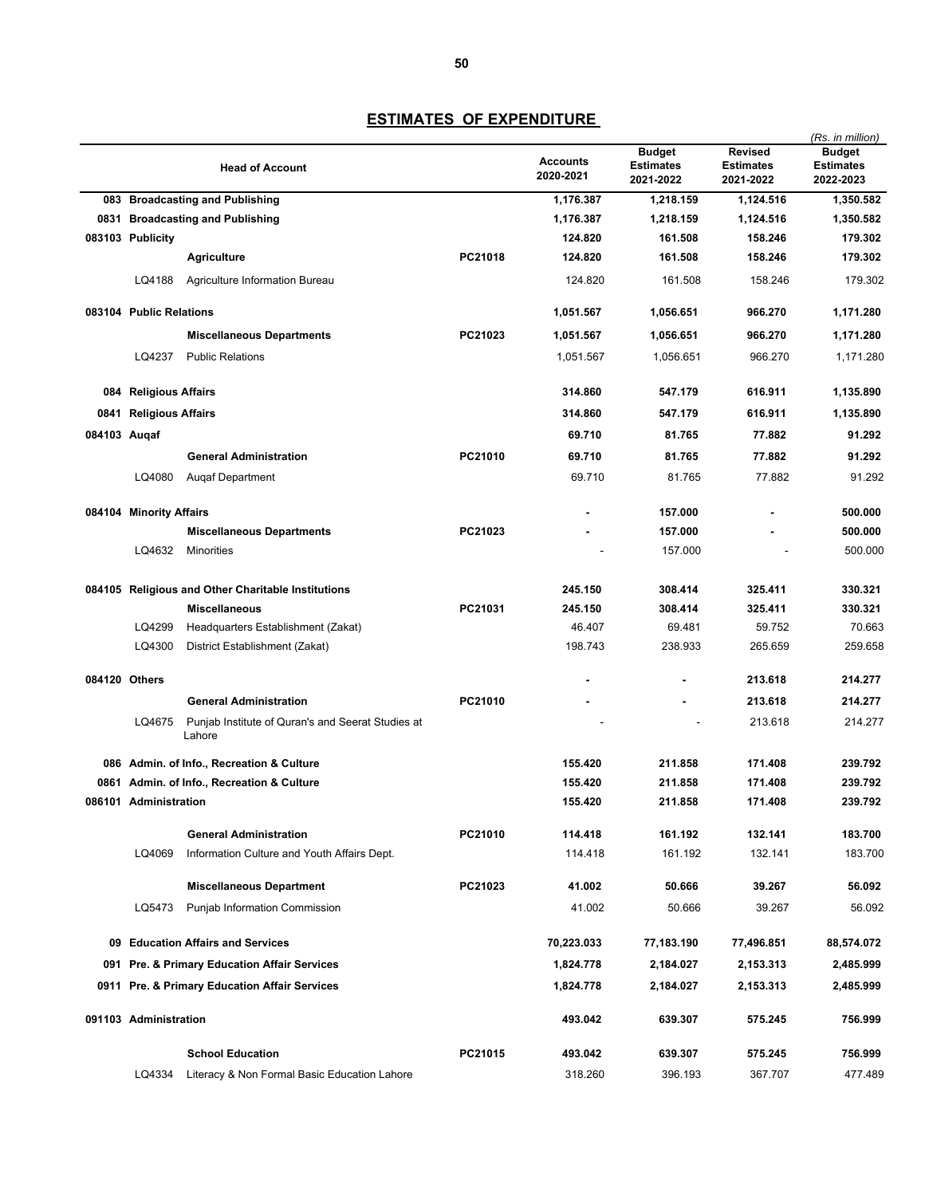## ESTIMATES OF EXPENDITURE

(Rs. in million)

| | Head of Account | | Accounts 2020-2021 | Budget Estimates 2021-2022 | Revised Estimates 2021-2022 | Budget Estimates 2022-2023 |
|---|---|---|---|---|---|---|
| **083** | **Broadcasting and Publishing** | | **1,176.387** | **1,218.159** | **1,124.516** | **1,350.582** |
| **0831** | **Broadcasting and Publishing** | | **1,176.387** | **1,218.159** | **1,124.516** | **1,350.582** |
| **083103** | **Publicity** | | **124.820** | **161.508** | **158.246** | **179.302** |
| | **Agriculture** | **PC21018** | **124.820** | **161.508** | **158.246** | **179.302** |
| LQ4188 | Agriculture Information Bureau | | 124.820 | 161.508 | 158.246 | 179.302 |
| **083104** | **Public Relations** | | **1,051.567** | **1,056.651** | **966.270** | **1,171.280** |
| | **Miscellaneous Departments** | **PC21023** | **1,051.567** | **1,056.651** | **966.270** | **1,171.280** |
| LQ4237 | Public Relations | | 1,051.567 | 1,056.651 | 966.270 | 1,171.280 |
| **084** | **Religious Affairs** | | **314.860** | **547.179** | **616.911** | **1,135.890** |
| **0841** | **Religious Affairs** | | **314.860** | **547.179** | **616.911** | **1,135.890** |
| **084103** | **Auqaf** | | **69.710** | **81.765** | **77.882** | **91.292** |
| | **General Administration** | **PC21010** | **69.710** | **81.765** | **77.882** | **91.292** |
| LQ4080 | Auqaf Department | | 69.710 | 81.765 | 77.882 | 91.292 |
| **084104** | **Minority Affairs** | | **-** | **157.000** | **-** | **500.000** |
| | **Miscellaneous Departments** | **PC21023** | **-** | **157.000** | **-** | **500.000** |
| LQ4632 | Minorities | | - | 157.000 | - | 500.000 |
| **084105** | **Religious and Other Charitable Institutions** | | **245.150** | **308.414** | **325.411** | **330.321** |
| | **Miscellaneous** | **PC21031** | **245.150** | **308.414** | **325.411** | **330.321** |
| LQ4299 | Headquarters Establishment (Zakat) | | 46.407 | 69.481 | 59.752 | 70.663 |
| LQ4300 | District Establishment (Zakat) | | 198.743 | 238.933 | 265.659 | 259.658 |
| **084120** | **Others** | | **-** | **-** | **213.618** | **214.277** |
| | **General Administration** | **PC21010** | **-** | **-** | **213.618** | **214.277** |
| LQ4675 | Punjab Institute of Quran's and Seerat Studies at Lahore | | - | - | 213.618 | 214.277 |
| **086** | **Admin. of Info., Recreation & Culture** | | **155.420** | **211.858** | **171.408** | **239.792** |
| **0861** | **Admin. of Info., Recreation & Culture** | | **155.420** | **211.858** | **171.408** | **239.792** |
| **086101** | **Administration** | | **155.420** | **211.858** | **171.408** | **239.792** |
| | **General Administration** | **PC21010** | **114.418** | **161.192** | **132.141** | **183.700** |
| LQ4069 | Information Culture and Youth Affairs Dept. | | 114.418 | 161.192 | 132.141 | 183.700 |
| | **Miscellaneous Department** | **PC21023** | **41.002** | **50.666** | **39.267** | **56.092** |
| LQ5473 | Punjab Information Commission | | 41.002 | 50.666 | 39.267 | 56.092 |
| **09** | **Education Affairs and Services** | | **70,223.033** | **77,183.190** | **77,496.851** | **88,574.072** |
| **091** | **Pre. & Primary Education Affair Services** | | **1,824.778** | **2,184.027** | **2,153.313** | **2,485.999** |
| **0911** | **Pre. & Primary Education Affair Services** | | **1,824.778** | **2,184.027** | **2,153.313** | **2,485.999** |
| **091103** | **Administration** | | **493.042** | **639.307** | **575.245** | **756.999** |
| | **School Education** | **PC21015** | **493.042** | **639.307** | **575.245** | **756.999** |
| LQ4334 | Literacy & Non Formal Basic Education Lahore | | 318.260 | 396.193 | 367.707 | 477.489 |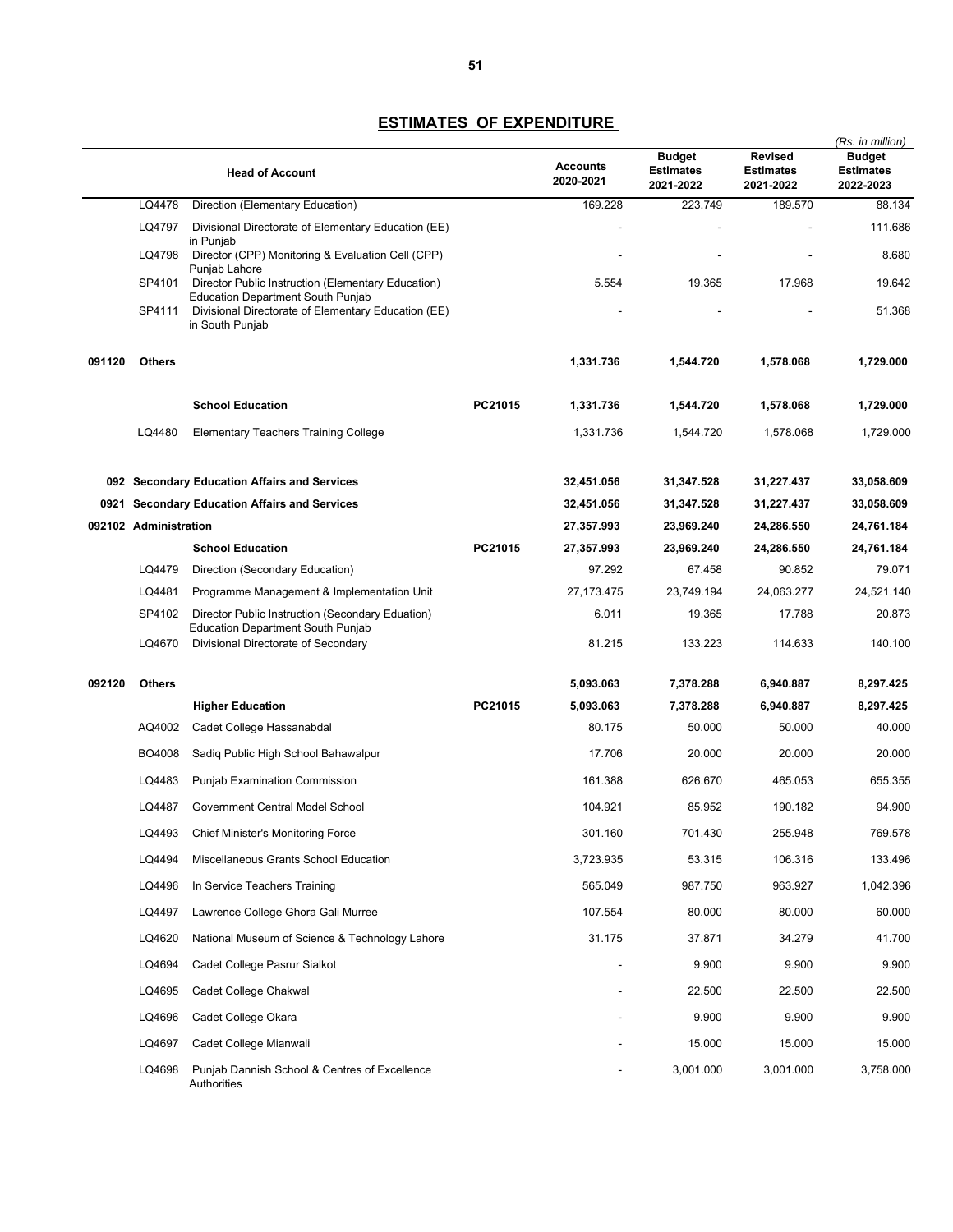# ESTIMATES OF EXPENDITURE

*(Rs. in million)*

| | | Head of Account | | Accounts 2020-2021 | Budget Estimates 2021-2022 | Revised Estimates 2021-2022 | Budget Estimates 2022-2023 |
|---|---|---|---|---|---|---|---|
| | LQ4478 | Direction (Elementary Education) | | 169.228 | 223.749 | 189.570 | 88.134 |
| | LQ4797 | Divisional Directorate of Elementary Education (EE) in Punjab | | - | - | - | 111.686 |
| | LQ4798 | Director (CPP) Monitoring & Evaluation Cell (CPP) Punjab Lahore | | - | - | - | 8.680 |
| | SP4101 | Director Public Instruction (Elementary Education) Education Department South Punjab | | 5.554 | 19.365 | 17.968 | 19.642 |
| | SP4111 | Divisional Directorate of Elementary Education (EE) in South Punjab | | - | - | - | 51.368 |
| **091120** | **Others** | | | **1,331.736** | **1,544.720** | **1,578.068** | **1,729.000** |
| | | **School Education** | **PC21015** | **1,331.736** | **1,544.720** | **1,578.068** | **1,729.000** |
| | LQ4480 | Elementary Teachers Training College | | 1,331.736 | 1,544.720 | 1,578.068 | 1,729.000 |
| **092** | **Secondary Education Affairs and Services** | | | **32,451.056** | **31,347.528** | **31,227.437** | **33,058.609** |
| **0921** | **Secondary Education Affairs and Services** | | | **32,451.056** | **31,347.528** | **31,227.437** | **33,058.609** |
| **092102** | **Administration** | | | **27,357.993** | **23,969.240** | **24,286.550** | **24,761.184** |
| | | **School Education** | **PC21015** | **27,357.993** | **23,969.240** | **24,286.550** | **24,761.184** |
| | LQ4479 | Direction (Secondary Education) | | 97.292 | 67.458 | 90.852 | 79.071 |
| | LQ4481 | Programme Management & Implementation Unit | | 27,173.475 | 23,749.194 | 24,063.277 | 24,521.140 |
| | SP4102 | Director Public Instruction (Secondary Eduation) Education Department South Punjab | | 6.011 | 19.365 | 17.788 | 20.873 |
| | LQ4670 | Divisional Directorate of Secondary | | 81.215 | 133.223 | 114.633 | 140.100 |
| **092120** | **Others** | | | **5,093.063** | **7,378.288** | **6,940.887** | **8,297.425** |
| | | **Higher Education** | **PC21015** | **5,093.063** | **7,378.288** | **6,940.887** | **8,297.425** |
| | AQ4002 | Cadet College Hassanabdal | | 80.175 | 50.000 | 50.000 | 40.000 |
| | BO4008 | Sadiq Public High School Bahawalpur | | 17.706 | 20.000 | 20.000 | 20.000 |
| | LQ4483 | Punjab Examination Commission | | 161.388 | 626.670 | 465.053 | 655.355 |
| | LQ4487 | Government Central Model School | | 104.921 | 85.952 | 190.182 | 94.900 |
| | LQ4493 | Chief Minister's Monitoring Force | | 301.160 | 701.430 | 255.948 | 769.578 |
| | LQ4494 | Miscellaneous Grants School Education | | 3,723.935 | 53.315 | 106.316 | 133.496 |
| | LQ4496 | In Service Teachers Training | | 565.049 | 987.750 | 963.927 | 1,042.396 |
| | LQ4497 | Lawrence College Ghora Gali Murree | | 107.554 | 80.000 | 80.000 | 60.000 |
| | LQ4620 | National Museum of Science & Technology Lahore | | 31.175 | 37.871 | 34.279 | 41.700 |
| | LQ4694 | Cadet College Pasrur Sialkot | | - | 9.900 | 9.900 | 9.900 |
| | LQ4695 | Cadet College Chakwal | | - | 22.500 | 22.500 | 22.500 |
| | LQ4696 | Cadet College Okara | | - | 9.900 | 9.900 | 9.900 |
| | LQ4697 | Cadet College Mianwali | | - | 15.000 | 15.000 | 15.000 |
| | LQ4698 | Punjab Dannish School & Centres of Excellence Authorities | | - | 3,001.000 | 3,001.000 | 3,758.000 |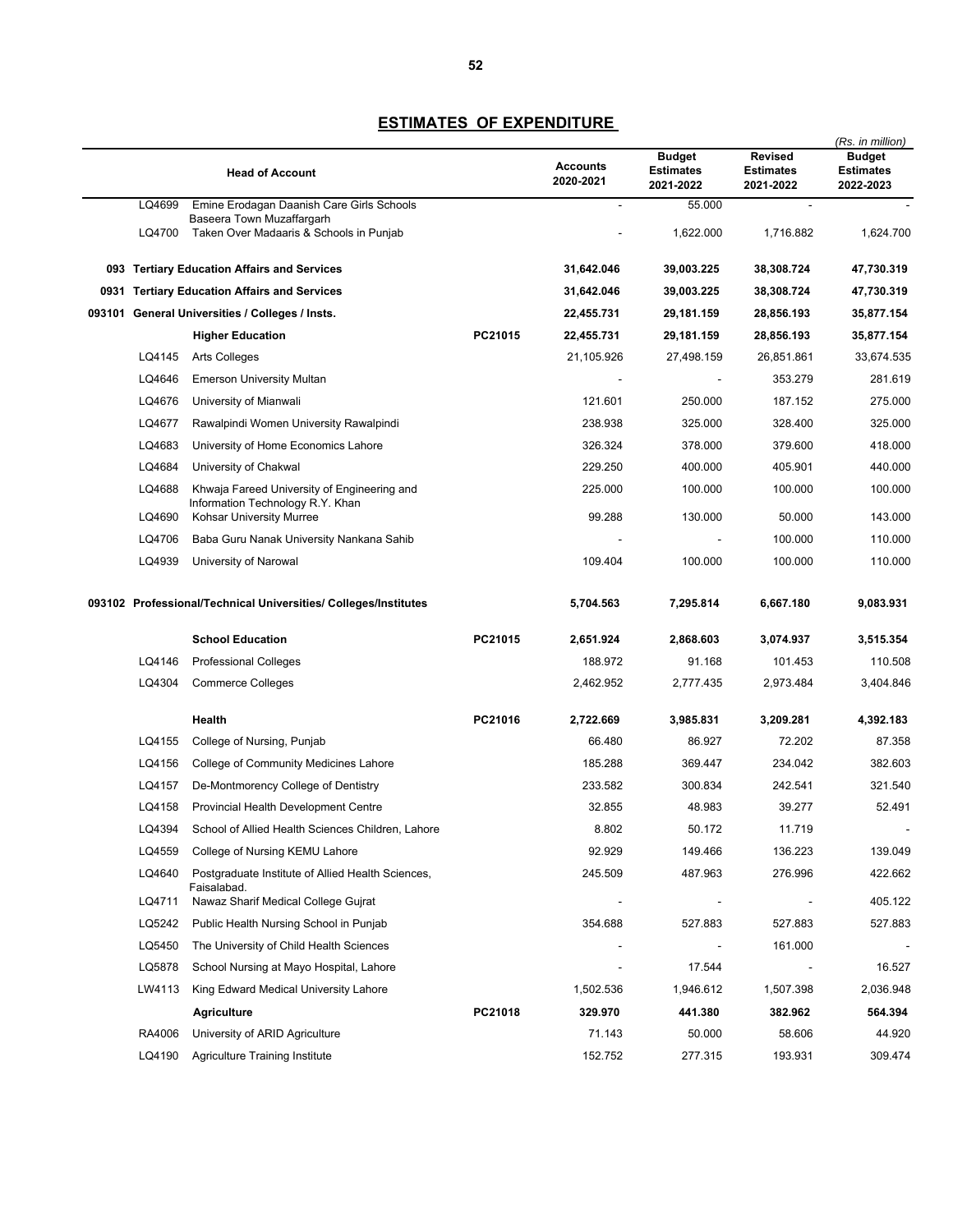## ESTIMATES OF EXPENDITURE

*(Rs. in million)*

| | Head of Account | | Accounts 2020-2021 | Budget Estimates 2021-2022 | Revised Estimates 2021-2022 | Budget Estimates 2022-2023 |
|---|---|---|---|---|---|---|
| LQ4699 | Emine Erodagan Daanish Care Girls Schools Baseera Town Muzaffargarh | | - | 55.000 | - | - |
| LQ4700 | Taken Over Madaaris & Schools in Punjab | | - | 1,622.000 | 1,716.882 | 1,624.700 |
| **093** | **Tertiary Education Affairs and Services** | | **31,642.046** | **39,003.225** | **38,308.724** | **47,730.319** |
| **0931** | **Tertiary Education Affairs and Services** | | **31,642.046** | **39,003.225** | **38,308.724** | **47,730.319** |
| **093101** | **General Universities / Colleges / Insts.** | | **22,455.731** | **29,181.159** | **28,856.193** | **35,877.154** |
| | **Higher Education** | **PC21015** | **22,455.731** | **29,181.159** | **28,856.193** | **35,877.154** |
| LQ4145 | Arts Colleges | | 21,105.926 | 27,498.159 | 26,851.861 | 33,674.535 |
| LQ4646 | Emerson University Multan | | - | - | 353.279 | 281.619 |
| LQ4676 | University of Mianwali | | 121.601 | 250.000 | 187.152 | 275.000 |
| LQ4677 | Rawalpindi Women University Rawalpindi | | 238.938 | 325.000 | 328.400 | 325.000 |
| LQ4683 | University of Home Economics Lahore | | 326.324 | 378.000 | 379.600 | 418.000 |
| LQ4684 | University of Chakwal | | 229.250 | 400.000 | 405.901 | 440.000 |
| LQ4688 | Khwaja Fareed University of Engineering and Information Technology R.Y. Khan | | 225.000 | 100.000 | 100.000 | 100.000 |
| LQ4690 | Kohsar University Murree | | 99.288 | 130.000 | 50.000 | 143.000 |
| LQ4706 | Baba Guru Nanak University Nankana Sahib | | - | - | 100.000 | 110.000 |
| LQ4939 | University of Narowal | | 109.404 | 100.000 | 100.000 | 110.000 |
| **093102** | **Professional/Technical Universities/ Colleges/Institutes** | | **5,704.563** | **7,295.814** | **6,667.180** | **9,083.931** |
| | **School Education** | **PC21015** | **2,651.924** | **2,868.603** | **3,074.937** | **3,515.354** |
| LQ4146 | Professional Colleges | | 188.972 | 91.168 | 101.453 | 110.508 |
| LQ4304 | Commerce Colleges | | 2,462.952 | 2,777.435 | 2,973.484 | 3,404.846 |
| | **Health** | **PC21016** | **2,722.669** | **3,985.831** | **3,209.281** | **4,392.183** |
| LQ4155 | College of Nursing, Punjab | | 66.480 | 86.927 | 72.202 | 87.358 |
| LQ4156 | College of Community Medicines Lahore | | 185.288 | 369.447 | 234.042 | 382.603 |
| LQ4157 | De-Montmorency College of Dentistry | | 233.582 | 300.834 | 242.541 | 321.540 |
| LQ4158 | Provincial Health Development Centre | | 32.855 | 48.983 | 39.277 | 52.491 |
| LQ4394 | School of Allied Health Sciences Children, Lahore | | 8.802 | 50.172 | 11.719 | - |
| LQ4559 | College of Nursing KEMU Lahore | | 92.929 | 149.466 | 136.223 | 139.049 |
| LQ4640 | Postgraduate Institute of Allied Health Sciences, Faisalabad. | | 245.509 | 487.963 | 276.996 | 422.662 |
| LQ4711 | Nawaz Sharif Medical College Gujrat | | - | - | - | 405.122 |
| LQ5242 | Public Health Nursing School in Punjab | | 354.688 | 527.883 | 527.883 | 527.883 |
| LQ5450 | The University of Child Health Sciences | | - | - | 161.000 | - |
| LQ5878 | School Nursing at Mayo Hospital, Lahore | | - | 17.544 | - | 16.527 |
| LW4113 | King Edward Medical University Lahore | | 1,502.536 | 1,946.612 | 1,507.398 | 2,036.948 |
| | **Agriculture** | **PC21018** | **329.970** | **441.380** | **382.962** | **564.394** |
| RA4006 | University of ARID Agriculture | | 71.143 | 50.000 | 58.606 | 44.920 |
| LQ4190 | Agriculture Training Institute | | 152.752 | 277.315 | 193.931 | 309.474 |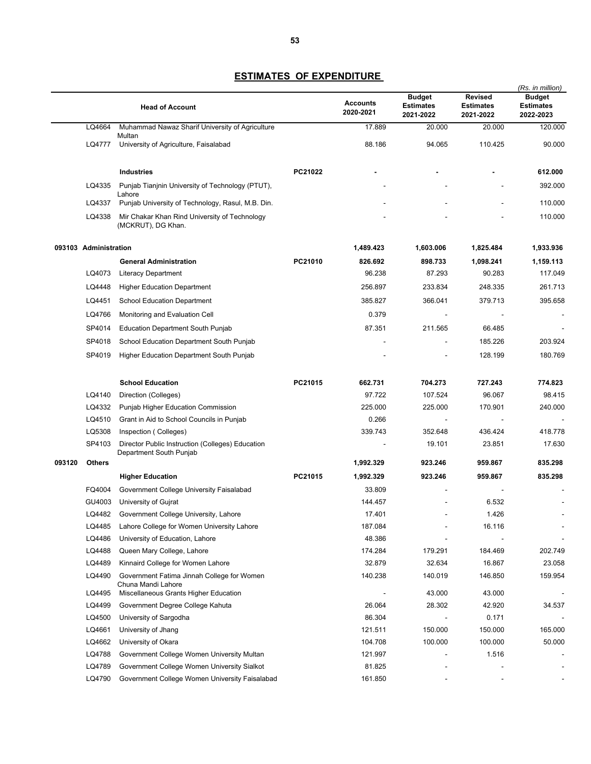## ESTIMATES OF EXPENDITURE

(Rs. in million)

| | | Head of Account | | Accounts 2020-2021 | Budget Estimates 2021-2022 | Revised Estimates 2021-2022 | Budget Estimates 2022-2023 |
|---|---|---|---|---|---|---|---|
| | LQ4664 | Muhammad Nawaz Sharif University of Agriculture Multan | | 17.889 | 20.000 | 20.000 | 120.000 |
| | LQ4777 | University of Agriculture, Faisalabad | | 88.186 | 94.065 | 110.425 | 90.000 |
| | | **Industries** | **PC21022** | **-** | **-** | **-** | **612.000** |
| | LQ4335 | Punjab Tianjnin University of Technology (PTUT), Lahore | | - | - | - | 392.000 |
| | LQ4337 | Punjab University of Technology, Rasul, M.B. Din. | | - | - | - | 110.000 |
| | LQ4338 | Mir Chakar Khan Rind University of Technology (MCKRUT), DG Khan. | | - | - | - | 110.000 |
| **093103** | **Administration** | | | **1,489.423** | **1,603.006** | **1,825.484** | **1,933.936** |
| | | **General Administration** | **PC21010** | **826.692** | **898.733** | **1,098.241** | **1,159.113** |
| | LQ4073 | Literacy Department | | 96.238 | 87.293 | 90.283 | 117.049 |
| | LQ4448 | Higher Education Department | | 256.897 | 233.834 | 248.335 | 261.713 |
| | LQ4451 | School Education Department | | 385.827 | 366.041 | 379.713 | 395.658 |
| | LQ4766 | Monitoring and Evaluation Cell | | 0.379 | - | - | - |
| | SP4014 | Education Department South Punjab | | 87.351 | 211.565 | 66.485 | - |
| | SP4018 | School Education Department South Punjab | | - | - | 185.226 | 203.924 |
| | SP4019 | Higher Education Department South Punjab | | - | - | 128.199 | 180.769 |
| | | **School Education** | **PC21015** | **662.731** | **704.273** | **727.243** | **774.823** |
| | LQ4140 | Direction (Colleges) | | 97.722 | 107.524 | 96.067 | 98.415 |
| | LQ4332 | Punjab Higher Education Commission | | 225.000 | 225.000 | 170.901 | 240.000 |
| | LQ4510 | Grant in Aid to School Councils in Punjab | | 0.266 | - | - | - |
| | LQ5308 | Inspection ( Colleges) | | 339.743 | 352.648 | 436.424 | 418.778 |
| | SP4103 | Director Public Instruction (Colleges) Education Department South Punjab | | - | 19.101 | 23.851 | 17.630 |
| **093120** | **Others** | | | **1,992.329** | **923.246** | **959.867** | **835.298** |
| | | **Higher Education** | **PC21015** | **1,992.329** | **923.246** | **959.867** | **835.298** |
| | FQ4004 | Government College University Faisalabad | | 33.809 | - | - | - |
| | GU4003 | University of Gujrat | | 144.457 | - | 6.532 | - |
| | LQ4482 | Government College University, Lahore | | 17.401 | - | 1.426 | - |
| | LQ4485 | Lahore College for Women University Lahore | | 187.084 | - | 16.116 | - |
| | LQ4486 | University of Education, Lahore | | 48.386 | - | - | - |
| | LQ4488 | Queen Mary College, Lahore | | 174.284 | 179.291 | 184.469 | 202.749 |
| | LQ4489 | Kinnaird College for Women Lahore | | 32.879 | 32.634 | 16.867 | 23.058 |
| | LQ4490 | Government Fatima Jinnah College for Women Chuna Mandi Lahore | | 140.238 | 140.019 | 146.850 | 159.954 |
| | LQ4495 | Miscellaneous Grants Higher Education | | - | 43.000 | 43.000 | - |
| | LQ4499 | Government Degree College Kahuta | | 26.064 | 28.302 | 42.920 | 34.537 |
| | LQ4500 | University of Sargodha | | 86.304 | - | 0.171 | - |
| | LQ4661 | University of Jhang | | 121.511 | 150.000 | 150.000 | 165.000 |
| | LQ4662 | University of Okara | | 104.708 | 100.000 | 100.000 | 50.000 |
| | LQ4788 | Government College Women University Multan | | 121.997 | - | 1.516 | - |
| | LQ4789 | Government College Women University Sialkot | | 81.825 | - | - | - |
| | LQ4790 | Government College Women University Faisalabad | | 161.850 | - | - | - |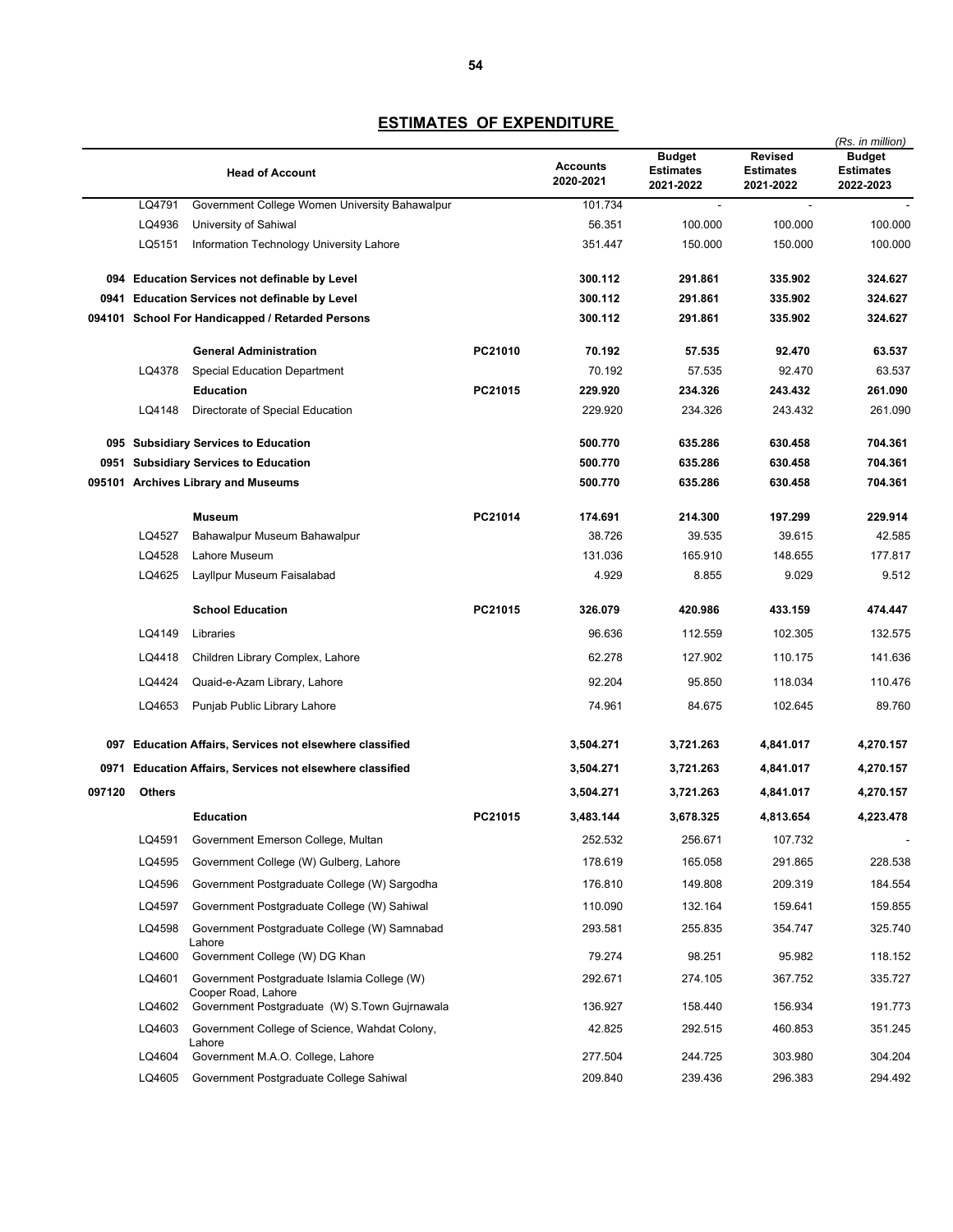## ESTIMATES OF EXPENDITURE

(Rs. in million)

| | | Head of Account | | Accounts 2020-2021 | Budget Estimates 2021-2022 | Revised Estimates 2021-2022 | Budget Estimates 2022-2023 |
|---|---|---|---|---|---|---|---|
| | LQ4791 | Government College Women University Bahawalpur | | 101.734 | - | - | - |
| | LQ4936 | University of Sahiwal | | 56.351 | 100.000 | 100.000 | 100.000 |
| | LQ5151 | Information Technology University Lahore | | 351.447 | 150.000 | 150.000 | 100.000 |
| **094** | | **Education Services not definable by Level** | | **300.112** | **291.861** | **335.902** | **324.627** |
| **0941** | | **Education Services not definable by Level** | | **300.112** | **291.861** | **335.902** | **324.627** |
| **094101** | | **School For Handicapped / Retarded Persons** | | **300.112** | **291.861** | **335.902** | **324.627** |
| | | **General Administration** | **PC21010** | **70.192** | **57.535** | **92.470** | **63.537** |
| | LQ4378 | Special Education Department | | 70.192 | 57.535 | 92.470 | 63.537 |
| | | **Education** | **PC21015** | **229.920** | **234.326** | **243.432** | **261.090** |
| | LQ4148 | Directorate of Special Education | | 229.920 | 234.326 | 243.432 | 261.090 |
| **095** | | **Subsidiary Services to Education** | | **500.770** | **635.286** | **630.458** | **704.361** |
| **0951** | | **Subsidiary Services to Education** | | **500.770** | **635.286** | **630.458** | **704.361** |
| **095101** | | **Archives Library and Museums** | | **500.770** | **635.286** | **630.458** | **704.361** |
| | | **Museum** | **PC21014** | **174.691** | **214.300** | **197.299** | **229.914** |
| | LQ4527 | Bahawalpur Museum Bahawalpur | | 38.726 | 39.535 | 39.615 | 42.585 |
| | LQ4528 | Lahore Museum | | 131.036 | 165.910 | 148.655 | 177.817 |
| | LQ4625 | Layllpur Museum Faisalabad | | 4.929 | 8.855 | 9.029 | 9.512 |
| | | **School Education** | **PC21015** | **326.079** | **420.986** | **433.159** | **474.447** |
| | LQ4149 | Libraries | | 96.636 | 112.559 | 102.305 | 132.575 |
| | LQ4418 | Children Library Complex, Lahore | | 62.278 | 127.902 | 110.175 | 141.636 |
| | LQ4424 | Quaid-e-Azam Library, Lahore | | 92.204 | 95.850 | 118.034 | 110.476 |
| | LQ4653 | Punjab Public Library Lahore | | 74.961 | 84.675 | 102.645 | 89.760 |
| **097** | | **Education Affairs, Services not elsewhere classified** | | **3,504.271** | **3,721.263** | **4,841.017** | **4,270.157** |
| **0971** | | **Education Affairs, Services not elsewhere classified** | | **3,504.271** | **3,721.263** | **4,841.017** | **4,270.157** |
| **097120** | **Others** | | | **3,504.271** | **3,721.263** | **4,841.017** | **4,270.157** |
| | | **Education** | **PC21015** | **3,483.144** | **3,678.325** | **4,813.654** | **4,223.478** |
| | LQ4591 | Government Emerson College, Multan | | 252.532 | 256.671 | 107.732 | - |
| | LQ4595 | Government College (W) Gulberg, Lahore | | 178.619 | 165.058 | 291.865 | 228.538 |
| | LQ4596 | Government Postgraduate College (W) Sargodha | | 176.810 | 149.808 | 209.319 | 184.554 |
| | LQ4597 | Government Postgraduate College (W) Sahiwal | | 110.090 | 132.164 | 159.641 | 159.855 |
| | LQ4598 | Government Postgraduate College (W) Samnabad Lahore | | 293.581 | 255.835 | 354.747 | 325.740 |
| | LQ4600 | Government College (W) DG Khan | | 79.274 | 98.251 | 95.982 | 118.152 |
| | LQ4601 | Government Postgraduate Islamia College (W) Cooper Road, Lahore | | 292.671 | 274.105 | 367.752 | 335.727 |
| | LQ4602 | Government Postgraduate (W) S.Town Gujrnawala | | 136.927 | 158.440 | 156.934 | 191.773 |
| | LQ4603 | Government College of Science, Wahdat Colony, Lahore | | 42.825 | 292.515 | 460.853 | 351.245 |
| | LQ4604 | Government M.A.O. College, Lahore | | 277.504 | 244.725 | 303.980 | 304.204 |
| | LQ4605 | Government Postgraduate College Sahiwal | | 209.840 | 239.436 | 296.383 | 294.492 |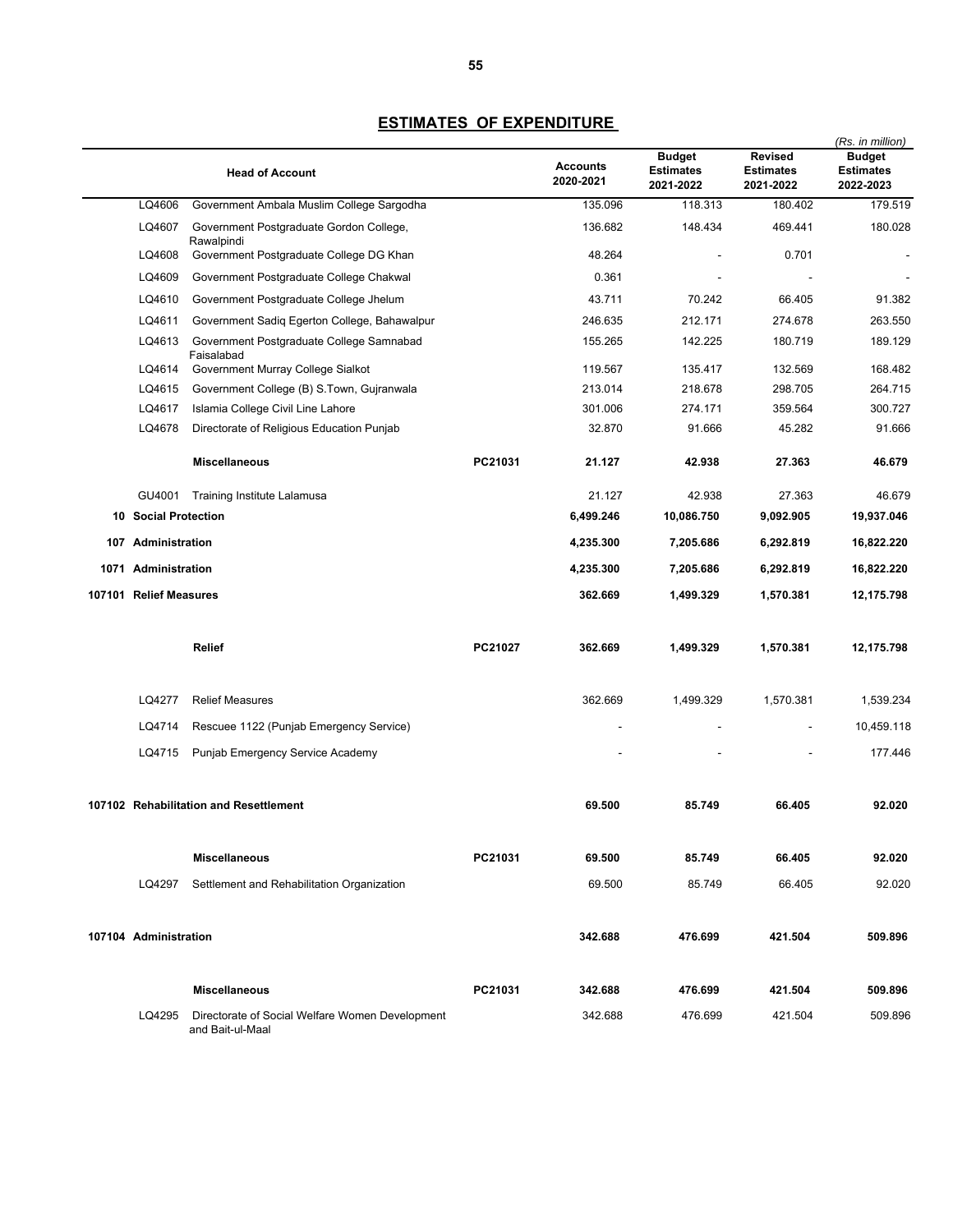## ESTIMATES OF EXPENDITURE

*(Rs. in million)*

| Head of Account | | | Accounts 2020-2021 | Budget Estimates 2021-2022 | Revised Estimates 2021-2022 | Budget Estimates 2022-2023 |
|---|---|---|---|---|---|---|
| LQ4606 | Government Ambala Muslim College Sargodha | | 135.096 | 118.313 | 180.402 | 179.519 |
| LQ4607 | Government Postgraduate Gordon College, Rawalpindi | | 136.682 | 148.434 | 469.441 | 180.028 |
| LQ4608 | Government Postgraduate College DG Khan | | 48.264 | - | 0.701 | - |
| LQ4609 | Government Postgraduate College Chakwal | | 0.361 | - | - | - |
| LQ4610 | Government Postgraduate College Jhelum | | 43.711 | 70.242 | 66.405 | 91.382 |
| LQ4611 | Government Sadiq Egerton College, Bahawalpur | | 246.635 | 212.171 | 274.678 | 263.550 |
| LQ4613 | Government Postgraduate College Samnabad Faisalabad | | 155.265 | 142.225 | 180.719 | 189.129 |
| LQ4614 | Government Murray College Sialkot | | 119.567 | 135.417 | 132.569 | 168.482 |
| LQ4615 | Government College (B) S.Town, Gujranwala | | 213.014 | 218.678 | 298.705 | 264.715 |
| LQ4617 | Islamia College Civil Line Lahore | | 301.006 | 274.171 | 359.564 | 300.727 |
| LQ4678 | Directorate of Religious Education Punjab | | 32.870 | 91.666 | 45.282 | 91.666 |
| | **Miscellaneous** | **PC21031** | **21.127** | **42.938** | **27.363** | **46.679** |
| GU4001 | Training Institute Lalamusa | | 21.127 | 42.938 | 27.363 | 46.679 |
| **10 Social Protection** | | | **6,499.246** | **10,086.750** | **9,092.905** | **19,937.046** |
| **107 Administration** | | | **4,235.300** | **7,205.686** | **6,292.819** | **16,822.220** |
| **1071 Administration** | | | **4,235.300** | **7,205.686** | **6,292.819** | **16,822.220** |
| **107101 Relief Measures** | | | **362.669** | **1,499.329** | **1,570.381** | **12,175.798** |
| | **Relief** | **PC21027** | **362.669** | **1,499.329** | **1,570.381** | **12,175.798** |
| LQ4277 | Relief Measures | | 362.669 | 1,499.329 | 1,570.381 | 1,539.234 |
| LQ4714 | Rescuee 1122 (Punjab Emergency Service) | | - | - | - | 10,459.118 |
| LQ4715 | Punjab Emergency Service Academy | | - | - | - | 177.446 |
| **107102 Rehabilitation and Resettlement** | | | **69.500** | **85.749** | **66.405** | **92.020** |
| | **Miscellaneous** | **PC21031** | **69.500** | **85.749** | **66.405** | **92.020** |
| LQ4297 | Settlement and Rehabilitation Organization | | 69.500 | 85.749 | 66.405 | 92.020 |
| **107104 Administration** | | | **342.688** | **476.699** | **421.504** | **509.896** |
| | **Miscellaneous** | **PC21031** | **342.688** | **476.699** | **421.504** | **509.896** |
| LQ4295 | Directorate of Social Welfare Women Development and Bait-ul-Maal | | 342.688 | 476.699 | 421.504 | 509.896 |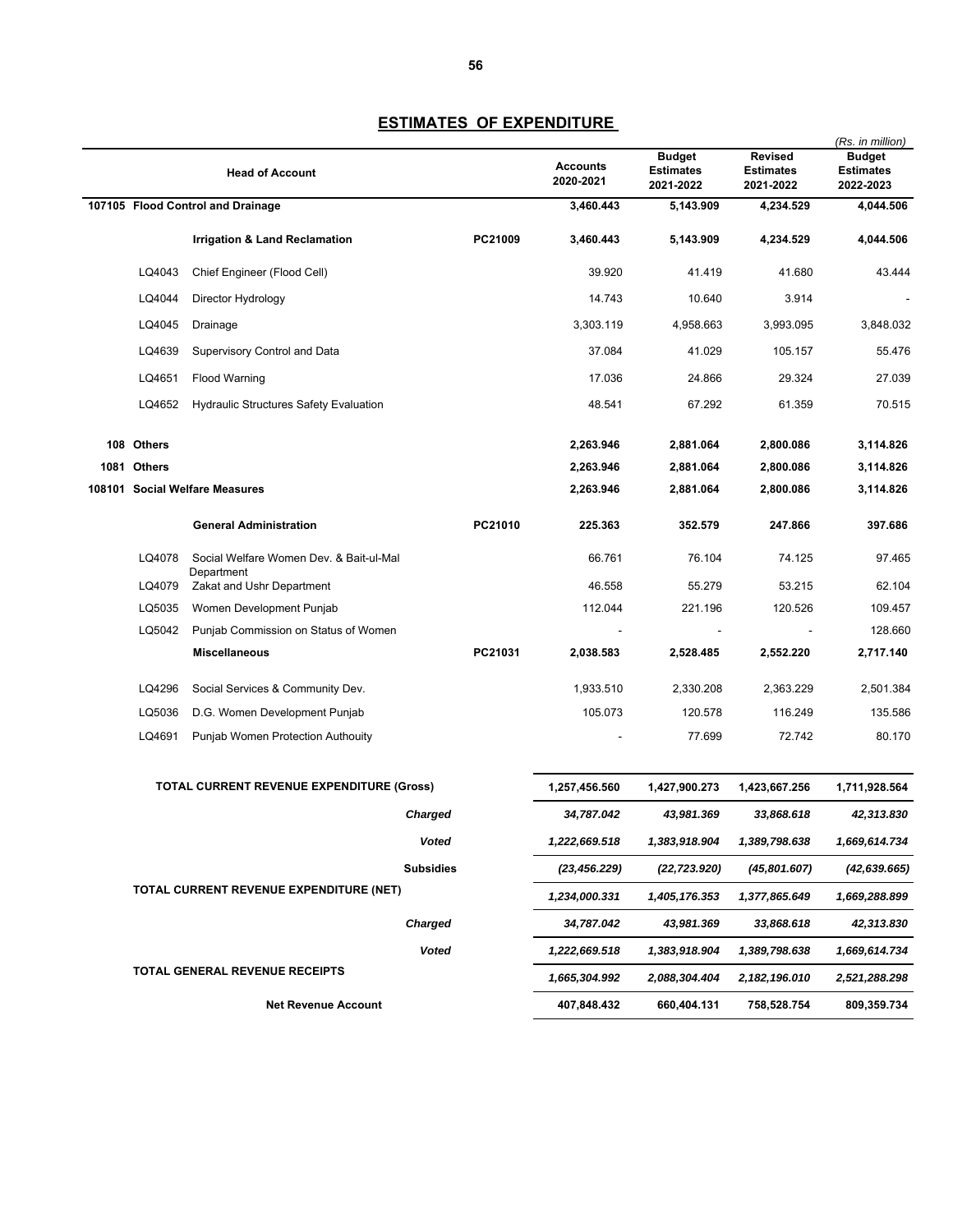## ESTIMATES OF EXPENDITURE

(Rs. in million)

| Head of Account | | | Accounts 2020-2021 | Budget Estimates 2021-2022 | Revised Estimates 2021-2022 | Budget Estimates 2022-2023 |
|---|---|---|---|---|---|---|
| **107105** | **Flood Control and Drainage** | | **3,460.443** | **5,143.909** | **4,234.529** | **4,044.506** |
| | **Irrigation & Land Reclamation** | **PC21009** | **3,460.443** | **5,143.909** | **4,234.529** | **4,044.506** |
| LQ4043 | Chief Engineer (Flood Cell) | | 39.920 | 41.419 | 41.680 | 43.444 |
| LQ4044 | Director Hydrology | | 14.743 | 10.640 | 3.914 | - |
| LQ4045 | Drainage | | 3,303.119 | 4,958.663 | 3,993.095 | 3,848.032 |
| LQ4639 | Supervisory Control and Data | | 37.084 | 41.029 | 105.157 | 55.476 |
| LQ4651 | Flood Warning | | 17.036 | 24.866 | 29.324 | 27.039 |
| LQ4652 | Hydraulic Structures Safety Evaluation | | 48.541 | 67.292 | 61.359 | 70.515 |
| **108** | **Others** | | **2,263.946** | **2,881.064** | **2,800.086** | **3,114.826** |
| **1081** | **Others** | | **2,263.946** | **2,881.064** | **2,800.086** | **3,114.826** |
| **108101** | **Social Welfare Measures** | | **2,263.946** | **2,881.064** | **2,800.086** | **3,114.826** |
| | **General Administration** | **PC21010** | **225.363** | **352.579** | **247.866** | **397.686** |
| LQ4078 | Social Welfare Women Dev. & Bait-ul-Mal Department | | 66.761 | 76.104 | 74.125 | 97.465 |
| LQ4079 | Zakat and Ushr Department | | 46.558 | 55.279 | 53.215 | 62.104 |
| LQ5035 | Women Development Punjab | | 112.044 | 221.196 | 120.526 | 109.457 |
| LQ5042 | Punjab Commission on Status of Women | | - | - | - | 128.660 |
| | **Miscellaneous** | **PC21031** | **2,038.583** | **2,528.485** | **2,552.220** | **2,717.140** |
| LQ4296 | Social Services & Community Dev. | | 1,933.510 | 2,330.208 | 2,363.229 | 2,501.384 |
| LQ5036 | D.G. Women Development Punjab | | 105.073 | 120.578 | 116.249 | 135.586 |
| LQ4691 | Punjab Women Protection Authouity | | - | 77.699 | 72.742 | 80.170 |
| | **TOTAL CURRENT REVENUE EXPENDITURE (Gross)** | | **1,257,456.560** | **1,427,900.273** | **1,423,667.256** | **1,711,928.564** |
| | ***Charged*** | | ***34,787.042*** | ***43,981.369*** | ***33,868.618*** | ***42,313.830*** |
| | ***Voted*** | | ***1,222,669.518*** | ***1,383,918.904*** | ***1,389,798.638*** | ***1,669,614.734*** |
| | ***Subsidies*** | | ***(23,456.229)*** | ***(22,723.920)*** | ***(45,801.607)*** | ***(42,639.665)*** |
| | **TOTAL CURRENT REVENUE EXPENDITURE (NET)** | | ***1,234,000.331*** | ***1,405,176.353*** | ***1,377,865.649*** | ***1,669,288.899*** |
| | ***Charged*** | | ***34,787.042*** | ***43,981.369*** | ***33,868.618*** | ***42,313.830*** |
| | ***Voted*** | | ***1,222,669.518*** | ***1,383,918.904*** | ***1,389,798.638*** | ***1,669,614.734*** |
| | **TOTAL GENERAL REVENUE RECEIPTS** | | ***1,665,304.992*** | ***2,088,304.404*** | ***2,182,196.010*** | ***2,521,288.298*** |
| | **Net Revenue Account** | | **407,848.432** | **660,404.131** | **758,528.754** | **809,359.734** |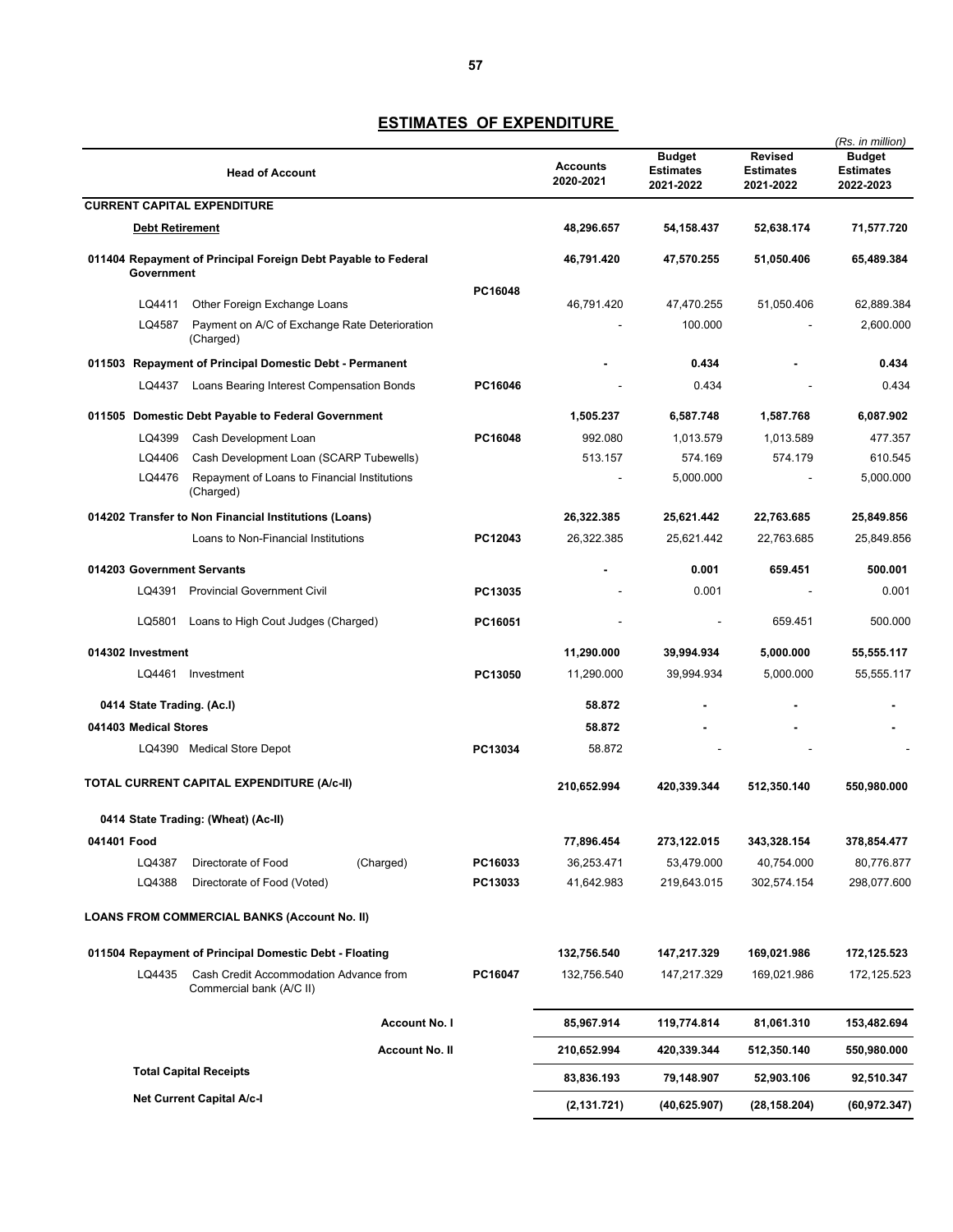## ESTIMATES OF EXPENDITURE

(Rs. in million)

| Head of Account | | Accounts 2020-2021 | Budget Estimates 2021-2022 | Revised Estimates 2021-2022 | Budget Estimates 2022-2023 |
|---|---|---|---|---|---|
| **CURRENT CAPITAL EXPENDITURE** | | | | | |
| **Debt Retirement** | | **48,296.657** | **54,158.437** | **52,638.174** | **71,577.720** |
| **011404 Repayment of Principal Foreign Debt Payable to Federal Government** | | **46,791.420** | **47,570.255** | **51,050.406** | **65,489.384** |
| LQ4411 Other Foreign Exchange Loans | PC16048 | 46,791.420 | 47,470.255 | 51,050.406 | 62,889.384 |
| LQ4587 Payment on A/C of Exchange Rate Deterioration (Charged) | | - | 100.000 | - | 2,600.000 |
| **011503 Repayment of Principal Domestic Debt - Permanent** | | **-** | **0.434** | **-** | **0.434** |
| LQ4437 Loans Bearing Interest Compensation Bonds | PC16046 | - | 0.434 | - | 0.434 |
| **011505 Domestic Debt Payable to Federal Government** | | **1,505.237** | **6,587.748** | **1,587.768** | **6,087.902** |
| LQ4399 Cash Development Loan | PC16048 | 992.080 | 1,013.579 | 1,013.589 | 477.357 |
| LQ4406 Cash Development Loan (SCARP Tubewells) | | 513.157 | 574.169 | 574.179 | 610.545 |
| LQ4476 Repayment of Loans to Financial Institutions (Charged) | | - | 5,000.000 | - | 5,000.000 |
| **014202 Transfer to Non Financial Institutions (Loans)** | | **26,322.385** | **25,621.442** | **22,763.685** | **25,849.856** |
| Loans to Non-Financial Institutions | PC12043 | 26,322.385 | 25,621.442 | 22,763.685 | 25,849.856 |
| **014203 Government Servants** | | **-** | **0.001** | **659.451** | **500.001** |
| LQ4391 Provincial Government Civil | PC13035 | - | 0.001 | - | 0.001 |
| LQ5801 Loans to High Cout Judges (Charged) | PC16051 | - | - | 659.451 | 500.000 |
| **014302 Investment** | | **11,290.000** | **39,994.934** | **5,000.000** | **55,555.117** |
| LQ4461 Investment | PC13050 | 11,290.000 | 39,994.934 | 5,000.000 | 55,555.117 |
| **0414 State Trading. (Ac.I)** | | **58.872** | **-** | **-** | **-** |
| **041403 Medical Stores** | | **58.872** | **-** | **-** | **-** |
| LQ4390 Medical Store Depot | PC13034 | 58.872 | - | - | - |
| **TOTAL CURRENT CAPITAL EXPENDITURE (A/c-II)** | | **210,652.994** | **420,339.344** | **512,350.140** | **550,980.000** |
| **0414 State Trading: (Wheat) (Ac-II)** | | | | | |
| **041401 Food** | | **77,896.454** | **273,122.015** | **343,328.154** | **378,854.477** |
| LQ4387 Directorate of Food (Charged) | PC16033 | 36,253.471 | 53,479.000 | 40,754.000 | 80,776.877 |
| LQ4388 Directorate of Food (Voted) | PC13033 | 41,642.983 | 219,643.015 | 302,574.154 | 298,077.600 |
| **LOANS FROM COMMERCIAL BANKS (Account No. II)** | | | | | |
| **011504 Repayment of Principal Domestic Debt - Floating** | | **132,756.540** | **147,217.329** | **169,021.986** | **172,125.523** |
| LQ4435 Cash Credit Accommodation Advance from Commercial bank (A/C II) | PC16047 | 132,756.540 | 147,217.329 | 169,021.986 | 172,125.523 |
| **Account No. I** | | **85,967.914** | **119,774.814** | **81,061.310** | **153,482.694** |
| **Account No. II** | | **210,652.994** | **420,339.344** | **512,350.140** | **550,980.000** |
| **Total Capital Receipts** | | **83,836.193** | **79,148.907** | **52,903.106** | **92,510.347** |
| **Net Current Capital A/c-I** | | **(2,131.721)** | **(40,625.907)** | **(28,158.204)** | **(60,972.347)** |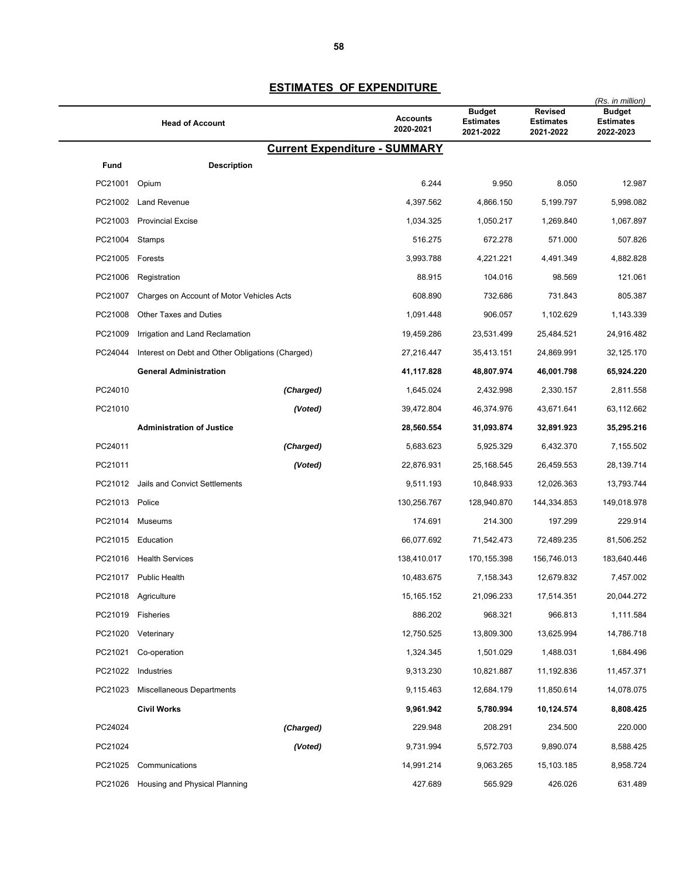# ESTIMATES OF EXPENDITURE

(Rs. in million)

| Head of Account | | | Accounts 2020-2021 | Budget Estimates 2021-2022 | Revised Estimates 2021-2022 | Budget Estimates 2022-2023 |
|---|---|---|---|---|---|---|
| **Current Expenditure - SUMMARY** | | | | | | |
| **Fund** | **Description** | | | | | |
| PC21001 | Opium | | 6.244 | 9.950 | 8.050 | 12.987 |
| PC21002 | Land Revenue | | 4,397.562 | 4,866.150 | 5,199.797 | 5,998.082 |
| PC21003 | Provincial Excise | | 1,034.325 | 1,050.217 | 1,269.840 | 1,067.897 |
| PC21004 | Stamps | | 516.275 | 672.278 | 571.000 | 507.826 |
| PC21005 | Forests | | 3,993.788 | 4,221.221 | 4,491.349 | 4,882.828 |
| PC21006 | Registration | | 88.915 | 104.016 | 98.569 | 121.061 |
| PC21007 | Charges on Account of Motor Vehicles Acts | | 608.890 | 732.686 | 731.843 | 805.387 |
| PC21008 | Other Taxes and Duties | | 1,091.448 | 906.057 | 1,102.629 | 1,143.339 |
| PC21009 | Irrigation and Land Reclamation | | 19,459.286 | 23,531.499 | 25,484.521 | 24,916.482 |
| PC24044 | Interest on Debt and Other Obligations (Charged) | | 27,216.447 | 35,413.151 | 24,869.991 | 32,125.170 |
| | **General Administration** | | **41,117.828** | **48,807.974** | **46,001.798** | **65,924.220** |
| PC24010 | | *(Charged)* | 1,645.024 | 2,432.998 | 2,330.157 | 2,811.558 |
| PC21010 | | *(Voted)* | 39,472.804 | 46,374.976 | 43,671.641 | 63,112.662 |
| | **Administration of Justice** | | **28,560.554** | **31,093.874** | **32,891.923** | **35,295.216** |
| PC24011 | | *(Charged)* | 5,683.623 | 5,925.329 | 6,432.370 | 7,155.502 |
| PC21011 | | *(Voted)* | 22,876.931 | 25,168.545 | 26,459.553 | 28,139.714 |
| PC21012 | Jails and Convict Settlements | | 9,511.193 | 10,848.933 | 12,026.363 | 13,793.744 |
| PC21013 | Police | | 130,256.767 | 128,940.870 | 144,334.853 | 149,018.978 |
| PC21014 | Museums | | 174.691 | 214.300 | 197.299 | 229.914 |
| PC21015 | Education | | 66,077.692 | 71,542.473 | 72,489.235 | 81,506.252 |
| PC21016 | Health Services | | 138,410.017 | 170,155.398 | 156,746.013 | 183,640.446 |
| PC21017 | Public Health | | 10,483.675 | 7,158.343 | 12,679.832 | 7,457.002 |
| PC21018 | Agriculture | | 15,165.152 | 21,096.233 | 17,514.351 | 20,044.272 |
| PC21019 | Fisheries | | 886.202 | 968.321 | 966.813 | 1,111.584 |
| PC21020 | Veterinary | | 12,750.525 | 13,809.300 | 13,625.994 | 14,786.718 |
| PC21021 | Co-operation | | 1,324.345 | 1,501.029 | 1,488.031 | 1,684.496 |
| PC21022 | Industries | | 9,313.230 | 10,821.887 | 11,192.836 | 11,457.371 |
| PC21023 | Miscellaneous Departments | | 9,115.463 | 12,684.179 | 11,850.614 | 14,078.075 |
| | **Civil Works** | | **9,961.942** | **5,780.994** | **10,124.574** | **8,808.425** |
| PC24024 | | *(Charged)* | 229.948 | 208.291 | 234.500 | 220.000 |
| PC21024 | | *(Voted)* | 9,731.994 | 5,572.703 | 9,890.074 | 8,588.425 |
| PC21025 | Communications | | 14,991.214 | 9,063.265 | 15,103.185 | 8,958.724 |
| PC21026 | Housing and Physical Planning | | 427.689 | 565.929 | 426.026 | 631.489 |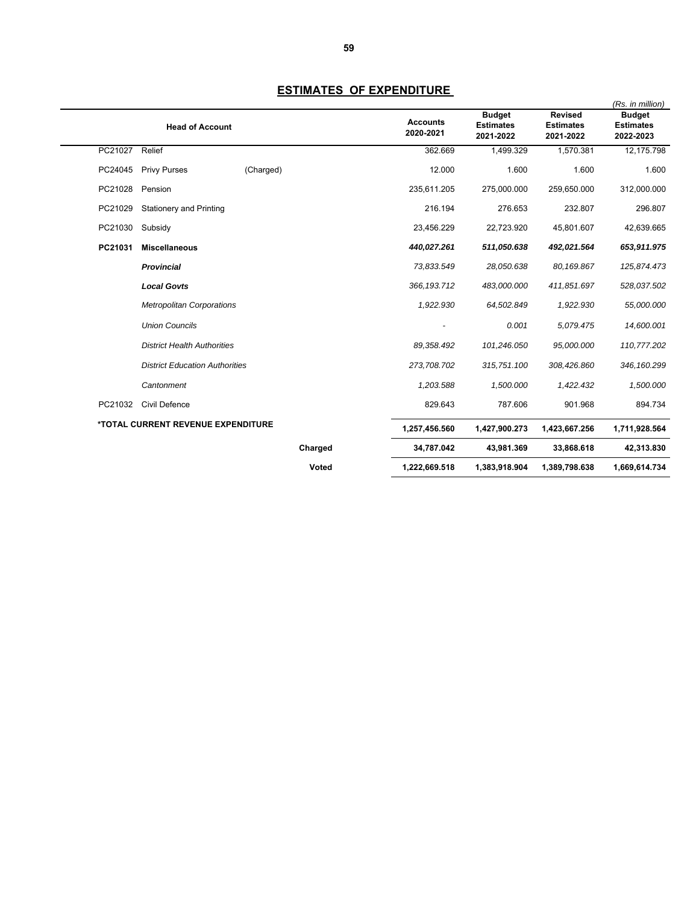## ESTIMATES OF EXPENDITURE

(Rs. in million)

| | Head of Account | | Accounts 2020-2021 | Budget Estimates 2021-2022 | Revised Estimates 2021-2022 | Budget Estimates 2022-2023 |
|---|---|---|---|---|---|---|
| PC21027 | Relief | | 362.669 | 1,499.329 | 1,570.381 | 12,175.798 |
| PC24045 | Privy Purses | (Charged) | 12.000 | 1.600 | 1.600 | 1.600 |
| PC21028 | Pension | | 235,611.205 | 275,000.000 | 259,650.000 | 312,000.000 |
| PC21029 | Stationery and Printing | | 216.194 | 276.653 | 232.807 | 296.807 |
| PC21030 | Subsidy | | 23,456.229 | 22,723.920 | 45,801.607 | 42,639.665 |
| **PC21031** | **Miscellaneous** | | ***440,027.261*** | ***511,050.638*** | ***492,021.564*** | ***653,911.975*** |
| | ***Provincial*** | | *73,833.549* | *28,050.638* | *80,169.867* | *125,874.473* |
| | ***Local Govts*** | | *366,193.712* | *483,000.000* | *411,851.697* | *528,037.502* |
| | *Metropolitan Corporations* | | *1,922.930* | *64,502.849* | *1,922.930* | *55,000.000* |
| | *Union Councils* | | - | *0.001* | *5,079.475* | *14,600.001* |
| | *District Health Authorities* | | *89,358.492* | *101,246.050* | *95,000.000* | *110,777.202* |
| | *District Education Authorities* | | *273,708.702* | *315,751.100* | *308,426.860* | *346,160.299* |
| | *Cantonment* | | *1,203.588* | *1,500.000* | *1,422.432* | *1,500.000* |
| PC21032 | Civil Defence | | 829.643 | 787.606 | 901.968 | 894.734 |
| **\*TOTAL CURRENT REVENUE EXPENDITURE** | | | **1,257,456.560** | **1,427,900.273** | **1,423,667.256** | **1,711,928.564** |
| | | **Charged** | **34,787.042** | **43,981.369** | **33,868.618** | **42,313.830** |
| | | **Voted** | **1,222,669.518** | **1,383,918.904** | **1,389,798.638** | **1,669,614.734** |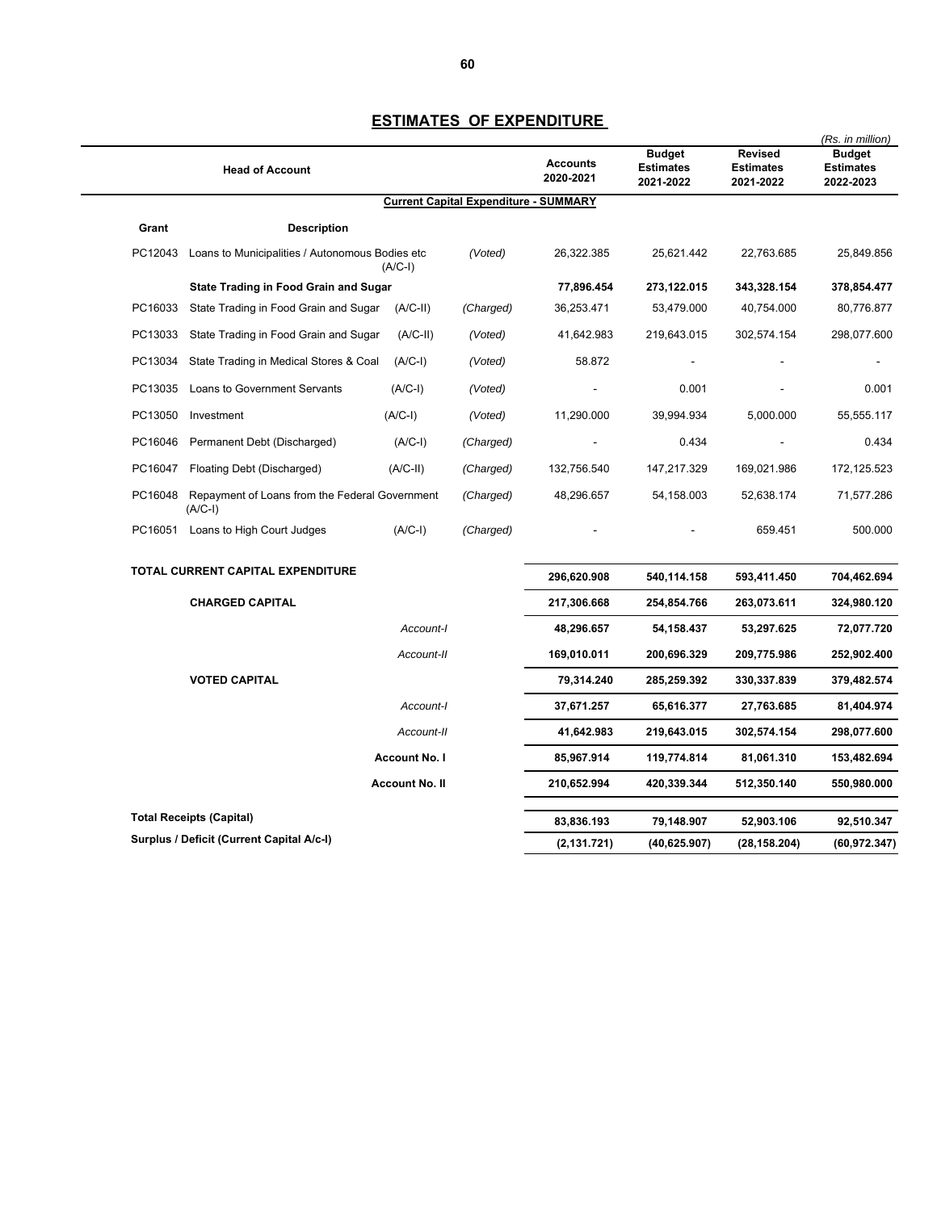## ESTIMATES OF EXPENDITURE

*(Rs. in million)*

| Head of Account | | | | Accounts 2020-2021 | Budget Estimates 2021-2022 | Revised Estimates 2021-2022 | Budget Estimates 2022-2023 |
|---|---|---|---|---|---|---|---|
| | | **Current Capital Expenditure - SUMMARY** | | | | | |
| **Grant** | **Description** | | | | | | |
| PC12043 | Loans to Municipalities / Autonomous Bodies etc | (A/C-I) | *(Voted)* | 26,322.385 | 25,621.442 | 22,763.685 | 25,849.856 |
| | **State Trading in Food Grain and Sugar** | | | **77,896.454** | **273,122.015** | **343,328.154** | **378,854.477** |
| PC16033 | State Trading in Food Grain and Sugar | (A/C-II) | *(Charged)* | 36,253.471 | 53,479.000 | 40,754.000 | 80,776.877 |
| PC13033 | State Trading in Food Grain and Sugar | (A/C-II) | *(Voted)* | 41,642.983 | 219,643.015 | 302,574.154 | 298,077.600 |
| PC13034 | State Trading in Medical Stores & Coal | (A/C-I) | *(Voted)* | 58.872 | - | - | - |
| PC13035 | Loans to Government Servants | (A/C-I) | *(Voted)* | - | 0.001 | - | 0.001 |
| PC13050 | Investment | (A/C-I) | *(Voted)* | 11,290.000 | 39,994.934 | 5,000.000 | 55,555.117 |
| PC16046 | Permanent Debt (Discharged) | (A/C-I) | *(Charged)* | - | 0.434 | - | 0.434 |
| PC16047 | Floating Debt (Discharged) | (A/C-II) | *(Charged)* | 132,756.540 | 147,217.329 | 169,021.986 | 172,125.523 |
| PC16048 | Repayment of Loans from the Federal Government | (A/C-I) | *(Charged)* | 48,296.657 | 54,158.003 | 52,638.174 | 71,577.286 |
| PC16051 | Loans to High Court Judges | (A/C-I) | *(Charged)* | - | - | 659.451 | 500.000 |
| **TOTAL CURRENT CAPITAL EXPENDITURE** | | | | **296,620.908** | **540,114.158** | **593,411.450** | **704,462.694** |
| | **CHARGED CAPITAL** | | | **217,306.668** | **254,854.766** | **263,073.611** | **324,980.120** |
| | | *Account-I* | | **48,296.657** | **54,158.437** | **53,297.625** | **72,077.720** |
| | | *Account-II* | | **169,010.011** | **200,696.329** | **209,775.986** | **252,902.400** |
| | **VOTED CAPITAL** | | | **79,314.240** | **285,259.392** | **330,337.839** | **379,482.574** |
| | | *Account-I* | | **37,671.257** | **65,616.377** | **27,763.685** | **81,404.974** |
| | | *Account-II* | | **41,642.983** | **219,643.015** | **302,574.154** | **298,077.600** |
| | | **Account No. I** | | **85,967.914** | **119,774.814** | **81,061.310** | **153,482.694** |
| | | **Account No. II** | | **210,652.994** | **420,339.344** | **512,350.140** | **550,980.000** |
| **Total Receipts (Capital)** | | | | **83,836.193** | **79,148.907** | **52,903.106** | **92,510.347** |
| **Surplus / Deficit (Current Capital A/c-I)** | | | | **(2,131.721)** | **(40,625.907)** | **(28,158.204)** | **(60,972.347)** |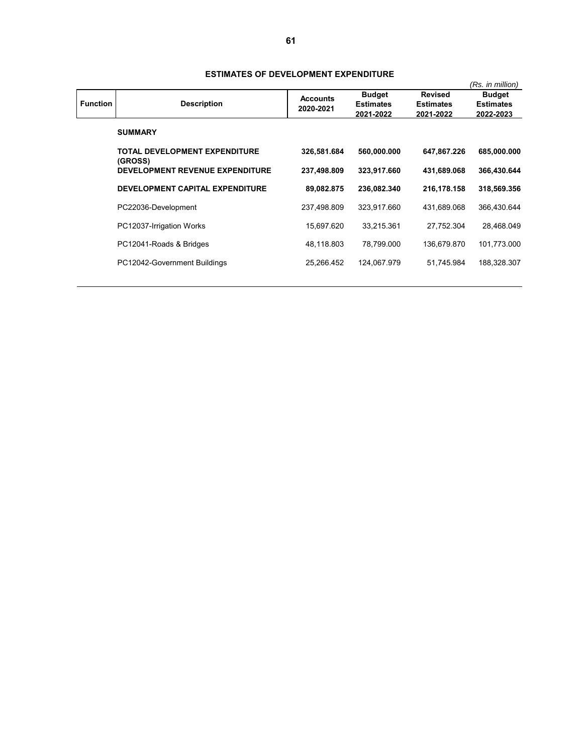## ESTIMATES OF DEVELOPMENT EXPENDITURE

*(Rs. in million)*

| Function | Description | Accounts 2020-2021 | Budget Estimates 2021-2022 | Revised Estimates 2021-2022 | Budget Estimates 2022-2023 |
|---|---|---|---|---|---|
| | **SUMMARY** | | | | |
| | **TOTAL DEVELOPMENT EXPENDITURE (GROSS)** | **326,581.684** | **560,000.000** | **647,867.226** | **685,000.000** |
| | **DEVELOPMENT REVENUE EXPENDITURE** | **237,498.809** | **323,917.660** | **431,689.068** | **366,430.644** |
| | **DEVELOPMENT CAPITAL EXPENDITURE** | **89,082.875** | **236,082.340** | **216,178.158** | **318,569.356** |
| | PC22036-Development | 237,498.809 | 323,917.660 | 431,689.068 | 366,430.644 |
| | PC12037-Irrigation Works | 15,697.620 | 33,215.361 | 27,752.304 | 28,468.049 |
| | PC12041-Roads & Bridges | 48,118.803 | 78,799.000 | 136,679.870 | 101,773.000 |
| | PC12042-Government Buildings | 25,266.452 | 124,067.979 | 51,745.984 | 188,328.307 |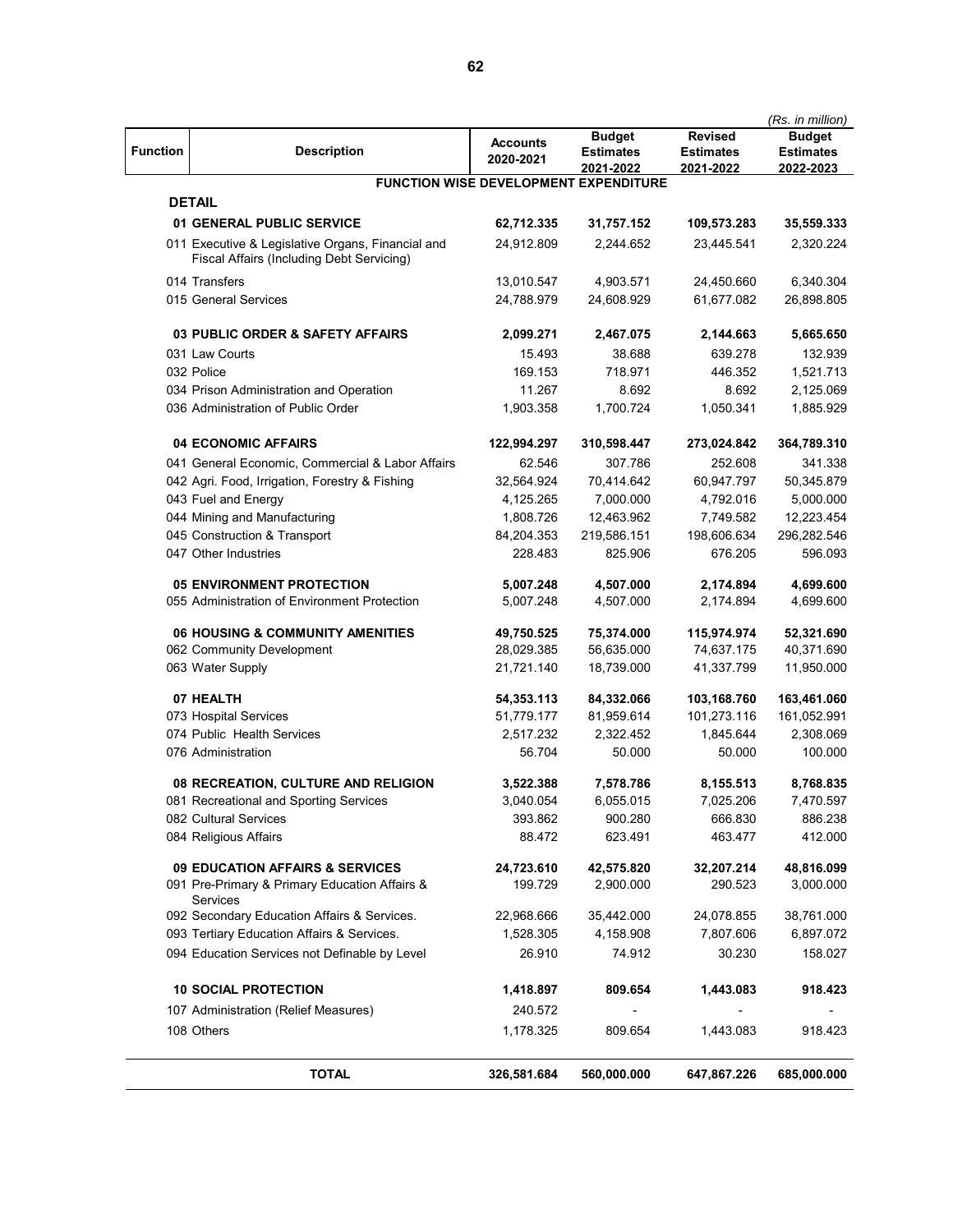(Rs. in million)

| Function | Description | Accounts 2020-2021 | Budget Estimates 2021-2022 | Revised Estimates 2021-2022 | Budget Estimates 2022-2023 |
|---|---|---|---|---|---|
| | **FUNCTION WISE DEVELOPMENT EXPENDITURE** | | | | |
| | **DETAIL** | | | | |
| | **01 GENERAL PUBLIC SERVICE** | **62,712.335** | **31,757.152** | **109,573.283** | **35,559.333** |
| | 011 Executive & Legislative Organs, Financial and Fiscal Affairs (Including Debt Servicing) | 24,912.809 | 2,244.652 | 23,445.541 | 2,320.224 |
| | 014 Transfers | 13,010.547 | 4,903.571 | 24,450.660 | 6,340.304 |
| | 015 General Services | 24,788.979 | 24,608.929 | 61,677.082 | 26,898.805 |
| | **03 PUBLIC ORDER & SAFETY AFFAIRS** | **2,099.271** | **2,467.075** | **2,144.663** | **5,665.650** |
| | 031 Law Courts | 15.493 | 38.688 | 639.278 | 132.939 |
| | 032 Police | 169.153 | 718.971 | 446.352 | 1,521.713 |
| | 034 Prison Administration and Operation | 11.267 | 8.692 | 8.692 | 2,125.069 |
| | 036 Administration of Public Order | 1,903.358 | 1,700.724 | 1,050.341 | 1,885.929 |
| | **04 ECONOMIC AFFAIRS** | **122,994.297** | **310,598.447** | **273,024.842** | **364,789.310** |
| | 041 General Economic, Commercial & Labor Affairs | 62.546 | 307.786 | 252.608 | 341.338 |
| | 042 Agri. Food, Irrigation, Forestry & Fishing | 32,564.924 | 70,414.642 | 60,947.797 | 50,345.879 |
| | 043 Fuel and Energy | 4,125.265 | 7,000.000 | 4,792.016 | 5,000.000 |
| | 044 Mining and Manufacturing | 1,808.726 | 12,463.962 | 7,749.582 | 12,223.454 |
| | 045 Construction & Transport | 84,204.353 | 219,586.151 | 198,606.634 | 296,282.546 |
| | 047 Other Industries | 228.483 | 825.906 | 676.205 | 596.093 |
| | **05 ENVIRONMENT PROTECTION** | **5,007.248** | **4,507.000** | **2,174.894** | **4,699.600** |
| | 055 Administration of Environment Protection | 5,007.248 | 4,507.000 | 2,174.894 | 4,699.600 |
| | **06 HOUSING & COMMUNITY AMENITIES** | **49,750.525** | **75,374.000** | **115,974.974** | **52,321.690** |
| | 062 Community Development | 28,029.385 | 56,635.000 | 74,637.175 | 40,371.690 |
| | 063 Water Supply | 21,721.140 | 18,739.000 | 41,337.799 | 11,950.000 |
| | **07 HEALTH** | **54,353.113** | **84,332.066** | **103,168.760** | **163,461.060** |
| | 073 Hospital Services | 51,779.177 | 81,959.614 | 101,273.116 | 161,052.991 |
| | 074 Public Health Services | 2,517.232 | 2,322.452 | 1,845.644 | 2,308.069 |
| | 076 Administration | 56.704 | 50.000 | 50.000 | 100.000 |
| | **08 RECREATION, CULTURE AND RELIGION** | **3,522.388** | **7,578.786** | **8,155.513** | **8,768.835** |
| | 081 Recreational and Sporting Services | 3,040.054 | 6,055.015 | 7,025.206 | 7,470.597 |
| | 082 Cultural Services | 393.862 | 900.280 | 666.830 | 886.238 |
| | 084 Religious Affairs | 88.472 | 623.491 | 463.477 | 412.000 |
| | **09 EDUCATION AFFAIRS & SERVICES** | **24,723.610** | **42,575.820** | **32,207.214** | **48,816.099** |
| | 091 Pre-Primary & Primary Education Affairs & Services | 199.729 | 2,900.000 | 290.523 | 3,000.000 |
| | 092 Secondary Education Affairs & Services. | 22,968.666 | 35,442.000 | 24,078.855 | 38,761.000 |
| | 093 Tertiary Education Affairs & Services. | 1,528.305 | 4,158.908 | 7,807.606 | 6,897.072 |
| | 094 Education Services not Definable by Level | 26.910 | 74.912 | 30.230 | 158.027 |
| | **10 SOCIAL PROTECTION** | **1,418.897** | **809.654** | **1,443.083** | **918.423** |
| | 107 Administration (Relief Measures) | 240.572 | - | - | - |
| | 108 Others | 1,178.325 | 809.654 | 1,443.083 | 918.423 |
| | **TOTAL** | **326,581.684** | **560,000.000** | **647,867.226** | **685,000.000** |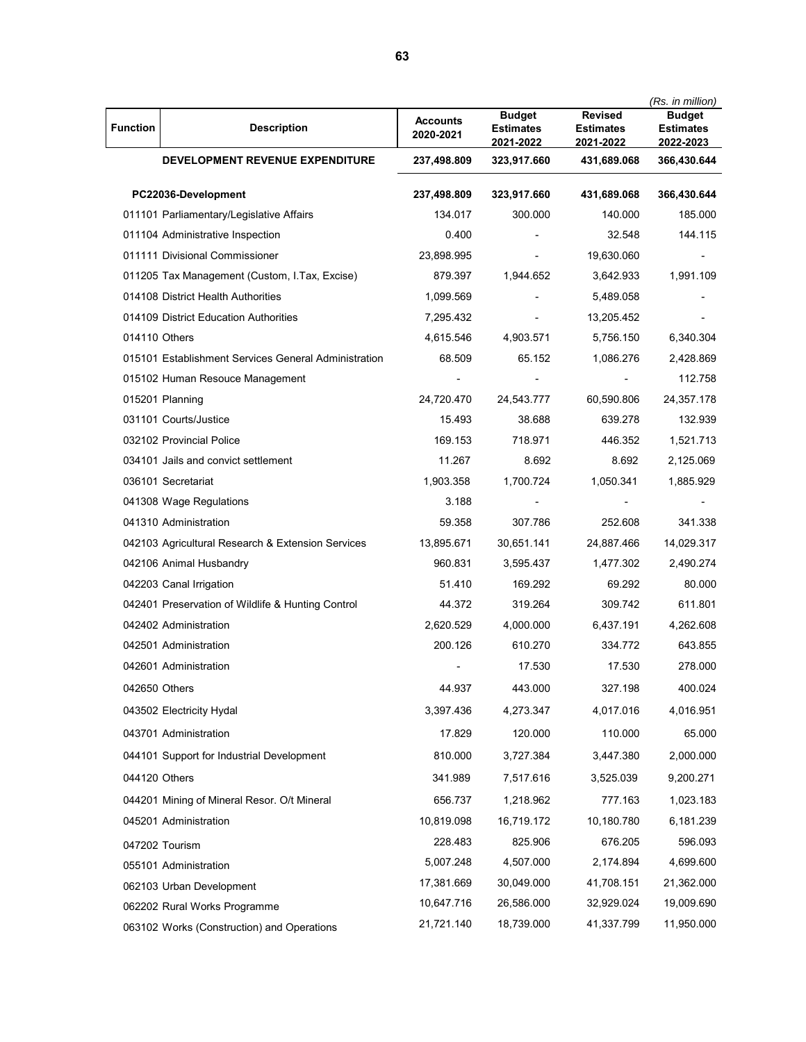*(Rs. in million)*

| Function | Description | Accounts 2020-2021 | Budget Estimates 2021-2022 | Revised Estimates 2021-2022 | Budget Estimates 2022-2023 |
|---|---|---|---|---|---|
| | **DEVELOPMENT REVENUE EXPENDITURE** | **237,498.809** | **323,917.660** | **431,689.068** | **366,430.644** |
| | **PC22036-Development** | **237,498.809** | **323,917.660** | **431,689.068** | **366,430.644** |
| 011101 | Parliamentary/Legislative Affairs | 134.017 | 300.000 | 140.000 | 185.000 |
| 011104 | Administrative Inspection | 0.400 | - | 32.548 | 144.115 |
| 011111 | Divisional Commissioner | 23,898.995 | - | 19,630.060 | - |
| 011205 | Tax Management (Custom, I.Tax, Excise) | 879.397 | 1,944.652 | 3,642.933 | 1,991.109 |
| 014108 | District Health Authorities | 1,099.569 | - | 5,489.058 | - |
| 014109 | District Education Authorities | 7,295.432 | - | 13,205.452 | - |
| 014110 | Others | 4,615.546 | 4,903.571 | 5,756.150 | 6,340.304 |
| 015101 | Establishment Services General Administration | 68.509 | 65.152 | 1,086.276 | 2,428.869 |
| 015102 | Human Resouce Management | - | - | - | 112.758 |
| 015201 | Planning | 24,720.470 | 24,543.777 | 60,590.806 | 24,357.178 |
| 031101 | Courts/Justice | 15.493 | 38.688 | 639.278 | 132.939 |
| 032102 | Provincial Police | 169.153 | 718.971 | 446.352 | 1,521.713 |
| 034101 | Jails and convict settlement | 11.267 | 8.692 | 8.692 | 2,125.069 |
| 036101 | Secretariat | 1,903.358 | 1,700.724 | 1,050.341 | 1,885.929 |
| 041308 | Wage Regulations | 3.188 | - | - | - |
| 041310 | Administration | 59.358 | 307.786 | 252.608 | 341.338 |
| 042103 | Agricultural Research & Extension Services | 13,895.671 | 30,651.141 | 24,887.466 | 14,029.317 |
| 042106 | Animal Husbandry | 960.831 | 3,595.437 | 1,477.302 | 2,490.274 |
| 042203 | Canal Irrigation | 51.410 | 169.292 | 69.292 | 80.000 |
| 042401 | Preservation of Wildlife & Hunting Control | 44.372 | 319.264 | 309.742 | 611.801 |
| 042402 | Administration | 2,620.529 | 4,000.000 | 6,437.191 | 4,262.608 |
| 042501 | Administration | 200.126 | 610.270 | 334.772 | 643.855 |
| 042601 | Administration | - | 17.530 | 17.530 | 278.000 |
| 042650 | Others | 44.937 | 443.000 | 327.198 | 400.024 |
| 043502 | Electricity Hydal | 3,397.436 | 4,273.347 | 4,017.016 | 4,016.951 |
| 043701 | Administration | 17.829 | 120.000 | 110.000 | 65.000 |
| 044101 | Support for Industrial Development | 810.000 | 3,727.384 | 3,447.380 | 2,000.000 |
| 044120 | Others | 341.989 | 7,517.616 | 3,525.039 | 9,200.271 |
| 044201 | Mining of Mineral Resor. O/t Mineral | 656.737 | 1,218.962 | 777.163 | 1,023.183 |
| 045201 | Administration | 10,819.098 | 16,719.172 | 10,180.780 | 6,181.239 |
| 047202 | Tourism | 228.483 | 825.906 | 676.205 | 596.093 |
| 055101 | Administration | 5,007.248 | 4,507.000 | 2,174.894 | 4,699.600 |
| 062103 | Urban Development | 17,381.669 | 30,049.000 | 41,708.151 | 21,362.000 |
| 062202 | Rural Works Programme | 10,647.716 | 26,586.000 | 32,929.024 | 19,009.690 |
| 063102 | Works (Construction) and Operations | 21,721.140 | 18,739.000 | 41,337.799 | 11,950.000 |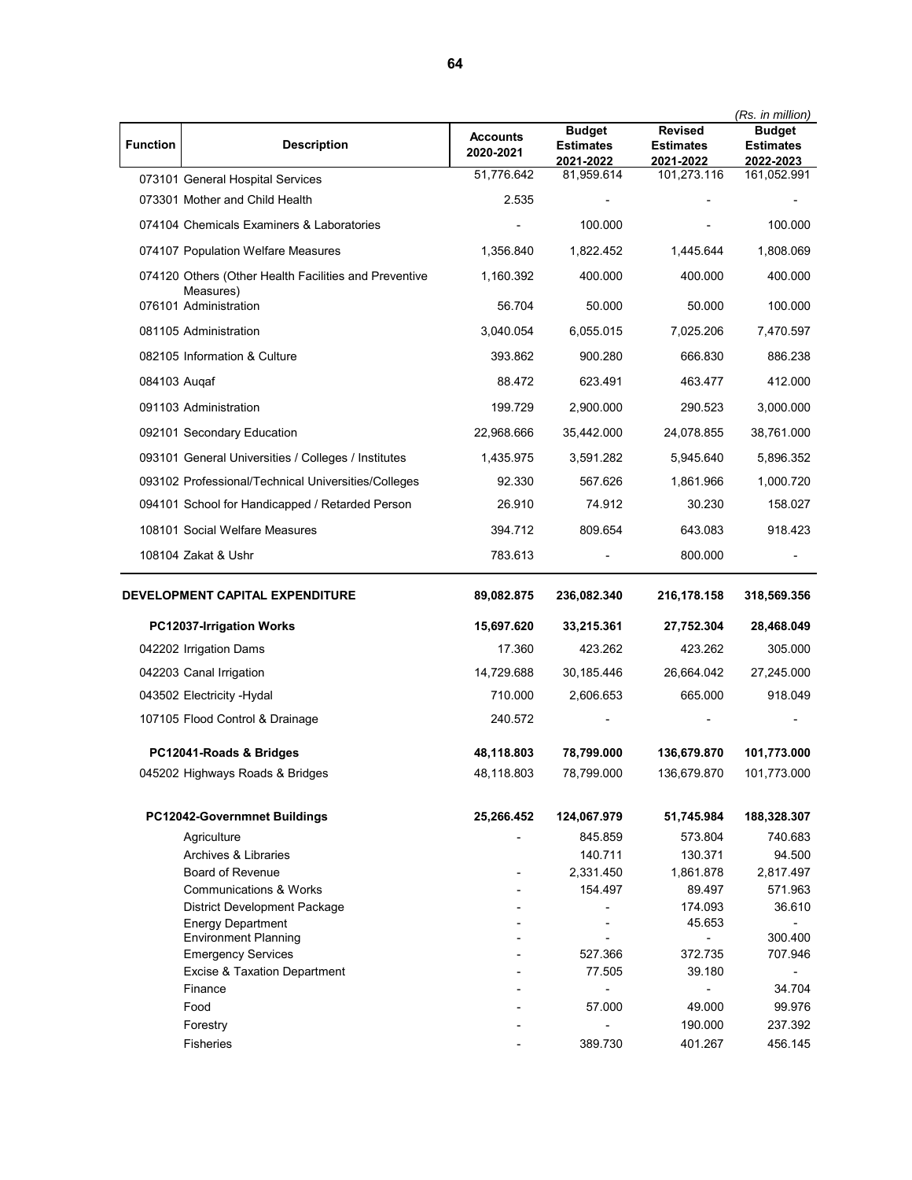(Rs. in million)

| Function | Description | Accounts 2020-2021 | Budget Estimates 2021-2022 | Revised Estimates 2021-2022 | Budget Estimates 2022-2023 |
|---|---|---|---|---|---|
| 073101 | General Hospital Services | 51,776.642 | 81,959.614 | 101,273.116 | 161,052.991 |
| 073301 | Mother and Child Health | 2.535 | - | - | - |
| 074104 | Chemicals Examiners & Laboratories | - | 100.000 | - | 100.000 |
| 074107 | Population Welfare Measures | 1,356.840 | 1,822.452 | 1,445.644 | 1,808.069 |
| 074120 | Others (Other Health Facilities and Preventive Measures) | 1,160.392 | 400.000 | 400.000 | 400.000 |
| 076101 | Administration | 56.704 | 50.000 | 50.000 | 100.000 |
| 081105 | Administration | 3,040.054 | 6,055.015 | 7,025.206 | 7,470.597 |
| 082105 | Information & Culture | 393.862 | 900.280 | 666.830 | 886.238 |
| 084103 | Auqaf | 88.472 | 623.491 | 463.477 | 412.000 |
| 091103 | Administration | 199.729 | 2,900.000 | 290.523 | 3,000.000 |
| 092101 | Secondary Education | 22,968.666 | 35,442.000 | 24,078.855 | 38,761.000 |
| 093101 | General Universities / Colleges / Institutes | 1,435.975 | 3,591.282 | 5,945.640 | 5,896.352 |
| 093102 | Professional/Technical Universities/Colleges | 92.330 | 567.626 | 1,861.966 | 1,000.720 |
| 094101 | School for Handicapped / Retarded Person | 26.910 | 74.912 | 30.230 | 158.027 |
| 108101 | Social Welfare Measures | 394.712 | 809.654 | 643.083 | 918.423 |
| 108104 | Zakat & Ushr | 783.613 | - | 800.000 | - |
| **DEVELOPMENT CAPITAL EXPENDITURE** | | **89,082.875** | **236,082.340** | **216,178.158** | **318,569.356** |
| **PC12037-Irrigation Works** | | **15,697.620** | **33,215.361** | **27,752.304** | **28,468.049** |
| 042202 | Irrigation Dams | 17.360 | 423.262 | 423.262 | 305.000 |
| 042203 | Canal Irrigation | 14,729.688 | 30,185.446 | 26,664.042 | 27,245.000 |
| 043502 | Electricity -Hydal | 710.000 | 2,606.653 | 665.000 | 918.049 |
| 107105 | Flood Control & Drainage | 240.572 | - | - | - |
| **PC12041-Roads & Bridges** | | **48,118.803** | **78,799.000** | **136,679.870** | **101,773.000** |
| 045202 | Highways Roads & Bridges | 48,118.803 | 78,799.000 | 136,679.870 | 101,773.000 |
| **PC12042-Governmnet Buildings** | | **25,266.452** | **124,067.979** | **51,745.984** | **188,328.307** |
| | Agriculture | - | 845.859 | 573.804 | 740.683 |
| | Archives & Libraries | | 140.711 | 130.371 | 94.500 |
| | Board of Revenue | - | 2,331.450 | 1,861.878 | 2,817.497 |
| | Communications & Works | - | 154.497 | 89.497 | 571.963 |
| | District Development Package | - | - | 174.093 | 36.610 |
| | Energy Department | - | - | 45.653 | - |
| | Environment Planning | - | - | - | 300.400 |
| | Emergency Services | - | 527.366 | 372.735 | 707.946 |
| | Excise & Taxation Department | - | 77.505 | 39.180 | - |
| | Finance | - | - | - | 34.704 |
| | Food | - | 57.000 | 49.000 | 99.976 |
| | Forestry | - | - | 190.000 | 237.392 |
| | Fisheries | - | 389.730 | 401.267 | 456.145 |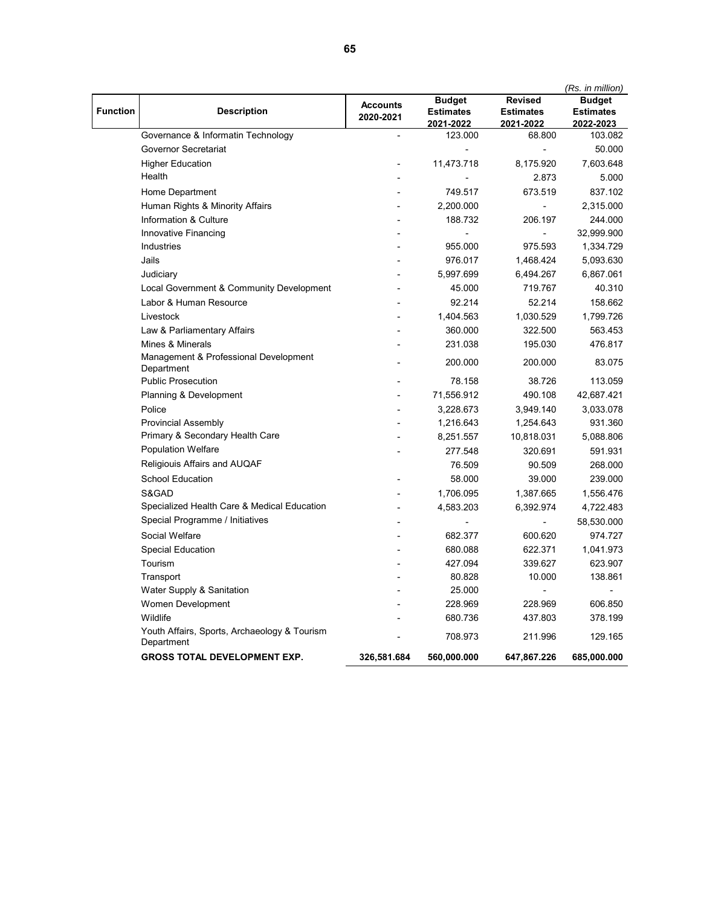*(Rs. in million)*

| Function | Description | Accounts 2020-2021 | Budget Estimates 2021-2022 | Revised Estimates 2021-2022 | Budget Estimates 2022-2023 |
|---|---|---|---|---|---|
| | Governance & Informatin Technology | - | 123.000 | 68.800 | 103.082 |
| | Governor Secretariat | | - | - | 50.000 |
| | Higher Education | - | 11,473.718 | 8,175.920 | 7,603.648 |
| | Health | - | - | 2.873 | 5.000 |
| | Home Department | - | 749.517 | 673.519 | 837.102 |
| | Human Rights & Minority Affairs | - | 2,200.000 | - | 2,315.000 |
| | Information & Culture | - | 188.732 | 206.197 | 244.000 |
| | Innovative Financing | - | - | - | 32,999.900 |
| | Industries | - | 955.000 | 975.593 | 1,334.729 |
| | Jails | - | 976.017 | 1,468.424 | 5,093.630 |
| | Judiciary | - | 5,997.699 | 6,494.267 | 6,867.061 |
| | Local Government & Community Development | - | 45.000 | 719.767 | 40.310 |
| | Labor & Human Resource | - | 92.214 | 52.214 | 158.662 |
| | Livestock | - | 1,404.563 | 1,030.529 | 1,799.726 |
| | Law & Parliamentary Affairs | - | 360.000 | 322.500 | 563.453 |
| | Mines & Minerals | - | 231.038 | 195.030 | 476.817 |
| | Management & Professional Development Department | - | 200.000 | 200.000 | 83.075 |
| | Public Prosecution | - | 78.158 | 38.726 | 113.059 |
| | Planning & Development | - | 71,556.912 | 490.108 | 42,687.421 |
| | Police | - | 3,228.673 | 3,949.140 | 3,033.078 |
| | Provincial Assembly | - | 1,216.643 | 1,254.643 | 931.360 |
| | Primary & Secondary Health Care | - | 8,251.557 | 10,818.031 | 5,088.806 |
| | Population Welfare | - | 277.548 | 320.691 | 591.931 |
| | Religiouis Affairs and AUQAF | | 76.509 | 90.509 | 268.000 |
| | School Education | - | 58.000 | 39.000 | 239.000 |
| | S&GAD | - | 1,706.095 | 1,387.665 | 1,556.476 |
| | Specialized Health Care & Medical Education | - | 4,583.203 | 6,392.974 | 4,722.483 |
| | Special Programme / Initiatives | - | - | - | 58,530.000 |
| | Social Welfare | - | 682.377 | 600.620 | 974.727 |
| | Special Education | - | 680.088 | 622.371 | 1,041.973 |
| | Tourism | - | 427.094 | 339.627 | 623.907 |
| | Transport | - | 80.828 | 10.000 | 138.861 |
| | Water Supply & Sanitation | - | 25.000 | - | - |
| | Women Development | - | 228.969 | 228.969 | 606.850 |
| | Wildlife | - | 680.736 | 437.803 | 378.199 |
| | Youth Affairs, Sports, Archaeology & Tourism Department | - | 708.973 | 211.996 | 129.165 |
| | **GROSS TOTAL DEVELOPMENT EXP.** | **326,581.684** | **560,000.000** | **647,867.226** | **685,000.000** |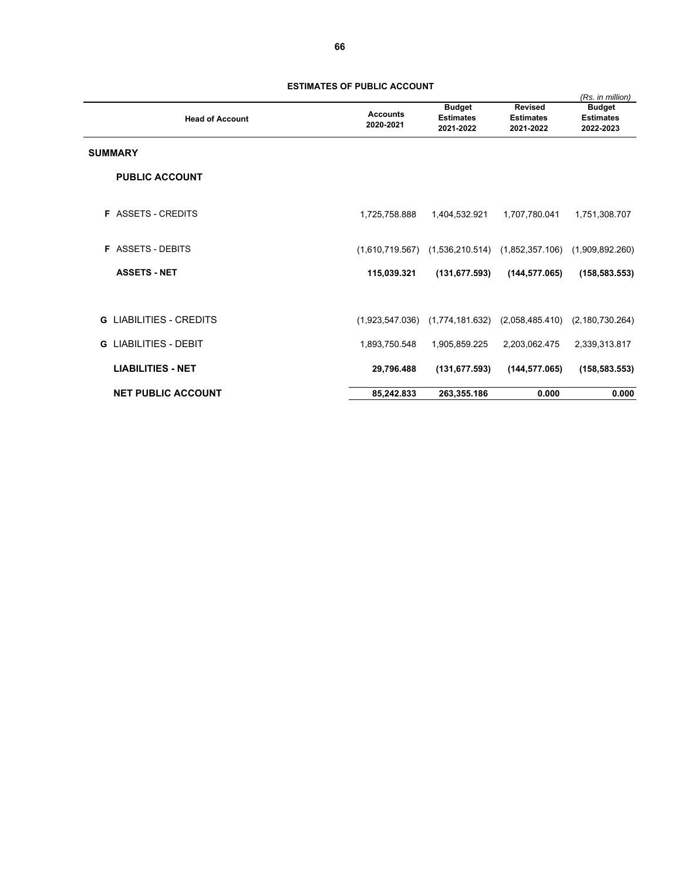**ESTIMATES OF PUBLIC ACCOUNT**

*(Rs. in million)*

| Head of Account | Accounts 2020-2021 | Budget Estimates 2021-2022 | Revised Estimates 2021-2022 | Budget Estimates 2022-2023 |
|---|---|---|---|---|
| **SUMMARY** | | | | |
| **PUBLIC ACCOUNT** | | | | |
| **F** ASSETS - CREDITS | 1,725,758.888 | 1,404,532.921 | 1,707,780.041 | 1,751,308.707 |
| **F** ASSETS - DEBITS | (1,610,719.567) | (1,536,210.514) | (1,852,357.106) | (1,909,892.260) |
| **ASSETS - NET** | **115,039.321** | **(131,677.593)** | **(144,577.065)** | **(158,583.553)** |
| **G** LIABILITIES - CREDITS | (1,923,547.036) | (1,774,181.632) | (2,058,485.410) | (2,180,730.264) |
| **G** LIABILITIES - DEBIT | 1,893,750.548 | 1,905,859.225 | 2,203,062.475 | 2,339,313.817 |
| **LIABILITIES - NET** | **29,796.488** | **(131,677.593)** | **(144,577.065)** | **(158,583.553)** |
| **NET PUBLIC ACCOUNT** | **85,242.833** | **263,355.186** | **0.000** | **0.000** |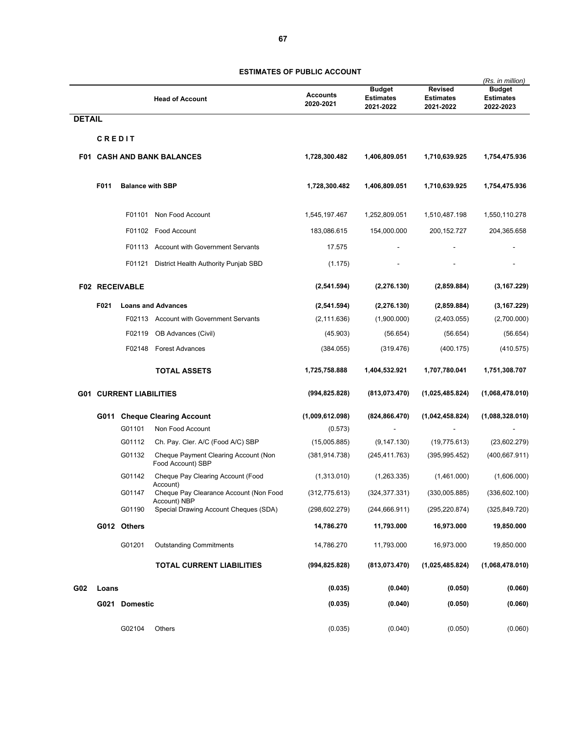# ESTIMATES OF PUBLIC ACCOUNT

(Rs. in million)

| Head of Account | | | | Accounts 2020-2021 | Budget Estimates 2021-2022 | Revised Estimates 2021-2022 | Budget Estimates 2022-2023 |
|---|---|---|---|---|---|---|---|
| **DETAIL** | | | | | | | |
| | **CREDIT** | | | | | | |
| **F01** | **CASH AND BANK BALANCES** | | | **1,728,300.482** | **1,406,809.051** | **1,710,639.925** | **1,754,475.936** |
| | **F011** | **Balance with SBP** | | **1,728,300.482** | **1,406,809.051** | **1,710,639.925** | **1,754,475.936** |
| | | F01101 | Non Food Account | 1,545,197.467 | 1,252,809.051 | 1,510,487.198 | 1,550,110.278 |
| | | F01102 | Food Account | 183,086.615 | 154,000.000 | 200,152.727 | 204,365.658 |
| | | F01113 | Account with Government Servants | 17.575 | - | - | - |
| | | F01121 | District Health Authority Punjab SBD | (1.175) | - | - | - |
| **F02** | **RECEIVABLE** | | | **(2,541.594)** | **(2,276.130)** | **(2,859.884)** | **(3,167.229)** |
| | **F021** | **Loans and Advances** | | **(2,541.594)** | **(2,276.130)** | **(2,859.884)** | **(3,167.229)** |
| | | F02113 | Account with Government Servants | (2,111.636) | (1,900.000) | (2,403.055) | (2,700.000) |
| | | F02119 | OB Advances (Civil) | (45.903) | (56.654) | (56.654) | (56.654) |
| | | F02148 | Forest Advances | (384.055) | (319.476) | (400.175) | (410.575) |
| | | | **TOTAL ASSETS** | **1,725,758.888** | **1,404,532.921** | **1,707,780.041** | **1,751,308.707** |
| **G01** | **CURRENT LIABILITIES** | | | **(994,825.828)** | **(813,073.470)** | **(1,025,485.824)** | **(1,068,478.010)** |
| | **G011** | **Cheque Clearing Account** | | **(1,009,612.098)** | **(824,866.470)** | **(1,042,458.824)** | **(1,088,328.010)** |
| | | G01101 | Non Food Account | (0.573) | - | - | - |
| | | G01112 | Ch. Pay. Cler. A/C (Food A/C) SBP | (15,005.885) | (9,147.130) | (19,775.613) | (23,602.279) |
| | | G01132 | Cheque Payment Clearing Account (Non Food Account) SBP | (381,914.738) | (245,411.763) | (395,995.452) | (400,667.911) |
| | | G01142 | Cheque Pay Clearing Account (Food Account) | (1,313.010) | (1,263.335) | (1,461.000) | (1,606.000) |
| | | G01147 | Cheque Pay Clearance Account (Non Food Account) NBP | (312,775.613) | (324,377.331) | (330,005.885) | (336,602.100) |
| | | G01190 | Special Drawing Account Cheques (SDA) | (298,602.279) | (244,666.911) | (295,220.874) | (325,849.720) |
| | **G012** | **Others** | | **14,786.270** | **11,793.000** | **16,973.000** | **19,850.000** |
| | | G01201 | Outstanding Commitments | 14,786.270 | 11,793.000 | 16,973.000 | 19,850.000 |
| | | | **TOTAL CURRENT LIABILITIES** | **(994,825.828)** | **(813,073.470)** | **(1,025,485.824)** | **(1,068,478.010)** |
| **G02** | **Loans** | | | **(0.035)** | **(0.040)** | **(0.050)** | **(0.060)** |
| | **G021** | **Domestic** | | **(0.035)** | **(0.040)** | **(0.050)** | **(0.060)** |
| | | G02104 | Others | (0.035) | (0.040) | (0.050) | (0.060) |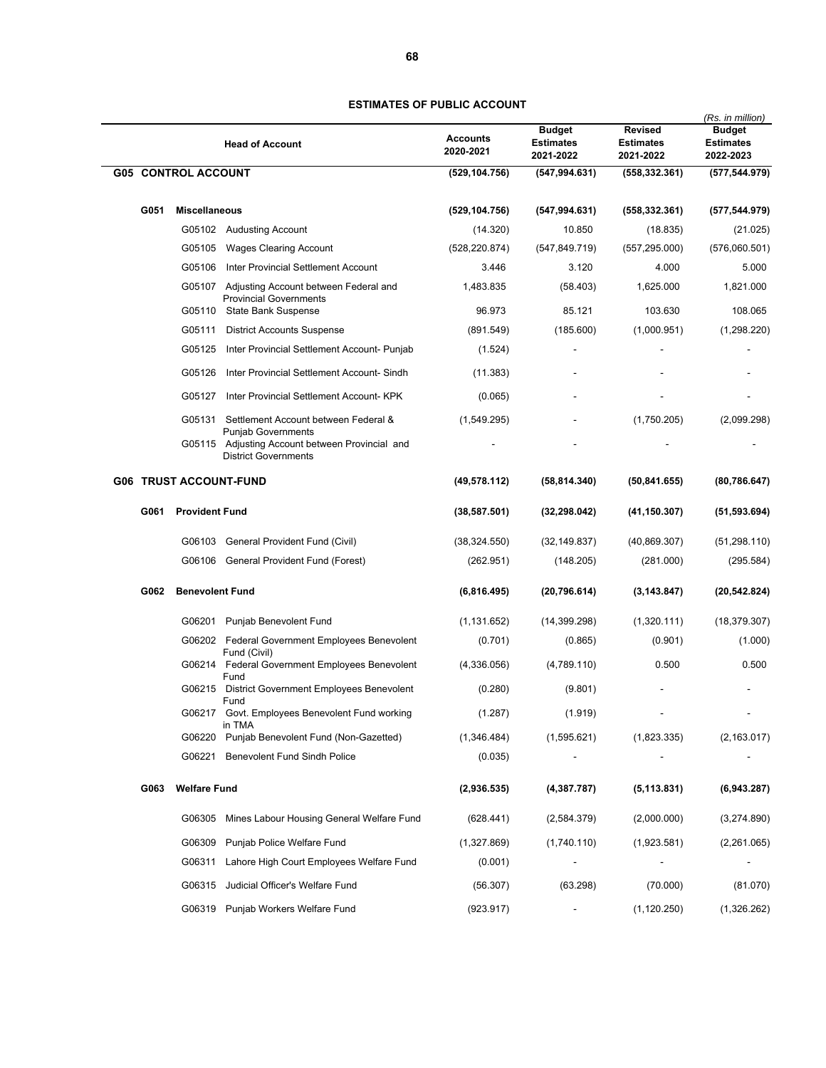## ESTIMATES OF PUBLIC ACCOUNT

*(Rs. in million)*

| Head of Account | Accounts 2020-2021 | Budget Estimates 2021-2022 | Revised Estimates 2021-2022 | Budget Estimates 2022-2023 |
|---|---|---|---|---|
| **G05 CONTROL ACCOUNT** | **(529,104.756)** | **(547,994.631)** | **(558,332.361)** | **(577,544.979)** |
| **G051 Miscellaneous** | **(529,104.756)** | **(547,994.631)** | **(558,332.361)** | **(577,544.979)** |
| G05102 Audusting Account | (14.320) | 10.850 | (18.835) | (21.025) |
| G05105 Wages Clearing Account | (528,220.874) | (547,849.719) | (557,295.000) | (576,060.501) |
| G05106 Inter Provincial Settlement Account | 3.446 | 3.120 | 4.000 | 5.000 |
| G05107 Adjusting Account between Federal and Provincial Governments | 1,483.835 | (58.403) | 1,625.000 | 1,821.000 |
| G05110 State Bank Suspense | 96.973 | 85.121 | 103.630 | 108.065 |
| G05111 District Accounts Suspense | (891.549) | (185.600) | (1,000.951) | (1,298.220) |
| G05125 Inter Provincial Settlement Account- Punjab | (1.524) | - | - | - |
| G05126 Inter Provincial Settlement Account- Sindh | (11.383) | - | - | - |
| G05127 Inter Provincial Settlement Account- KPK | (0.065) | - | - | - |
| G05131 Settlement Account between Federal & Punjab Governments | (1,549.295) | - | (1,750.205) | (2,099.298) |
| G05115 Adjusting Account between Provincial and District Governments | - | - | - | - |
| **G06 TRUST ACCOUNT-FUND** | **(49,578.112)** | **(58,814.340)** | **(50,841.655)** | **(80,786.647)** |
| **G061 Provident Fund** | **(38,587.501)** | **(32,298.042)** | **(41,150.307)** | **(51,593.694)** |
| G06103 General Provident Fund (Civil) | (38,324.550) | (32,149.837) | (40,869.307) | (51,298.110) |
| G06106 General Provident Fund (Forest) | (262.951) | (148.205) | (281.000) | (295.584) |
| **G062 Benevolent Fund** | **(6,816.495)** | **(20,796.614)** | **(3,143.847)** | **(20,542.824)** |
| G06201 Punjab Benevolent Fund | (1,131.652) | (14,399.298) | (1,320.111) | (18,379.307) |
| G06202 Federal Government Employees Benevolent Fund (Civil) | (0.701) | (0.865) | (0.901) | (1.000) |
| G06214 Federal Government Employees Benevolent Fund | (4,336.056) | (4,789.110) | 0.500 | 0.500 |
| G06215 District Government Employees Benevolent Fund | (0.280) | (9.801) | - | - |
| G06217 Govt. Employees Benevolent Fund working in TMA | (1.287) | (1.919) | - | - |
| G06220 Punjab Benevolent Fund (Non-Gazetted) | (1,346.484) | (1,595.621) | (1,823.335) | (2,163.017) |
| G06221 Benevolent Fund Sindh Police | (0.035) | - | - | - |
| **G063 Welfare Fund** | **(2,936.535)** | **(4,387.787)** | **(5,113.831)** | **(6,943.287)** |
| G06305 Mines Labour Housing General Welfare Fund | (628.441) | (2,584.379) | (2,000.000) | (3,274.890) |
| G06309 Punjab Police Welfare Fund | (1,327.869) | (1,740.110) | (1,923.581) | (2,261.065) |
| G06311 Lahore High Court Employees Welfare Fund | (0.001) | - | - | - |
| G06315 Judicial Officer's Welfare Fund | (56.307) | (63.298) | (70.000) | (81.070) |
| G06319 Punjab Workers Welfare Fund | (923.917) | - | (1,120.250) | (1,326.262) |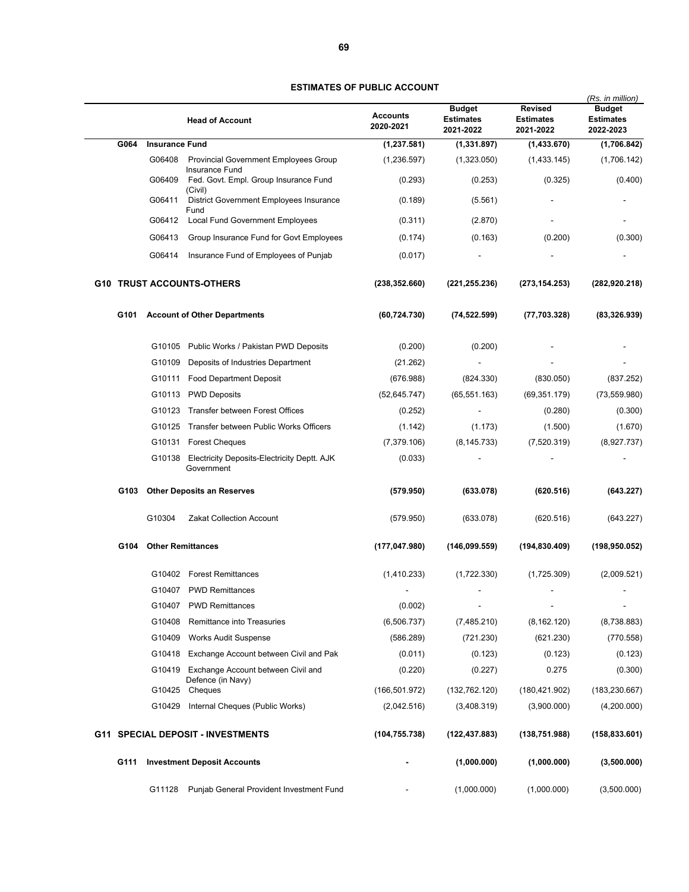# ESTIMATES OF PUBLIC ACCOUNT

*(Rs. in million)*

| | | Head of Account | Accounts 2020-2021 | Budget Estimates 2021-2022 | Revised Estimates 2021-2022 | Budget Estimates 2022-2023 |
|---|---|---|---|---|---|---|
| **G064** | | **Insurance Fund** | **(1,237.581)** | **(1,331.897)** | **(1,433.670)** | **(1,706.842)** |
| | G06408 | Provincial Government Employees Group Insurance Fund | (1,236.597) | (1,323.050) | (1,433.145) | (1,706.142) |
| | G06409 | Fed. Govt. Empl. Group Insurance Fund (Civil) | (0.293) | (0.253) | (0.325) | (0.400) |
| | G06411 | District Government Employees Insurance Fund | (0.189) | (5.561) | - | - |
| | G06412 | Local Fund Government Employees | (0.311) | (2.870) | - | - |
| | G06413 | Group Insurance Fund for Govt Employees | (0.174) | (0.163) | (0.200) | (0.300) |
| | G06414 | Insurance Fund of Employees of Punjab | (0.017) | - | - | - |
| **G10** | | **TRUST ACCOUNTS-OTHERS** | **(238,352.660)** | **(221,255.236)** | **(273,154.253)** | **(282,920.218)** |
| **G101** | | **Account of Other Departments** | **(60,724.730)** | **(74,522.599)** | **(77,703.328)** | **(83,326.939)** |
| | G10105 | Public Works / Pakistan PWD Deposits | (0.200) | (0.200) | - | - |
| | G10109 | Deposits of Industries Department | (21.262) | - | - | - |
| | G10111 | Food Department Deposit | (676.988) | (824.330) | (830.050) | (837.252) |
| | G10113 | PWD Deposits | (52,645.747) | (65,551.163) | (69,351.179) | (73,559.980) |
| | G10123 | Transfer between Forest Offices | (0.252) | - | (0.280) | (0.300) |
| | G10125 | Transfer between Public Works Officers | (1.142) | (1.173) | (1.500) | (1.670) |
| | G10131 | Forest Cheques | (7,379.106) | (8,145.733) | (7,520.319) | (8,927.737) |
| | G10138 | Electricity Deposits-Electricity Deptt. AJK Government | (0.033) | - | - | - |
| **G103** | | **Other Deposits an Reserves** | **(579.950)** | **(633.078)** | **(620.516)** | **(643.227)** |
| | G10304 | Zakat Collection Account | (579.950) | (633.078) | (620.516) | (643.227) |
| **G104** | | **Other Remittances** | **(177,047.980)** | **(146,099.559)** | **(194,830.409)** | **(198,950.052)** |
| | G10402 | Forest Remittances | (1,410.233) | (1,722.330) | (1,725.309) | (2,009.521) |
| | G10407 | PWD Remittances | - | - | - | - |
| | G10407 | PWD Remittances | (0.002) | - | - | - |
| | G10408 | Remittance into Treasuries | (6,506.737) | (7,485.210) | (8,162.120) | (8,738.883) |
| | G10409 | Works Audit Suspense | (586.289) | (721.230) | (621.230) | (770.558) |
| | G10418 | Exchange Account between Civil and Pak | (0.011) | (0.123) | (0.123) | (0.123) |
| | G10419 | Exchange Account between Civil and Defence (in Navy) | (0.220) | (0.227) | 0.275 | (0.300) |
| | G10425 | Cheques | (166,501.972) | (132,762.120) | (180,421.902) | (183,230.667) |
| | G10429 | Internal Cheques (Public Works) | (2,042.516) | (3,408.319) | (3,900.000) | (4,200.000) |
| **G11** | | **SPECIAL DEPOSIT - INVESTMENTS** | **(104,755.738)** | **(122,437.883)** | **(138,751.988)** | **(158,833.601)** |
| **G111** | | **Investment Deposit Accounts** | **-** | **(1,000.000)** | **(1,000.000)** | **(3,500.000)** |
| | G11128 | Punjab General Provident Investment Fund | - | (1,000.000) | (1,000.000) | (3,500.000) |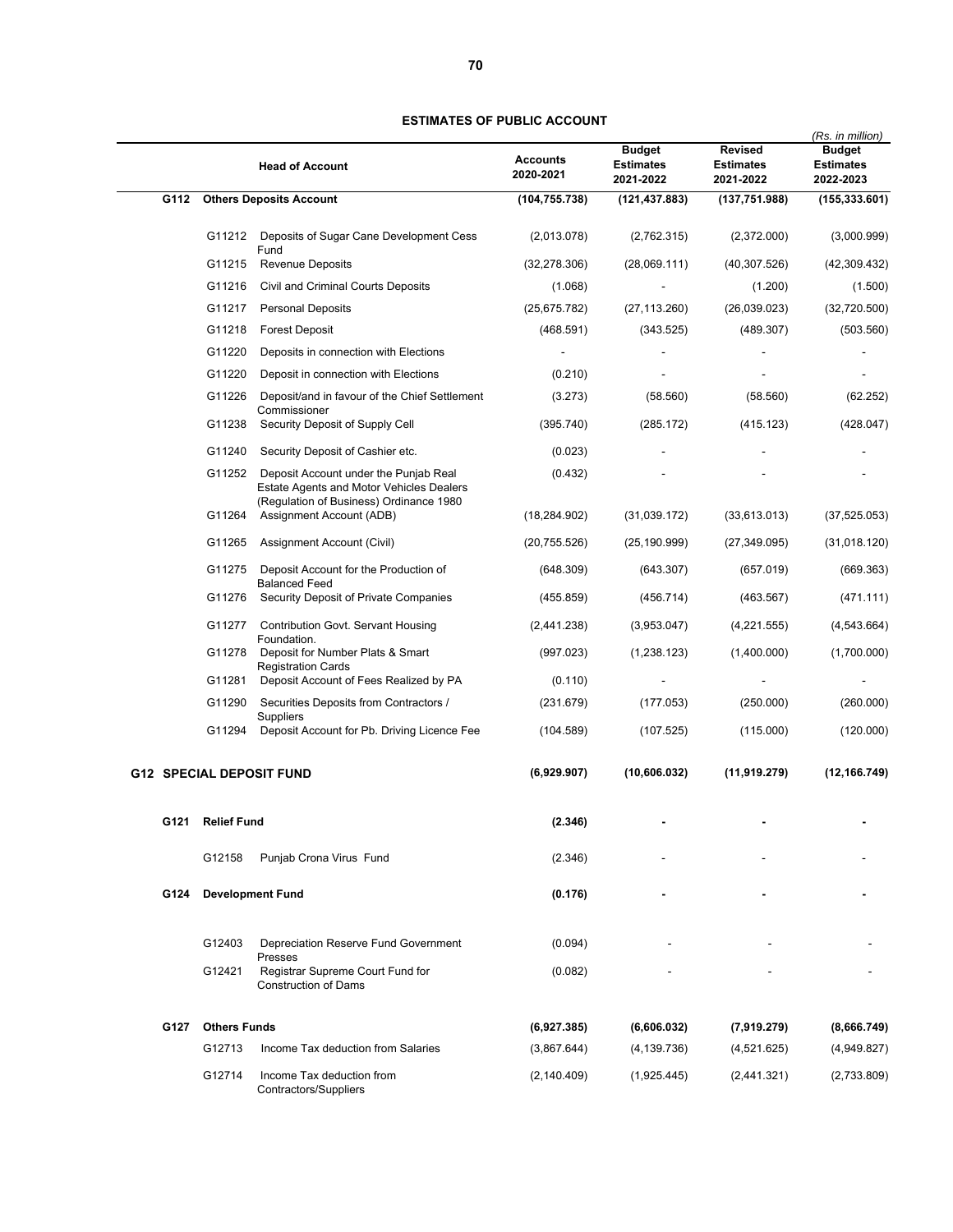## ESTIMATES OF PUBLIC ACCOUNT

*(Rs. in million)*

| | | Head of Account | Accounts 2020-2021 | Budget Estimates 2021-2022 | Revised Estimates 2021-2022 | Budget Estimates 2022-2023 |
|---|---|---|---|---|---|---|
| **G112** | | **Others Deposits Account** | **(104,755.738)** | **(121,437.883)** | **(137,751.988)** | **(155,333.601)** |
| | G11212 | Deposits of Sugar Cane Development Cess Fund | (2,013.078) | (2,762.315) | (2,372.000) | (3,000.999) |
| | G11215 | Revenue Deposits | (32,278.306) | (28,069.111) | (40,307.526) | (42,309.432) |
| | G11216 | Civil and Criminal Courts Deposits | (1.068) | - | (1.200) | (1.500) |
| | G11217 | Personal Deposits | (25,675.782) | (27,113.260) | (26,039.023) | (32,720.500) |
| | G11218 | Forest Deposit | (468.591) | (343.525) | (489.307) | (503.560) |
| | G11220 | Deposits in connection with Elections | - | - | - | - |
| | G11220 | Deposit in connection with Elections | (0.210) | - | - | - |
| | G11226 | Deposit/and in favour of the Chief Settlement Commissioner | (3.273) | (58.560) | (58.560) | (62.252) |
| | G11238 | Security Deposit of Supply Cell | (395.740) | (285.172) | (415.123) | (428.047) |
| | G11240 | Security Deposit of Cashier etc. | (0.023) | - | - | - |
| | G11252 | Deposit Account under the Punjab Real Estate Agents and Motor Vehicles Dealers (Regulation of Business) Ordinance 1980 | (0.432) | - | - | - |
| | G11264 | Assignment Account (ADB) | (18,284.902) | (31,039.172) | (33,613.013) | (37,525.053) |
| | G11265 | Assignment Account (Civil) | (20,755.526) | (25,190.999) | (27,349.095) | (31,018.120) |
| | G11275 | Deposit Account for the Production of Balanced Feed | (648.309) | (643.307) | (657.019) | (669.363) |
| | G11276 | Security Deposit of Private Companies | (455.859) | (456.714) | (463.567) | (471.111) |
| | G11277 | Contribution Govt. Servant Housing Foundation. | (2,441.238) | (3,953.047) | (4,221.555) | (4,543.664) |
| | G11278 | Deposit for Number Plats & Smart Registration Cards | (997.023) | (1,238.123) | (1,400.000) | (1,700.000) |
| | G11281 | Deposit Account of Fees Realized by PA | (0.110) | - | - | - |
| | G11290 | Securities Deposits from Contractors / Suppliers | (231.679) | (177.053) | (250.000) | (260.000) |
| | G11294 | Deposit Account for Pb. Driving Licence Fee | (104.589) | (107.525) | (115.000) | (120.000) |
| **G12** | | **SPECIAL DEPOSIT FUND** | **(6,929.907)** | **(10,606.032)** | **(11,919.279)** | **(12,166.749)** |
| **G121** | | **Relief Fund** | **(2.346)** | **-** | **-** | **-** |
| | G12158 | Punjab Crona Virus Fund | (2.346) | - | - | - |
| **G124** | | **Development Fund** | **(0.176)** | **-** | **-** | **-** |
| | G12403 | Depreciation Reserve Fund Government Presses | (0.094) | - | - | - |
| | G12421 | Registrar Supreme Court Fund for Construction of Dams | (0.082) | - | - | - |
| **G127** | | **Others Funds** | **(6,927.385)** | **(6,606.032)** | **(7,919.279)** | **(8,666.749)** |
| | G12713 | Income Tax deduction from Salaries | (3,867.644) | (4,139.736) | (4,521.625) | (4,949.827) |
| | G12714 | Income Tax deduction from Contractors/Suppliers | (2,140.409) | (1,925.445) | (2,441.321) | (2,733.809) |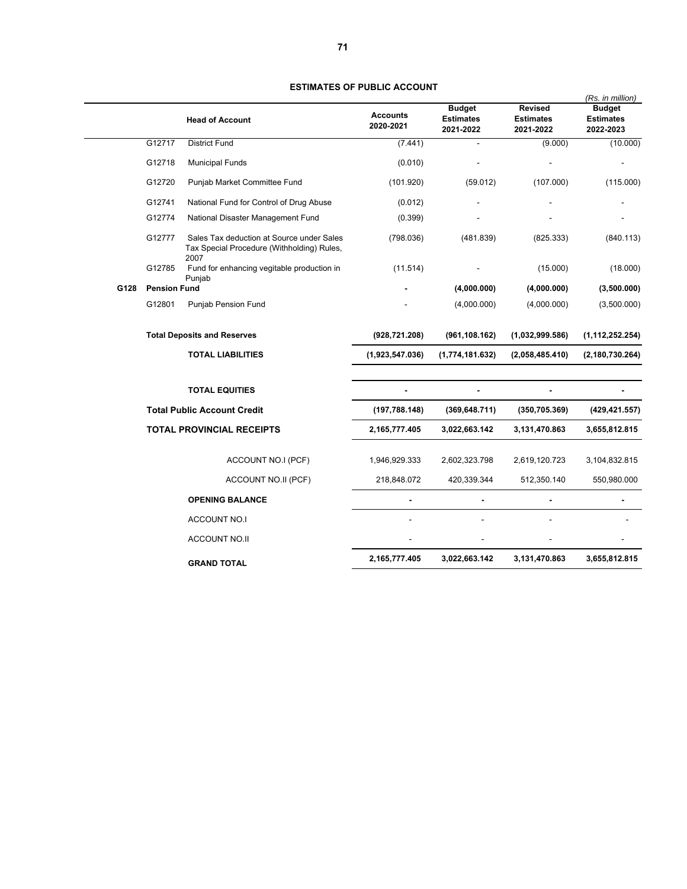## ESTIMATES OF PUBLIC ACCOUNT

*(Rs. in million)*

| | | Head of Account | Accounts 2020-2021 | Budget Estimates 2021-2022 | Revised Estimates 2021-2022 | Budget Estimates 2022-2023 |
|---|---|---|---|---|---|---|
| | G12717 | District Fund | (7.441) | - | (9.000) | (10.000) |
| | G12718 | Municipal Funds | (0.010) | - | - | - |
| | G12720 | Punjab Market Committee Fund | (101.920) | (59.012) | (107.000) | (115.000) |
| | G12741 | National Fund for Control of Drug Abuse | (0.012) | - | - | - |
| | G12774 | National Disaster Management Fund | (0.399) | - | - | - |
| | G12777 | Sales Tax deduction at Source under Sales Tax Special Procedure (Withholding) Rules, 2007 | (798.036) | (481.839) | (825.333) | (840.113) |
| | G12785 | Fund for enhancing vegitable production in Punjab | (11.514) | - | (15.000) | (18.000) |
| **G128** | **Pension Fund** | | **-** | **(4,000.000)** | **(4,000.000)** | **(3,500.000)** |
| | G12801 | Punjab Pension Fund | - | (4,000.000) | (4,000.000) | (3,500.000) |
| | **Total Deposits and Reserves** | | **(928,721.208)** | **(961,108.162)** | **(1,032,999.586)** | **(1,112,252.254)** |
| | | **TOTAL LIABILITIES** | **(1,923,547.036)** | **(1,774,181.632)** | **(2,058,485.410)** | **(2,180,730.264)** |
| | | **TOTAL EQUITIES** | **-** | **-** | **-** | **-** |
| | **Total Public Account Credit** | | **(197,788.148)** | **(369,648.711)** | **(350,705.369)** | **(429,421.557)** |
| | **TOTAL PROVINCIAL RECEIPTS** | | **2,165,777.405** | **3,022,663.142** | **3,131,470.863** | **3,655,812.815** |
| | | ACCOUNT NO.I (PCF) | 1,946,929.333 | 2,602,323.798 | 2,619,120.723 | 3,104,832.815 |
| | | ACCOUNT NO.II (PCF) | 218,848.072 | 420,339.344 | 512,350.140 | 550,980.000 |
| | | **OPENING BALANCE** | **-** | **-** | **-** | **-** |
| | | ACCOUNT NO.I | - | - | - | - |
| | | ACCOUNT NO.II | - | - | - | - |
| | | **GRAND TOTAL** | **2,165,777.405** | **3,022,663.142** | **3,131,470.863** | **3,655,812.815** |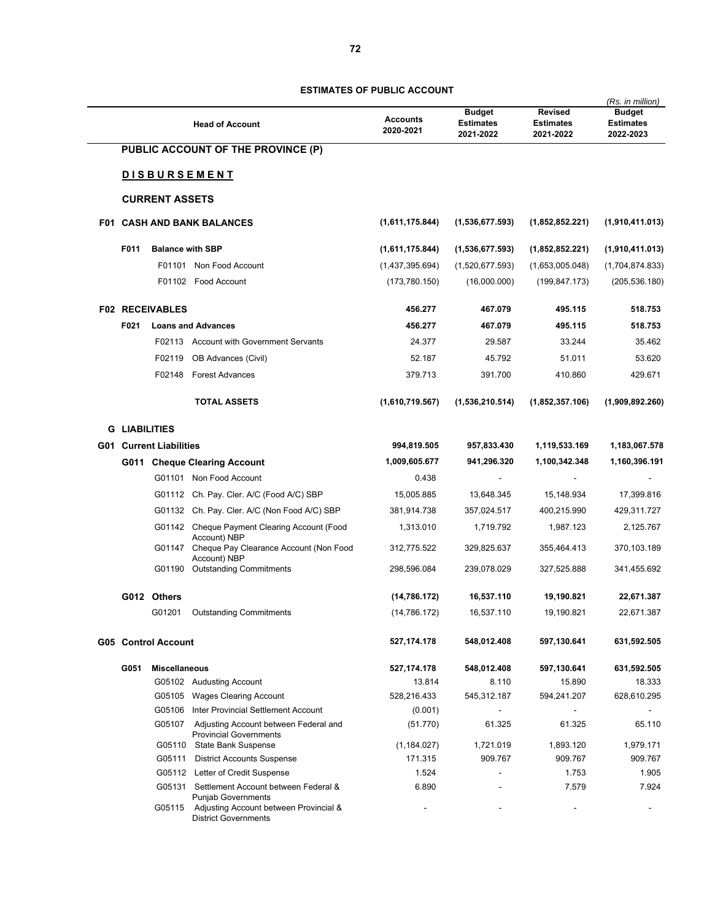## ESTIMATES OF PUBLIC ACCOUNT

*(Rs. in million)*

| Head of Account | Accounts 2020-2021 | Budget Estimates 2021-2022 | Revised Estimates 2021-2022 | Budget Estimates 2022-2023 |
|---|---|---|---|---|
| **PUBLIC ACCOUNT OF THE PROVINCE (P)** | | | | |
| **D I S B U R S E M E N T** | | | | |
| **CURRENT ASSETS** | | | | |
| **F01 CASH AND BANK BALANCES** | **(1,611,175.844)** | **(1,536,677.593)** | **(1,852,852.221)** | **(1,910,411.013)** |
| **F011 Balance with SBP** | **(1,611,175.844)** | **(1,536,677.593)** | **(1,852,852.221)** | **(1,910,411.013)** |
| F01101 Non Food Account | (1,437,395.694) | (1,520,677.593) | (1,653,005.048) | (1,704,874.833) |
| F01102 Food Account | (173,780.150) | (16,000.000) | (199,847.173) | (205,536.180) |
| **F02 RECEIVABLES** | **456.277** | **467.079** | **495.115** | **518.753** |
| **F021 Loans and Advances** | **456.277** | **467.079** | **495.115** | **518.753** |
| F02113 Account with Government Servants | 24.377 | 29.587 | 33.244 | 35.462 |
| F02119 OB Advances (Civil) | 52.187 | 45.792 | 51.011 | 53.620 |
| F02148 Forest Advances | 379.713 | 391.700 | 410.860 | 429.671 |
| **TOTAL ASSETS** | **(1,610,719.567)** | **(1,536,210.514)** | **(1,852,357.106)** | **(1,909,892.260)** |
| **G LIABILITIES** | | | | |
| **G01 Current Liabilities** | **994,819.505** | **957,833.430** | **1,119,533.169** | **1,183,067.578** |
| **G011 Cheque Clearing Account** | **1,009,605.677** | **941,296.320** | **1,100,342.348** | **1,160,396.191** |
| G01101 Non Food Account | 0.438 | - | - | - |
| G01112 Ch. Pay. Cler. A/C (Food A/C) SBP | 15,005.885 | 13,648.345 | 15,148.934 | 17,399.816 |
| G01132 Ch. Pay. Cler. A/C (Non Food A/C) SBP | 381,914.738 | 357,024.517 | 400,215.990 | 429,311.727 |
| G01142 Cheque Payment Clearing Account (Food Account) NBP | 1,313.010 | 1,719.792 | 1,987.123 | 2,125.767 |
| G01147 Cheque Pay Clearance Account (Non Food Account) NBP | 312,775.522 | 329,825.637 | 355,464.413 | 370,103.189 |
| G01190 Outstanding Commitments | 298,596.084 | 239,078.029 | 327,525.888 | 341,455.692 |
| **G012 Others** | **(14,786.172)** | **16,537.110** | **19,190.821** | **22,671.387** |
| G01201 Outstanding Commitments | (14,786.172) | 16,537.110 | 19,190.821 | 22,671.387 |
| **G05 Control Account** | **527,174.178** | **548,012.408** | **597,130.641** | **631,592.505** |
| **G051 Miscellaneous** | **527,174.178** | **548,012.408** | **597,130.641** | **631,592.505** |
| G05102 Audusting Account | 13.814 | 8.110 | 15.890 | 18.333 |
| G05105 Wages Clearing Account | 528,216.433 | 545,312.187 | 594,241.207 | 628,610.295 |
| G05106 Inter Provincial Settlement Account | (0.001) | - | - | - |
| G05107 Adjusting Account between Federal and Provincial Governments | (51.770) | 61.325 | 61.325 | 65.110 |
| G05110 State Bank Suspense | (1,184.027) | 1,721.019 | 1,893.120 | 1,979.171 |
| G05111 District Accounts Suspense | 171.315 | 909.767 | 909.767 | 909.767 |
| G05112 Letter of Credit Suspense | 1.524 | - | 1.753 | 1.905 |
| G05131 Settlement Account between Federal & Punjab Governments | 6.890 | - | 7.579 | 7.924 |
| G05115 Adjusting Account between Provincial & District Governments | - | - | - | - |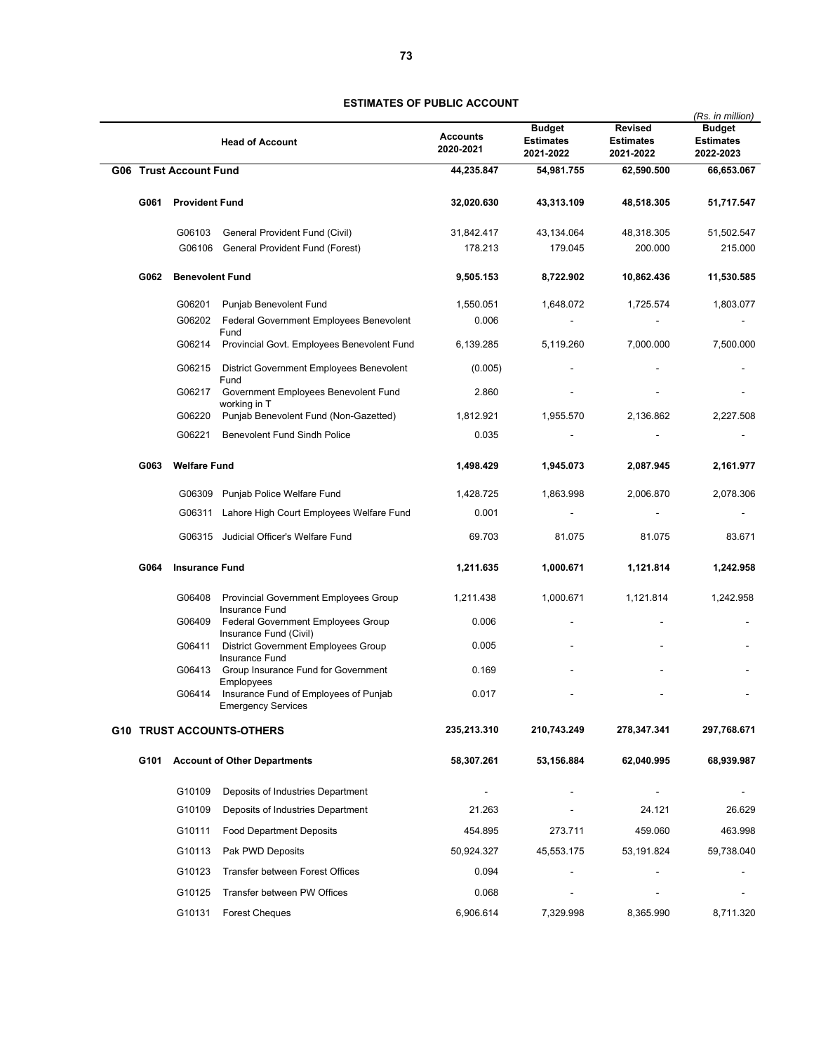# ESTIMATES OF PUBLIC ACCOUNT

*(Rs. in million)*

| | | Head of Account | Accounts 2020-2021 | Budget Estimates 2021-2022 | Revised Estimates 2021-2022 | Budget Estimates 2022-2023 |
|---|---|---|---|---|---|---|
| **G06** | | **Trust Account Fund** | **44,235.847** | **54,981.755** | **62,590.500** | **66,653.067** |
| **G061** | | **Provident Fund** | **32,020.630** | **43,313.109** | **48,518.305** | **51,717.547** |
| | G06103 | General Provident Fund (Civil) | 31,842.417 | 43,134.064 | 48,318.305 | 51,502.547 |
| | G06106 | General Provident Fund (Forest) | 178.213 | 179.045 | 200.000 | 215.000 |
| **G062** | | **Benevolent Fund** | **9,505.153** | **8,722.902** | **10,862.436** | **11,530.585** |
| | G06201 | Punjab Benevolent Fund | 1,550.051 | 1,648.072 | 1,725.574 | 1,803.077 |
| | G06202 | Federal Government Employees Benevolent Fund | 0.006 | - | - | - |
| | G06214 | Provincial Govt. Employees Benevolent Fund | 6,139.285 | 5,119.260 | 7,000.000 | 7,500.000 |
| | G06215 | District Government Employees Benevolent Fund | (0.005) | - | - | - |
| | G06217 | Government Employees Benevolent Fund working in T | 2.860 | - | - | - |
| | G06220 | Punjab Benevolent Fund (Non-Gazetted) | 1,812.921 | 1,955.570 | 2,136.862 | 2,227.508 |
| | G06221 | Benevolent Fund Sindh Police | 0.035 | - | - | - |
| **G063** | | **Welfare Fund** | **1,498.429** | **1,945.073** | **2,087.945** | **2,161.977** |
| | G06309 | Punjab Police Welfare Fund | 1,428.725 | 1,863.998 | 2,006.870 | 2,078.306 |
| | G06311 | Lahore High Court Employees Welfare Fund | 0.001 | - | - | - |
| | G06315 | Judicial Officer's Welfare Fund | 69.703 | 81.075 | 81.075 | 83.671 |
| **G064** | | **Insurance Fund** | **1,211.635** | **1,000.671** | **1,121.814** | **1,242.958** |
| | G06408 | Provincial Government Employees Group Insurance Fund | 1,211.438 | 1,000.671 | 1,121.814 | 1,242.958 |
| | G06409 | Federal Government Employees Group Insurance Fund (Civil) | 0.006 | - | - | - |
| | G06411 | District Government Employees Group Insurance Fund | 0.005 | - | - | - |
| | G06413 | Group Insurance Fund for Government Emplopyees | 0.169 | - | - | - |
| | G06414 | Insurance Fund of Employees of Punjab Emergency Services | 0.017 | - | - | - |
| **G10** | | **TRUST ACCOUNTS-OTHERS** | **235,213.310** | **210,743.249** | **278,347.341** | **297,768.671** |
| **G101** | | **Account of Other Departments** | **58,307.261** | **53,156.884** | **62,040.995** | **68,939.987** |
| | G10109 | Deposits of Industries Department | - | - | - | - |
| | G10109 | Deposits of Industries Department | 21.263 | - | 24.121 | 26.629 |
| | G10111 | Food Department Deposits | 454.895 | 273.711 | 459.060 | 463.998 |
| | G10113 | Pak PWD Deposits | 50,924.327 | 45,553.175 | 53,191.824 | 59,738.040 |
| | G10123 | Transfer between Forest Offices | 0.094 | - | - | - |
| | G10125 | Transfer between PW Offices | 0.068 | - | - | - |
| | G10131 | Forest Cheques | 6,906.614 | 7,329.998 | 8,365.990 | 8,711.320 |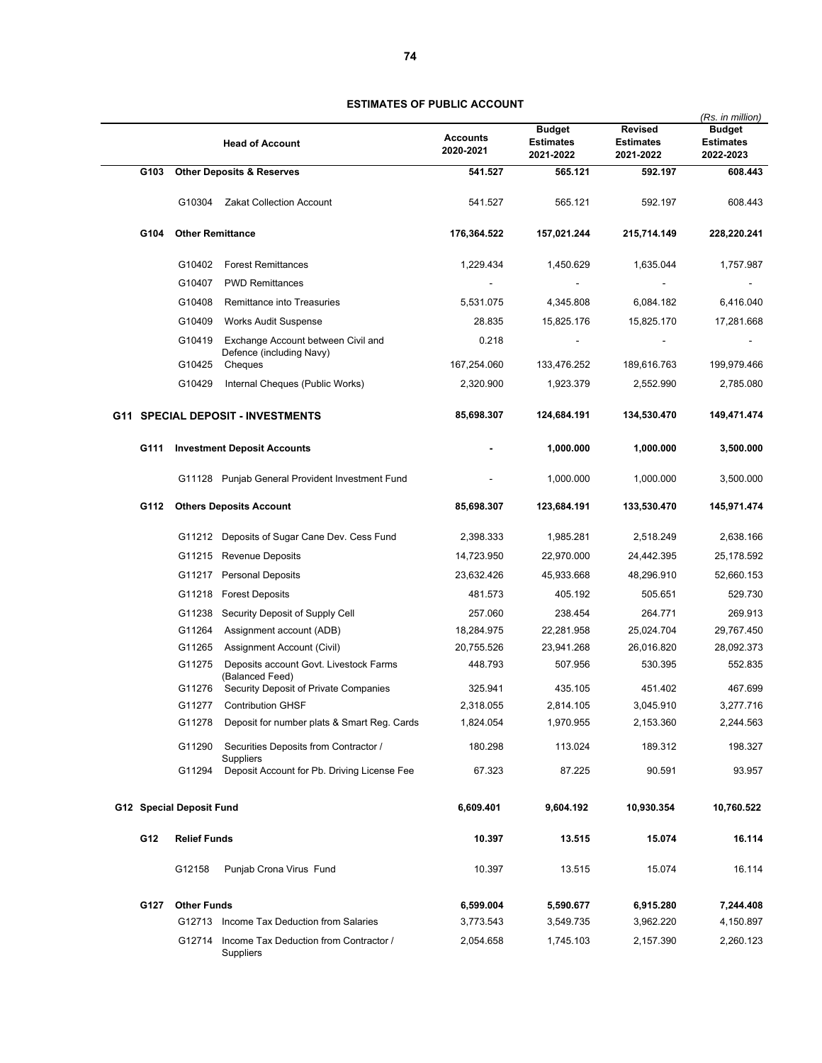## ESTIMATES OF PUBLIC ACCOUNT

(Rs. in million)

| Head of Account | | | Accounts 2020-2021 | Budget Estimates 2021-2022 | Revised Estimates 2021-2022 | Budget Estimates 2022-2023 |
|---|---|---|---|---|---|---|
| **G103** | | **Other Deposits & Reserves** | **541.527** | **565.121** | **592.197** | **608.443** |
| | G10304 | Zakat Collection Account | 541.527 | 565.121 | 592.197 | 608.443 |
| **G104** | | **Other Remittance** | **176,364.522** | **157,021.244** | **215,714.149** | **228,220.241** |
| | G10402 | Forest Remittances | 1,229.434 | 1,450.629 | 1,635.044 | 1,757.987 |
| | G10407 | PWD Remittances | - | - | - | - |
| | G10408 | Remittance into Treasuries | 5,531.075 | 4,345.808 | 6,084.182 | 6,416.040 |
| | G10409 | Works Audit Suspense | 28.835 | 15,825.176 | 15,825.170 | 17,281.668 |
| | G10419 | Exchange Account between Civil and Defence (including Navy) | 0.218 | - | - | - |
| | G10425 | Cheques | 167,254.060 | 133,476.252 | 189,616.763 | 199,979.466 |
| | G10429 | Internal Cheques (Public Works) | 2,320.900 | 1,923.379 | 2,552.990 | 2,785.080 |
| **G11** | | **SPECIAL DEPOSIT - INVESTMENTS** | **85,698.307** | **124,684.191** | **134,530.470** | **149,471.474** |
| **G111** | | **Investment Deposit Accounts** | **-** | **1,000.000** | **1,000.000** | **3,500.000** |
| | G11128 | Punjab General Provident Investment Fund | - | 1,000.000 | 1,000.000 | 3,500.000 |
| **G112** | | **Others Deposits Account** | **85,698.307** | **123,684.191** | **133,530.470** | **145,971.474** |
| | G11212 | Deposits of Sugar Cane Dev. Cess Fund | 2,398.333 | 1,985.281 | 2,518.249 | 2,638.166 |
| | G11215 | Revenue Deposits | 14,723.950 | 22,970.000 | 24,442.395 | 25,178.592 |
| | G11217 | Personal Deposits | 23,632.426 | 45,933.668 | 48,296.910 | 52,660.153 |
| | G11218 | Forest Deposits | 481.573 | 405.192 | 505.651 | 529.730 |
| | G11238 | Security Deposit of Supply Cell | 257.060 | 238.454 | 264.771 | 269.913 |
| | G11264 | Assignment account (ADB) | 18,284.975 | 22,281.958 | 25,024.704 | 29,767.450 |
| | G11265 | Assignment Account (Civil) | 20,755.526 | 23,941.268 | 26,016.820 | 28,092.373 |
| | G11275 | Deposits account Govt. Livestock Farms (Balanced Feed) | 448.793 | 507.956 | 530.395 | 552.835 |
| | G11276 | Security Deposit of Private Companies | 325.941 | 435.105 | 451.402 | 467.699 |
| | G11277 | Contribution GHSF | 2,318.055 | 2,814.105 | 3,045.910 | 3,277.716 |
| | G11278 | Deposit for number plats & Smart Reg. Cards | 1,824.054 | 1,970.955 | 2,153.360 | 2,244.563 |
| | G11290 | Securities Deposits from Contractor / Suppliers | 180.298 | 113.024 | 189.312 | 198.327 |
| | G11294 | Deposit Account for Pb. Driving License Fee | 67.323 | 87.225 | 90.591 | 93.957 |
| **G12** | | **Special Deposit Fund** | **6,609.401** | **9,604.192** | **10,930.354** | **10,760.522** |
| **G12** | | **Relief Funds** | **10.397** | **13.515** | **15.074** | **16.114** |
| | G12158 | Punjab Crona Virus Fund | 10.397 | 13.515 | 15.074 | 16.114 |
| **G127** | | **Other Funds** | **6,599.004** | **5,590.677** | **6,915.280** | **7,244.408** |
| | G12713 | Income Tax Deduction from Salaries | 3,773.543 | 3,549.735 | 3,962.220 | 4,150.897 |
| | G12714 | Income Tax Deduction from Contractor / Suppliers | 2,054.658 | 1,745.103 | 2,157.390 | 2,260.123 |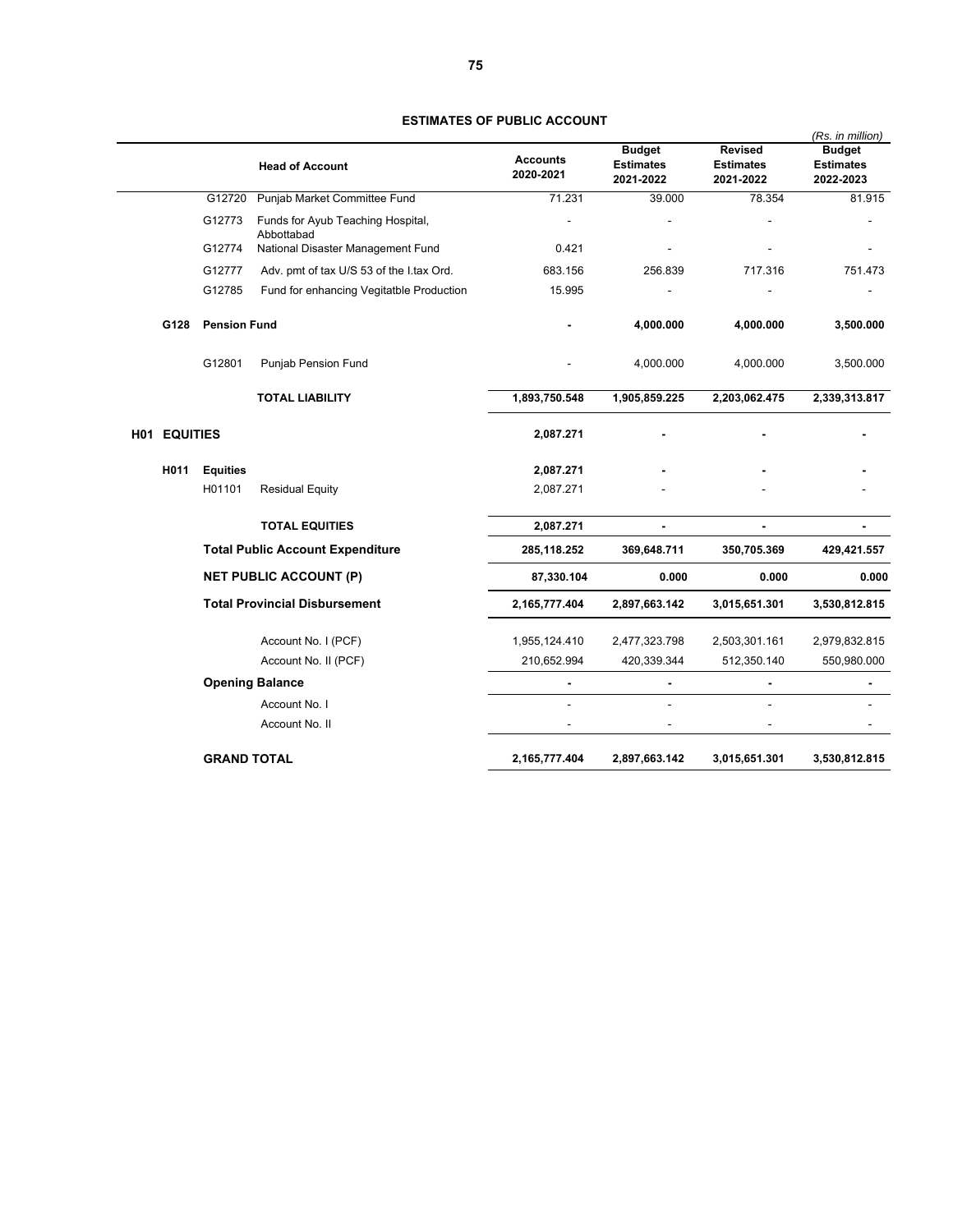## ESTIMATES OF PUBLIC ACCOUNT

*(Rs. in million)*

| | | Head of Account | Accounts 2020-2021 | Budget Estimates 2021-2022 | Revised Estimates 2021-2022 | Budget Estimates 2022-2023 |
|---|---|---|---|---|---|---|
| | G12720 | Punjab Market Committee Fund | 71.231 | 39.000 | 78.354 | 81.915 |
| | G12773 | Funds for Ayub Teaching Hospital, Abbottabad | - | - | - | - |
| | G12774 | National Disaster Management Fund | 0.421 | - | - | - |
| | G12777 | Adv. pmt of tax U/S 53 of the I.tax Ord. | 683.156 | 256.839 | 717.316 | 751.473 |
| | G12785 | Fund for enhancing Vegitatble Production | 15.995 | - | - | - |
| **G128** | **Pension Fund** | | **-** | **4,000.000** | **4,000.000** | **3,500.000** |
| | G12801 | Punjab Pension Fund | - | 4,000.000 | 4,000.000 | 3,500.000 |
| | | **TOTAL LIABILITY** | **1,893,750.548** | **1,905,859.225** | **2,203,062.475** | **2,339,313.817** |
| **H01** | **EQUITIES** | | **2,087.271** | **-** | **-** | **-** |
| **H011** | **Equities** | | **2,087.271** | **-** | **-** | **-** |
| | H01101 | Residual Equity | 2,087.271 | - | - | - |
| | | **TOTAL EQUITIES** | **2,087.271** | **-** | **-** | **-** |
| | **Total Public Account Expenditure** | | **285,118.252** | **369,648.711** | **350,705.369** | **429,421.557** |
| | **NET PUBLIC ACCOUNT (P)** | | **87,330.104** | **0.000** | **0.000** | **0.000** |
| | **Total Provincial Disbursement** | | **2,165,777.404** | **2,897,663.142** | **3,015,651.301** | **3,530,812.815** |
| | | Account No. I (PCF) | 1,955,124.410 | 2,477,323.798 | 2,503,301.161 | 2,979,832.815 |
| | | Account No. II (PCF) | 210,652.994 | 420,339.344 | 512,350.140 | 550,980.000 |
| | **Opening Balance** | | **-** | **-** | **-** | **-** |
| | | Account No. I | - | - | - | - |
| | | Account No. II | - | - | - | - |
| | **GRAND TOTAL** | | **2,165,777.404** | **2,897,663.142** | **3,015,651.301** | **3,530,812.815** |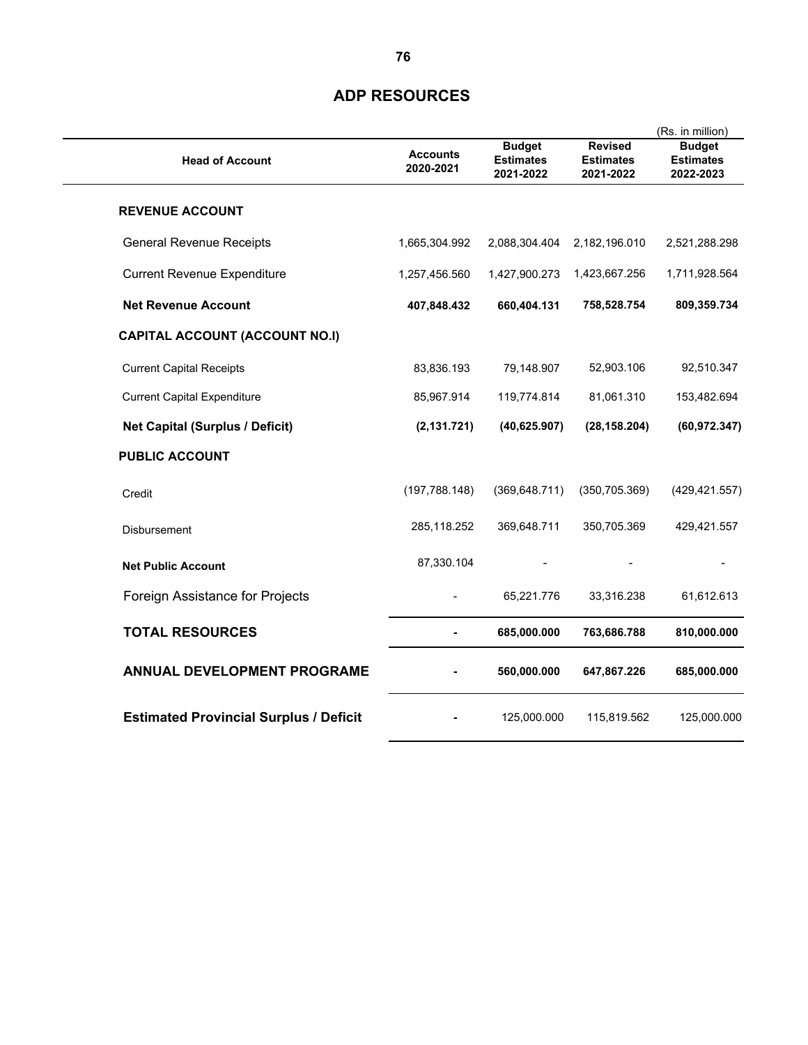# ADP RESOURCES

(Rs. in million)

| Head of Account | Accounts 2020-2021 | Budget Estimates 2021-2022 | Revised Estimates 2021-2022 | Budget Estimates 2022-2023 |
|---|---|---|---|---|
| **REVENUE ACCOUNT** | | | | |
| General Revenue Receipts | 1,665,304.992 | 2,088,304.404 | 2,182,196.010 | 2,521,288.298 |
| Current Revenue Expenditure | 1,257,456.560 | 1,427,900.273 | 1,423,667.256 | 1,711,928.564 |
| **Net Revenue Account** | **407,848.432** | **660,404.131** | **758,528.754** | **809,359.734** |
| **CAPITAL ACCOUNT (ACCOUNT NO.I)** | | | | |
| Current Capital Receipts | 83,836.193 | 79,148.907 | 52,903.106 | 92,510.347 |
| Current Capital Expenditure | 85,967.914 | 119,774.814 | 81,061.310 | 153,482.694 |
| **Net Capital (Surplus / Deficit)** | **(2,131.721)** | **(40,625.907)** | **(28,158.204)** | **(60,972.347)** |
| **PUBLIC ACCOUNT** | | | | |
| Credit | (197,788.148) | (369,648.711) | (350,705.369) | (429,421.557) |
| Disbursement | 285,118.252 | 369,648.711 | 350,705.369 | 429,421.557 |
| **Net Public Account** | 87,330.104 | - | - | - |
| Foreign Assistance for Projects | - | 65,221.776 | 33,316.238 | 61,612.613 |
| **TOTAL RESOURCES** | **-** | **685,000.000** | **763,686.788** | **810,000.000** |
| **ANNUAL DEVELOPMENT PROGRAME** | **-** | **560,000.000** | **647,867.226** | **685,000.000** |
| **Estimated Provincial Surplus / Deficit** | **-** | 125,000.000 | 115,819.562 | 125,000.000 |